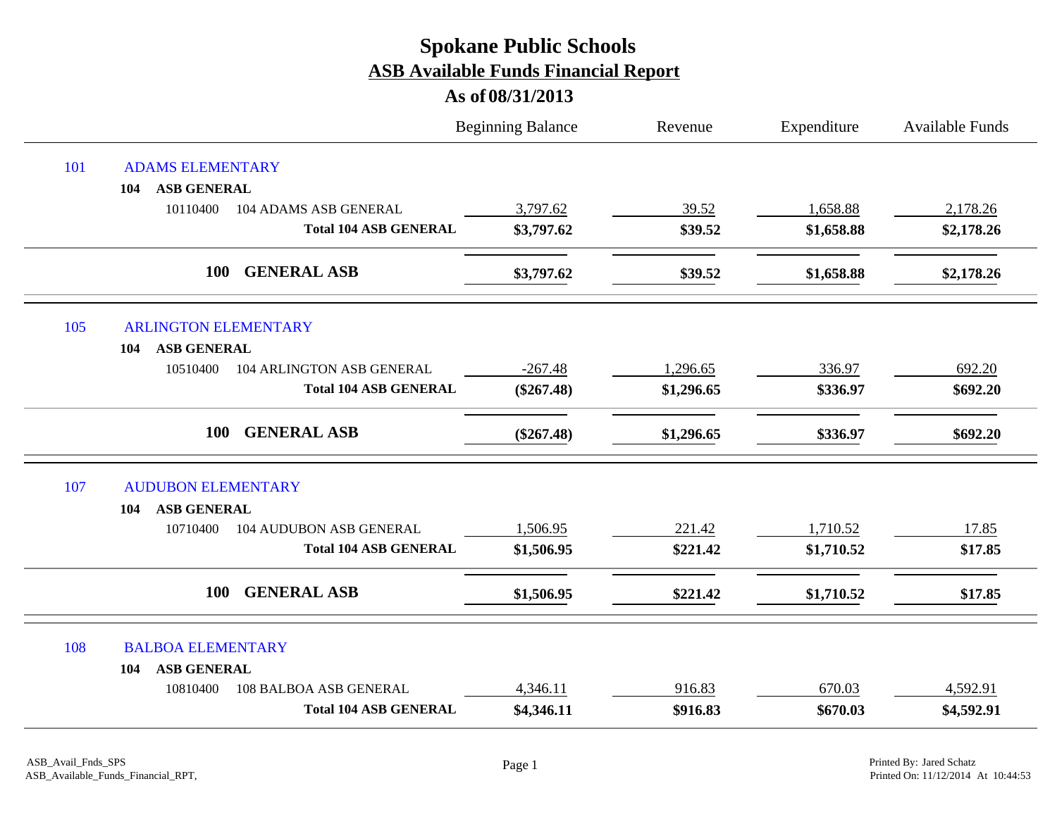# Spokane Public Schools

## ASB Available Funds Financial Report

### As of 08/31/2013

| | | Beginning Balance | Revenue | Expenditure | Available Funds |
|---|---|---|---|---|---|
| 101 | ADAMS ELEMENTARY | | | | |
| 104 | **ASB GENERAL** | | | | |
| 10110400 | 104 ADAMS ASB GENERAL | 3,797.62 | 39.52 | 1,658.88 | 2,178.26 |
| | **Total 104 ASB GENERAL** | **$3,797.62** | **$39.52** | **$1,658.88** | **$2,178.26** |
| **100** | **GENERAL ASB** | **$3,797.62** | **$39.52** | **$1,658.88** | **$2,178.26** |
| 105 | ARLINGTON ELEMENTARY | | | | |
| 104 | **ASB GENERAL** | | | | |
| 10510400 | 104 ARLINGTON ASB GENERAL | -267.48 | 1,296.65 | 336.97 | 692.20 |
| | **Total 104 ASB GENERAL** | **($267.48)** | **$1,296.65** | **$336.97** | **$692.20** |
| **100** | **GENERAL ASB** | **($267.48)** | **$1,296.65** | **$336.97** | **$692.20** |
| 107 | AUDUBON ELEMENTARY | | | | |
| 104 | **ASB GENERAL** | | | | |
| 10710400 | 104 AUDUBON ASB GENERAL | 1,506.95 | 221.42 | 1,710.52 | 17.85 |
| | **Total 104 ASB GENERAL** | **$1,506.95** | **$221.42** | **$1,710.52** | **$17.85** |
| **100** | **GENERAL ASB** | **$1,506.95** | **$221.42** | **$1,710.52** | **$17.85** |
| 108 | BALBOA ELEMENTARY | | | | |
| 104 | **ASB GENERAL** | | | | |
| 10810400 | 108 BALBOA ASB GENERAL | 4,346.11 | 916.83 | 670.03 | 4,592.91 |
| | **Total 104 ASB GENERAL** | **$4,346.11** | **$916.83** | **$670.03** | **$4,592.91** |

ASB_Avail_Fnds_SPS
ASB_Available_Funds_Financial_RPT,

Printed By: Jared Schatz
Printed On: 11/12/2014 At 10:44:53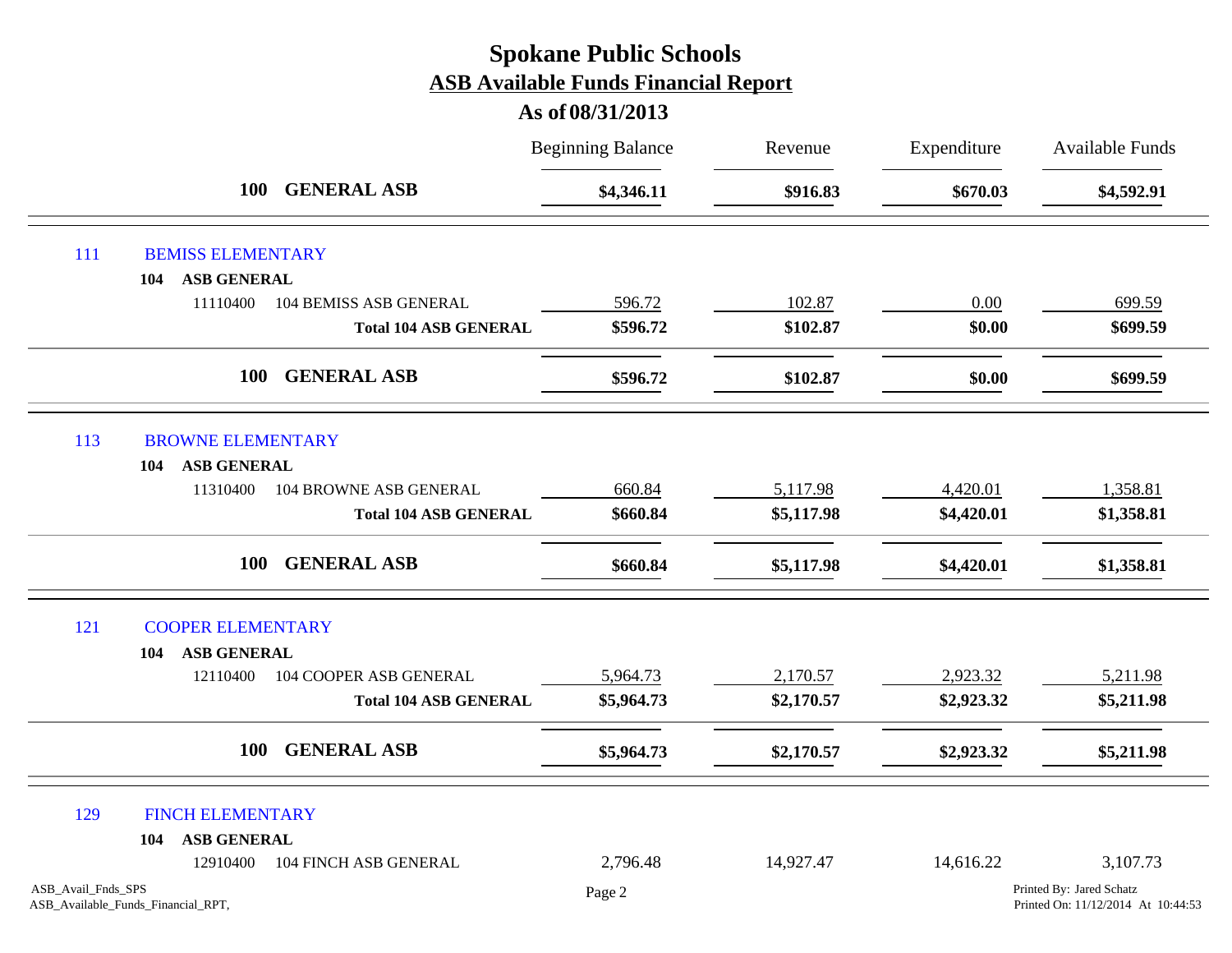# Spokane Public Schools

## ASB Available Funds Financial Report

### As of 08/31/2013

| | | Beginning Balance | Revenue | Expenditure | Available Funds |
|---|---|---|---|---|---|
| **100** | **GENERAL ASB** | **$4,346.11** | **$916.83** | **$670.03** | **$4,592.91** |
| 111 | BEMISS ELEMENTARY | | | | |
| **104** | **ASB GENERAL** | | | | |
| 11110400 | 104 BEMISS ASB GENERAL | 596.72 | 102.87 | 0.00 | 699.59 |
| | **Total 104 ASB GENERAL** | **$596.72** | **$102.87** | **$0.00** | **$699.59** |
| **100** | **GENERAL ASB** | **$596.72** | **$102.87** | **$0.00** | **$699.59** |
| 113 | BROWNE ELEMENTARY | | | | |
| **104** | **ASB GENERAL** | | | | |
| 11310400 | 104 BROWNE ASB GENERAL | 660.84 | 5,117.98 | 4,420.01 | 1,358.81 |
| | **Total 104 ASB GENERAL** | **$660.84** | **$5,117.98** | **$4,420.01** | **$1,358.81** |
| **100** | **GENERAL ASB** | **$660.84** | **$5,117.98** | **$4,420.01** | **$1,358.81** |
| 121 | COOPER ELEMENTARY | | | | |
| **104** | **ASB GENERAL** | | | | |
| 12110400 | 104 COOPER ASB GENERAL | 5,964.73 | 2,170.57 | 2,923.32 | 5,211.98 |
| | **Total 104 ASB GENERAL** | **$5,964.73** | **$2,170.57** | **$2,923.32** | **$5,211.98** |
| **100** | **GENERAL ASB** | **$5,964.73** | **$2,170.57** | **$2,923.32** | **$5,211.98** |
| 129 | FINCH ELEMENTARY | | | | |
| **104** | **ASB GENERAL** | | | | |
| 12910400 | 104 FINCH ASB GENERAL | 2,796.48 | 14,927.47 | 14,616.22 | 3,107.73 |

ASB_Avail_Fnds_SPS
ASB_Available_Funds_Financial_RPT,

Printed By: Jared Schatz
Printed On: 11/12/2014 At 10:44:53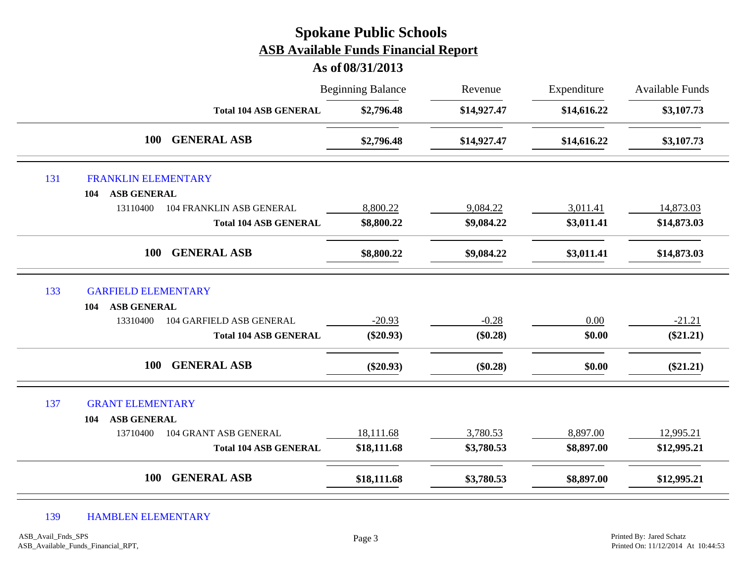# Spokane Public Schools

## ASB Available Funds Financial Report

### As of 08/31/2013

| | | Beginning Balance | Revenue | Expenditure | Available Funds |
|---|---|---|---|---|---|
| | **Total 104 ASB GENERAL** | **$2,796.48** | **$14,927.47** | **$14,616.22** | **$3,107.73** |
| | **100 GENERAL ASB** | **$2,796.48** | **$14,927.47** | **$14,616.22** | **$3,107.73** |
| 131 | FRANKLIN ELEMENTARY | | | | |
| 104 | **ASB GENERAL** | | | | |
| 13110400 | 104 FRANKLIN ASB GENERAL | 8,800.22 | 9,084.22 | 3,011.41 | 14,873.03 |
| | **Total 104 ASB GENERAL** | **$8,800.22** | **$9,084.22** | **$3,011.41** | **$14,873.03** |
| | **100 GENERAL ASB** | **$8,800.22** | **$9,084.22** | **$3,011.41** | **$14,873.03** |
| 133 | GARFIELD ELEMENTARY | | | | |
| 104 | **ASB GENERAL** | | | | |
| 13310400 | 104 GARFIELD ASB GENERAL | -20.93 | -0.28 | 0.00 | -21.21 |
| | **Total 104 ASB GENERAL** | **($20.93)** | **($0.28)** | **$0.00** | **($21.21)** |
| | **100 GENERAL ASB** | **($20.93)** | **($0.28)** | **$0.00** | **($21.21)** |
| 137 | GRANT ELEMENTARY | | | | |
| 104 | **ASB GENERAL** | | | | |
| 13710400 | 104 GRANT ASB GENERAL | 18,111.68 | 3,780.53 | 8,897.00 | 12,995.21 |
| | **Total 104 ASB GENERAL** | **$18,111.68** | **$3,780.53** | **$8,897.00** | **$12,995.21** |
| | **100 GENERAL ASB** | **$18,111.68** | **$3,780.53** | **$8,897.00** | **$12,995.21** |
| 139 | HAMBLEN ELEMENTARY | | | | |

ASB_Avail_Fnds_SPS
ASB_Available_Funds_Financial_RPT,

Printed By: Jared Schatz
Printed On: 11/12/2014 At 10:44:53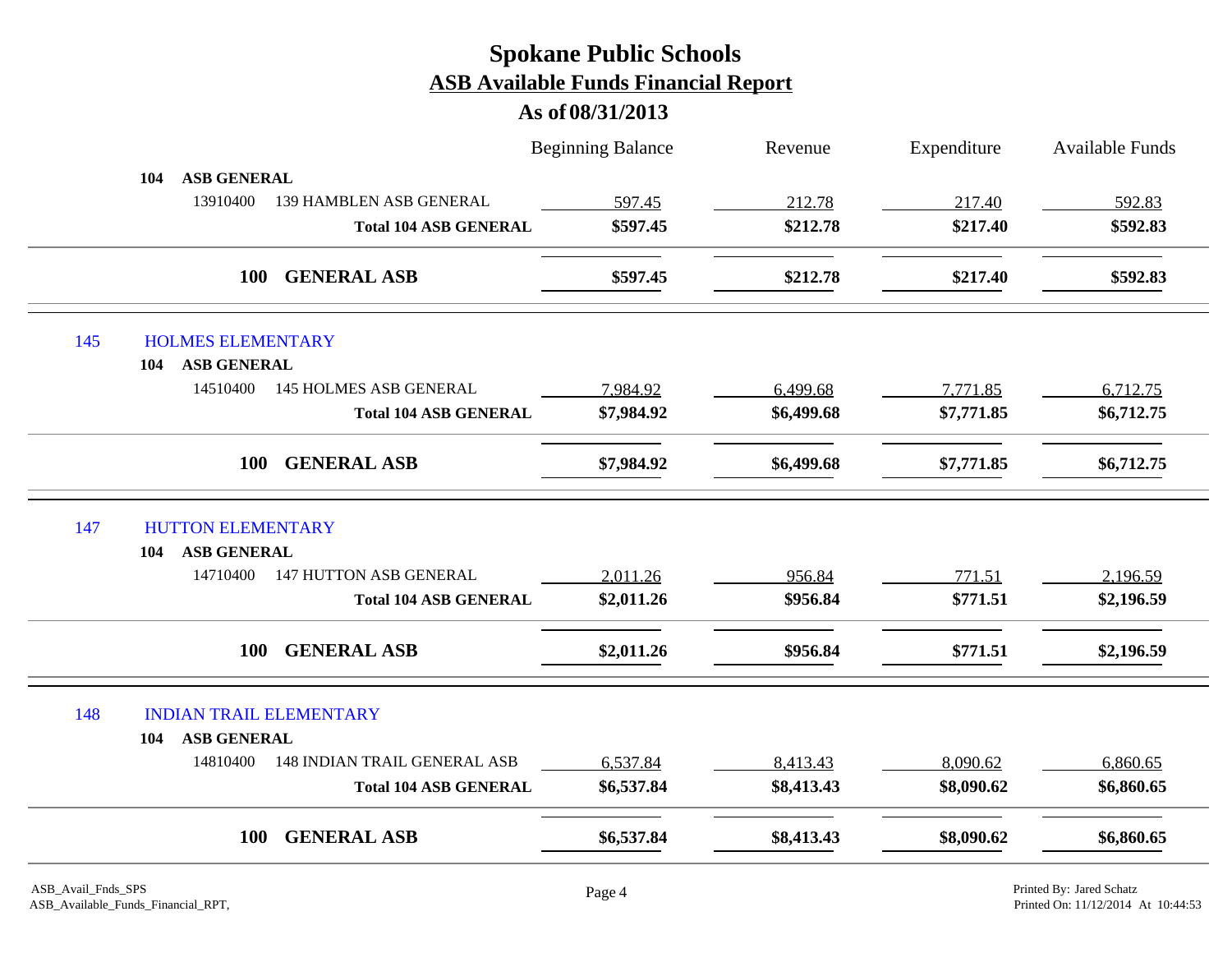# Spokane Public Schools

## ASB Available Funds Financial Report

### As of 08/31/2013

| | | Beginning Balance | Revenue | Expenditure | Available Funds |
|---|---|---|---|---|---|
| **104 ASB GENERAL** | | | | | |
| 13910400 | 139 HAMBLEN ASB GENERAL | 597.45 | 212.78 | 217.40 | 592.83 |
| | **Total 104 ASB GENERAL** | **$597.45** | **$212.78** | **$217.40** | **$592.83** |
| **100 GENERAL ASB** | | **$597.45** | **$212.78** | **$217.40** | **$592.83** |
| **145 HOLMES ELEMENTARY** | | | | | |
| **104 ASB GENERAL** | | | | | |
| 14510400 | 145 HOLMES ASB GENERAL | 7,984.92 | 6,499.68 | 7,771.85 | 6,712.75 |
| | **Total 104 ASB GENERAL** | **$7,984.92** | **$6,499.68** | **$7,771.85** | **$6,712.75** |
| **100 GENERAL ASB** | | **$7,984.92** | **$6,499.68** | **$7,771.85** | **$6,712.75** |
| **147 HUTTON ELEMENTARY** | | | | | |
| **104 ASB GENERAL** | | | | | |
| 14710400 | 147 HUTTON ASB GENERAL | 2,011.26 | 956.84 | 771.51 | 2,196.59 |
| | **Total 104 ASB GENERAL** | **$2,011.26** | **$956.84** | **$771.51** | **$2,196.59** |
| **100 GENERAL ASB** | | **$2,011.26** | **$956.84** | **$771.51** | **$2,196.59** |
| **148 INDIAN TRAIL ELEMENTARY** | | | | | |
| **104 ASB GENERAL** | | | | | |
| 14810400 | 148 INDIAN TRAIL GENERAL ASB | 6,537.84 | 8,413.43 | 8,090.62 | 6,860.65 |
| | **Total 104 ASB GENERAL** | **$6,537.84** | **$8,413.43** | **$8,090.62** | **$6,860.65** |
| **100 GENERAL ASB** | | **$6,537.84** | **$8,413.43** | **$8,090.62** | **$6,860.65** |

ASB_Avail_Fnds_SPS
ASB_Available_Funds_Financial_RPT,

Printed By: Jared Schatz
Printed On: 11/12/2014 At 10:44:53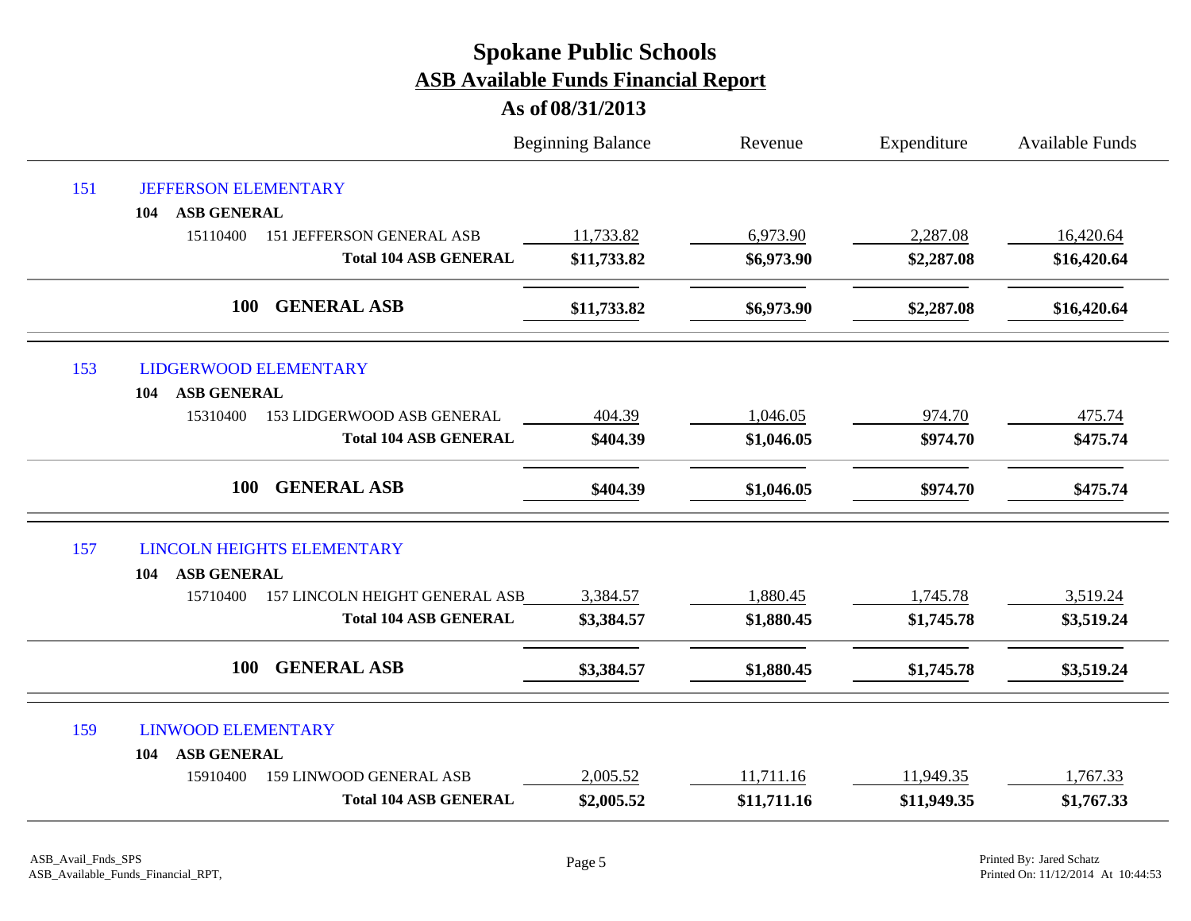# Spokane Public Schools

## ASB Available Funds Financial Report

### As of 08/31/2013

| | Beginning Balance | Revenue | Expenditure | Available Funds |
|---|---|---|---|---|
| **151 JEFFERSON ELEMENTARY** | | | | |
| **104 ASB GENERAL** | | | | |
| 15110400 151 JEFFERSON GENERAL ASB | 11,733.82 | 6,973.90 | 2,287.08 | 16,420.64 |
| **Total 104 ASB GENERAL** | **$11,733.82** | **$6,973.90** | **$2,287.08** | **$16,420.64** |
| **100 GENERAL ASB** | **$11,733.82** | **$6,973.90** | **$2,287.08** | **$16,420.64** |
| **153 LIDGERWOOD ELEMENTARY** | | | | |
| **104 ASB GENERAL** | | | | |
| 15310400 153 LIDGERWOOD ASB GENERAL | 404.39 | 1,046.05 | 974.70 | 475.74 |
| **Total 104 ASB GENERAL** | **$404.39** | **$1,046.05** | **$974.70** | **$475.74** |
| **100 GENERAL ASB** | **$404.39** | **$1,046.05** | **$974.70** | **$475.74** |
| **157 LINCOLN HEIGHTS ELEMENTARY** | | | | |
| **104 ASB GENERAL** | | | | |
| 15710400 157 LINCOLN HEIGHT GENERAL ASB | 3,384.57 | 1,880.45 | 1,745.78 | 3,519.24 |
| **Total 104 ASB GENERAL** | **$3,384.57** | **$1,880.45** | **$1,745.78** | **$3,519.24** |
| **100 GENERAL ASB** | **$3,384.57** | **$1,880.45** | **$1,745.78** | **$3,519.24** |
| **159 LINWOOD ELEMENTARY** | | | | |
| **104 ASB GENERAL** | | | | |
| 15910400 159 LINWOOD GENERAL ASB | 2,005.52 | 11,711.16 | 11,949.35 | 1,767.33 |
| **Total 104 ASB GENERAL** | **$2,005.52** | **$11,711.16** | **$11,949.35** | **$1,767.33** |

ASB_Avail_Fnds_SPS
ASB_Available_Funds_Financial_RPT,

Printed By: Jared Schatz
Printed On: 11/12/2014 At 10:44:53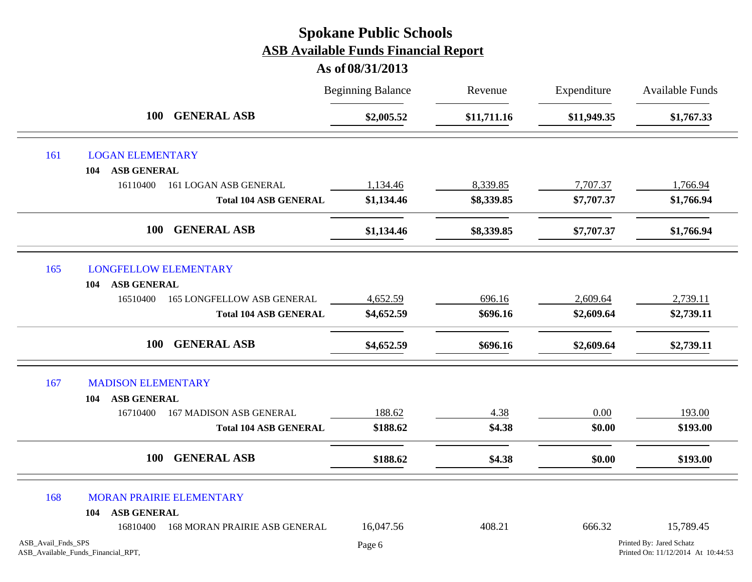# Spokane Public Schools

## ASB Available Funds Financial Report

### As of 08/31/2013

| | | Beginning Balance | Revenue | Expenditure | Available Funds |
|---|---|---|---|---|---|
| **100** | **GENERAL ASB** | **$2,005.52** | **$11,711.16** | **$11,949.35** | **$1,767.33** |
| 161 | LOGAN ELEMENTARY | | | | |
| **104** | **ASB GENERAL** | | | | |
| 16110400 | 161 LOGAN ASB GENERAL | 1,134.46 | 8,339.85 | 7,707.37 | 1,766.94 |
| | **Total 104 ASB GENERAL** | **$1,134.46** | **$8,339.85** | **$7,707.37** | **$1,766.94** |
| **100** | **GENERAL ASB** | **$1,134.46** | **$8,339.85** | **$7,707.37** | **$1,766.94** |
| 165 | LONGFELLOW ELEMENTARY | | | | |
| **104** | **ASB GENERAL** | | | | |
| 16510400 | 165 LONGFELLOW ASB GENERAL | 4,652.59 | 696.16 | 2,609.64 | 2,739.11 |
| | **Total 104 ASB GENERAL** | **$4,652.59** | **$696.16** | **$2,609.64** | **$2,739.11** |
| **100** | **GENERAL ASB** | **$4,652.59** | **$696.16** | **$2,609.64** | **$2,739.11** |
| 167 | MADISON ELEMENTARY | | | | |
| **104** | **ASB GENERAL** | | | | |
| 16710400 | 167 MADISON ASB GENERAL | 188.62 | 4.38 | 0.00 | 193.00 |
| | **Total 104 ASB GENERAL** | **$188.62** | **$4.38** | **$0.00** | **$193.00** |
| **100** | **GENERAL ASB** | **$188.62** | **$4.38** | **$0.00** | **$193.00** |
| 168 | MORAN PRAIRIE ELEMENTARY | | | | |
| **104** | **ASB GENERAL** | | | | |
| 16810400 | 168 MORAN PRAIRIE ASB GENERAL | 16,047.56 | 408.21 | 666.32 | 15,789.45 |

ASB_Avail_Fnds_SPS
ASB_Available_Funds_Financial_RPT,

Printed By: Jared Schatz
Printed On: 11/12/2014 At 10:44:53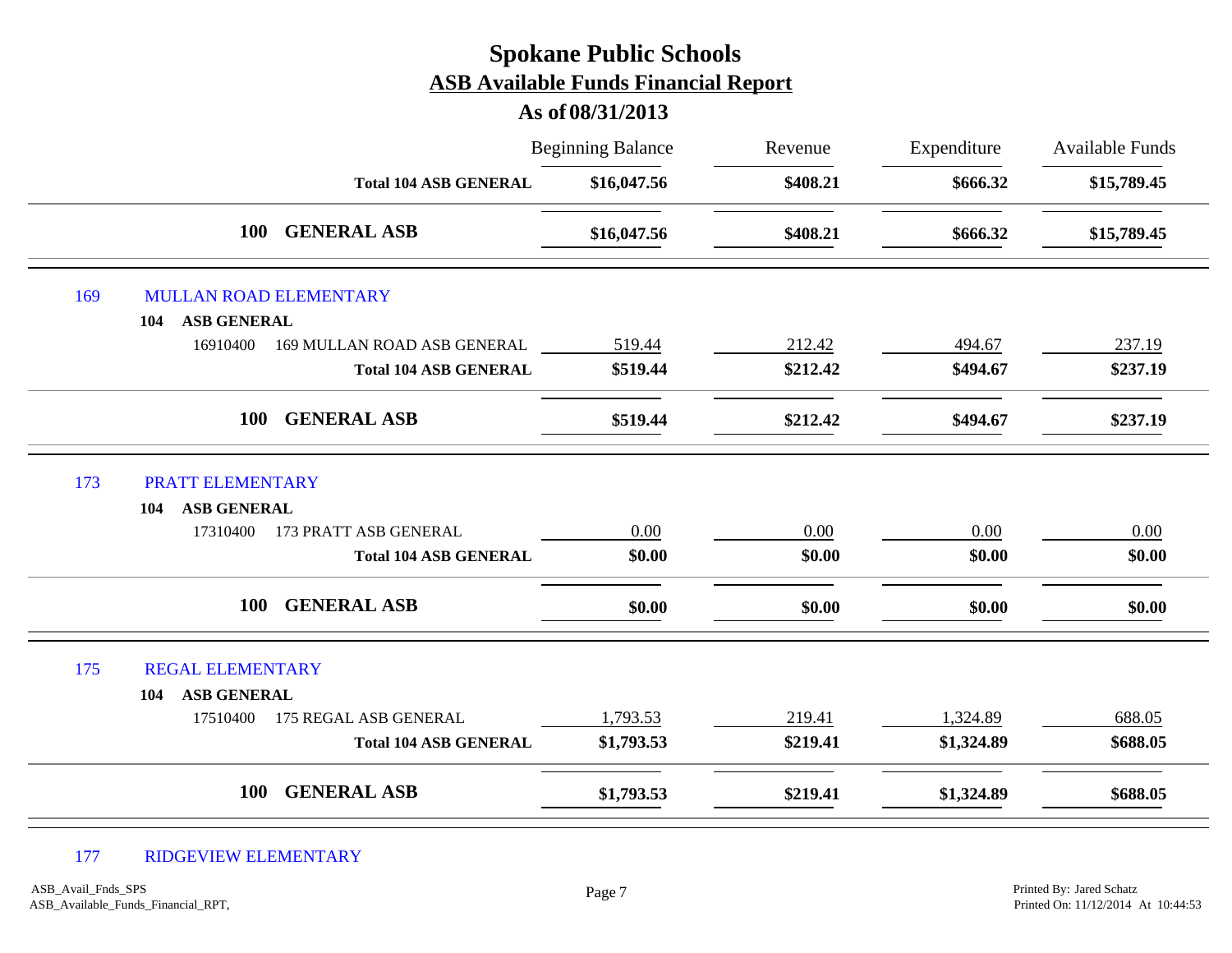# Spokane Public Schools

## ASB Available Funds Financial Report

### As of 08/31/2013

| | | Beginning Balance | Revenue | Expenditure | Available Funds |
|---|---|---|---|---|---|
| | **Total 104 ASB GENERAL** | **$16,047.56** | **$408.21** | **$666.32** | **$15,789.45** |
| | **100 GENERAL ASB** | **$16,047.56** | **$408.21** | **$666.32** | **$15,789.45** |
| 169 | MULLAN ROAD ELEMENTARY | | | | |
| **104** | **ASB GENERAL** | | | | |
| 16910400 | 169 MULLAN ROAD ASB GENERAL | 519.44 | 212.42 | 494.67 | 237.19 |
| | **Total 104 ASB GENERAL** | **$519.44** | **$212.42** | **$494.67** | **$237.19** |
| | **100 GENERAL ASB** | **$519.44** | **$212.42** | **$494.67** | **$237.19** |
| 173 | PRATT ELEMENTARY | | | | |
| **104** | **ASB GENERAL** | | | | |
| 17310400 | 173 PRATT ASB GENERAL | 0.00 | 0.00 | 0.00 | 0.00 |
| | **Total 104 ASB GENERAL** | **$0.00** | **$0.00** | **$0.00** | **$0.00** |
| | **100 GENERAL ASB** | **$0.00** | **$0.00** | **$0.00** | **$0.00** |
| 175 | REGAL ELEMENTARY | | | | |
| **104** | **ASB GENERAL** | | | | |
| 17510400 | 175 REGAL ASB GENERAL | 1,793.53 | 219.41 | 1,324.89 | 688.05 |
| | **Total 104 ASB GENERAL** | **$1,793.53** | **$219.41** | **$1,324.89** | **$688.05** |
| | **100 GENERAL ASB** | **$1,793.53** | **$219.41** | **$1,324.89** | **$688.05** |
| 177 | RIDGEVIEW ELEMENTARY | | | | |

ASB_Avail_Fnds_SPS
ASB_Available_Funds_Financial_RPT,

Printed By: Jared Schatz
Printed On: 11/12/2014 At 10:44:53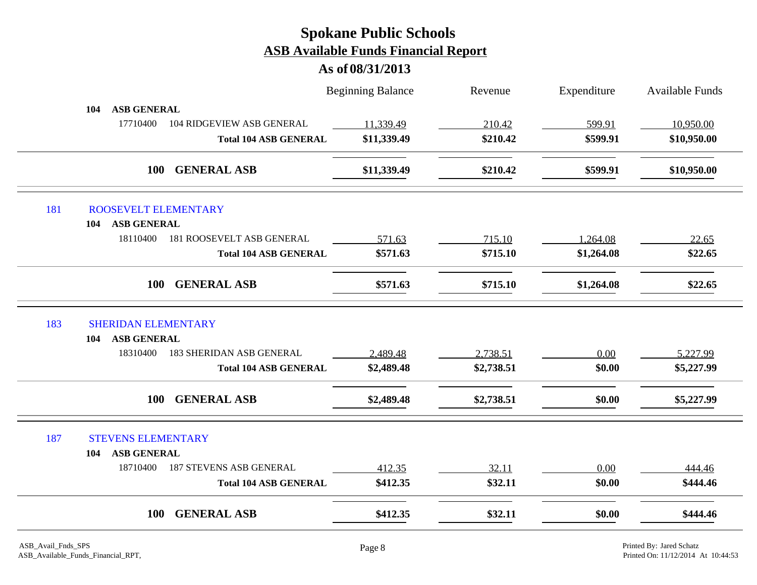# Spokane Public Schools
## ASB Available Funds Financial Report
### As of 08/31/2013

| | | Beginning Balance | Revenue | Expenditure | Available Funds |
|---|---|---|---|---|---|
| **104 ASB GENERAL** | | | | | |
| 17710400 | 104 RIDGEVIEW ASB GENERAL | 11,339.49 | 210.42 | 599.91 | 10,950.00 |
| | **Total 104 ASB GENERAL** | **$11,339.49** | **$210.42** | **$599.91** | **$10,950.00** |
| **100 GENERAL ASB** | | **$11,339.49** | **$210.42** | **$599.91** | **$10,950.00** |
| **181 ROOSEVELT ELEMENTARY** | | | | | |
| **104 ASB GENERAL** | | | | | |
| 18110400 | 181 ROOSEVELT ASB GENERAL | 571.63 | 715.10 | 1,264.08 | 22.65 |
| | **Total 104 ASB GENERAL** | **$571.63** | **$715.10** | **$1,264.08** | **$22.65** |
| **100 GENERAL ASB** | | **$571.63** | **$715.10** | **$1,264.08** | **$22.65** |
| **183 SHERIDAN ELEMENTARY** | | | | | |
| **104 ASB GENERAL** | | | | | |
| 18310400 | 183 SHERIDAN ASB GENERAL | 2,489.48 | 2,738.51 | 0.00 | 5,227.99 |
| | **Total 104 ASB GENERAL** | **$2,489.48** | **$2,738.51** | **$0.00** | **$5,227.99** |
| **100 GENERAL ASB** | | **$2,489.48** | **$2,738.51** | **$0.00** | **$5,227.99** |
| **187 STEVENS ELEMENTARY** | | | | | |
| **104 ASB GENERAL** | | | | | |
| 18710400 | 187 STEVENS ASB GENERAL | 412.35 | 32.11 | 0.00 | 444.46 |
| | **Total 104 ASB GENERAL** | **$412.35** | **$32.11** | **$0.00** | **$444.46** |
| **100 GENERAL ASB** | | **$412.35** | **$32.11** | **$0.00** | **$444.46** |

ASB_Avail_Fnds_SPS
ASB_Available_Funds_Financial_RPT,

Printed By: Jared Schatz
Printed On: 11/12/2014 At 10:44:53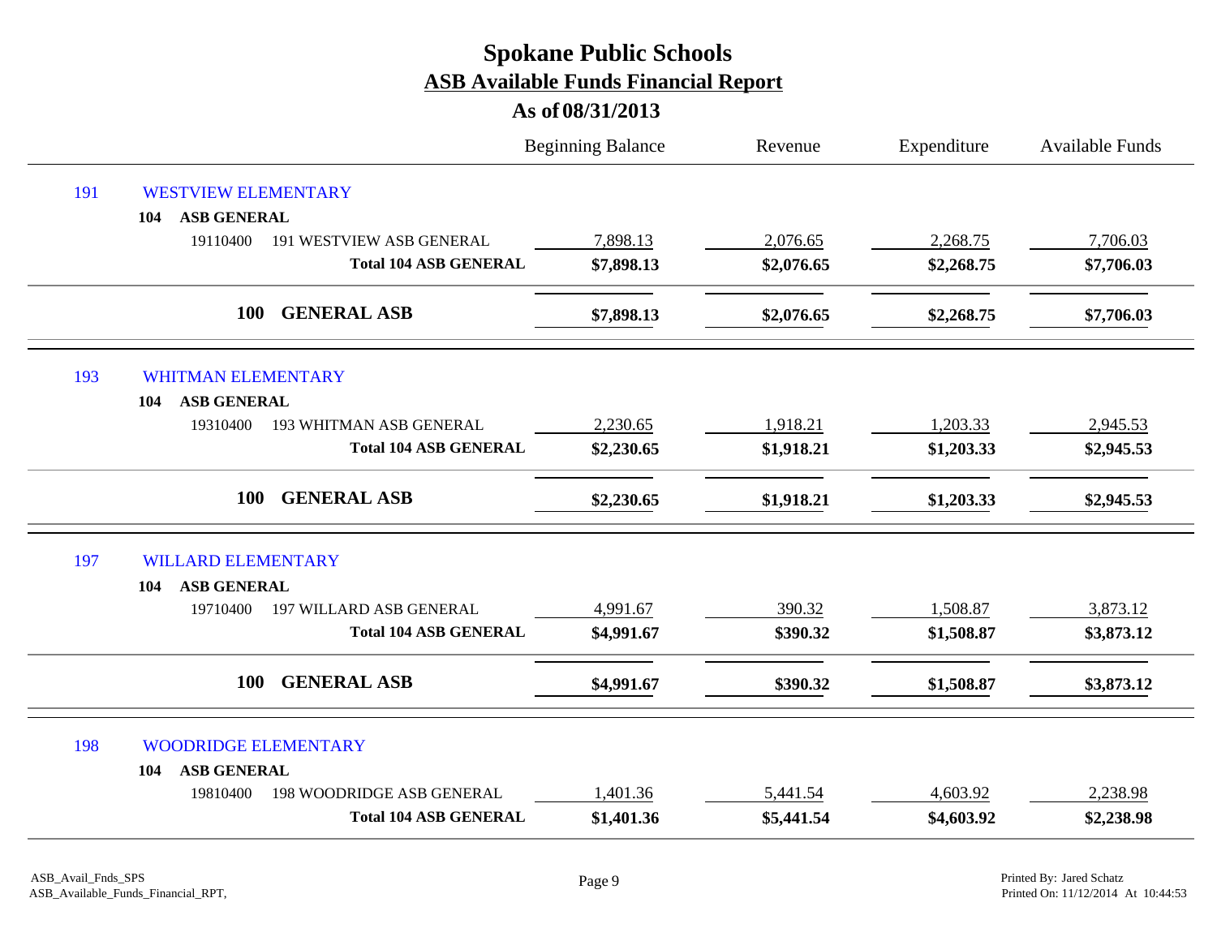# Spokane Public Schools

## ASB Available Funds Financial Report

### As of 08/31/2013

| | | Beginning Balance | Revenue | Expenditure | Available Funds |
|---|---|---|---|---|---|
| 191 | WESTVIEW ELEMENTARY | | | | |
| 104 | **ASB GENERAL** | | | | |
| 19110400 | 191 WESTVIEW ASB GENERAL | 7,898.13 | 2,076.65 | 2,268.75 | 7,706.03 |
| | **Total 104 ASB GENERAL** | **$7,898.13** | **$2,076.65** | **$2,268.75** | **$7,706.03** |
| **100** | **GENERAL ASB** | **$7,898.13** | **$2,076.65** | **$2,268.75** | **$7,706.03** |
| 193 | WHITMAN ELEMENTARY | | | | |
| 104 | **ASB GENERAL** | | | | |
| 19310400 | 193 WHITMAN ASB GENERAL | 2,230.65 | 1,918.21 | 1,203.33 | 2,945.53 |
| | **Total 104 ASB GENERAL** | **$2,230.65** | **$1,918.21** | **$1,203.33** | **$2,945.53** |
| **100** | **GENERAL ASB** | **$2,230.65** | **$1,918.21** | **$1,203.33** | **$2,945.53** |
| 197 | WILLARD ELEMENTARY | | | | |
| 104 | **ASB GENERAL** | | | | |
| 19710400 | 197 WILLARD ASB GENERAL | 4,991.67 | 390.32 | 1,508.87 | 3,873.12 |
| | **Total 104 ASB GENERAL** | **$4,991.67** | **$390.32** | **$1,508.87** | **$3,873.12** |
| **100** | **GENERAL ASB** | **$4,991.67** | **$390.32** | **$1,508.87** | **$3,873.12** |
| 198 | WOODRIDGE ELEMENTARY | | | | |
| 104 | **ASB GENERAL** | | | | |
| 19810400 | 198 WOODRIDGE ASB GENERAL | 1,401.36 | 5,441.54 | 4,603.92 | 2,238.98 |
| | **Total 104 ASB GENERAL** | **$1,401.36** | **$5,441.54** | **$4,603.92** | **$2,238.98** |

ASB_Avail_Fnds_SPS
ASB_Available_Funds_Financial_RPT,

Printed By: Jared Schatz
Printed On: 11/12/2014 At 10:44:53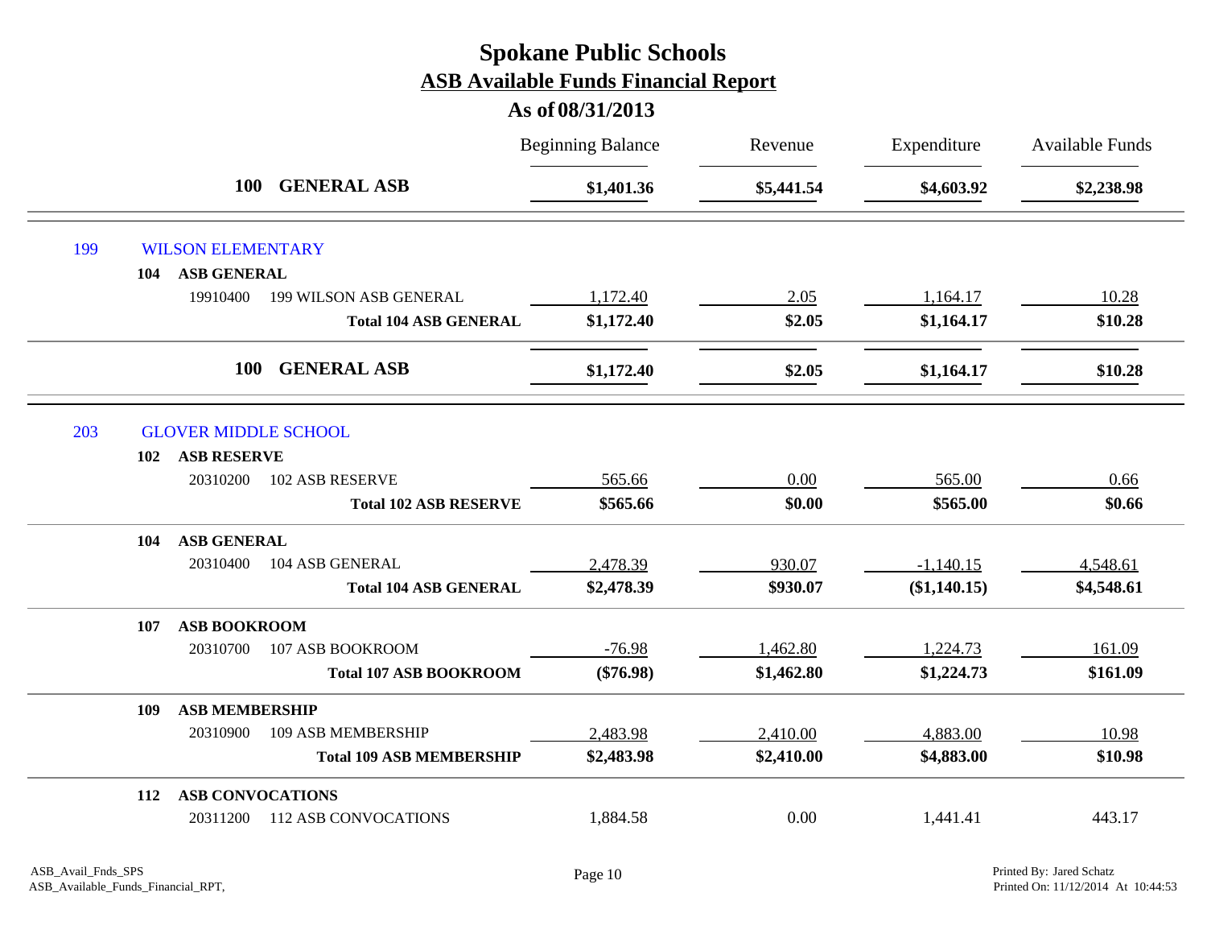# Spokane Public Schools

## ASB Available Funds Financial Report

### As of 08/31/2013

| | | | Beginning Balance | Revenue | Expenditure | Available Funds |
|---|---|---|---|---|---|---|
| | | **100 GENERAL ASB** | **$1,401.36** | **$5,441.54** | **$4,603.92** | **$2,238.98** |
| 199 | WILSON ELEMENTARY | | | | | |
| | **104 ASB GENERAL** | | | | | |
| | 19910400 | 199 WILSON ASB GENERAL | 1,172.40 | 2.05 | 1,164.17 | 10.28 |
| | | **Total 104 ASB GENERAL** | **$1,172.40** | **$2.05** | **$1,164.17** | **$10.28** |
| | | **100 GENERAL ASB** | **$1,172.40** | **$2.05** | **$1,164.17** | **$10.28** |
| 203 | GLOVER MIDDLE SCHOOL | | | | | |
| | **102 ASB RESERVE** | | | | | |
| | 20310200 | 102 ASB RESERVE | 565.66 | 0.00 | 565.00 | 0.66 |
| | | **Total 102 ASB RESERVE** | **$565.66** | **$0.00** | **$565.00** | **$0.66** |
| | **104 ASB GENERAL** | | | | | |
| | 20310400 | 104 ASB GENERAL | 2,478.39 | 930.07 | -1,140.15 | 4,548.61 |
| | | **Total 104 ASB GENERAL** | **$2,478.39** | **$930.07** | **($1,140.15)** | **$4,548.61** |
| | **107 ASB BOOKROOM** | | | | | |
| | 20310700 | 107 ASB BOOKROOM | -76.98 | 1,462.80 | 1,224.73 | 161.09 |
| | | **Total 107 ASB BOOKROOM** | **($76.98)** | **$1,462.80** | **$1,224.73** | **$161.09** |
| | **109 ASB MEMBERSHIP** | | | | | |
| | 20310900 | 109 ASB MEMBERSHIP | 2,483.98 | 2,410.00 | 4,883.00 | 10.98 |
| | | **Total 109 ASB MEMBERSHIP** | **$2,483.98** | **$2,410.00** | **$4,883.00** | **$10.98** |
| | **112 ASB CONVOCATIONS** | | | | | |
| | 20311200 | 112 ASB CONVOCATIONS | 1,884.58 | 0.00 | 1,441.41 | 443.17 |

ASB_Avail_Fnds_SPS
ASB_Available_Funds_Financial_RPT,

Printed By: Jared Schatz
Printed On: 11/12/2014 At 10:44:53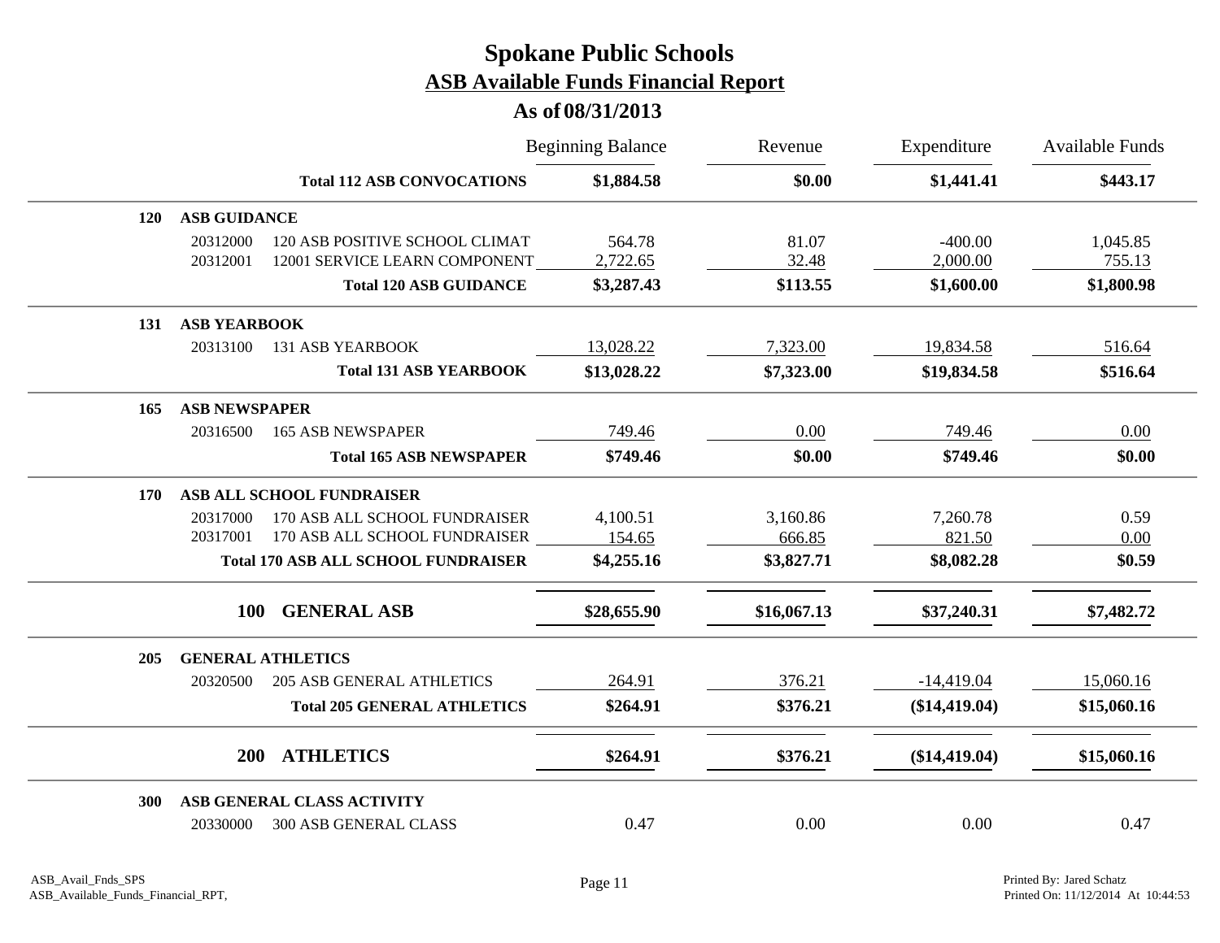# Spokane Public Schools

## ASB Available Funds Financial Report

### As of 08/31/2013

| | | Beginning Balance | Revenue | Expenditure | Available Funds |
|---|---|---|---|---|---|
| | **Total 112 ASB CONVOCATIONS** | **$1,884.58** | **$0.00** | **$1,441.41** | **$443.17** |
| **120** | **ASB GUIDANCE** | | | | |
| 20312000 | 120 ASB POSITIVE SCHOOL CLIMAT | 564.78 | 81.07 | -400.00 | 1,045.85 |
| 20312001 | 12001 SERVICE LEARN COMPONENT | 2,722.65 | 32.48 | 2,000.00 | 755.13 |
| | **Total 120 ASB GUIDANCE** | **$3,287.43** | **$113.55** | **$1,600.00** | **$1,800.98** |
| **131** | **ASB YEARBOOK** | | | | |
| 20313100 | 131 ASB YEARBOOK | 13,028.22 | 7,323.00 | 19,834.58 | 516.64 |
| | **Total 131 ASB YEARBOOK** | **$13,028.22** | **$7,323.00** | **$19,834.58** | **$516.64** |
| **165** | **ASB NEWSPAPER** | | | | |
| 20316500 | 165 ASB NEWSPAPER | 749.46 | 0.00 | 749.46 | 0.00 |
| | **Total 165 ASB NEWSPAPER** | **$749.46** | **$0.00** | **$749.46** | **$0.00** |
| **170** | **ASB ALL SCHOOL FUNDRAISER** | | | | |
| 20317000 | 170 ASB ALL SCHOOL FUNDRAISER | 4,100.51 | 3,160.86 | 7,260.78 | 0.59 |
| 20317001 | 170 ASB ALL SCHOOL FUNDRAISER | 154.65 | 666.85 | 821.50 | 0.00 |
| | **Total 170 ASB ALL SCHOOL FUNDRAISER** | **$4,255.16** | **$3,827.71** | **$8,082.28** | **$0.59** |
| **100** | **GENERAL ASB** | **$28,655.90** | **$16,067.13** | **$37,240.31** | **$7,482.72** |
| **205** | **GENERAL ATHLETICS** | | | | |
| 20320500 | 205 ASB GENERAL ATHLETICS | 264.91 | 376.21 | -14,419.04 | 15,060.16 |
| | **Total 205 GENERAL ATHLETICS** | **$264.91** | **$376.21** | **($14,419.04)** | **$15,060.16** |
| **200** | **ATHLETICS** | **$264.91** | **$376.21** | **($14,419.04)** | **$15,060.16** |
| **300** | **ASB GENERAL CLASS ACTIVITY** | | | | |
| 20330000 | 300 ASB GENERAL CLASS | 0.47 | 0.00 | 0.00 | 0.47 |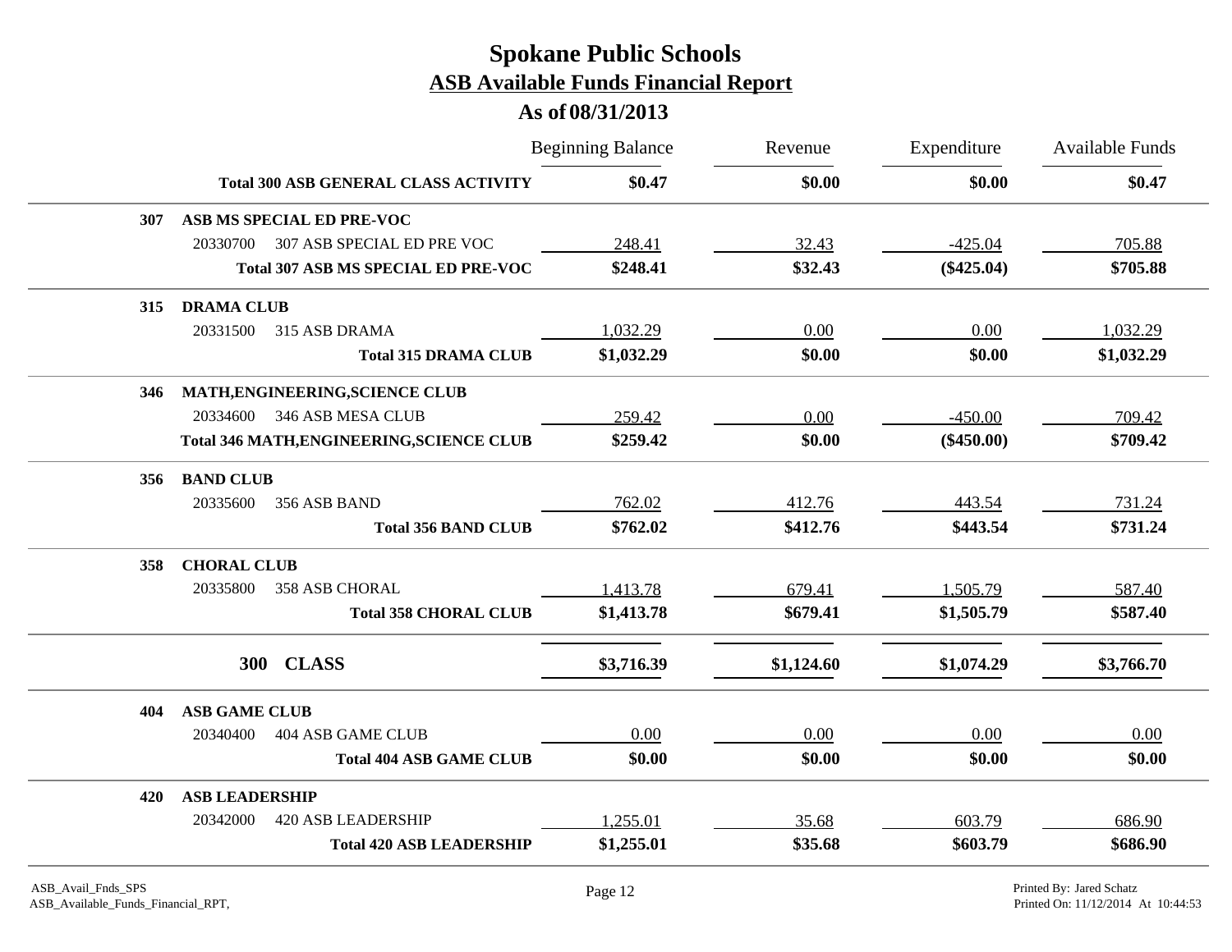# Spokane Public Schools

## ASB Available Funds Financial Report

### As of 08/31/2013

| | | Beginning Balance | Revenue | Expenditure | Available Funds |
|---|---|---|---|---|---|
| | **Total 300 ASB GENERAL CLASS ACTIVITY** | **$0.47** | **$0.00** | **$0.00** | **$0.47** |
| **307** | **ASB MS SPECIAL ED PRE-VOC** | | | | |
| 20330700 | 307 ASB SPECIAL ED PRE VOC | 248.41 | 32.43 | -425.04 | 705.88 |
| | **Total 307 ASB MS SPECIAL ED PRE-VOC** | **$248.41** | **$32.43** | **($425.04)** | **$705.88** |
| **315** | **DRAMA CLUB** | | | | |
| 20331500 | 315 ASB DRAMA | 1,032.29 | 0.00 | 0.00 | 1,032.29 |
| | **Total 315 DRAMA CLUB** | **$1,032.29** | **$0.00** | **$0.00** | **$1,032.29** |
| **346** | **MATH,ENGINEERING,SCIENCE CLUB** | | | | |
| 20334600 | 346 ASB MESA CLUB | 259.42 | 0.00 | -450.00 | 709.42 |
| | **Total 346 MATH,ENGINEERING,SCIENCE CLUB** | **$259.42** | **$0.00** | **($450.00)** | **$709.42** |
| **356** | **BAND CLUB** | | | | |
| 20335600 | 356 ASB BAND | 762.02 | 412.76 | 443.54 | 731.24 |
| | **Total 356 BAND CLUB** | **$762.02** | **$412.76** | **$443.54** | **$731.24** |
| **358** | **CHORAL CLUB** | | | | |
| 20335800 | 358 ASB CHORAL | 1,413.78 | 679.41 | 1,505.79 | 587.40 |
| | **Total 358 CHORAL CLUB** | **$1,413.78** | **$679.41** | **$1,505.79** | **$587.40** |
| **300** | **CLASS** | **$3,716.39** | **$1,124.60** | **$1,074.29** | **$3,766.70** |
| **404** | **ASB GAME CLUB** | | | | |
| 20340400 | 404 ASB GAME CLUB | 0.00 | 0.00 | 0.00 | 0.00 |
| | **Total 404 ASB GAME CLUB** | **$0.00** | **$0.00** | **$0.00** | **$0.00** |
| **420** | **ASB LEADERSHIP** | | | | |
| 20342000 | 420 ASB LEADERSHIP | 1,255.01 | 35.68 | 603.79 | 686.90 |
| | **Total 420 ASB LEADERSHIP** | **$1,255.01** | **$35.68** | **$603.79** | **$686.90** |

ASB_Avail_Fnds_SPS
ASB_Available_Funds_Financial_RPT,

Printed By: Jared Schatz
Printed On: 11/12/2014 At 10:44:53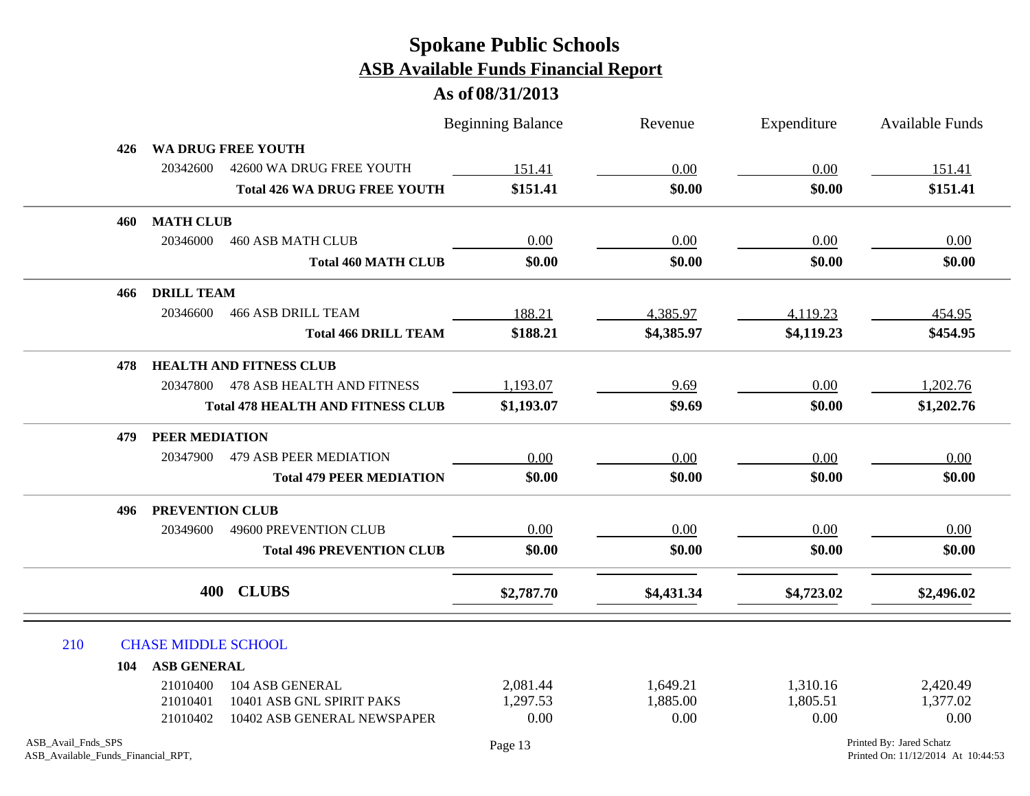# Spokane Public Schools
## ASB Available Funds Financial Report
### As of 08/31/2013

| | | Beginning Balance | Revenue | Expenditure | Available Funds |
|---|---|---|---|---|---|
| **426** | **WA DRUG FREE YOUTH** | | | | |
| 20342600 | 42600 WA DRUG FREE YOUTH | 151.41 | 0.00 | 0.00 | 151.41 |
| | **Total 426 WA DRUG FREE YOUTH** | **$151.41** | **$0.00** | **$0.00** | **$151.41** |
| **460** | **MATH CLUB** | | | | |
| 20346000 | 460 ASB MATH CLUB | 0.00 | 0.00 | 0.00 | 0.00 |
| | **Total 460 MATH CLUB** | **$0.00** | **$0.00** | **$0.00** | **$0.00** |
| **466** | **DRILL TEAM** | | | | |
| 20346600 | 466 ASB DRILL TEAM | 188.21 | 4,385.97 | 4,119.23 | 454.95 |
| | **Total 466 DRILL TEAM** | **$188.21** | **$4,385.97** | **$4,119.23** | **$454.95** |
| **478** | **HEALTH AND FITNESS CLUB** | | | | |
| 20347800 | 478 ASB HEALTH AND FITNESS | 1,193.07 | 9.69 | 0.00 | 1,202.76 |
| | **Total 478 HEALTH AND FITNESS CLUB** | **$1,193.07** | **$9.69** | **$0.00** | **$1,202.76** |
| **479** | **PEER MEDIATION** | | | | |
| 20347900 | 479 ASB PEER MEDIATION | 0.00 | 0.00 | 0.00 | 0.00 |
| | **Total 479 PEER MEDIATION** | **$0.00** | **$0.00** | **$0.00** | **$0.00** |
| **496** | **PREVENTION CLUB** | | | | |
| 20349600 | 49600 PREVENTION CLUB | 0.00 | 0.00 | 0.00 | 0.00 |
| | **Total 496 PREVENTION CLUB** | **$0.00** | **$0.00** | **$0.00** | **$0.00** |
| **400** | **CLUBS** | **$2,787.70** | **$4,431.34** | **$4,723.02** | **$2,496.02** |

210 CHASE MIDDLE SCHOOL

| | | Beginning Balance | Revenue | Expenditure | Available Funds |
|---|---|---|---|---|---|
| **104** | **ASB GENERAL** | | | | |
| 21010400 | 104 ASB GENERAL | 2,081.44 | 1,649.21 | 1,310.16 | 2,420.49 |
| 21010401 | 10401 ASB GNL SPIRIT PAKS | 1,297.53 | 1,885.00 | 1,805.51 | 1,377.02 |
| 21010402 | 10402 ASB GENERAL NEWSPAPER | 0.00 | 0.00 | 0.00 | 0.00 |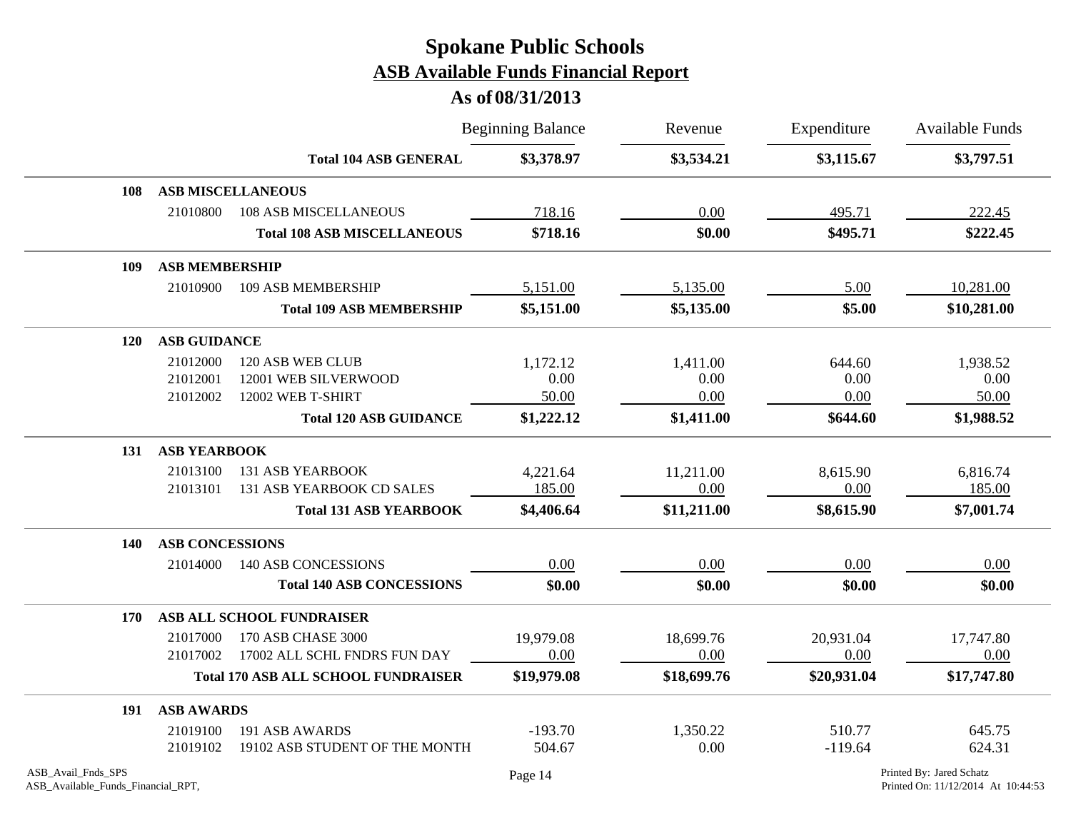# Spokane Public Schools

## ASB Available Funds Financial Report

### As of 08/31/2013

| | | | Beginning Balance | Revenue | Expenditure | Available Funds |
|---|---|---|---|---|---|---|
| | | **Total 104 ASB GENERAL** | **$3,378.97** | **$3,534.21** | **$3,115.67** | **$3,797.51** |
| **108** | **ASB MISCELLANEOUS** | | | | | |
| | 21010800 | 108 ASB MISCELLANEOUS | 718.16 | 0.00 | 495.71 | 222.45 |
| | | **Total 108 ASB MISCELLANEOUS** | **$718.16** | **$0.00** | **$495.71** | **$222.45** |
| **109** | **ASB MEMBERSHIP** | | | | | |
| | 21010900 | 109 ASB MEMBERSHIP | 5,151.00 | 5,135.00 | 5.00 | 10,281.00 |
| | | **Total 109 ASB MEMBERSHIP** | **$5,151.00** | **$5,135.00** | **$5.00** | **$10,281.00** |
| **120** | **ASB GUIDANCE** | | | | | |
| | 21012000 | 120 ASB WEB CLUB | 1,172.12 | 1,411.00 | 644.60 | 1,938.52 |
| | 21012001 | 12001 WEB SILVERWOOD | 0.00 | 0.00 | 0.00 | 0.00 |
| | 21012002 | 12002 WEB T-SHIRT | 50.00 | 0.00 | 0.00 | 50.00 |
| | | **Total 120 ASB GUIDANCE** | **$1,222.12** | **$1,411.00** | **$644.60** | **$1,988.52** |
| **131** | **ASB YEARBOOK** | | | | | |
| | 21013100 | 131 ASB YEARBOOK | 4,221.64 | 11,211.00 | 8,615.90 | 6,816.74 |
| | 21013101 | 131 ASB YEARBOOK CD SALES | 185.00 | 0.00 | 0.00 | 185.00 |
| | | **Total 131 ASB YEARBOOK** | **$4,406.64** | **$11,211.00** | **$8,615.90** | **$7,001.74** |
| **140** | **ASB CONCESSIONS** | | | | | |
| | 21014000 | 140 ASB CONCESSIONS | 0.00 | 0.00 | 0.00 | 0.00 |
| | | **Total 140 ASB CONCESSIONS** | **$0.00** | **$0.00** | **$0.00** | **$0.00** |
| **170** | **ASB ALL SCHOOL FUNDRAISER** | | | | | |
| | 21017000 | 170 ASB CHASE 3000 | 19,979.08 | 18,699.76 | 20,931.04 | 17,747.80 |
| | 21017002 | 17002 ALL SCHL FNDRS FUN DAY | 0.00 | 0.00 | 0.00 | 0.00 |
| | | **Total 170 ASB ALL SCHOOL FUNDRAISER** | **$19,979.08** | **$18,699.76** | **$20,931.04** | **$17,747.80** |
| **191** | **ASB AWARDS** | | | | | |
| | 21019100 | 191 ASB AWARDS | -193.70 | 1,350.22 | 510.77 | 645.75 |
| | 21019102 | 19102 ASB STUDENT OF THE MONTH | 504.67 | 0.00 | -119.64 | 624.31 |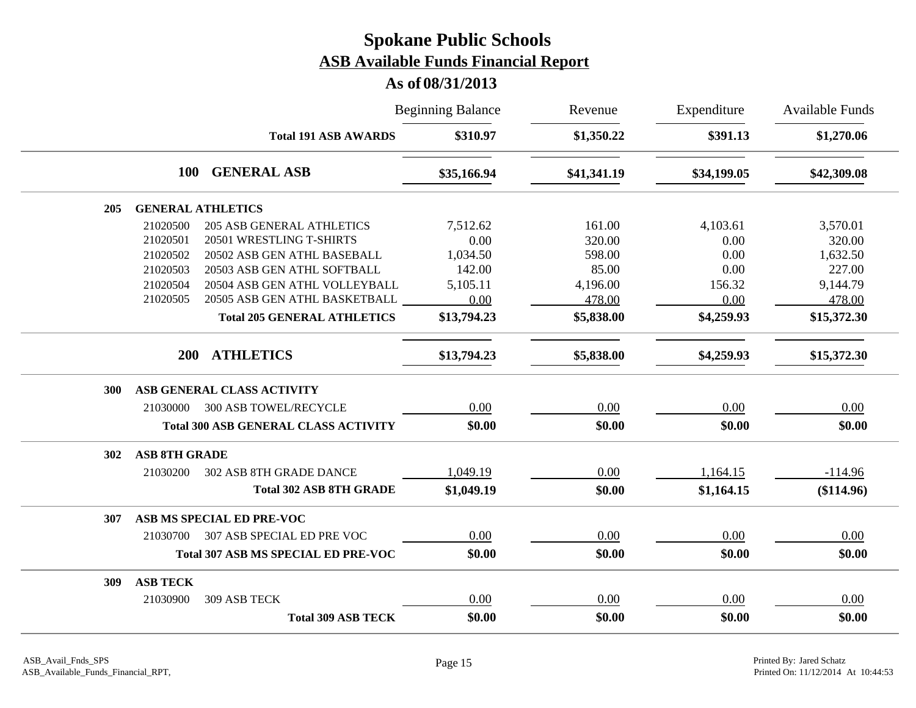# Spokane Public Schools

## ASB Available Funds Financial Report

### As of 08/31/2013

| | | Beginning Balance | Revenue | Expenditure | Available Funds |
|---|---|---|---|---|---|
| | **Total 191 ASB AWARDS** | **\$310.97** | **\$1,350.22** | **\$391.13** | **\$1,270.06** |
| **100** | **GENERAL ASB** | **\$35,166.94** | **\$41,341.19** | **\$34,199.05** | **\$42,309.08** |
| **205** | **GENERAL ATHLETICS** | | | | |
| 21020500 | 205 ASB GENERAL ATHLETICS | 7,512.62 | 161.00 | 4,103.61 | 3,570.01 |
| 21020501 | 20501 WRESTLING T-SHIRTS | 0.00 | 320.00 | 0.00 | 320.00 |
| 21020502 | 20502 ASB GEN ATHL BASEBALL | 1,034.50 | 598.00 | 0.00 | 1,632.50 |
| 21020503 | 20503 ASB GEN ATHL SOFTBALL | 142.00 | 85.00 | 0.00 | 227.00 |
| 21020504 | 20504 ASB GEN ATHL VOLLEYBALL | 5,105.11 | 4,196.00 | 156.32 | 9,144.79 |
| 21020505 | 20505 ASB GEN ATHL BASKETBALL | 0.00 | 478.00 | 0.00 | 478.00 |
| | **Total 205 GENERAL ATHLETICS** | **\$13,794.23** | **\$5,838.00** | **\$4,259.93** | **\$15,372.30** |
| **200** | **ATHLETICS** | **\$13,794.23** | **\$5,838.00** | **\$4,259.93** | **\$15,372.30** |
| **300** | **ASB GENERAL CLASS ACTIVITY** | | | | |
| 21030000 | 300 ASB TOWEL/RECYCLE | 0.00 | 0.00 | 0.00 | 0.00 |
| | **Total 300 ASB GENERAL CLASS ACTIVITY** | **\$0.00** | **\$0.00** | **\$0.00** | **\$0.00** |
| **302** | **ASB 8TH GRADE** | | | | |
| 21030200 | 302 ASB 8TH GRADE DANCE | 1,049.19 | 0.00 | 1,164.15 | -114.96 |
| | **Total 302 ASB 8TH GRADE** | **\$1,049.19** | **\$0.00** | **\$1,164.15** | **(\$114.96)** |
| **307** | **ASB MS SPECIAL ED PRE-VOC** | | | | |
| 21030700 | 307 ASB SPECIAL ED PRE VOC | 0.00 | 0.00 | 0.00 | 0.00 |
| | **Total 307 ASB MS SPECIAL ED PRE-VOC** | **\$0.00** | **\$0.00** | **\$0.00** | **\$0.00** |
| **309** | **ASB TECK** | | | | |
| 21030900 | 309 ASB TECK | 0.00 | 0.00 | 0.00 | 0.00 |
| | **Total 309 ASB TECK** | **\$0.00** | **\$0.00** | **\$0.00** | **\$0.00** |

ASB_Avail_Fnds_SPS
ASB_Available_Funds_Financial_RPT,

Printed By: Jared Schatz
Printed On: 11/12/2014 At 10:44:53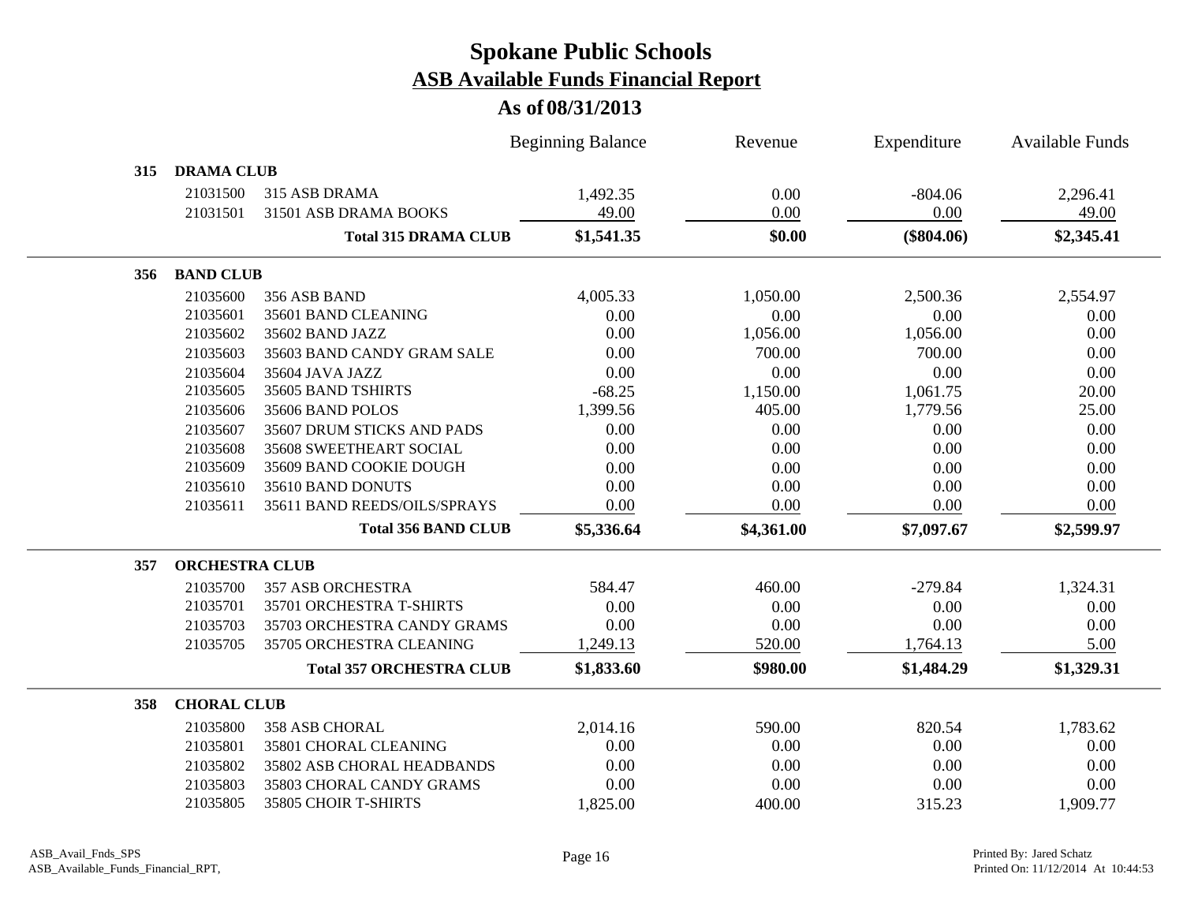# Spokane Public Schools

## ASB Available Funds Financial Report

### As of 08/31/2013

| | | | Beginning Balance | Revenue | Expenditure | Available Funds |
|---|---|---|---|---|---|---|
| **315** | **DRAMA CLUB** | | | | | |
| | 21031500 | 315 ASB DRAMA | 1,492.35 | 0.00 | -804.06 | 2,296.41 |
| | 21031501 | 31501 ASB DRAMA BOOKS | 49.00 | 0.00 | 0.00 | 49.00 |
| | | **Total 315 DRAMA CLUB** | **$1,541.35** | **$0.00** | **($804.06)** | **$2,345.41** |
| **356** | **BAND CLUB** | | | | | |
| | 21035600 | 356 ASB BAND | 4,005.33 | 1,050.00 | 2,500.36 | 2,554.97 |
| | 21035601 | 35601 BAND CLEANING | 0.00 | 0.00 | 0.00 | 0.00 |
| | 21035602 | 35602 BAND JAZZ | 0.00 | 1,056.00 | 1,056.00 | 0.00 |
| | 21035603 | 35603 BAND CANDY GRAM SALE | 0.00 | 700.00 | 700.00 | 0.00 |
| | 21035604 | 35604 JAVA JAZZ | 0.00 | 0.00 | 0.00 | 0.00 |
| | 21035605 | 35605 BAND TSHIRTS | -68.25 | 1,150.00 | 1,061.75 | 20.00 |
| | 21035606 | 35606 BAND POLOS | 1,399.56 | 405.00 | 1,779.56 | 25.00 |
| | 21035607 | 35607 DRUM STICKS AND PADS | 0.00 | 0.00 | 0.00 | 0.00 |
| | 21035608 | 35608 SWEETHEART SOCIAL | 0.00 | 0.00 | 0.00 | 0.00 |
| | 21035609 | 35609 BAND COOKIE DOUGH | 0.00 | 0.00 | 0.00 | 0.00 |
| | 21035610 | 35610 BAND DONUTS | 0.00 | 0.00 | 0.00 | 0.00 |
| | 21035611 | 35611 BAND REEDS/OILS/SPRAYS | 0.00 | 0.00 | 0.00 | 0.00 |
| | | **Total 356 BAND CLUB** | **$5,336.64** | **$4,361.00** | **$7,097.67** | **$2,599.97** |
| **357** | **ORCHESTRA CLUB** | | | | | |
| | 21035700 | 357 ASB ORCHESTRA | 584.47 | 460.00 | -279.84 | 1,324.31 |
| | 21035701 | 35701 ORCHESTRA T-SHIRTS | 0.00 | 0.00 | 0.00 | 0.00 |
| | 21035703 | 35703 ORCHESTRA CANDY GRAMS | 0.00 | 0.00 | 0.00 | 0.00 |
| | 21035705 | 35705 ORCHESTRA CLEANING | 1,249.13 | 520.00 | 1,764.13 | 5.00 |
| | | **Total 357 ORCHESTRA CLUB** | **$1,833.60** | **$980.00** | **$1,484.29** | **$1,329.31** |
| **358** | **CHORAL CLUB** | | | | | |
| | 21035800 | 358 ASB CHORAL | 2,014.16 | 590.00 | 820.54 | 1,783.62 |
| | 21035801 | 35801 CHORAL CLEANING | 0.00 | 0.00 | 0.00 | 0.00 |
| | 21035802 | 35802 ASB CHORAL HEADBANDS | 0.00 | 0.00 | 0.00 | 0.00 |
| | 21035803 | 35803 CHORAL CANDY GRAMS | 0.00 | 0.00 | 0.00 | 0.00 |
| | 21035805 | 35805 CHOIR T-SHIRTS | 1,825.00 | 400.00 | 315.23 | 1,909.77 |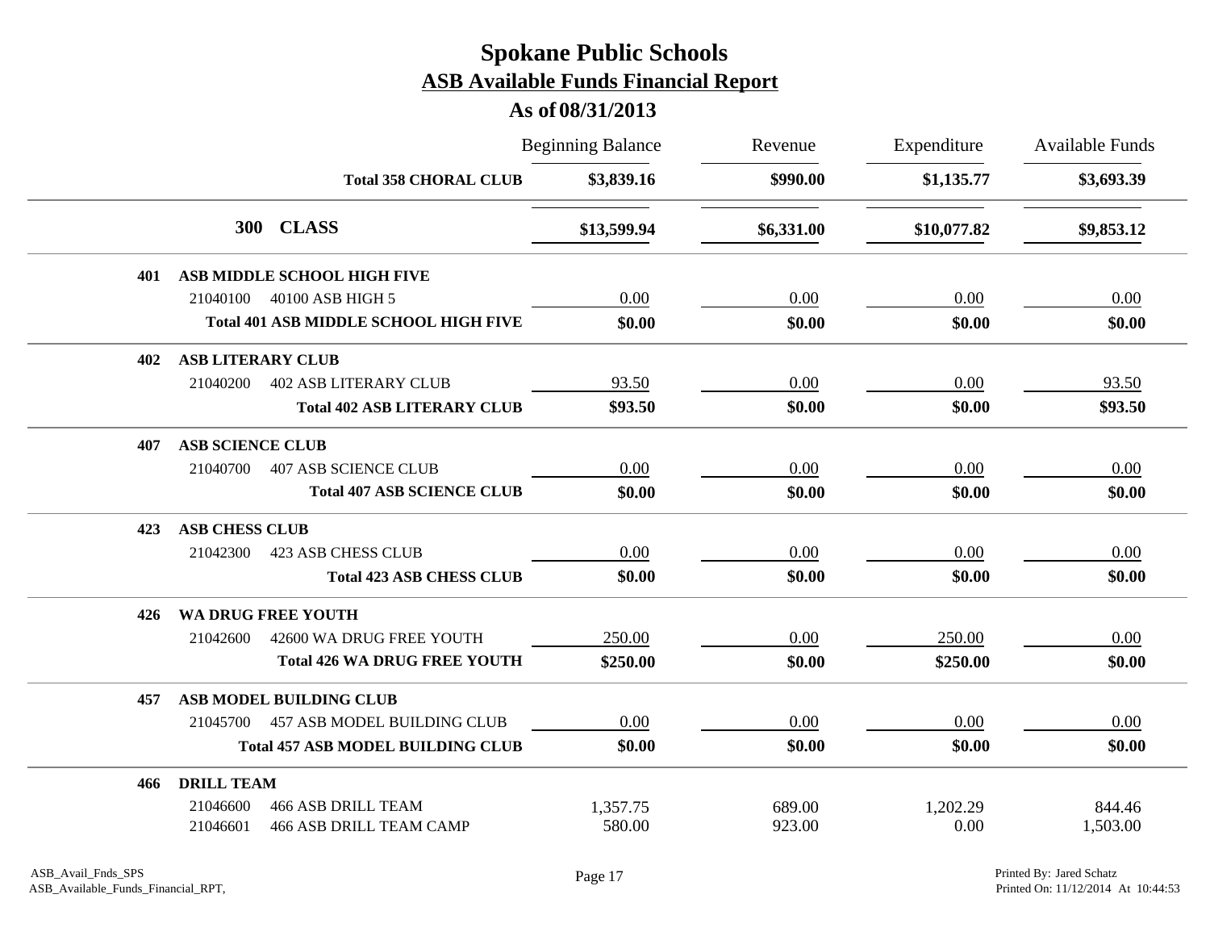# Spokane Public Schools

## ASB Available Funds Financial Report

### As of 08/31/2013

| | | Beginning Balance | Revenue | Expenditure | Available Funds |
|---|---|---|---|---|---|
| | **Total 358 CHORAL CLUB** | **$3,839.16** | **$990.00** | **$1,135.77** | **$3,693.39** |
| **300** | **CLASS** | **$13,599.94** | **$6,331.00** | **$10,077.82** | **$9,853.12** |
| **401** | **ASB MIDDLE SCHOOL HIGH FIVE** | | | | |
| 21040100 | 40100 ASB HIGH 5 | 0.00 | 0.00 | 0.00 | 0.00 |
| | **Total 401 ASB MIDDLE SCHOOL HIGH FIVE** | **$0.00** | **$0.00** | **$0.00** | **$0.00** |
| **402** | **ASB LITERARY CLUB** | | | | |
| 21040200 | 402 ASB LITERARY CLUB | 93.50 | 0.00 | 0.00 | 93.50 |
| | **Total 402 ASB LITERARY CLUB** | **$93.50** | **$0.00** | **$0.00** | **$93.50** |
| **407** | **ASB SCIENCE CLUB** | | | | |
| 21040700 | 407 ASB SCIENCE CLUB | 0.00 | 0.00 | 0.00 | 0.00 |
| | **Total 407 ASB SCIENCE CLUB** | **$0.00** | **$0.00** | **$0.00** | **$0.00** |
| **423** | **ASB CHESS CLUB** | | | | |
| 21042300 | 423 ASB CHESS CLUB | 0.00 | 0.00 | 0.00 | 0.00 |
| | **Total 423 ASB CHESS CLUB** | **$0.00** | **$0.00** | **$0.00** | **$0.00** |
| **426** | **WA DRUG FREE YOUTH** | | | | |
| 21042600 | 42600 WA DRUG FREE YOUTH | 250.00 | 0.00 | 250.00 | 0.00 |
| | **Total 426 WA DRUG FREE YOUTH** | **$250.00** | **$0.00** | **$250.00** | **$0.00** |
| **457** | **ASB MODEL BUILDING CLUB** | | | | |
| 21045700 | 457 ASB MODEL BUILDING CLUB | 0.00 | 0.00 | 0.00 | 0.00 |
| | **Total 457 ASB MODEL BUILDING CLUB** | **$0.00** | **$0.00** | **$0.00** | **$0.00** |
| **466** | **DRILL TEAM** | | | | |
| 21046600 | 466 ASB DRILL TEAM | 1,357.75 | 689.00 | 1,202.29 | 844.46 |
| 21046601 | 466 ASB DRILL TEAM CAMP | 580.00 | 923.00 | 0.00 | 1,503.00 |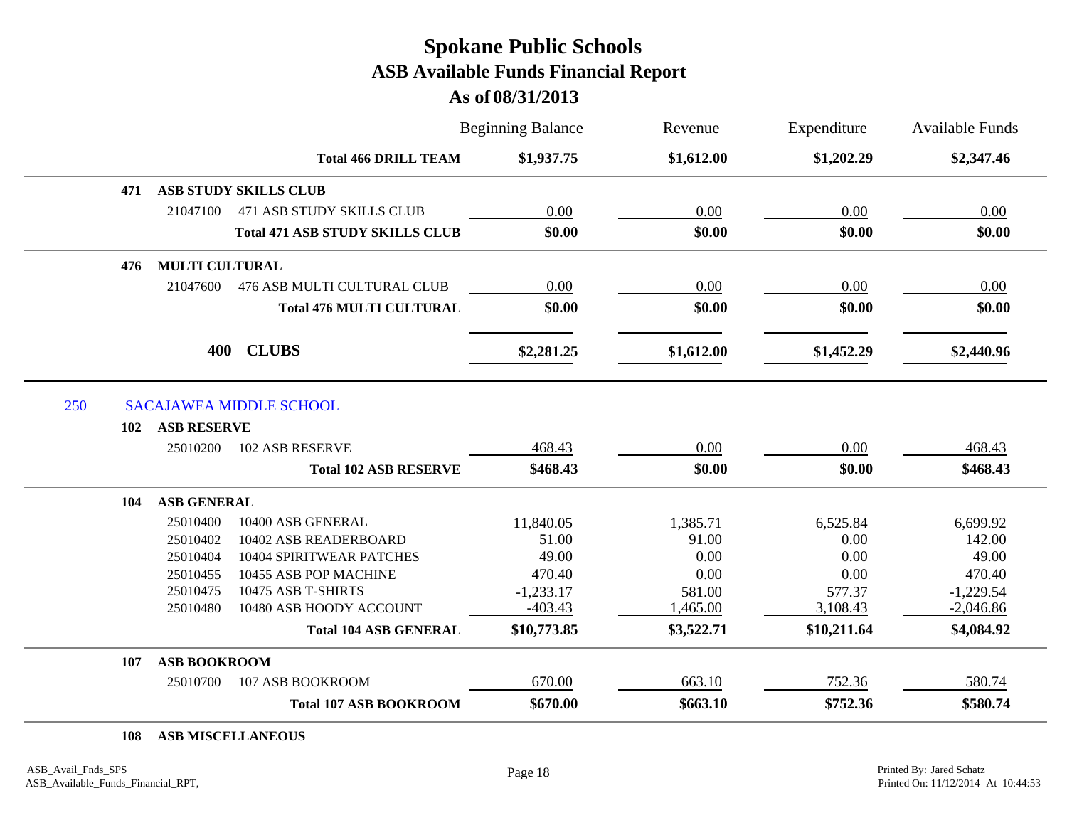# Spokane Public Schools
## ASB Available Funds Financial Report
### As of 08/31/2013

| | | | Beginning Balance | Revenue | Expenditure | Available Funds |
|---|---|---|---|---|---|---|
| | | **Total 466 DRILL TEAM** | **$1,937.75** | **$1,612.00** | **$1,202.29** | **$2,347.46** |
| 471 | **ASB STUDY SKILLS CLUB** | | | | | |
| | 21047100 | 471 ASB STUDY SKILLS CLUB | 0.00 | 0.00 | 0.00 | 0.00 |
| | | **Total 471 ASB STUDY SKILLS CLUB** | **$0.00** | **$0.00** | **$0.00** | **$0.00** |
| 476 | **MULTI CULTURAL** | | | | | |
| | 21047600 | 476 ASB MULTI CULTURAL CLUB | 0.00 | 0.00 | 0.00 | 0.00 |
| | | **Total 476 MULTI CULTURAL** | **$0.00** | **$0.00** | **$0.00** | **$0.00** |
| | **400** | **CLUBS** | **$2,281.25** | **$1,612.00** | **$1,452.29** | **$2,440.96** |
| 250 | SACAJAWEA MIDDLE SCHOOL | | | | | |
| 102 | **ASB RESERVE** | | | | | |
| | 25010200 | 102 ASB RESERVE | 468.43 | 0.00 | 0.00 | 468.43 |
| | | **Total 102 ASB RESERVE** | **$468.43** | **$0.00** | **$0.00** | **$468.43** |
| 104 | **ASB GENERAL** | | | | | |
| | 25010400 | 10400 ASB GENERAL | 11,840.05 | 1,385.71 | 6,525.84 | 6,699.92 |
| | 25010402 | 10402 ASB READERBOARD | 51.00 | 91.00 | 0.00 | 142.00 |
| | 25010404 | 10404 SPIRITWEAR PATCHES | 49.00 | 0.00 | 0.00 | 49.00 |
| | 25010455 | 10455 ASB POP MACHINE | 470.40 | 0.00 | 0.00 | 470.40 |
| | 25010475 | 10475 ASB T-SHIRTS | -1,233.17 | 581.00 | 577.37 | -1,229.54 |
| | 25010480 | 10480 ASB HOODY ACCOUNT | -403.43 | 1,465.00 | 3,108.43 | -2,046.86 |
| | | **Total 104 ASB GENERAL** | **$10,773.85** | **$3,522.71** | **$10,211.64** | **$4,084.92** |
| 107 | **ASB BOOKROOM** | | | | | |
| | 25010700 | 107 ASB BOOKROOM | 670.00 | 663.10 | 752.36 | 580.74 |
| | | **Total 107 ASB BOOKROOM** | **$670.00** | **$663.10** | **$752.36** | **$580.74** |
| 108 | **ASB MISCELLANEOUS** | | | | | |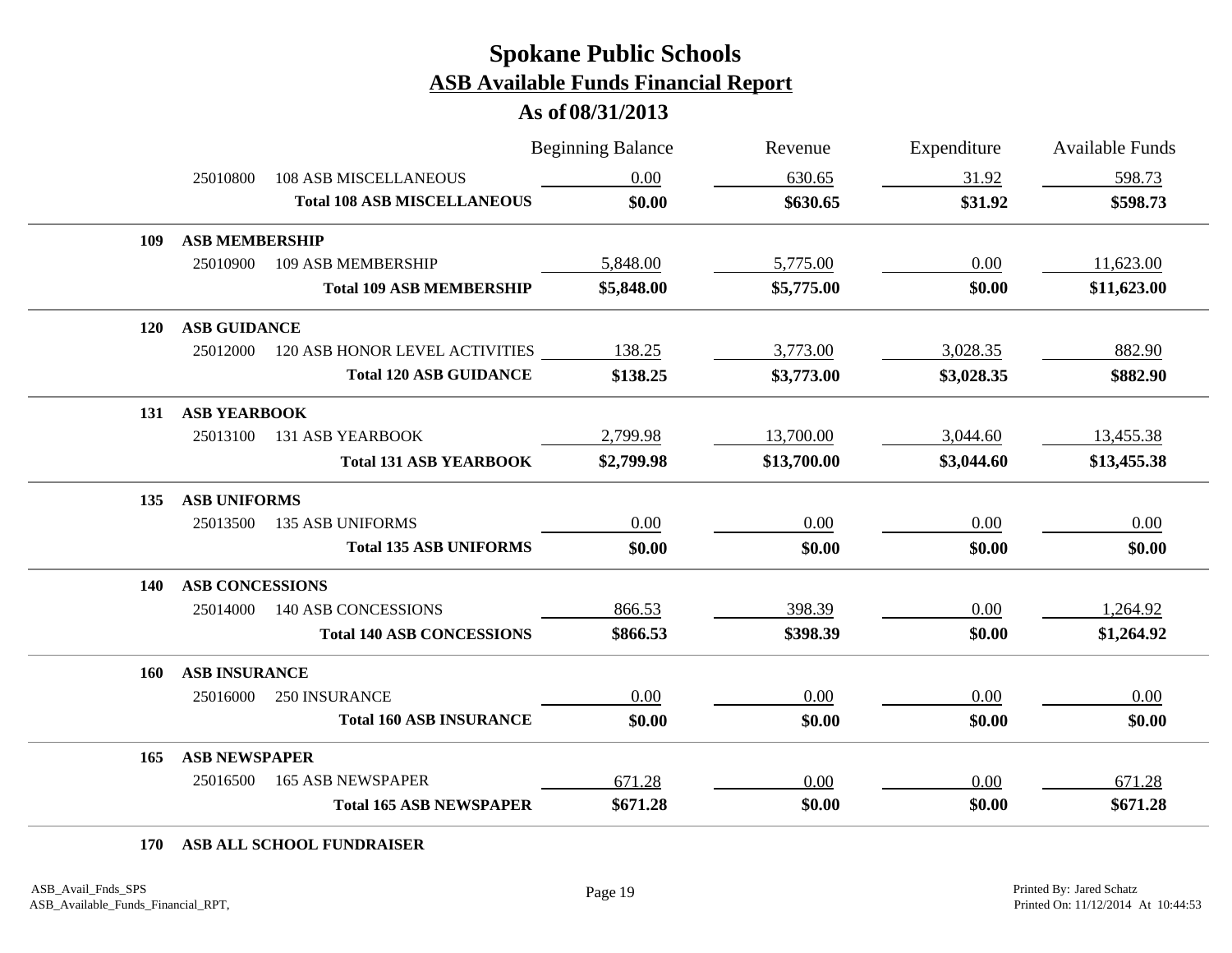# Spokane Public Schools

## ASB Available Funds Financial Report

### As of 08/31/2013

| | | | Beginning Balance | Revenue | Expenditure | Available Funds |
|---|---|---|---|---|---|---|
| | 25010800 | 108 ASB MISCELLANEOUS | 0.00 | 630.65 | 31.92 | 598.73 |
| | | **Total 108 ASB MISCELLANEOUS** | **$0.00** | **$630.65** | **$31.92** | **$598.73** |
| **109** | **ASB MEMBERSHIP** | | | | | |
| | 25010900 | 109 ASB MEMBERSHIP | 5,848.00 | 5,775.00 | 0.00 | 11,623.00 |
| | | **Total 109 ASB MEMBERSHIP** | **$5,848.00** | **$5,775.00** | **$0.00** | **$11,623.00** |
| **120** | **ASB GUIDANCE** | | | | | |
| | 25012000 | 120 ASB HONOR LEVEL ACTIVITIES | 138.25 | 3,773.00 | 3,028.35 | 882.90 |
| | | **Total 120 ASB GUIDANCE** | **$138.25** | **$3,773.00** | **$3,028.35** | **$882.90** |
| **131** | **ASB YEARBOOK** | | | | | |
| | 25013100 | 131 ASB YEARBOOK | 2,799.98 | 13,700.00 | 3,044.60 | 13,455.38 |
| | | **Total 131 ASB YEARBOOK** | **$2,799.98** | **$13,700.00** | **$3,044.60** | **$13,455.38** |
| **135** | **ASB UNIFORMS** | | | | | |
| | 25013500 | 135 ASB UNIFORMS | 0.00 | 0.00 | 0.00 | 0.00 |
| | | **Total 135 ASB UNIFORMS** | **$0.00** | **$0.00** | **$0.00** | **$0.00** |
| **140** | **ASB CONCESSIONS** | | | | | |
| | 25014000 | 140 ASB CONCESSIONS | 866.53 | 398.39 | 0.00 | 1,264.92 |
| | | **Total 140 ASB CONCESSIONS** | **$866.53** | **$398.39** | **$0.00** | **$1,264.92** |
| **160** | **ASB INSURANCE** | | | | | |
| | 25016000 | 250 INSURANCE | 0.00 | 0.00 | 0.00 | 0.00 |
| | | **Total 160 ASB INSURANCE** | **$0.00** | **$0.00** | **$0.00** | **$0.00** |
| **165** | **ASB NEWSPAPER** | | | | | |
| | 25016500 | 165 ASB NEWSPAPER | 671.28 | 0.00 | 0.00 | 671.28 |
| | | **Total 165 ASB NEWSPAPER** | **$671.28** | **$0.00** | **$0.00** | **$671.28** |
| **170** | **ASB ALL SCHOOL FUNDRAISER** | | | | | |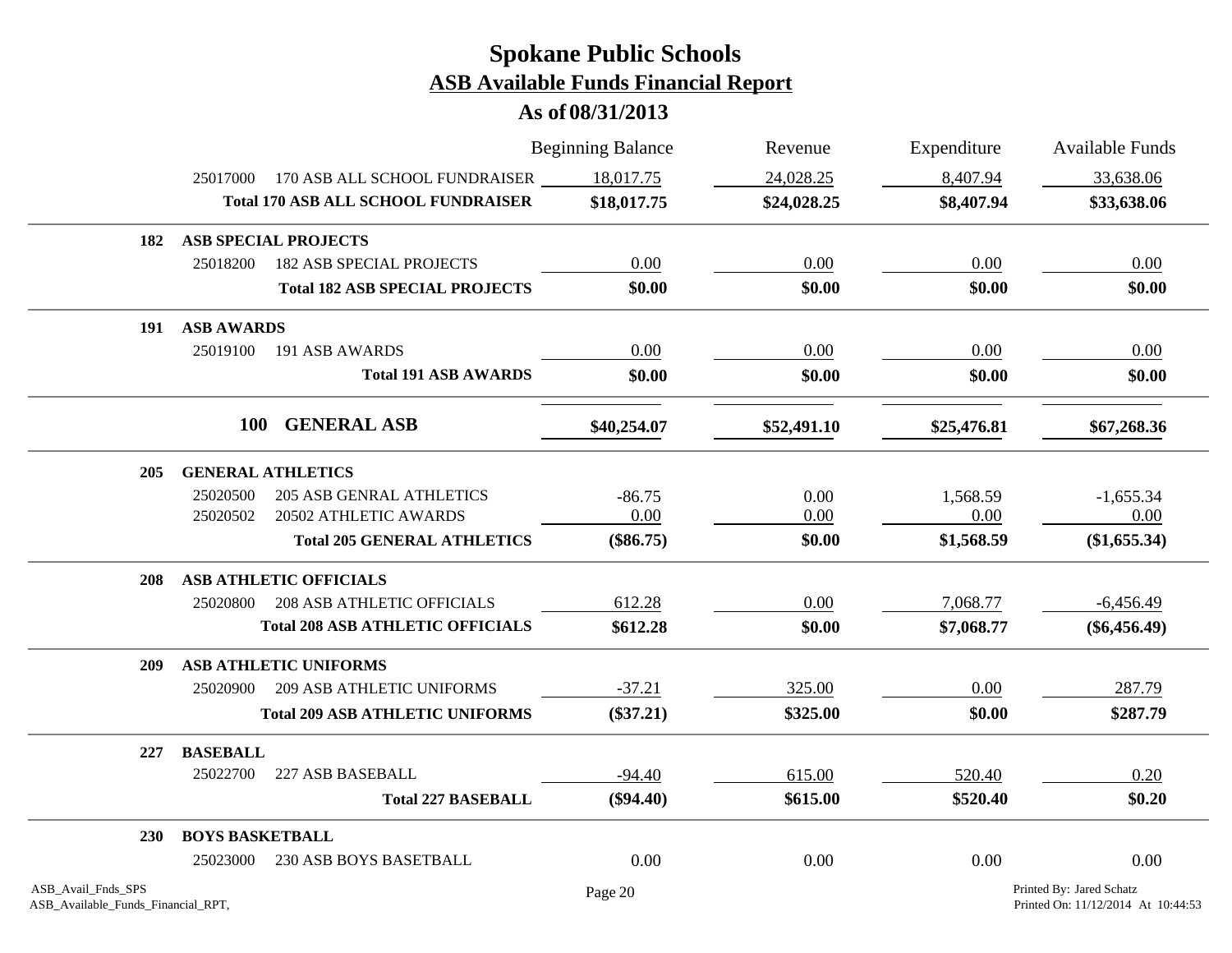# Spokane Public Schools

## ASB Available Funds Financial Report

### As of 08/31/2013

| | | Beginning Balance | Revenue | Expenditure | Available Funds |
|---|---|---|---|---|---|
| 25017000 | 170 ASB ALL SCHOOL FUNDRAISER | 18,017.75 | 24,028.25 | 8,407.94 | 33,638.06 |
| | **Total 170 ASB ALL SCHOOL FUNDRAISER** | **$18,017.75** | **$24,028.25** | **$8,407.94** | **$33,638.06** |
| **182** | **ASB SPECIAL PROJECTS** | | | | |
| 25018200 | 182 ASB SPECIAL PROJECTS | 0.00 | 0.00 | 0.00 | 0.00 |
| | **Total 182 ASB SPECIAL PROJECTS** | **$0.00** | **$0.00** | **$0.00** | **$0.00** |
| **191** | **ASB AWARDS** | | | | |
| 25019100 | 191 ASB AWARDS | 0.00 | 0.00 | 0.00 | 0.00 |
| | **Total 191 ASB AWARDS** | **$0.00** | **$0.00** | **$0.00** | **$0.00** |
| **100** | **GENERAL ASB** | **$40,254.07** | **$52,491.10** | **$25,476.81** | **$67,268.36** |
| **205** | **GENERAL ATHLETICS** | | | | |
| 25020500 | 205 ASB GENRAL ATHLETICS | -86.75 | 0.00 | 1,568.59 | -1,655.34 |
| 25020502 | 20502 ATHLETIC AWARDS | 0.00 | 0.00 | 0.00 | 0.00 |
| | **Total 205 GENERAL ATHLETICS** | **($86.75)** | **$0.00** | **$1,568.59** | **($1,655.34)** |
| **208** | **ASB ATHLETIC OFFICIALS** | | | | |
| 25020800 | 208 ASB ATHLETIC OFFICIALS | 612.28 | 0.00 | 7,068.77 | -6,456.49 |
| | **Total 208 ASB ATHLETIC OFFICIALS** | **$612.28** | **$0.00** | **$7,068.77** | **($6,456.49)** |
| **209** | **ASB ATHLETIC UNIFORMS** | | | | |
| 25020900 | 209 ASB ATHLETIC UNIFORMS | -37.21 | 325.00 | 0.00 | 287.79 |
| | **Total 209 ASB ATHLETIC UNIFORMS** | **($37.21)** | **$325.00** | **$0.00** | **$287.79** |
| **227** | **BASEBALL** | | | | |
| 25022700 | 227 ASB BASEBALL | -94.40 | 615.00 | 520.40 | 0.20 |
| | **Total 227 BASEBALL** | **($94.40)** | **$615.00** | **$520.40** | **$0.20** |
| **230** | **BOYS BASKETBALL** | | | | |
| 25023000 | 230 ASB BOYS BASETBALL | 0.00 | 0.00 | 0.00 | 0.00 |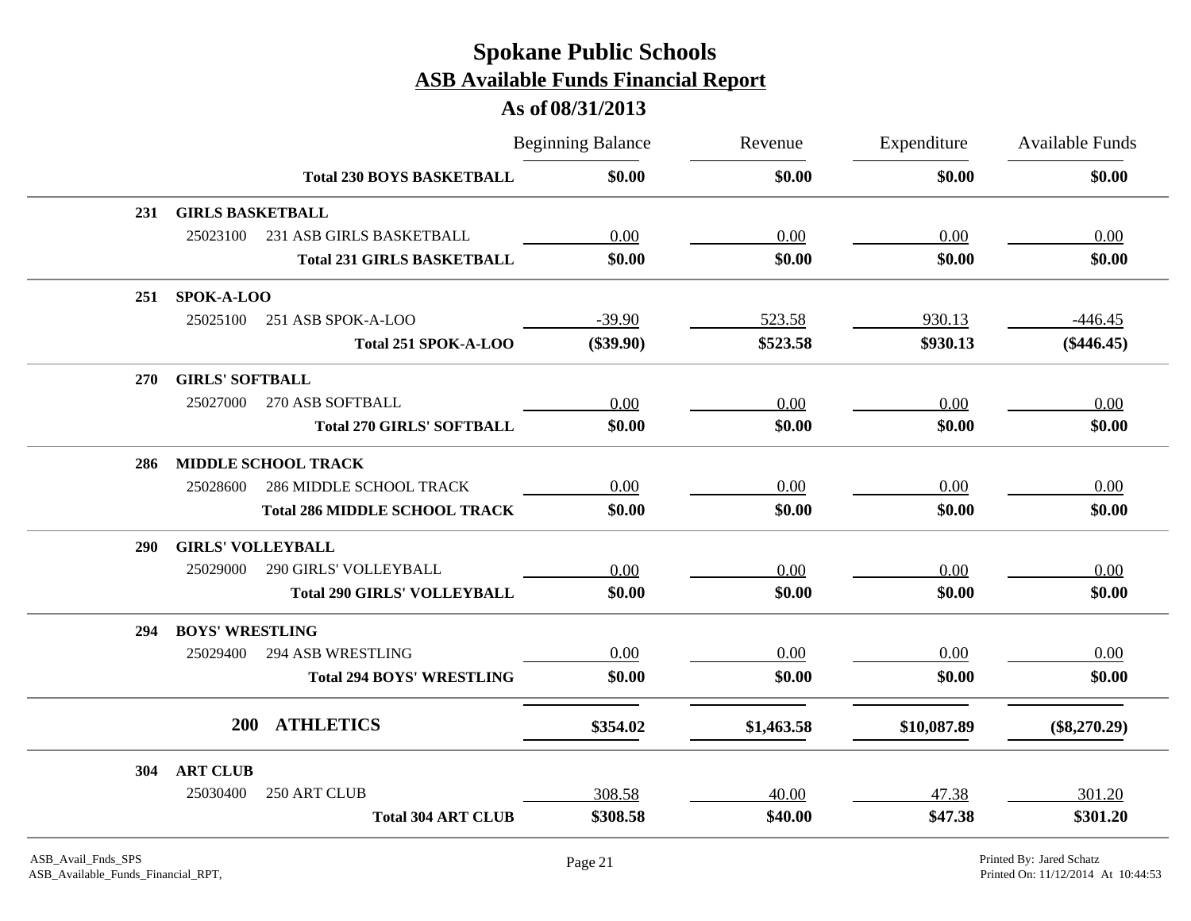# Spokane Public Schools

## ASB Available Funds Financial Report

### As of 08/31/2013

| | | Beginning Balance | Revenue | Expenditure | Available Funds |
|---|---|---|---|---|---|
| | **Total 230 BOYS BASKETBALL** | **$0.00** | **$0.00** | **$0.00** | **$0.00** |
| **231** | **GIRLS BASKETBALL** | | | | |
| 25023100 | 231 ASB GIRLS BASKETBALL | 0.00 | 0.00 | 0.00 | 0.00 |
| | **Total 231 GIRLS BASKETBALL** | **$0.00** | **$0.00** | **$0.00** | **$0.00** |
| **251** | **SPOK-A-LOO** | | | | |
| 25025100 | 251 ASB SPOK-A-LOO | -39.90 | 523.58 | 930.13 | -446.45 |
| | **Total 251 SPOK-A-LOO** | **($39.90)** | **$523.58** | **$930.13** | **($446.45)** |
| **270** | **GIRLS' SOFTBALL** | | | | |
| 25027000 | 270 ASB SOFTBALL | 0.00 | 0.00 | 0.00 | 0.00 |
| | **Total 270 GIRLS' SOFTBALL** | **$0.00** | **$0.00** | **$0.00** | **$0.00** |
| **286** | **MIDDLE SCHOOL TRACK** | | | | |
| 25028600 | 286 MIDDLE SCHOOL TRACK | 0.00 | 0.00 | 0.00 | 0.00 |
| | **Total 286 MIDDLE SCHOOL TRACK** | **$0.00** | **$0.00** | **$0.00** | **$0.00** |
| **290** | **GIRLS' VOLLEYBALL** | | | | |
| 25029000 | 290 GIRLS' VOLLEYBALL | 0.00 | 0.00 | 0.00 | 0.00 |
| | **Total 290 GIRLS' VOLLEYBALL** | **$0.00** | **$0.00** | **$0.00** | **$0.00** |
| **294** | **BOYS' WRESTLING** | | | | |
| 25029400 | 294 ASB WRESTLING | 0.00 | 0.00 | 0.00 | 0.00 |
| | **Total 294 BOYS' WRESTLING** | **$0.00** | **$0.00** | **$0.00** | **$0.00** |
| **200** | **ATHLETICS** | **$354.02** | **$1,463.58** | **$10,087.89** | **($8,270.29)** |
| **304** | **ART CLUB** | | | | |
| 25030400 | 250 ART CLUB | 308.58 | 40.00 | 47.38 | 301.20 |
| | **Total 304 ART CLUB** | **$308.58** | **$40.00** | **$47.38** | **$301.20** |

ASB_Avail_Fnds_SPS
ASB_Available_Funds_Financial_RPT,

Printed By: Jared Schatz
Printed On: 11/12/2014 At 10:44:53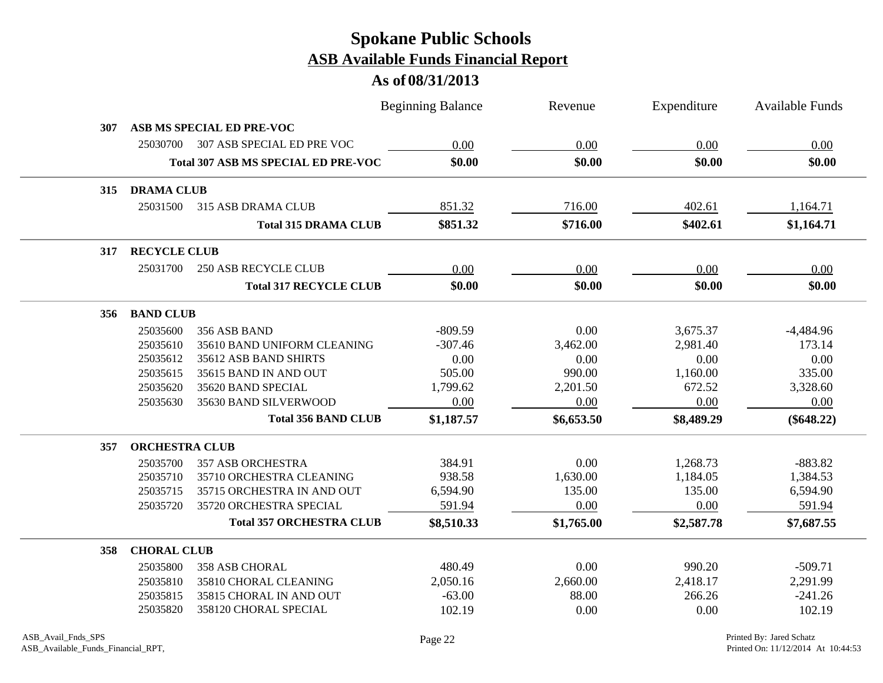# Spokane Public Schools
## ASB Available Funds Financial Report
### As of 08/31/2013

| | | | Beginning Balance | Revenue | Expenditure | Available Funds |
|---|---|---|---|---|---|---|
| **307** | **ASB MS SPECIAL ED PRE-VOC** | | | | | |
| | 25030700 | 307 ASB SPECIAL ED PRE VOC | 0.00 | 0.00 | 0.00 | 0.00 |
| | | **Total 307 ASB MS SPECIAL ED PRE-VOC** | **$0.00** | **$0.00** | **$0.00** | **$0.00** |
| **315** | **DRAMA CLUB** | | | | | |
| | 25031500 | 315 ASB DRAMA CLUB | 851.32 | 716.00 | 402.61 | 1,164.71 |
| | | **Total 315 DRAMA CLUB** | **$851.32** | **$716.00** | **$402.61** | **$1,164.71** |
| **317** | **RECYCLE CLUB** | | | | | |
| | 25031700 | 250 ASB RECYCLE CLUB | 0.00 | 0.00 | 0.00 | 0.00 |
| | | **Total 317 RECYCLE CLUB** | **$0.00** | **$0.00** | **$0.00** | **$0.00** |
| **356** | **BAND CLUB** | | | | | |
| | 25035600 | 356 ASB BAND | -809.59 | 0.00 | 3,675.37 | -4,484.96 |
| | 25035610 | 35610 BAND UNIFORM CLEANING | -307.46 | 3,462.00 | 2,981.40 | 173.14 |
| | 25035612 | 35612 ASB BAND SHIRTS | 0.00 | 0.00 | 0.00 | 0.00 |
| | 25035615 | 35615 BAND IN AND OUT | 505.00 | 990.00 | 1,160.00 | 335.00 |
| | 25035620 | 35620 BAND SPECIAL | 1,799.62 | 2,201.50 | 672.52 | 3,328.60 |
| | 25035630 | 35630 BAND SILVERWOOD | 0.00 | 0.00 | 0.00 | 0.00 |
| | | **Total 356 BAND CLUB** | **$1,187.57** | **$6,653.50** | **$8,489.29** | **($648.22)** |
| **357** | **ORCHESTRA CLUB** | | | | | |
| | 25035700 | 357 ASB ORCHESTRA | 384.91 | 0.00 | 1,268.73 | -883.82 |
| | 25035710 | 35710 ORCHESTRA CLEANING | 938.58 | 1,630.00 | 1,184.05 | 1,384.53 |
| | 25035715 | 35715 ORCHESTRA IN AND OUT | 6,594.90 | 135.00 | 135.00 | 6,594.90 |
| | 25035720 | 35720 ORCHESTRA SPECIAL | 591.94 | 0.00 | 0.00 | 591.94 |
| | | **Total 357 ORCHESTRA CLUB** | **$8,510.33** | **$1,765.00** | **$2,587.78** | **$7,687.55** |
| **358** | **CHORAL CLUB** | | | | | |
| | 25035800 | 358 ASB CHORAL | 480.49 | 0.00 | 990.20 | -509.71 |
| | 25035810 | 35810 CHORAL CLEANING | 2,050.16 | 2,660.00 | 2,418.17 | 2,291.99 |
| | 25035815 | 35815 CHORAL IN AND OUT | -63.00 | 88.00 | 266.26 | -241.26 |
| | 25035820 | 358120 CHORAL SPECIAL | 102.19 | 0.00 | 0.00 | 102.19 |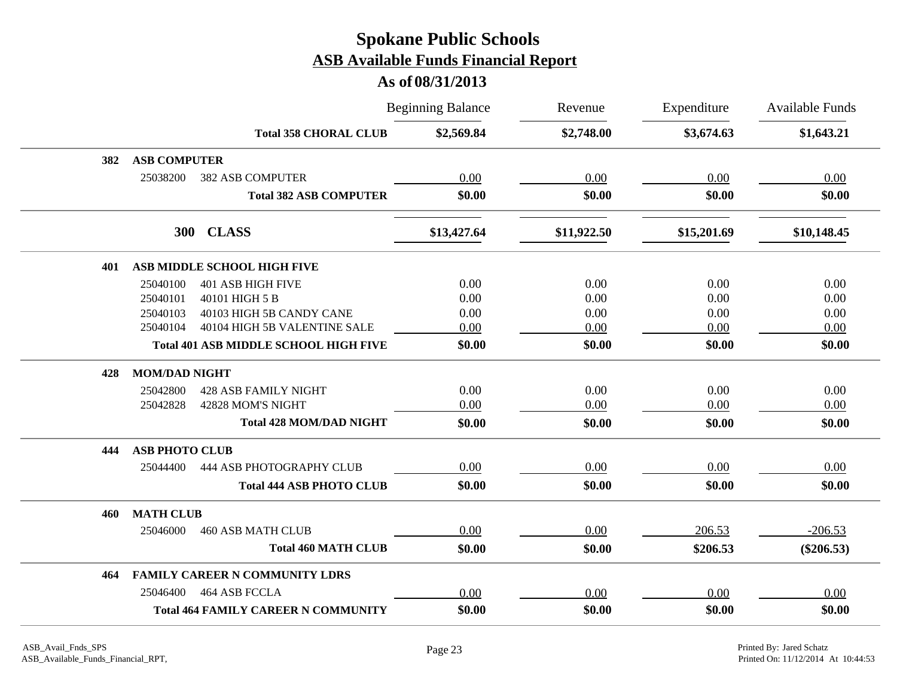# Spokane Public Schools

## ASB Available Funds Financial Report

### As of 08/31/2013

| | | Beginning Balance | Revenue | Expenditure | Available Funds |
|---|---|---|---|---|---|
| | **Total 358 CHORAL CLUB** | **$2,569.84** | **$2,748.00** | **$3,674.63** | **$1,643.21** |
| **382** | **ASB COMPUTER** | | | | |
| 25038200 | 382 ASB COMPUTER | 0.00 | 0.00 | 0.00 | 0.00 |
| | **Total 382 ASB COMPUTER** | **$0.00** | **$0.00** | **$0.00** | **$0.00** |
| **300** | **CLASS** | **$13,427.64** | **$11,922.50** | **$15,201.69** | **$10,148.45** |
| **401** | **ASB MIDDLE SCHOOL HIGH FIVE** | | | | |
| 25040100 | 401 ASB HIGH FIVE | 0.00 | 0.00 | 0.00 | 0.00 |
| 25040101 | 40101 HIGH 5 B | 0.00 | 0.00 | 0.00 | 0.00 |
| 25040103 | 40103 HIGH 5B CANDY CANE | 0.00 | 0.00 | 0.00 | 0.00 |
| 25040104 | 40104 HIGH 5B VALENTINE SALE | 0.00 | 0.00 | 0.00 | 0.00 |
| | **Total 401 ASB MIDDLE SCHOOL HIGH FIVE** | **$0.00** | **$0.00** | **$0.00** | **$0.00** |
| **428** | **MOM/DAD NIGHT** | | | | |
| 25042800 | 428 ASB FAMILY NIGHT | 0.00 | 0.00 | 0.00 | 0.00 |
| 25042828 | 42828 MOM'S NIGHT | 0.00 | 0.00 | 0.00 | 0.00 |
| | **Total 428 MOM/DAD NIGHT** | **$0.00** | **$0.00** | **$0.00** | **$0.00** |
| **444** | **ASB PHOTO CLUB** | | | | |
| 25044400 | 444 ASB PHOTOGRAPHY CLUB | 0.00 | 0.00 | 0.00 | 0.00 |
| | **Total 444 ASB PHOTO CLUB** | **$0.00** | **$0.00** | **$0.00** | **$0.00** |
| **460** | **MATH CLUB** | | | | |
| 25046000 | 460 ASB MATH CLUB | 0.00 | 0.00 | 206.53 | -206.53 |
| | **Total 460 MATH CLUB** | **$0.00** | **$0.00** | **$206.53** | **($206.53)** |
| **464** | **FAMILY CAREER N COMMUNITY LDRS** | | | | |
| 25046400 | 464 ASB FCCLA | 0.00 | 0.00 | 0.00 | 0.00 |
| | **Total 464 FAMILY CAREER N COMMUNITY** | **$0.00** | **$0.00** | **$0.00** | **$0.00** |

ASB_Avail_Fnds_SPS
ASB_Available_Funds_Financial_RPT,

Printed By: Jared Schatz
Printed On: 11/12/2014 At 10:44:53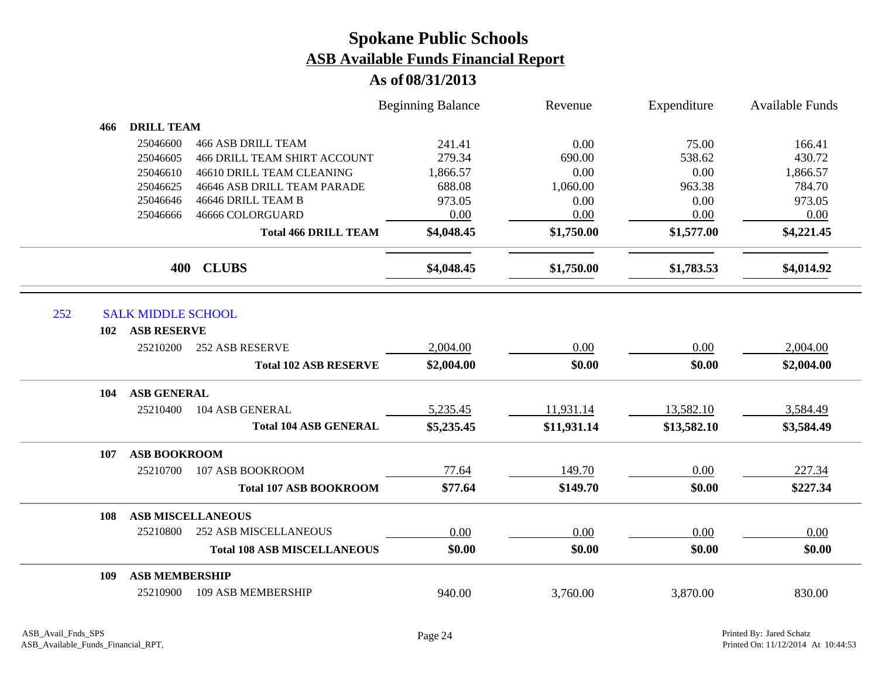# Spokane Public Schools

## ASB Available Funds Financial Report

### As of 08/31/2013

| | | | Beginning Balance | Revenue | Expenditure | Available Funds |
|---|---|---|---|---|---|---|
| **466** | **DRILL TEAM** | | | | | |
| | 25046600 | 466 ASB DRILL TEAM | 241.41 | 0.00 | 75.00 | 166.41 |
| | 25046605 | 466 DRILL TEAM SHIRT ACCOUNT | 279.34 | 690.00 | 538.62 | 430.72 |
| | 25046610 | 46610 DRILL TEAM CLEANING | 1,866.57 | 0.00 | 0.00 | 1,866.57 |
| | 25046625 | 46646 ASB DRILL TEAM PARADE | 688.08 | 1,060.00 | 963.38 | 784.70 |
| | 25046646 | 46646 DRILL TEAM B | 973.05 | 0.00 | 0.00 | 973.05 |
| | 25046666 | 46666 COLORGUARD | 0.00 | 0.00 | 0.00 | 0.00 |
| | | **Total 466 DRILL TEAM** | **$4,048.45** | **$1,750.00** | **$1,577.00** | **$4,221.45** |
| | | **400 CLUBS** | **$4,048.45** | **$1,750.00** | **$1,783.53** | **$4,014.92** |

**252 SALK MIDDLE SCHOOL**

| | | | Beginning Balance | Revenue | Expenditure | Available Funds |
|---|---|---|---|---|---|---|
| **102** | **ASB RESERVE** | | | | | |
| | 25210200 | 252 ASB RESERVE | 2,004.00 | 0.00 | 0.00 | 2,004.00 |
| | | **Total 102 ASB RESERVE** | **$2,004.00** | **$0.00** | **$0.00** | **$2,004.00** |
| **104** | **ASB GENERAL** | | | | | |
| | 25210400 | 104 ASB GENERAL | 5,235.45 | 11,931.14 | 13,582.10 | 3,584.49 |
| | | **Total 104 ASB GENERAL** | **$5,235.45** | **$11,931.14** | **$13,582.10** | **$3,584.49** |
| **107** | **ASB BOOKROOM** | | | | | |
| | 25210700 | 107 ASB BOOKROOM | 77.64 | 149.70 | 0.00 | 227.34 |
| | | **Total 107 ASB BOOKROOM** | **$77.64** | **$149.70** | **$0.00** | **$227.34** |
| **108** | **ASB MISCELLANEOUS** | | | | | |
| | 25210800 | 252 ASB MISCELLANEOUS | 0.00 | 0.00 | 0.00 | 0.00 |
| | | **Total 108 ASB MISCELLANEOUS** | **$0.00** | **$0.00** | **$0.00** | **$0.00** |
| **109** | **ASB MEMBERSHIP** | | | | | |
| | 25210900 | 109 ASB MEMBERSHIP | 940.00 | 3,760.00 | 3,870.00 | 830.00 |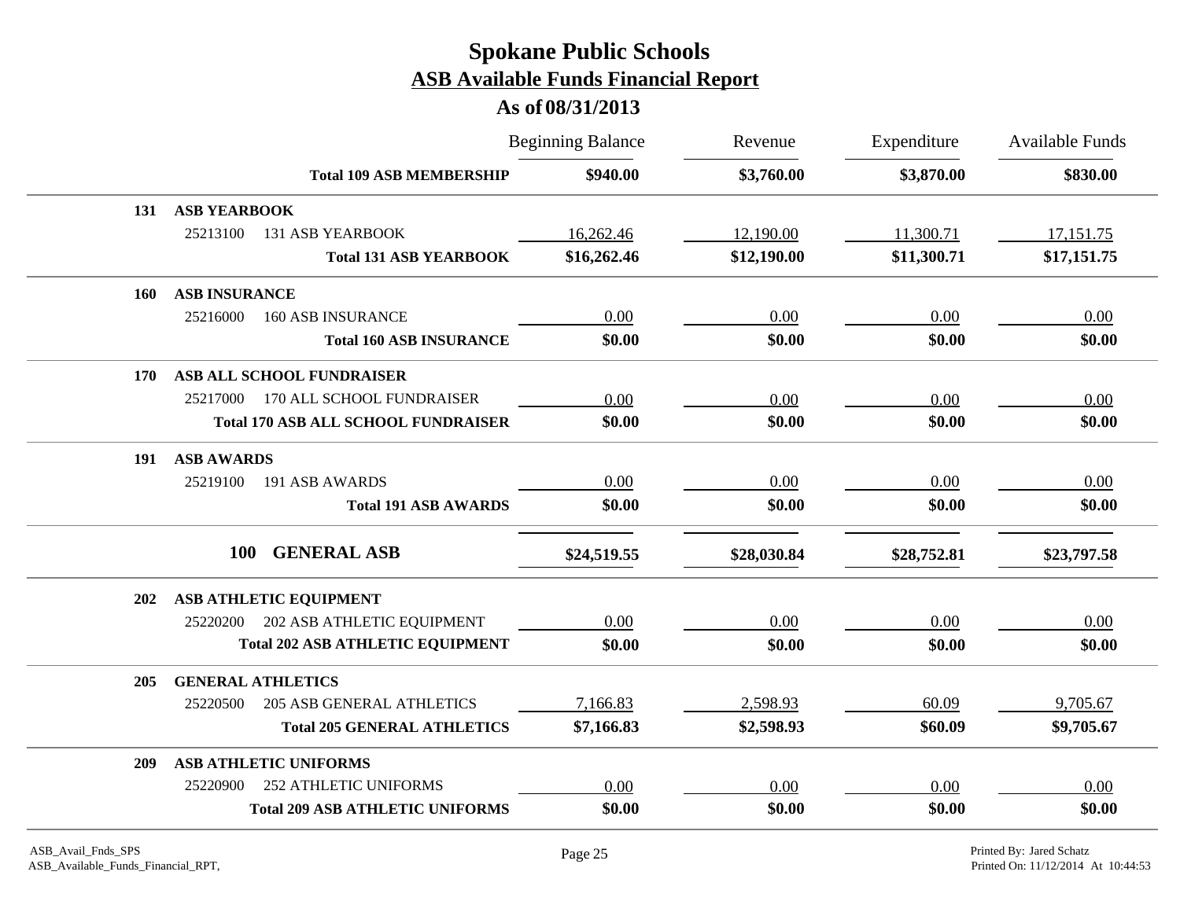# Spokane Public Schools

## ASB Available Funds Financial Report

### As of 08/31/2013

| | | Beginning Balance | Revenue | Expenditure | Available Funds |
|---|---|---|---|---|---|
| | **Total 109 ASB MEMBERSHIP** | **$940.00** | **$3,760.00** | **$3,870.00** | **$830.00** |
| **131** | **ASB YEARBOOK** | | | | |
| 25213100 | 131 ASB YEARBOOK | 16,262.46 | 12,190.00 | 11,300.71 | 17,151.75 |
| | **Total 131 ASB YEARBOOK** | **$16,262.46** | **$12,190.00** | **$11,300.71** | **$17,151.75** |
| **160** | **ASB INSURANCE** | | | | |
| 25216000 | 160 ASB INSURANCE | 0.00 | 0.00 | 0.00 | 0.00 |
| | **Total 160 ASB INSURANCE** | **$0.00** | **$0.00** | **$0.00** | **$0.00** |
| **170** | **ASB ALL SCHOOL FUNDRAISER** | | | | |
| 25217000 | 170 ALL SCHOOL FUNDRAISER | 0.00 | 0.00 | 0.00 | 0.00 |
| | **Total 170 ASB ALL SCHOOL FUNDRAISER** | **$0.00** | **$0.00** | **$0.00** | **$0.00** |
| **191** | **ASB AWARDS** | | | | |
| 25219100 | 191 ASB AWARDS | 0.00 | 0.00 | 0.00 | 0.00 |
| | **Total 191 ASB AWARDS** | **$0.00** | **$0.00** | **$0.00** | **$0.00** |
| **100** | **GENERAL ASB** | **$24,519.55** | **$28,030.84** | **$28,752.81** | **$23,797.58** |
| **202** | **ASB ATHLETIC EQUIPMENT** | | | | |
| 25220200 | 202 ASB ATHLETIC EQUIPMENT | 0.00 | 0.00 | 0.00 | 0.00 |
| | **Total 202 ASB ATHLETIC EQUIPMENT** | **$0.00** | **$0.00** | **$0.00** | **$0.00** |
| **205** | **GENERAL ATHLETICS** | | | | |
| 25220500 | 205 ASB GENERAL ATHLETICS | 7,166.83 | 2,598.93 | 60.09 | 9,705.67 |
| | **Total 205 GENERAL ATHLETICS** | **$7,166.83** | **$2,598.93** | **$60.09** | **$9,705.67** |
| **209** | **ASB ATHLETIC UNIFORMS** | | | | |
| 25220900 | 252 ATHLETIC UNIFORMS | 0.00 | 0.00 | 0.00 | 0.00 |
| | **Total 209 ASB ATHLETIC UNIFORMS** | **$0.00** | **$0.00** | **$0.00** | **$0.00** |

ASB_Avail_Fnds_SPS
ASB_Available_Funds_Financial_RPT,

Printed By: Jared Schatz
Printed On: 11/12/2014 At 10:44:53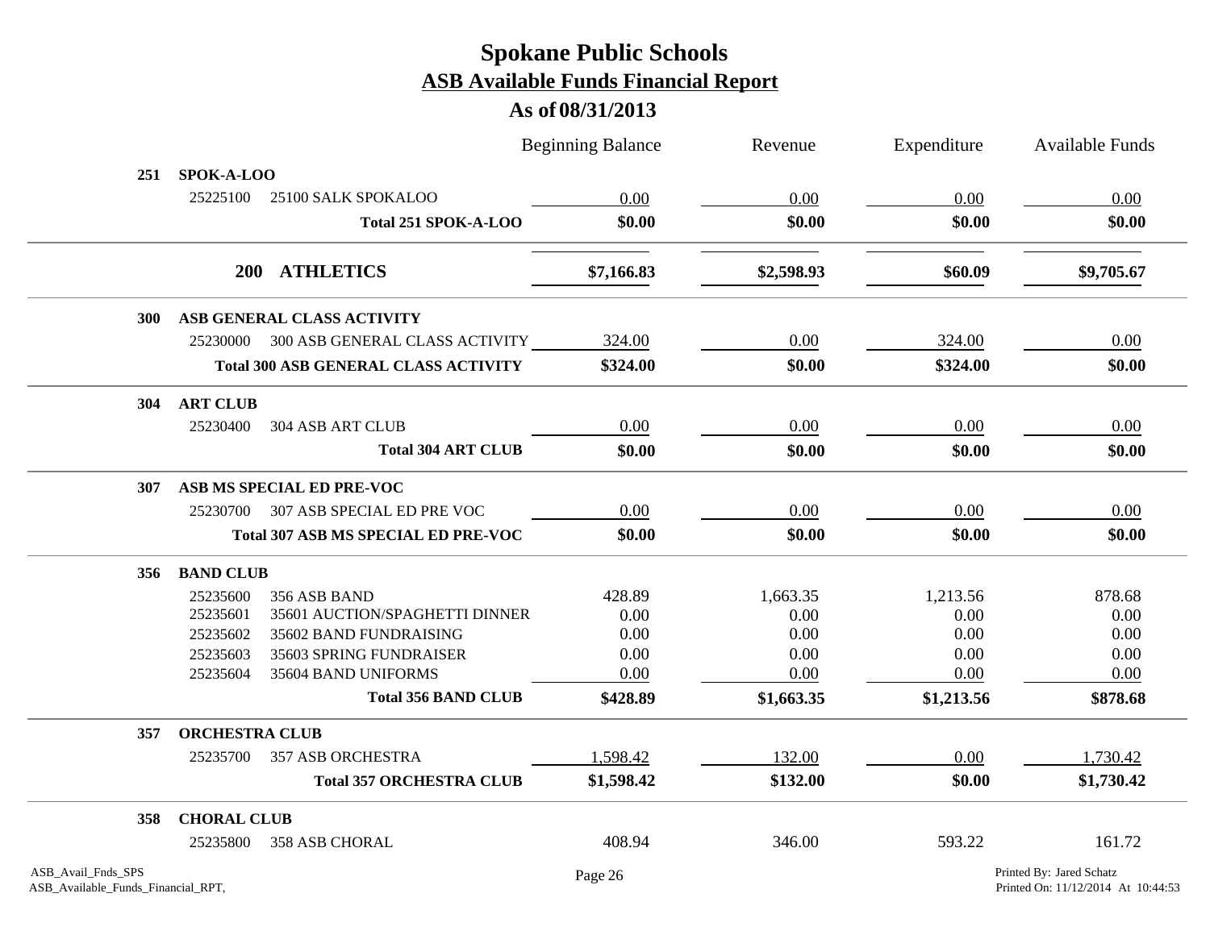# Spokane Public Schools

## ASB Available Funds Financial Report

### As of 08/31/2013

| Code | Account | Description | Beginning Balance | Revenue | Expenditure | Available Funds |
|---|---|---|---|---|---|---|
| **251** | **SPOK-A-LOO** | | | | | |
| | 25225100 | 25100 SALK SPOKALOO | 0.00 | 0.00 | 0.00 | 0.00 |
| | | **Total 251 SPOK-A-LOO** | **$0.00** | **$0.00** | **$0.00** | **$0.00** |
| **200** | **ATHLETICS** | | **$7,166.83** | **$2,598.93** | **$60.09** | **$9,705.67** |
| **300** | **ASB GENERAL CLASS ACTIVITY** | | | | | |
| | 25230000 | 300 ASB GENERAL CLASS ACTIVITY | 324.00 | 0.00 | 324.00 | 0.00 |
| | | **Total 300 ASB GENERAL CLASS ACTIVITY** | **$324.00** | **$0.00** | **$324.00** | **$0.00** |
| **304** | **ART CLUB** | | | | | |
| | 25230400 | 304 ASB ART CLUB | 0.00 | 0.00 | 0.00 | 0.00 |
| | | **Total 304 ART CLUB** | **$0.00** | **$0.00** | **$0.00** | **$0.00** |
| **307** | **ASB MS SPECIAL ED PRE-VOC** | | | | | |
| | 25230700 | 307 ASB SPECIAL ED PRE VOC | 0.00 | 0.00 | 0.00 | 0.00 |
| | | **Total 307 ASB MS SPECIAL ED PRE-VOC** | **$0.00** | **$0.00** | **$0.00** | **$0.00** |
| **356** | **BAND CLUB** | | | | | |
| | 25235600 | 356 ASB BAND | 428.89 | 1,663.35 | 1,213.56 | 878.68 |
| | 25235601 | 35601 AUCTION/SPAGHETTI DINNER | 0.00 | 0.00 | 0.00 | 0.00 |
| | 25235602 | 35602 BAND FUNDRAISING | 0.00 | 0.00 | 0.00 | 0.00 |
| | 25235603 | 35603 SPRING FUNDRAISER | 0.00 | 0.00 | 0.00 | 0.00 |
| | 25235604 | 35604 BAND UNIFORMS | 0.00 | 0.00 | 0.00 | 0.00 |
| | | **Total 356 BAND CLUB** | **$428.89** | **$1,663.35** | **$1,213.56** | **$878.68** |
| **357** | **ORCHESTRA CLUB** | | | | | |
| | 25235700 | 357 ASB ORCHESTRA | 1,598.42 | 132.00 | 0.00 | 1,730.42 |
| | | **Total 357 ORCHESTRA CLUB** | **$1,598.42** | **$132.00** | **$0.00** | **$1,730.42** |
| **358** | **CHORAL CLUB** | | | | | |
| | 25235800 | 358 ASB CHORAL | 408.94 | 346.00 | 593.22 | 161.72 |

ASB_Avail_Fnds_SPS
ASB_Available_Funds_Financial_RPT,

Printed By: Jared Schatz
Printed On: 11/12/2014 At 10:44:53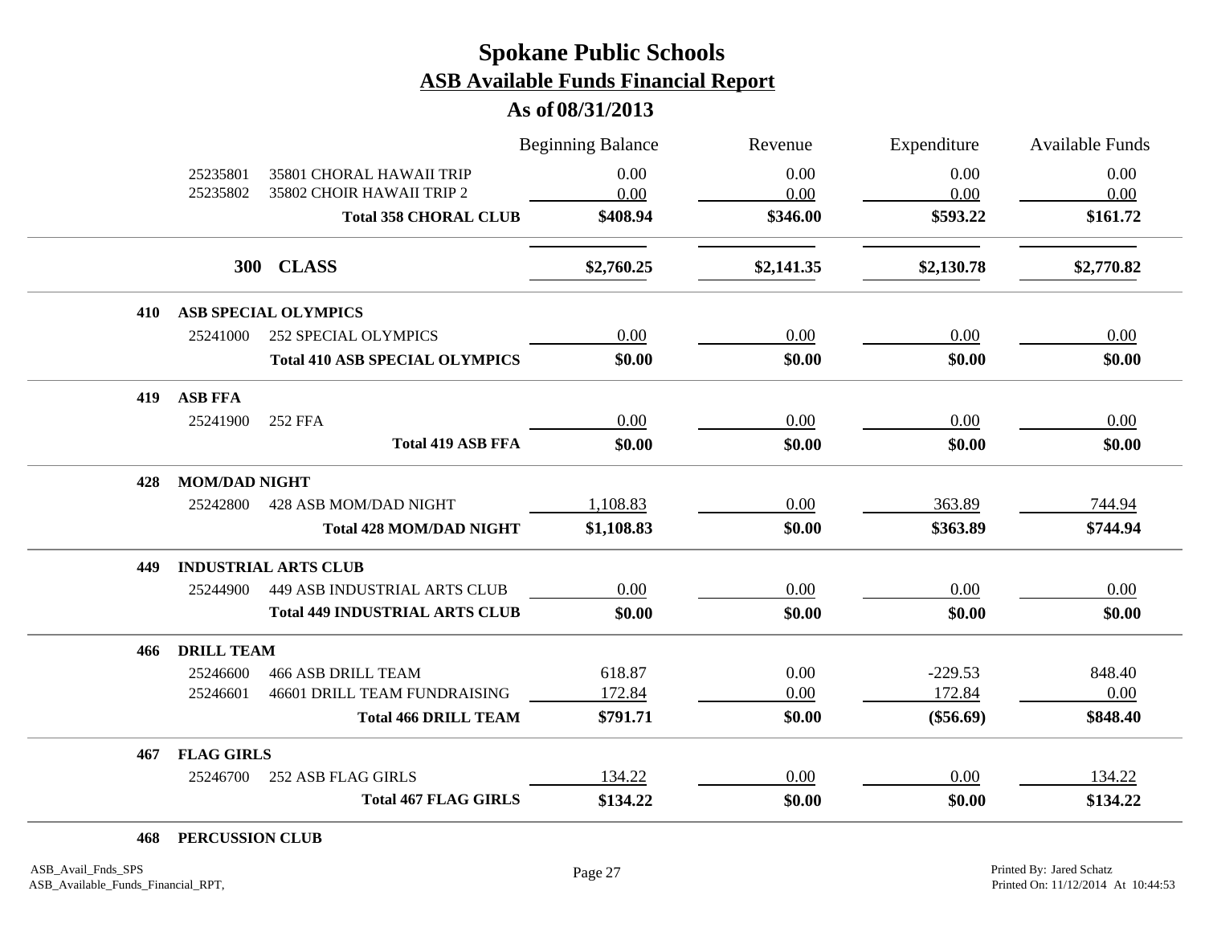# Spokane Public Schools
## ASB Available Funds Financial Report
### As of 08/31/2013

| | | | Beginning Balance | Revenue | Expenditure | Available Funds |
|---|---|---|---|---|---|---|
| | 25235801 | 35801 CHORAL HAWAII TRIP | 0.00 | 0.00 | 0.00 | 0.00 |
| | 25235802 | 35802 CHOIR HAWAII TRIP 2 | 0.00 | 0.00 | 0.00 | 0.00 |
| | | **Total 358 CHORAL CLUB** | **$408.94** | **$346.00** | **$593.22** | **$161.72** |
| **300** | **CLASS** | | **$2,760.25** | **$2,141.35** | **$2,130.78** | **$2,770.82** |
| **410** | **ASB SPECIAL OLYMPICS** | | | | | |
| | 25241000 | 252 SPECIAL OLYMPICS | 0.00 | 0.00 | 0.00 | 0.00 |
| | | **Total 410 ASB SPECIAL OLYMPICS** | **$0.00** | **$0.00** | **$0.00** | **$0.00** |
| **419** | **ASB FFA** | | | | | |
| | 25241900 | 252 FFA | 0.00 | 0.00 | 0.00 | 0.00 |
| | | **Total 419 ASB FFA** | **$0.00** | **$0.00** | **$0.00** | **$0.00** |
| **428** | **MOM/DAD NIGHT** | | | | | |
| | 25242800 | 428 ASB MOM/DAD NIGHT | 1,108.83 | 0.00 | 363.89 | 744.94 |
| | | **Total 428 MOM/DAD NIGHT** | **$1,108.83** | **$0.00** | **$363.89** | **$744.94** |
| **449** | **INDUSTRIAL ARTS CLUB** | | | | | |
| | 25244900 | 449 ASB INDUSTRIAL ARTS CLUB | 0.00 | 0.00 | 0.00 | 0.00 |
| | | **Total 449 INDUSTRIAL ARTS CLUB** | **$0.00** | **$0.00** | **$0.00** | **$0.00** |
| **466** | **DRILL TEAM** | | | | | |
| | 25246600 | 466 ASB DRILL TEAM | 618.87 | 0.00 | -229.53 | 848.40 |
| | 25246601 | 46601 DRILL TEAM FUNDRAISING | 172.84 | 0.00 | 172.84 | 0.00 |
| | | **Total 466 DRILL TEAM** | **$791.71** | **$0.00** | **($56.69)** | **$848.40** |
| **467** | **FLAG GIRLS** | | | | | |
| | 25246700 | 252 ASB FLAG GIRLS | 134.22 | 0.00 | 0.00 | 134.22 |
| | | **Total 467 FLAG GIRLS** | **$134.22** | **$0.00** | **$0.00** | **$134.22** |
| **468** | **PERCUSSION CLUB** | | | | | |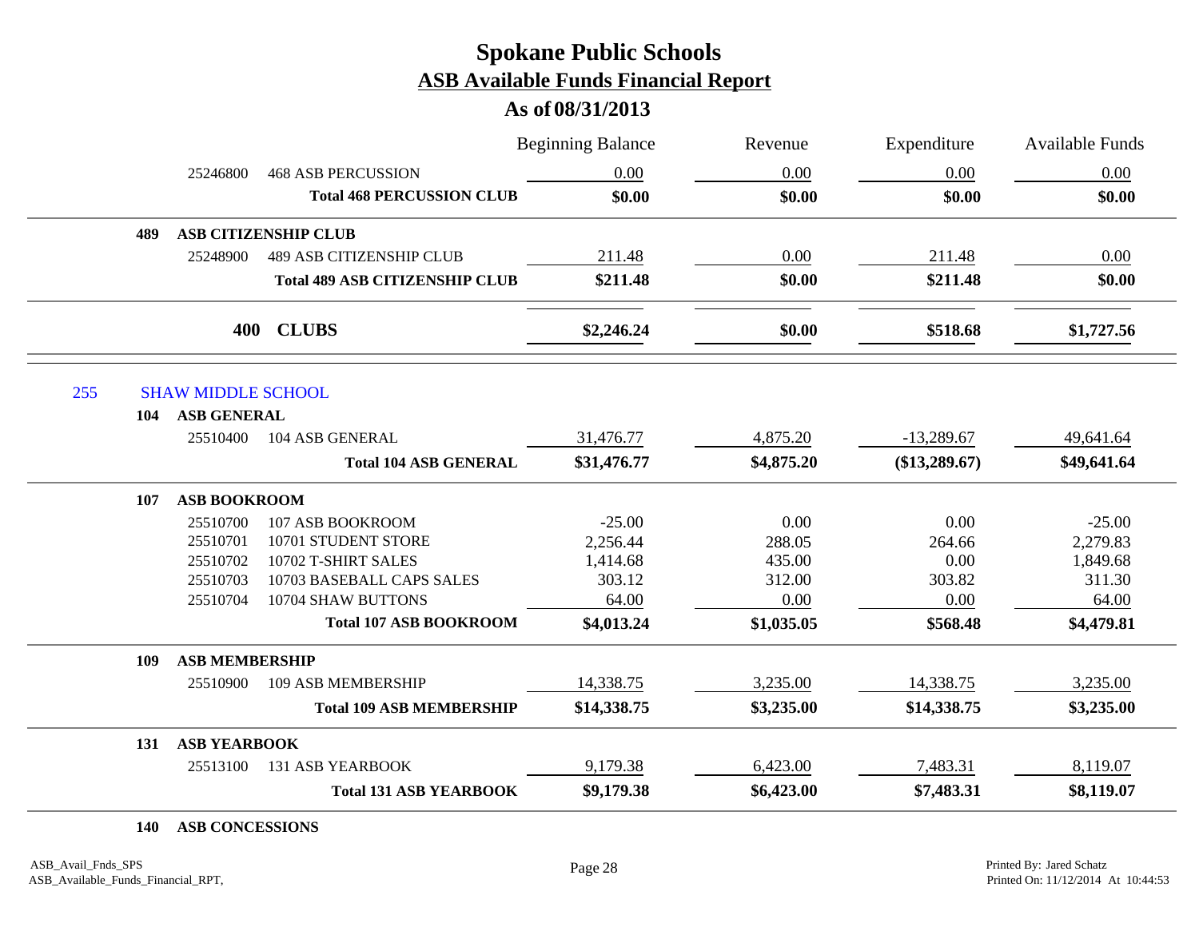# Spokane Public Schools
## ASB Available Funds Financial Report
### As of 08/31/2013

| | | Beginning Balance | Revenue | Expenditure | Available Funds |
|---|---|---|---|---|---|
| 25246800 | 468 ASB PERCUSSION | 0.00 | 0.00 | 0.00 | 0.00 |
| | **Total 468 PERCUSSION CLUB** | **$0.00** | **$0.00** | **$0.00** | **$0.00** |
| **489** | **ASB CITIZENSHIP CLUB** | | | | |
| 25248900 | 489 ASB CITIZENSHIP CLUB | 211.48 | 0.00 | 211.48 | 0.00 |
| | **Total 489 ASB CITIZENSHIP CLUB** | **$211.48** | **$0.00** | **$211.48** | **$0.00** |
| **400** | **CLUBS** | **$2,246.24** | **$0.00** | **$518.68** | **$1,727.56** |

255 SHAW MIDDLE SCHOOL

| | | Beginning Balance | Revenue | Expenditure | Available Funds |
|---|---|---|---|---|---|
| **104** | **ASB GENERAL** | | | | |
| 25510400 | 104 ASB GENERAL | 31,476.77 | 4,875.20 | -13,289.67 | 49,641.64 |
| | **Total 104 ASB GENERAL** | **$31,476.77** | **$4,875.20** | **($13,289.67)** | **$49,641.64** |
| **107** | **ASB BOOKROOM** | | | | |
| 25510700 | 107 ASB BOOKROOM | -25.00 | 0.00 | 0.00 | -25.00 |
| 25510701 | 10701 STUDENT STORE | 2,256.44 | 288.05 | 264.66 | 2,279.83 |
| 25510702 | 10702 T-SHIRT SALES | 1,414.68 | 435.00 | 0.00 | 1,849.68 |
| 25510703 | 10703 BASEBALL CAPS SALES | 303.12 | 312.00 | 303.82 | 311.30 |
| 25510704 | 10704 SHAW BUTTONS | 64.00 | 0.00 | 0.00 | 64.00 |
| | **Total 107 ASB BOOKROOM** | **$4,013.24** | **$1,035.05** | **$568.48** | **$4,479.81** |
| **109** | **ASB MEMBERSHIP** | | | | |
| 25510900 | 109 ASB MEMBERSHIP | 14,338.75 | 3,235.00 | 14,338.75 | 3,235.00 |
| | **Total 109 ASB MEMBERSHIP** | **$14,338.75** | **$3,235.00** | **$14,338.75** | **$3,235.00** |
| **131** | **ASB YEARBOOK** | | | | |
| 25513100 | 131 ASB YEARBOOK | 9,179.38 | 6,423.00 | 7,483.31 | 8,119.07 |
| | **Total 131 ASB YEARBOOK** | **$9,179.38** | **$6,423.00** | **$7,483.31** | **$8,119.07** |
| **140** | **ASB CONCESSIONS** | | | | |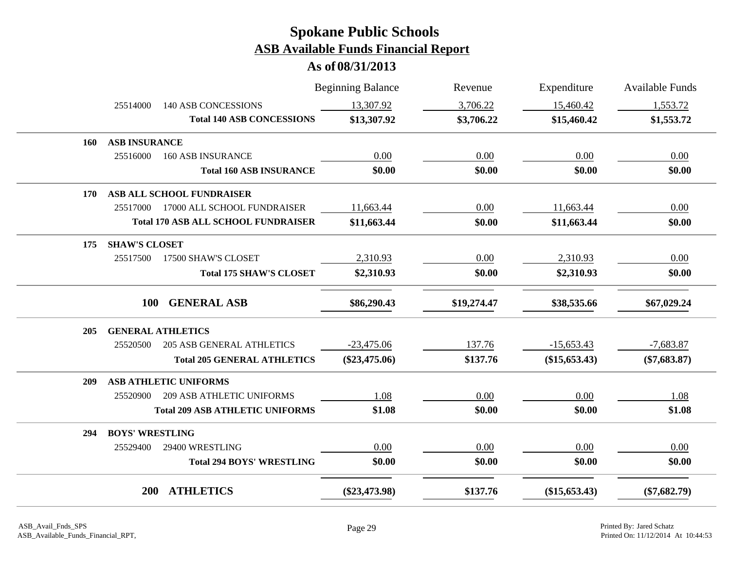# Spokane Public Schools

## ASB Available Funds Financial Report

### As of 08/31/2013

| | | Beginning Balance | Revenue | Expenditure | Available Funds |
|---|---|---|---|---|---|
| | 25514000 140 ASB CONCESSIONS | 13,307.92 | 3,706.22 | 15,460.42 | 1,553.72 |
| | **Total 140 ASB CONCESSIONS** | **$13,307.92** | **$3,706.22** | **$15,460.42** | **$1,553.72** |
| **160** | **ASB INSURANCE** | | | | |
| | 25516000 160 ASB INSURANCE | 0.00 | 0.00 | 0.00 | 0.00 |
| | **Total 160 ASB INSURANCE** | **$0.00** | **$0.00** | **$0.00** | **$0.00** |
| **170** | **ASB ALL SCHOOL FUNDRAISER** | | | | |
| | 25517000 17000 ALL SCHOOL FUNDRAISER | 11,663.44 | 0.00 | 11,663.44 | 0.00 |
| | **Total 170 ASB ALL SCHOOL FUNDRAISER** | **$11,663.44** | **$0.00** | **$11,663.44** | **$0.00** |
| **175** | **SHAW'S CLOSET** | | | | |
| | 25517500 17500 SHAW'S CLOSET | 2,310.93 | 0.00 | 2,310.93 | 0.00 |
| | **Total 175 SHAW'S CLOSET** | **$2,310.93** | **$0.00** | **$2,310.93** | **$0.00** |
| | **100 GENERAL ASB** | **$86,290.43** | **$19,274.47** | **$38,535.66** | **$67,029.24** |
| **205** | **GENERAL ATHLETICS** | | | | |
| | 25520500 205 ASB GENERAL ATHLETICS | -23,475.06 | 137.76 | -15,653.43 | -7,683.87 |
| | **Total 205 GENERAL ATHLETICS** | **($23,475.06)** | **$137.76** | **($15,653.43)** | **($7,683.87)** |
| **209** | **ASB ATHLETIC UNIFORMS** | | | | |
| | 25520900 209 ASB ATHLETIC UNIFORMS | 1.08 | 0.00 | 0.00 | 1.08 |
| | **Total 209 ASB ATHLETIC UNIFORMS** | **$1.08** | **$0.00** | **$0.00** | **$1.08** |
| **294** | **BOYS' WRESTLING** | | | | |
| | 25529400 29400 WRESTLING | 0.00 | 0.00 | 0.00 | 0.00 |
| | **Total 294 BOYS' WRESTLING** | **$0.00** | **$0.00** | **$0.00** | **$0.00** |
| | **200 ATHLETICS** | **($23,473.98)** | **$137.76** | **($15,653.43)** | **($7,682.79)** |

ASB_Avail_Fnds_SPS
ASB_Available_Funds_Financial_RPT,

Printed By: Jared Schatz
Printed On: 11/12/2014 At 10:44:53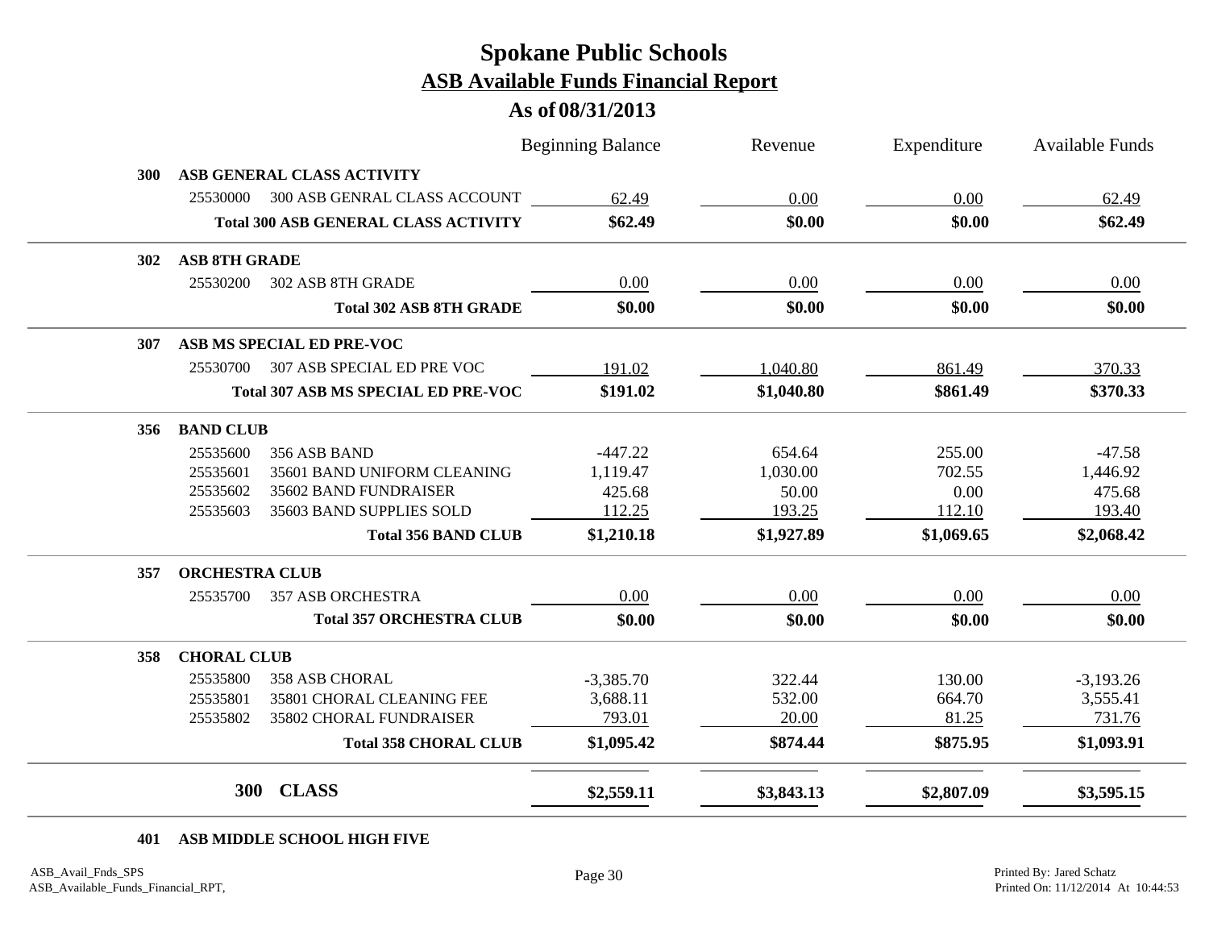# Spokane Public Schools

## ASB Available Funds Financial Report

### As of 08/31/2013

| | | | Beginning Balance | Revenue | Expenditure | Available Funds |
|---|---|---|---|---|---|---|
| **300** | **ASB GENERAL CLASS ACTIVITY** | | | | | |
| | 25530000 | 300 ASB GENRAL CLASS ACCOUNT | 62.49 | 0.00 | 0.00 | 62.49 |
| | | **Total 300 ASB GENERAL CLASS ACTIVITY** | **$62.49** | **$0.00** | **$0.00** | **$62.49** |
| **302** | **ASB 8TH GRADE** | | | | | |
| | 25530200 | 302 ASB 8TH GRADE | 0.00 | 0.00 | 0.00 | 0.00 |
| | | **Total 302 ASB 8TH GRADE** | **$0.00** | **$0.00** | **$0.00** | **$0.00** |
| **307** | **ASB MS SPECIAL ED PRE-VOC** | | | | | |
| | 25530700 | 307 ASB SPECIAL ED PRE VOC | 191.02 | 1,040.80 | 861.49 | 370.33 |
| | | **Total 307 ASB MS SPECIAL ED PRE-VOC** | **$191.02** | **$1,040.80** | **$861.49** | **$370.33** |
| **356** | **BAND CLUB** | | | | | |
| | 25535600 | 356 ASB BAND | -447.22 | 654.64 | 255.00 | -47.58 |
| | 25535601 | 35601 BAND UNIFORM CLEANING | 1,119.47 | 1,030.00 | 702.55 | 1,446.92 |
| | 25535602 | 35602 BAND FUNDRAISER | 425.68 | 50.00 | 0.00 | 475.68 |
| | 25535603 | 35603 BAND SUPPLIES SOLD | 112.25 | 193.25 | 112.10 | 193.40 |
| | | **Total 356 BAND CLUB** | **$1,210.18** | **$1,927.89** | **$1,069.65** | **$2,068.42** |
| **357** | **ORCHESTRA CLUB** | | | | | |
| | 25535700 | 357 ASB ORCHESTRA | 0.00 | 0.00 | 0.00 | 0.00 |
| | | **Total 357 ORCHESTRA CLUB** | **$0.00** | **$0.00** | **$0.00** | **$0.00** |
| **358** | **CHORAL CLUB** | | | | | |
| | 25535800 | 358 ASB CHORAL | -3,385.70 | 322.44 | 130.00 | -3,193.26 |
| | 25535801 | 35801 CHORAL CLEANING FEE | 3,688.11 | 532.00 | 664.70 | 3,555.41 |
| | 25535802 | 35802 CHORAL FUNDRAISER | 793.01 | 20.00 | 81.25 | 731.76 |
| | | **Total 358 CHORAL CLUB** | **$1,095.42** | **$874.44** | **$875.95** | **$1,093.91** |
| | **300** | **CLASS** | **$2,559.11** | **$3,843.13** | **$2,807.09** | **$3,595.15** |

**401 ASB MIDDLE SCHOOL HIGH FIVE**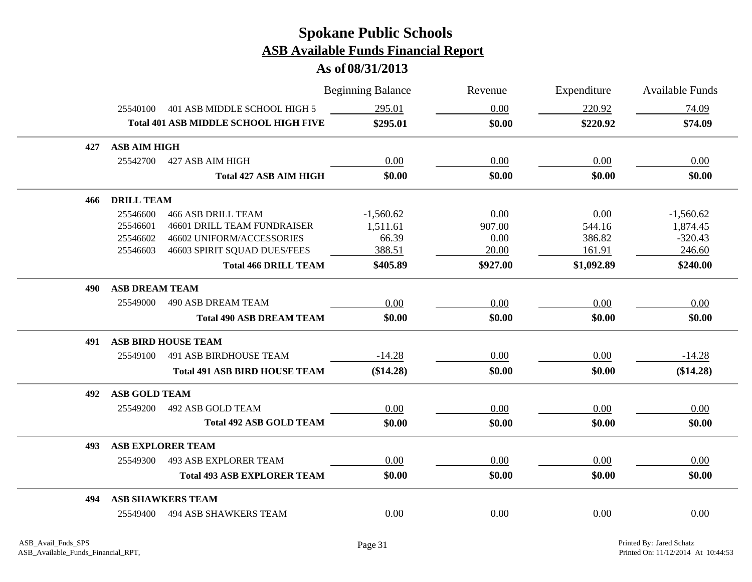# Spokane Public Schools

## ASB Available Funds Financial Report

### As of 08/31/2013

| | | Beginning Balance | Revenue | Expenditure | Available Funds |
|---|---|---|---|---|---|
| 25540100 | 401 ASB MIDDLE SCHOOL HIGH 5 | 295.01 | 0.00 | 220.92 | 74.09 |
| | **Total 401 ASB MIDDLE SCHOOL HIGH FIVE** | **$295.01** | **$0.00** | **$220.92** | **$74.09** |
| **427** | **ASB AIM HIGH** | | | | |
| 25542700 | 427 ASB AIM HIGH | 0.00 | 0.00 | 0.00 | 0.00 |
| | **Total 427 ASB AIM HIGH** | **$0.00** | **$0.00** | **$0.00** | **$0.00** |
| **466** | **DRILL TEAM** | | | | |
| 25546600 | 466 ASB DRILL TEAM | -1,560.62 | 0.00 | 0.00 | -1,560.62 |
| 25546601 | 46601 DRILL TEAM FUNDRAISER | 1,511.61 | 907.00 | 544.16 | 1,874.45 |
| 25546602 | 46602 UNIFORM/ACCESSORIES | 66.39 | 0.00 | 386.82 | -320.43 |
| 25546603 | 46603 SPIRIT SQUAD DUES/FEES | 388.51 | 20.00 | 161.91 | 246.60 |
| | **Total 466 DRILL TEAM** | **$405.89** | **$927.00** | **$1,092.89** | **$240.00** |
| **490** | **ASB DREAM TEAM** | | | | |
| 25549000 | 490 ASB DREAM TEAM | 0.00 | 0.00 | 0.00 | 0.00 |
| | **Total 490 ASB DREAM TEAM** | **$0.00** | **$0.00** | **$0.00** | **$0.00** |
| **491** | **ASB BIRD HOUSE TEAM** | | | | |
| 25549100 | 491 ASB BIRDHOUSE TEAM | -14.28 | 0.00 | 0.00 | -14.28 |
| | **Total 491 ASB BIRD HOUSE TEAM** | **($14.28)** | **$0.00** | **$0.00** | **($14.28)** |
| **492** | **ASB GOLD TEAM** | | | | |
| 25549200 | 492 ASB GOLD TEAM | 0.00 | 0.00 | 0.00 | 0.00 |
| | **Total 492 ASB GOLD TEAM** | **$0.00** | **$0.00** | **$0.00** | **$0.00** |
| **493** | **ASB EXPLORER TEAM** | | | | |
| 25549300 | 493 ASB EXPLORER TEAM | 0.00 | 0.00 | 0.00 | 0.00 |
| | **Total 493 ASB EXPLORER TEAM** | **$0.00** | **$0.00** | **$0.00** | **$0.00** |
| **494** | **ASB SHAWKERS TEAM** | | | | |
| 25549400 | 494 ASB SHAWKERS TEAM | 0.00 | 0.00 | 0.00 | 0.00 |

ASB_Avail_Fnds_SPS
ASB_Available_Funds_Financial_RPT,

Printed By: Jared Schatz
Printed On: 11/12/2014 At 10:44:53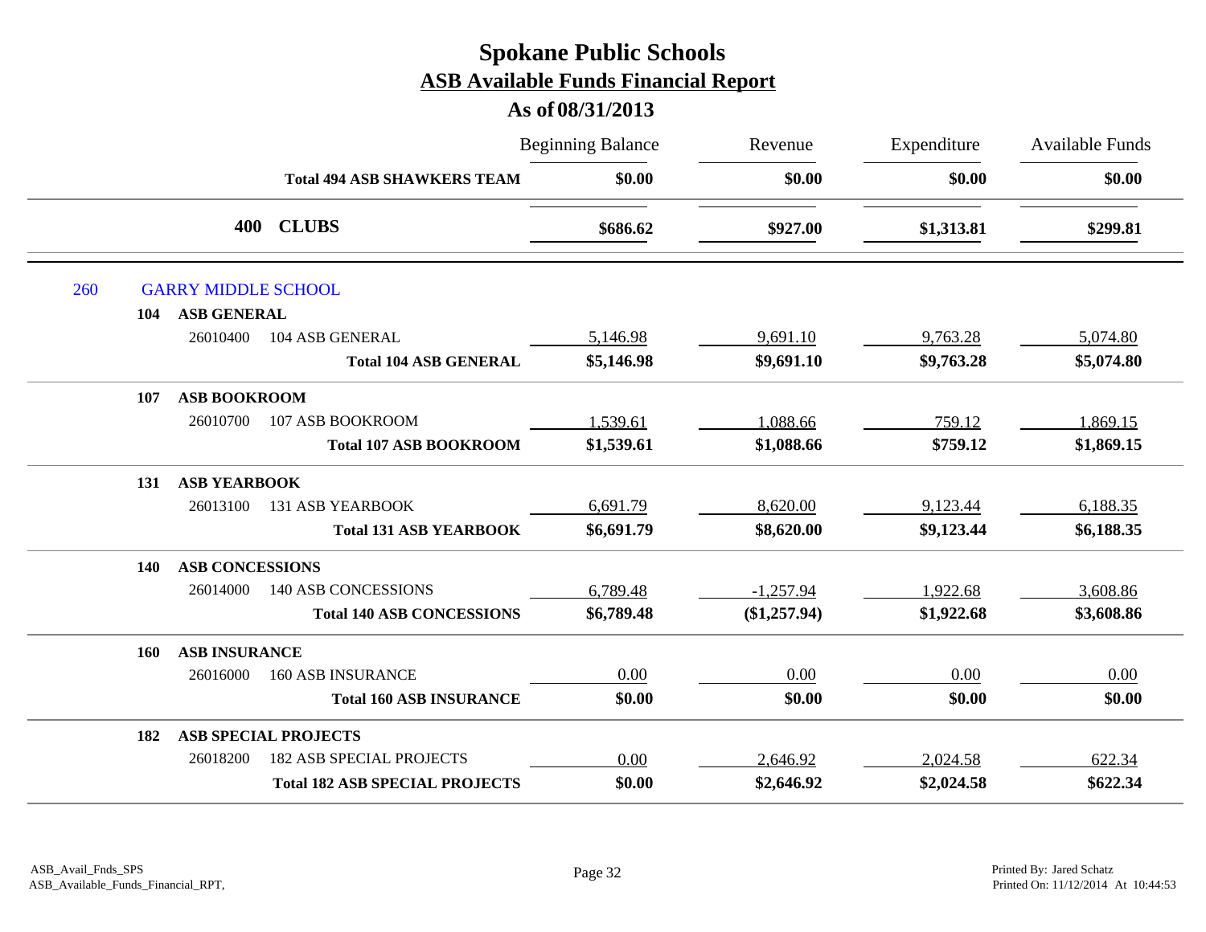# Spokane Public Schools

## ASB Available Funds Financial Report

### As of 08/31/2013

| | | | Beginning Balance | Revenue | Expenditure | Available Funds |
|---|---|---|---|---|---|---|
| | | **Total 494 ASB SHAWKERS TEAM** | **$0.00** | **$0.00** | **$0.00** | **$0.00** |
| | **400** | **CLUBS** | **$686.62** | **$927.00** | **$1,313.81** | **$299.81** |
| 260 | GARRY MIDDLE SCHOOL | | | | | |
| | **104** | **ASB GENERAL** | | | | |
| | 26010400 | 104 ASB GENERAL | 5,146.98 | 9,691.10 | 9,763.28 | 5,074.80 |
| | | **Total 104 ASB GENERAL** | **$5,146.98** | **$9,691.10** | **$9,763.28** | **$5,074.80** |
| | **107** | **ASB BOOKROOM** | | | | |
| | 26010700 | 107 ASB BOOKROOM | 1,539.61 | 1,088.66 | 759.12 | 1,869.15 |
| | | **Total 107 ASB BOOKROOM** | **$1,539.61** | **$1,088.66** | **$759.12** | **$1,869.15** |
| | **131** | **ASB YEARBOOK** | | | | |
| | 26013100 | 131 ASB YEARBOOK | 6,691.79 | 8,620.00 | 9,123.44 | 6,188.35 |
| | | **Total 131 ASB YEARBOOK** | **$6,691.79** | **$8,620.00** | **$9,123.44** | **$6,188.35** |
| | **140** | **ASB CONCESSIONS** | | | | |
| | 26014000 | 140 ASB CONCESSIONS | 6,789.48 | -1,257.94 | 1,922.68 | 3,608.86 |
| | | **Total 140 ASB CONCESSIONS** | **$6,789.48** | **($1,257.94)** | **$1,922.68** | **$3,608.86** |
| | **160** | **ASB INSURANCE** | | | | |
| | 26016000 | 160 ASB INSURANCE | 0.00 | 0.00 | 0.00 | 0.00 |
| | | **Total 160 ASB INSURANCE** | **$0.00** | **$0.00** | **$0.00** | **$0.00** |
| | **182** | **ASB SPECIAL PROJECTS** | | | | |
| | 26018200 | 182 ASB SPECIAL PROJECTS | 0.00 | 2,646.92 | 2,024.58 | 622.34 |
| | | **Total 182 ASB SPECIAL PROJECTS** | **$0.00** | **$2,646.92** | **$2,024.58** | **$622.34** |

ASB_Avail_Fnds_SPS
ASB_Available_Funds_Financial_RPT,

Printed By: Jared Schatz
Printed On: 11/12/2014 At 10:44:53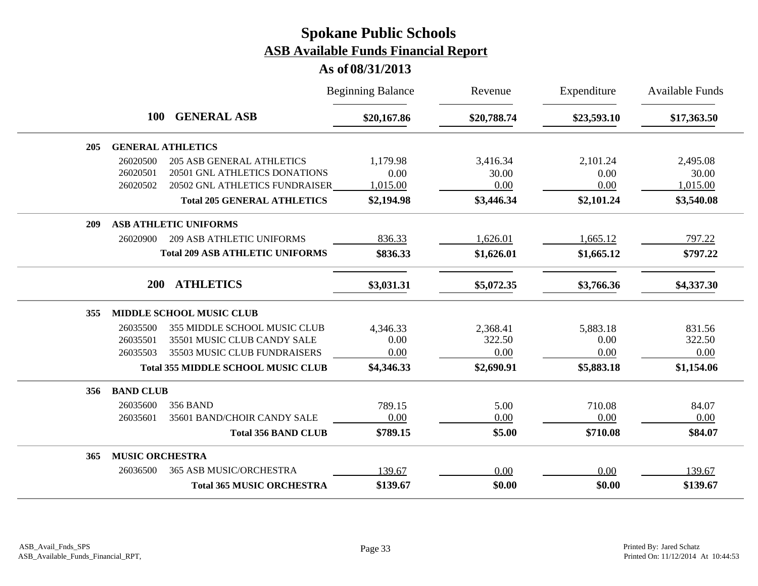# Spokane Public Schools

## ASB Available Funds Financial Report

### As of 08/31/2013

| | | | Beginning Balance | Revenue | Expenditure | Available Funds |
|---|---|---|---|---|---|---|
| **100** | | **GENERAL ASB** | **$20,167.86** | **$20,788.74** | **$23,593.10** | **$17,363.50** |
| **205** | | **GENERAL ATHLETICS** | | | | |
| | 26020500 | 205 ASB GENERAL ATHLETICS | 1,179.98 | 3,416.34 | 2,101.24 | 2,495.08 |
| | 26020501 | 20501 GNL ATHLETICS DONATIONS | 0.00 | 30.00 | 0.00 | 30.00 |
| | 26020502 | 20502 GNL ATHLETICS FUNDRAISER | 1,015.00 | 0.00 | 0.00 | 1,015.00 |
| | | **Total 205 GENERAL ATHLETICS** | **$2,194.98** | **$3,446.34** | **$2,101.24** | **$3,540.08** |
| **209** | | **ASB ATHLETIC UNIFORMS** | | | | |
| | 26020900 | 209 ASB ATHLETIC UNIFORMS | 836.33 | 1,626.01 | 1,665.12 | 797.22 |
| | | **Total 209 ASB ATHLETIC UNIFORMS** | **$836.33** | **$1,626.01** | **$1,665.12** | **$797.22** |
| **200** | | **ATHLETICS** | **$3,031.31** | **$5,072.35** | **$3,766.36** | **$4,337.30** |
| **355** | | **MIDDLE SCHOOL MUSIC CLUB** | | | | |
| | 26035500 | 355 MIDDLE SCHOOL MUSIC CLUB | 4,346.33 | 2,368.41 | 5,883.18 | 831.56 |
| | 26035501 | 35501 MUSIC CLUB CANDY SALE | 0.00 | 322.50 | 0.00 | 322.50 |
| | 26035503 | 35503 MUSIC CLUB FUNDRAISERS | 0.00 | 0.00 | 0.00 | 0.00 |
| | | **Total 355 MIDDLE SCHOOL MUSIC CLUB** | **$4,346.33** | **$2,690.91** | **$5,883.18** | **$1,154.06** |
| **356** | | **BAND CLUB** | | | | |
| | 26035600 | 356 BAND | 789.15 | 5.00 | 710.08 | 84.07 |
| | 26035601 | 35601 BAND/CHOIR CANDY SALE | 0.00 | 0.00 | 0.00 | 0.00 |
| | | **Total 356 BAND CLUB** | **$789.15** | **$5.00** | **$710.08** | **$84.07** |
| **365** | | **MUSIC ORCHESTRA** | | | | |
| | 26036500 | 365 ASB MUSIC/ORCHESTRA | 139.67 | 0.00 | 0.00 | 139.67 |
| | | **Total 365 MUSIC ORCHESTRA** | **$139.67** | **$0.00** | **$0.00** | **$139.67** |

ASB_Avail_Fnds_SPS
ASB_Available_Funds_Financial_RPT,

Printed By: Jared Schatz
Printed On: 11/12/2014 At 10:44:53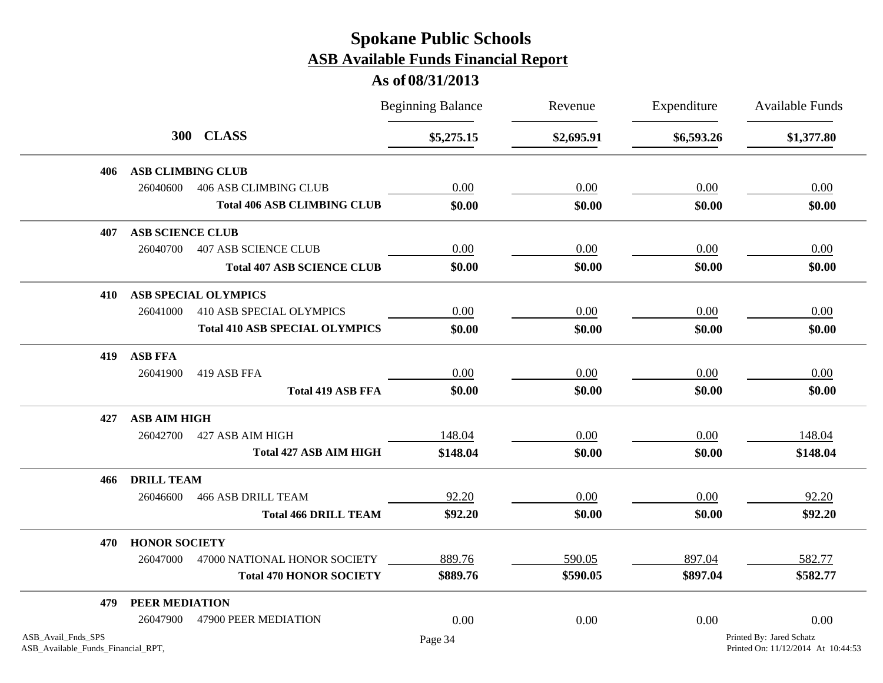# Spokane Public Schools

## ASB Available Funds Financial Report

### As of 08/31/2013

| | | Beginning Balance | Revenue | Expenditure | Available Funds |
|---|---|---|---|---|---|
| **300 CLASS** | | **$5,275.15** | **$2,695.91** | **$6,593.26** | **$1,377.80** |
| **406 ASB CLIMBING CLUB** | | | | | |
| 26040600 | 406 ASB CLIMBING CLUB | 0.00 | 0.00 | 0.00 | 0.00 |
| | **Total 406 ASB CLIMBING CLUB** | **$0.00** | **$0.00** | **$0.00** | **$0.00** |
| **407 ASB SCIENCE CLUB** | | | | | |
| 26040700 | 407 ASB SCIENCE CLUB | 0.00 | 0.00 | 0.00 | 0.00 |
| | **Total 407 ASB SCIENCE CLUB** | **$0.00** | **$0.00** | **$0.00** | **$0.00** |
| **410 ASB SPECIAL OLYMPICS** | | | | | |
| 26041000 | 410 ASB SPECIAL OLYMPICS | 0.00 | 0.00 | 0.00 | 0.00 |
| | **Total 410 ASB SPECIAL OLYMPICS** | **$0.00** | **$0.00** | **$0.00** | **$0.00** |
| **419 ASB FFA** | | | | | |
| 26041900 | 419 ASB FFA | 0.00 | 0.00 | 0.00 | 0.00 |
| | **Total 419 ASB FFA** | **$0.00** | **$0.00** | **$0.00** | **$0.00** |
| **427 ASB AIM HIGH** | | | | | |
| 26042700 | 427 ASB AIM HIGH | 148.04 | 0.00 | 0.00 | 148.04 |
| | **Total 427 ASB AIM HIGH** | **$148.04** | **$0.00** | **$0.00** | **$148.04** |
| **466 DRILL TEAM** | | | | | |
| 26046600 | 466 ASB DRILL TEAM | 92.20 | 0.00 | 0.00 | 92.20 |
| | **Total 466 DRILL TEAM** | **$92.20** | **$0.00** | **$0.00** | **$92.20** |
| **470 HONOR SOCIETY** | | | | | |
| 26047000 | 47000 NATIONAL HONOR SOCIETY | 889.76 | 590.05 | 897.04 | 582.77 |
| | **Total 470 HONOR SOCIETY** | **$889.76** | **$590.05** | **$897.04** | **$582.77** |
| **479 PEER MEDIATION** | | | | | |
| 26047900 | 47900 PEER MEDIATION | 0.00 | 0.00 | 0.00 | 0.00 |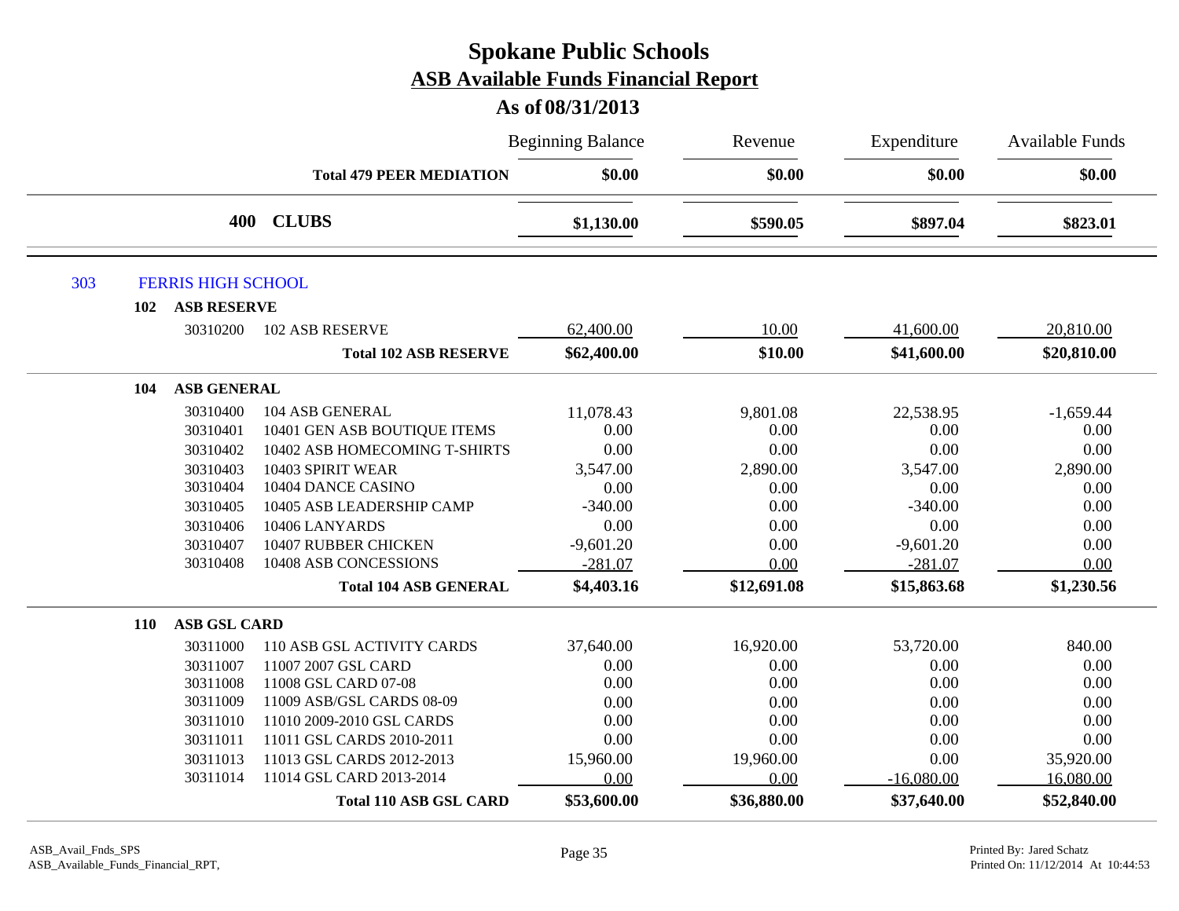# Spokane Public Schools
## ASB Available Funds Financial Report
### As of 08/31/2013

| | | Beginning Balance | Revenue | Expenditure | Available Funds |
|---|---|---|---|---|---|
| | **Total 479 PEER MEDIATION** | **$0.00** | **$0.00** | **$0.00** | **$0.00** |
| **400** | **CLUBS** | **$1,130.00** | **$590.05** | **$897.04** | **$823.01** |
| **303** | **FERRIS HIGH SCHOOL** | | | | |
| **102** | **ASB RESERVE** | | | | |
| 30310200 | 102 ASB RESERVE | 62,400.00 | 10.00 | 41,600.00 | 20,810.00 |
| | **Total 102 ASB RESERVE** | **$62,400.00** | **$10.00** | **$41,600.00** | **$20,810.00** |
| **104** | **ASB GENERAL** | | | | |
| 30310400 | 104 ASB GENERAL | 11,078.43 | 9,801.08 | 22,538.95 | -1,659.44 |
| 30310401 | 10401 GEN ASB BOUTIQUE ITEMS | 0.00 | 0.00 | 0.00 | 0.00 |
| 30310402 | 10402 ASB HOMECOMING T-SHIRTS | 0.00 | 0.00 | 0.00 | 0.00 |
| 30310403 | 10403 SPIRIT WEAR | 3,547.00 | 2,890.00 | 3,547.00 | 2,890.00 |
| 30310404 | 10404 DANCE CASINO | 0.00 | 0.00 | 0.00 | 0.00 |
| 30310405 | 10405 ASB LEADERSHIP CAMP | -340.00 | 0.00 | -340.00 | 0.00 |
| 30310406 | 10406 LANYARDS | 0.00 | 0.00 | 0.00 | 0.00 |
| 30310407 | 10407 RUBBER CHICKEN | -9,601.20 | 0.00 | -9,601.20 | 0.00 |
| 30310408 | 10408 ASB CONCESSIONS | -281.07 | 0.00 | -281.07 | 0.00 |
| | **Total 104 ASB GENERAL** | **$4,403.16** | **$12,691.08** | **$15,863.68** | **$1,230.56** |
| **110** | **ASB GSL CARD** | | | | |
| 30311000 | 110 ASB GSL ACTIVITY CARDS | 37,640.00 | 16,920.00 | 53,720.00 | 840.00 |
| 30311007 | 11007 2007 GSL CARD | 0.00 | 0.00 | 0.00 | 0.00 |
| 30311008 | 11008 GSL CARD 07-08 | 0.00 | 0.00 | 0.00 | 0.00 |
| 30311009 | 11009 ASB/GSL CARDS 08-09 | 0.00 | 0.00 | 0.00 | 0.00 |
| 30311010 | 11010 2009-2010 GSL CARDS | 0.00 | 0.00 | 0.00 | 0.00 |
| 30311011 | 11011 GSL CARDS 2010-2011 | 0.00 | 0.00 | 0.00 | 0.00 |
| 30311013 | 11013 GSL CARDS 2012-2013 | 15,960.00 | 19,960.00 | 0.00 | 35,920.00 |
| 30311014 | 11014 GSL CARD 2013-2014 | 0.00 | 0.00 | -16,080.00 | 16,080.00 |
| | **Total 110 ASB GSL CARD** | **$53,600.00** | **$36,880.00** | **$37,640.00** | **$52,840.00** |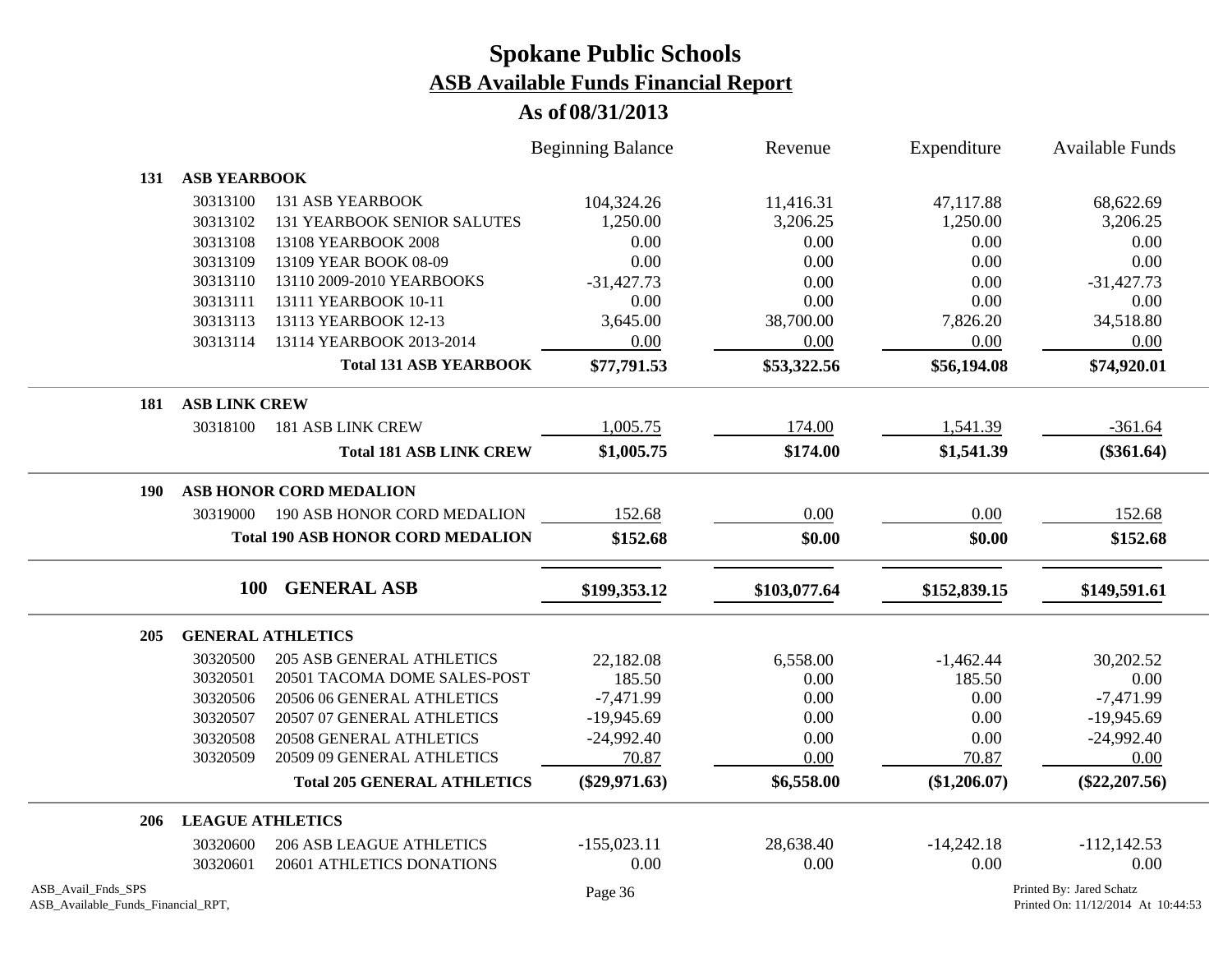# Spokane Public Schools

## ASB Available Funds Financial Report

### As of 08/31/2013

| | | | Beginning Balance | Revenue | Expenditure | Available Funds |
|---|---|---|---|---|---|---|
| **131** | **ASB YEARBOOK** | | | | | |
| | 30313100 | 131 ASB YEARBOOK | 104,324.26 | 11,416.31 | 47,117.88 | 68,622.69 |
| | 30313102 | 131 YEARBOOK SENIOR SALUTES | 1,250.00 | 3,206.25 | 1,250.00 | 3,206.25 |
| | 30313108 | 13108 YEARBOOK 2008 | 0.00 | 0.00 | 0.00 | 0.00 |
| | 30313109 | 13109 YEAR BOOK 08-09 | 0.00 | 0.00 | 0.00 | 0.00 |
| | 30313110 | 13110 2009-2010 YEARBOOKS | -31,427.73 | 0.00 | 0.00 | -31,427.73 |
| | 30313111 | 13111 YEARBOOK 10-11 | 0.00 | 0.00 | 0.00 | 0.00 |
| | 30313113 | 13113 YEARBOOK 12-13 | 3,645.00 | 38,700.00 | 7,826.20 | 34,518.80 |
| | 30313114 | 13114 YEARBOOK 2013-2014 | 0.00 | 0.00 | 0.00 | 0.00 |
| | | **Total 131 ASB YEARBOOK** | **$77,791.53** | **$53,322.56** | **$56,194.08** | **$74,920.01** |
| **181** | **ASB LINK CREW** | | | | | |
| | 30318100 | 181 ASB LINK CREW | 1,005.75 | 174.00 | 1,541.39 | -361.64 |
| | | **Total 181 ASB LINK CREW** | **$1,005.75** | **$174.00** | **$1,541.39** | **($361.64)** |
| **190** | **ASB HONOR CORD MEDALION** | | | | | |
| | 30319000 | 190 ASB HONOR CORD MEDALION | 152.68 | 0.00 | 0.00 | 152.68 |
| | | **Total 190 ASB HONOR CORD MEDALION** | **$152.68** | **$0.00** | **$0.00** | **$152.68** |
| | **100** | **GENERAL ASB** | **$199,353.12** | **$103,077.64** | **$152,839.15** | **$149,591.61** |
| **205** | **GENERAL ATHLETICS** | | | | | |
| | 30320500 | 205 ASB GENERAL ATHLETICS | 22,182.08 | 6,558.00 | -1,462.44 | 30,202.52 |
| | 30320501 | 20501 TACOMA DOME SALES-POST | 185.50 | 0.00 | 185.50 | 0.00 |
| | 30320506 | 20506 06 GENERAL ATHLETICS | -7,471.99 | 0.00 | 0.00 | -7,471.99 |
| | 30320507 | 20507 07 GENERAL ATHLETICS | -19,945.69 | 0.00 | 0.00 | -19,945.69 |
| | 30320508 | 20508 GENERAL ATHLETICS | -24,992.40 | 0.00 | 0.00 | -24,992.40 |
| | 30320509 | 20509 09 GENERAL ATHLETICS | 70.87 | 0.00 | 70.87 | 0.00 |
| | | **Total 205 GENERAL ATHLETICS** | **($29,971.63)** | **$6,558.00** | **($1,206.07)** | **($22,207.56)** |
| **206** | **LEAGUE ATHLETICS** | | | | | |
| | 30320600 | 206 ASB LEAGUE ATHLETICS | -155,023.11 | 28,638.40 | -14,242.18 | -112,142.53 |
| | 30320601 | 20601 ATHLETICS DONATIONS | 0.00 | 0.00 | 0.00 | 0.00 |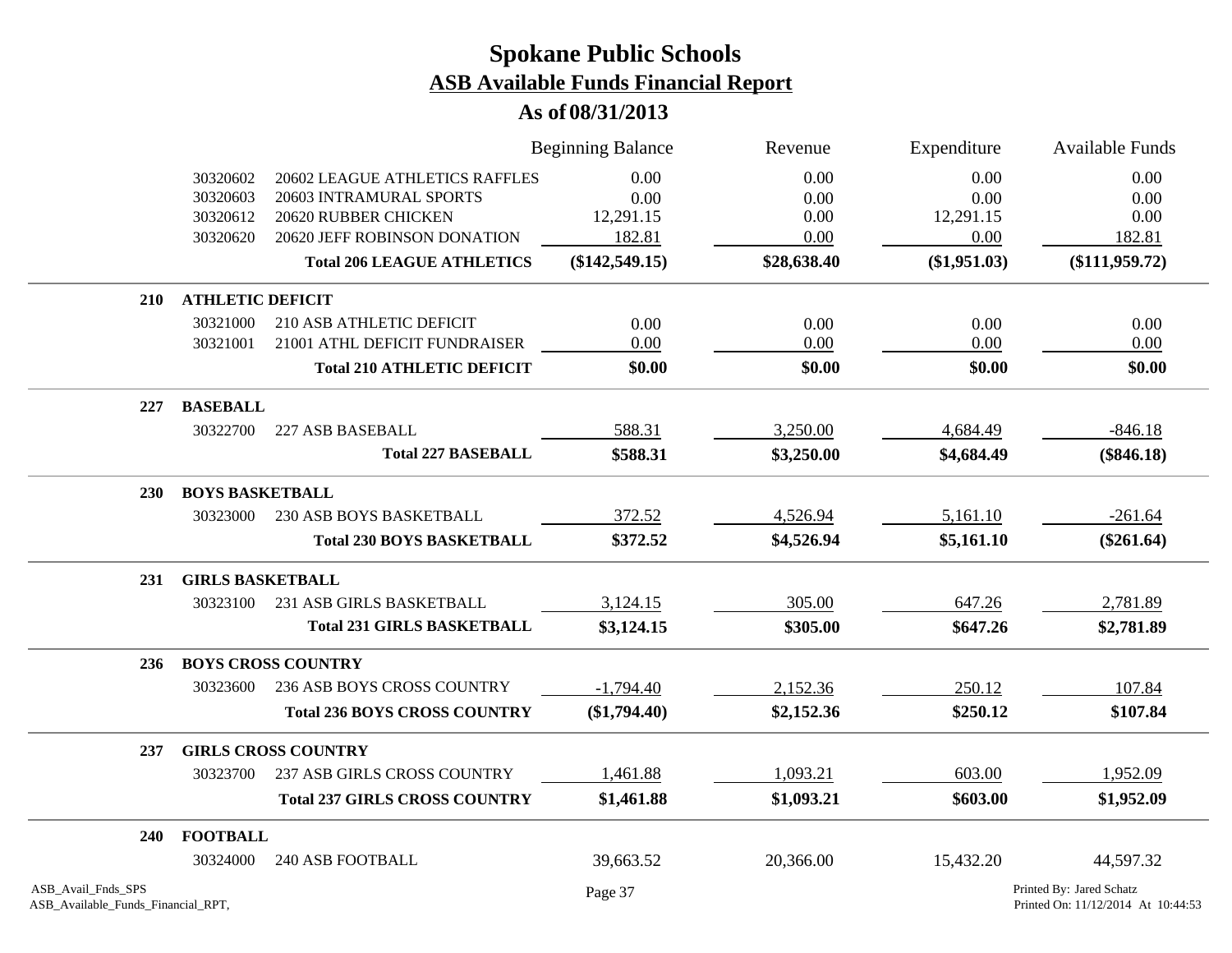# Spokane Public Schools

## ASB Available Funds Financial Report

### As of 08/31/2013

| | | | Beginning Balance | Revenue | Expenditure | Available Funds |
|---|---|---|---|---|---|---|
| | 30320602 | 20602 LEAGUE ATHLETICS RAFFLES | 0.00 | 0.00 | 0.00 | 0.00 |
| | 30320603 | 20603 INTRAMURAL SPORTS | 0.00 | 0.00 | 0.00 | 0.00 |
| | 30320612 | 20620 RUBBER CHICKEN | 12,291.15 | 0.00 | 12,291.15 | 0.00 |
| | 30320620 | 20620 JEFF ROBINSON DONATION | 182.81 | 0.00 | 0.00 | 182.81 |
| | | **Total 206 LEAGUE ATHLETICS** | **($142,549.15)** | **$28,638.40** | **($1,951.03)** | **($111,959.72)** |
| **210** | **ATHLETIC DEFICIT** | | | | | |
| | 30321000 | 210 ASB ATHLETIC DEFICIT | 0.00 | 0.00 | 0.00 | 0.00 |
| | 30321001 | 21001 ATHL DEFICIT FUNDRAISER | 0.00 | 0.00 | 0.00 | 0.00 |
| | | **Total 210 ATHLETIC DEFICIT** | **$0.00** | **$0.00** | **$0.00** | **$0.00** |
| **227** | **BASEBALL** | | | | | |
| | 30322700 | 227 ASB BASEBALL | 588.31 | 3,250.00 | 4,684.49 | -846.18 |
| | | **Total 227 BASEBALL** | **$588.31** | **$3,250.00** | **$4,684.49** | **($846.18)** |
| **230** | **BOYS BASKETBALL** | | | | | |
| | 30323000 | 230 ASB BOYS BASKETBALL | 372.52 | 4,526.94 | 5,161.10 | -261.64 |
| | | **Total 230 BOYS BASKETBALL** | **$372.52** | **$4,526.94** | **$5,161.10** | **($261.64)** |
| **231** | **GIRLS BASKETBALL** | | | | | |
| | 30323100 | 231 ASB GIRLS BASKETBALL | 3,124.15 | 305.00 | 647.26 | 2,781.89 |
| | | **Total 231 GIRLS BASKETBALL** | **$3,124.15** | **$305.00** | **$647.26** | **$2,781.89** |
| **236** | **BOYS CROSS COUNTRY** | | | | | |
| | 30323600 | 236 ASB BOYS CROSS COUNTRY | -1,794.40 | 2,152.36 | 250.12 | 107.84 |
| | | **Total 236 BOYS CROSS COUNTRY** | **($1,794.40)** | **$2,152.36** | **$250.12** | **$107.84** |
| **237** | **GIRLS CROSS COUNTRY** | | | | | |
| | 30323700 | 237 ASB GIRLS CROSS COUNTRY | 1,461.88 | 1,093.21 | 603.00 | 1,952.09 |
| | | **Total 237 GIRLS CROSS COUNTRY** | **$1,461.88** | **$1,093.21** | **$603.00** | **$1,952.09** |
| **240** | **FOOTBALL** | | | | | |
| | 30324000 | 240 ASB FOOTBALL | 39,663.52 | 20,366.00 | 15,432.20 | 44,597.32 |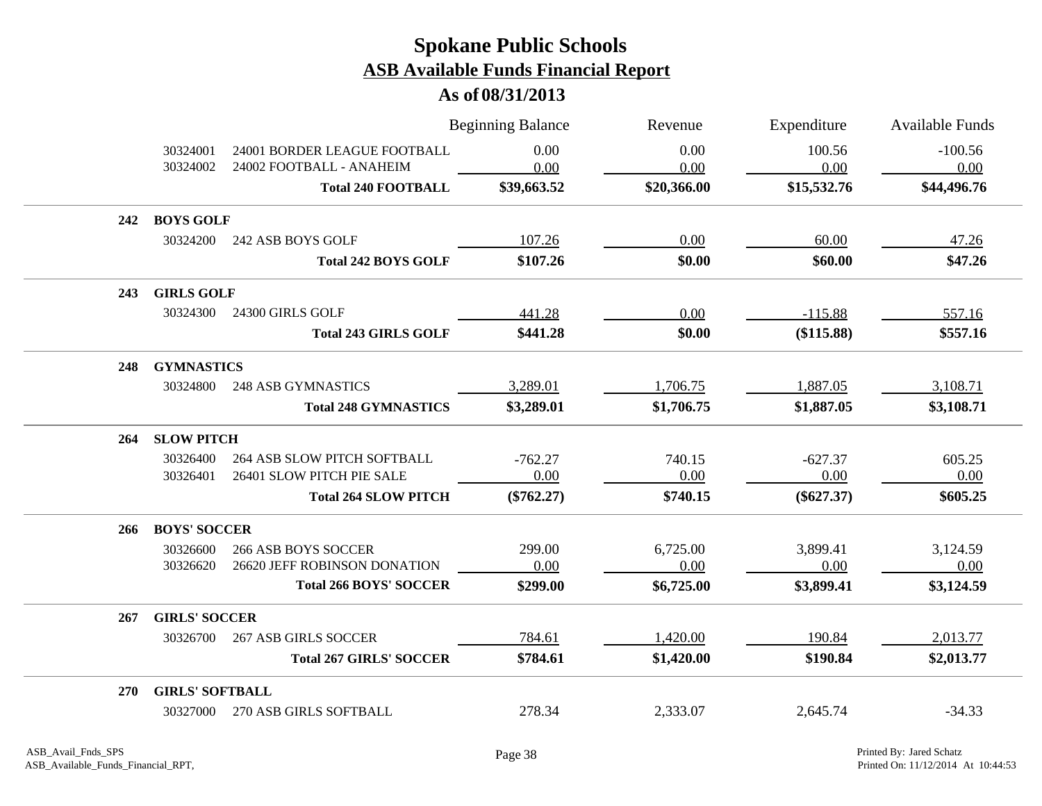# Spokane Public Schools

## ASB Available Funds Financial Report

### As of 08/31/2013

| | | Beginning Balance | Revenue | Expenditure | Available Funds |
|---|---|---|---|---|---|
| 30324001 | 24001 BORDER LEAGUE FOOTBALL | 0.00 | 0.00 | 100.56 | -100.56 |
| 30324002 | 24002 FOOTBALL - ANAHEIM | 0.00 | 0.00 | 0.00 | 0.00 |
| | **Total 240 FOOTBALL** | **$39,663.52** | **$20,366.00** | **$15,532.76** | **$44,496.76** |
| **242** | **BOYS GOLF** | | | | |
| 30324200 | 242 ASB BOYS GOLF | 107.26 | 0.00 | 60.00 | 47.26 |
| | **Total 242 BOYS GOLF** | **$107.26** | **$0.00** | **$60.00** | **$47.26** |
| **243** | **GIRLS GOLF** | | | | |
| 30324300 | 24300 GIRLS GOLF | 441.28 | 0.00 | -115.88 | 557.16 |
| | **Total 243 GIRLS GOLF** | **$441.28** | **$0.00** | **($115.88)** | **$557.16** |
| **248** | **GYMNASTICS** | | | | |
| 30324800 | 248 ASB GYMNASTICS | 3,289.01 | 1,706.75 | 1,887.05 | 3,108.71 |
| | **Total 248 GYMNASTICS** | **$3,289.01** | **$1,706.75** | **$1,887.05** | **$3,108.71** |
| **264** | **SLOW PITCH** | | | | |
| 30326400 | 264 ASB SLOW PITCH SOFTBALL | -762.27 | 740.15 | -627.37 | 605.25 |
| 30326401 | 26401 SLOW PITCH PIE SALE | 0.00 | 0.00 | 0.00 | 0.00 |
| | **Total 264 SLOW PITCH** | **($762.27)** | **$740.15** | **($627.37)** | **$605.25** |
| **266** | **BOYS' SOCCER** | | | | |
| 30326600 | 266 ASB BOYS SOCCER | 299.00 | 6,725.00 | 3,899.41 | 3,124.59 |
| 30326620 | 26620 JEFF ROBINSON DONATION | 0.00 | 0.00 | 0.00 | 0.00 |
| | **Total 266 BOYS' SOCCER** | **$299.00** | **$6,725.00** | **$3,899.41** | **$3,124.59** |
| **267** | **GIRLS' SOCCER** | | | | |
| 30326700 | 267 ASB GIRLS SOCCER | 784.61 | 1,420.00 | 190.84 | 2,013.77 |
| | **Total 267 GIRLS' SOCCER** | **$784.61** | **$1,420.00** | **$190.84** | **$2,013.77** |
| **270** | **GIRLS' SOFTBALL** | | | | |
| 30327000 | 270 ASB GIRLS SOFTBALL | 278.34 | 2,333.07 | 2,645.74 | -34.33 |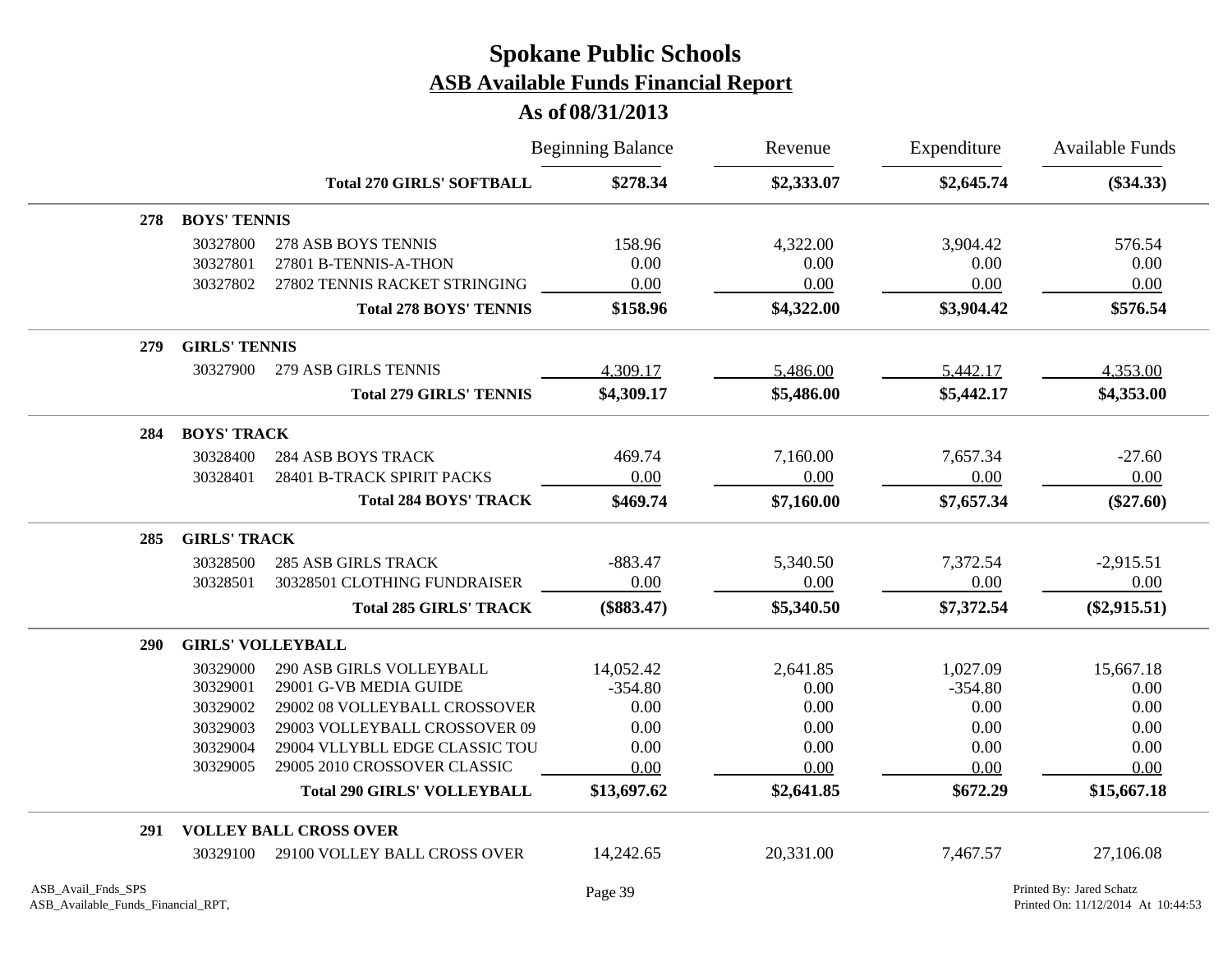# Spokane Public Schools

## ASB Available Funds Financial Report

### As of 08/31/2013

| | | | Beginning Balance | Revenue | Expenditure | Available Funds |
|---|---|---|---|---|---|---|
| | | **Total 270 GIRLS' SOFTBALL** | **$278.34** | **$2,333.07** | **$2,645.74** | **($34.33)** |
| **278** | **BOYS' TENNIS** | | | | | |
| | 30327800 | 278 ASB BOYS TENNIS | 158.96 | 4,322.00 | 3,904.42 | 576.54 |
| | 30327801 | 27801 B-TENNIS-A-THON | 0.00 | 0.00 | 0.00 | 0.00 |
| | 30327802 | 27802 TENNIS RACKET STRINGING | 0.00 | 0.00 | 0.00 | 0.00 |
| | | **Total 278 BOYS' TENNIS** | **$158.96** | **$4,322.00** | **$3,904.42** | **$576.54** |
| **279** | **GIRLS' TENNIS** | | | | | |
| | 30327900 | 279 ASB GIRLS TENNIS | 4,309.17 | 5,486.00 | 5,442.17 | 4,353.00 |
| | | **Total 279 GIRLS' TENNIS** | **$4,309.17** | **$5,486.00** | **$5,442.17** | **$4,353.00** |
| **284** | **BOYS' TRACK** | | | | | |
| | 30328400 | 284 ASB BOYS TRACK | 469.74 | 7,160.00 | 7,657.34 | -27.60 |
| | 30328401 | 28401 B-TRACK SPIRIT PACKS | 0.00 | 0.00 | 0.00 | 0.00 |
| | | **Total 284 BOYS' TRACK** | **$469.74** | **$7,160.00** | **$7,657.34** | **($27.60)** |
| **285** | **GIRLS' TRACK** | | | | | |
| | 30328500 | 285 ASB GIRLS TRACK | -883.47 | 5,340.50 | 7,372.54 | -2,915.51 |
| | 30328501 | 30328501 CLOTHING FUNDRAISER | 0.00 | 0.00 | 0.00 | 0.00 |
| | | **Total 285 GIRLS' TRACK** | **($883.47)** | **$5,340.50** | **$7,372.54** | **($2,915.51)** |
| **290** | **GIRLS' VOLLEYBALL** | | | | | |
| | 30329000 | 290 ASB GIRLS VOLLEYBALL | 14,052.42 | 2,641.85 | 1,027.09 | 15,667.18 |
| | 30329001 | 29001 G-VB MEDIA GUIDE | -354.80 | 0.00 | -354.80 | 0.00 |
| | 30329002 | 29002 08 VOLLEYBALL CROSSOVER | 0.00 | 0.00 | 0.00 | 0.00 |
| | 30329003 | 29003 VOLLEYBALL CROSSOVER 09 | 0.00 | 0.00 | 0.00 | 0.00 |
| | 30329004 | 29004 VLLYBLL EDGE CLASSIC TOU | 0.00 | 0.00 | 0.00 | 0.00 |
| | 30329005 | 29005 2010 CROSSOVER CLASSIC | 0.00 | 0.00 | 0.00 | 0.00 |
| | | **Total 290 GIRLS' VOLLEYBALL** | **$13,697.62** | **$2,641.85** | **$672.29** | **$15,667.18** |
| **291** | **VOLLEY BALL CROSS OVER** | | | | | |
| | 30329100 | 29100 VOLLEY BALL CROSS OVER | 14,242.65 | 20,331.00 | 7,467.57 | 27,106.08 |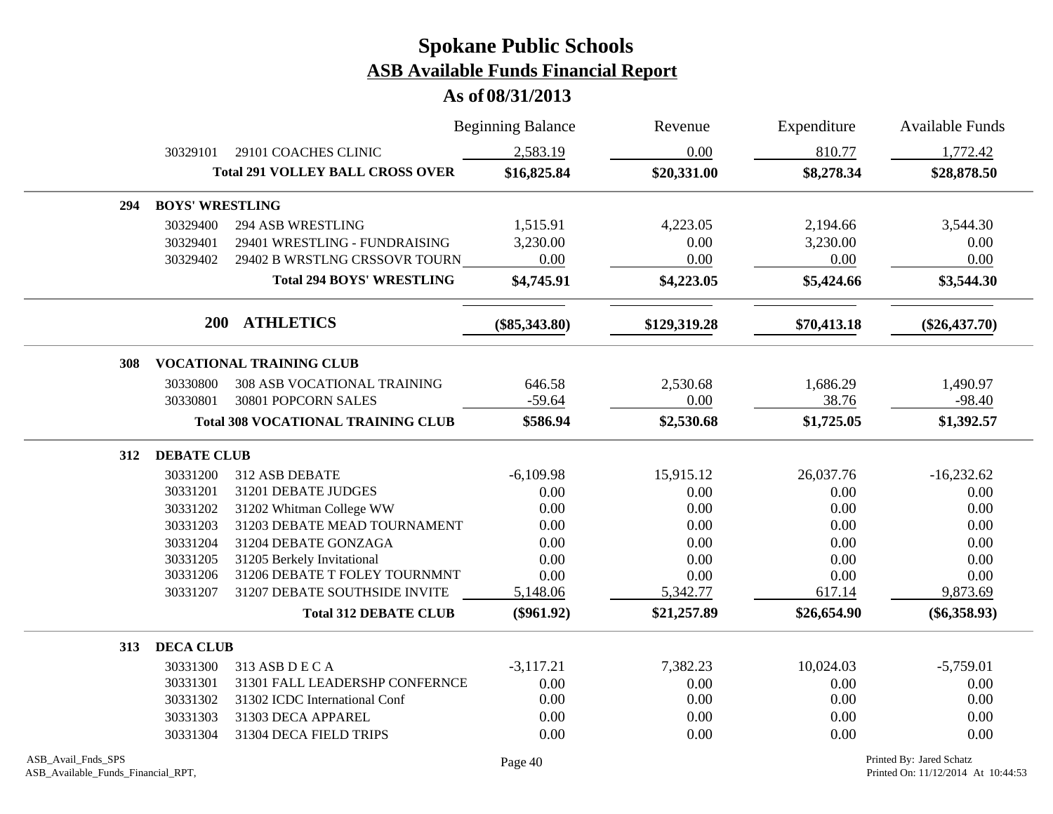# Spokane Public Schools

## ASB Available Funds Financial Report

### As of 08/31/2013

| | | Beginning Balance | Revenue | Expenditure | Available Funds |
|---|---|---|---|---|---|
| 30329101 | 29101 COACHES CLINIC | 2,583.19 | 0.00 | 810.77 | 1,772.42 |
| | **Total 291 VOLLEY BALL CROSS OVER** | **$16,825.84** | **$20,331.00** | **$8,278.34** | **$28,878.50** |
| **294** | **BOYS' WRESTLING** | | | | |
| 30329400 | 294 ASB WRESTLING | 1,515.91 | 4,223.05 | 2,194.66 | 3,544.30 |
| 30329401 | 29401 WRESTLING - FUNDRAISING | 3,230.00 | 0.00 | 3,230.00 | 0.00 |
| 30329402 | 29402 B WRSTLNG CRSSOVR TOURN | 0.00 | 0.00 | 0.00 | 0.00 |
| | **Total 294 BOYS' WRESTLING** | **$4,745.91** | **$4,223.05** | **$5,424.66** | **$3,544.30** |
| **200** | **ATHLETICS** | **($85,343.80)** | **$129,319.28** | **$70,413.18** | **($26,437.70)** |
| **308** | **VOCATIONAL TRAINING CLUB** | | | | |
| 30330800 | 308 ASB VOCATIONAL TRAINING | 646.58 | 2,530.68 | 1,686.29 | 1,490.97 |
| 30330801 | 30801 POPCORN SALES | -59.64 | 0.00 | 38.76 | -98.40 |
| | **Total 308 VOCATIONAL TRAINING CLUB** | **$586.94** | **$2,530.68** | **$1,725.05** | **$1,392.57** |
| **312** | **DEBATE CLUB** | | | | |
| 30331200 | 312 ASB DEBATE | -6,109.98 | 15,915.12 | 26,037.76 | -16,232.62 |
| 30331201 | 31201 DEBATE JUDGES | 0.00 | 0.00 | 0.00 | 0.00 |
| 30331202 | 31202 Whitman College WW | 0.00 | 0.00 | 0.00 | 0.00 |
| 30331203 | 31203 DEBATE MEAD TOURNAMENT | 0.00 | 0.00 | 0.00 | 0.00 |
| 30331204 | 31204 DEBATE GONZAGA | 0.00 | 0.00 | 0.00 | 0.00 |
| 30331205 | 31205 Berkely Invitational | 0.00 | 0.00 | 0.00 | 0.00 |
| 30331206 | 31206 DEBATE T FOLEY TOURNMNT | 0.00 | 0.00 | 0.00 | 0.00 |
| 30331207 | 31207 DEBATE SOUTHSIDE INVITE | 5,148.06 | 5,342.77 | 617.14 | 9,873.69 |
| | **Total 312 DEBATE CLUB** | **($961.92)** | **$21,257.89** | **$26,654.90** | **($6,358.93)** |
| **313** | **DECA CLUB** | | | | |
| 30331300 | 313 ASB D E C A | -3,117.21 | 7,382.23 | 10,024.03 | -5,759.01 |
| 30331301 | 31301 FALL LEADERSHP CONFERNCE | 0.00 | 0.00 | 0.00 | 0.00 |
| 30331302 | 31302 ICDC International Conf | 0.00 | 0.00 | 0.00 | 0.00 |
| 30331303 | 31303 DECA APPAREL | 0.00 | 0.00 | 0.00 | 0.00 |
| 30331304 | 31304 DECA FIELD TRIPS | 0.00 | 0.00 | 0.00 | 0.00 |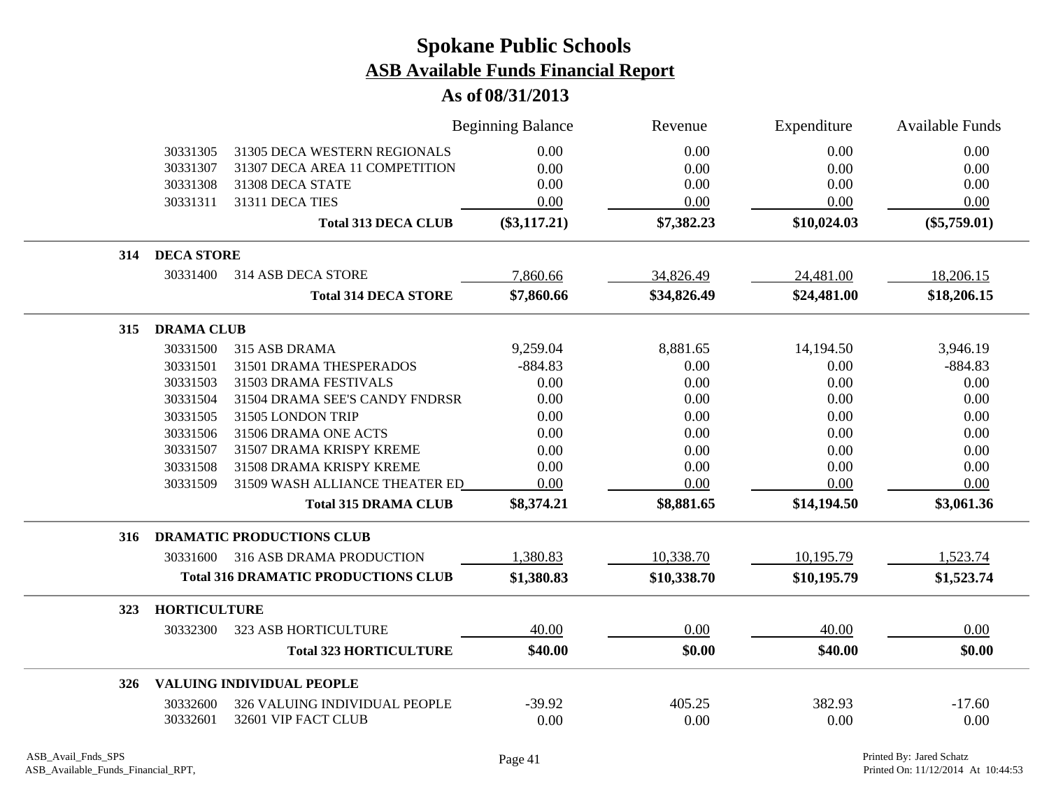# Spokane Public Schools

## ASB Available Funds Financial Report

### As of 08/31/2013

| | | | Beginning Balance | Revenue | Expenditure | Available Funds |
|---|---|---|---|---|---|---|
| | 30331305 | 31305 DECA WESTERN REGIONALS | 0.00 | 0.00 | 0.00 | 0.00 |
| | 30331307 | 31307 DECA AREA 11 COMPETITION | 0.00 | 0.00 | 0.00 | 0.00 |
| | 30331308 | 31308 DECA STATE | 0.00 | 0.00 | 0.00 | 0.00 |
| | 30331311 | 31311 DECA TIES | 0.00 | 0.00 | 0.00 | 0.00 |
| | | **Total 313 DECA CLUB** | **($3,117.21)** | **$7,382.23** | **$10,024.03** | **($5,759.01)** |
| **314** | **DECA STORE** | | | | | |
| | 30331400 | 314 ASB DECA STORE | 7,860.66 | 34,826.49 | 24,481.00 | 18,206.15 |
| | | **Total 314 DECA STORE** | **$7,860.66** | **$34,826.49** | **$24,481.00** | **$18,206.15** |
| **315** | **DRAMA CLUB** | | | | | |
| | 30331500 | 315 ASB DRAMA | 9,259.04 | 8,881.65 | 14,194.50 | 3,946.19 |
| | 30331501 | 31501 DRAMA THESPERADOS | -884.83 | 0.00 | 0.00 | -884.83 |
| | 30331503 | 31503 DRAMA FESTIVALS | 0.00 | 0.00 | 0.00 | 0.00 |
| | 30331504 | 31504 DRAMA SEE'S CANDY FNDRSR | 0.00 | 0.00 | 0.00 | 0.00 |
| | 30331505 | 31505 LONDON TRIP | 0.00 | 0.00 | 0.00 | 0.00 |
| | 30331506 | 31506 DRAMA ONE ACTS | 0.00 | 0.00 | 0.00 | 0.00 |
| | 30331507 | 31507 DRAMA KRISPY KREME | 0.00 | 0.00 | 0.00 | 0.00 |
| | 30331508 | 31508 DRAMA KRISPY KREME | 0.00 | 0.00 | 0.00 | 0.00 |
| | 30331509 | 31509 WASH ALLIANCE THEATER ED | 0.00 | 0.00 | 0.00 | 0.00 |
| | | **Total 315 DRAMA CLUB** | **$8,374.21** | **$8,881.65** | **$14,194.50** | **$3,061.36** |
| **316** | **DRAMATIC PRODUCTIONS CLUB** | | | | | |
| | 30331600 | 316 ASB DRAMA PRODUCTION | 1,380.83 | 10,338.70 | 10,195.79 | 1,523.74 |
| | | **Total 316 DRAMATIC PRODUCTIONS CLUB** | **$1,380.83** | **$10,338.70** | **$10,195.79** | **$1,523.74** |
| **323** | **HORTICULTURE** | | | | | |
| | 30332300 | 323 ASB HORTICULTURE | 40.00 | 0.00 | 40.00 | 0.00 |
| | | **Total 323 HORTICULTURE** | **$40.00** | **$0.00** | **$40.00** | **$0.00** |
| **326** | **VALUING INDIVIDUAL PEOPLE** | | | | | |
| | 30332600 | 326 VALUING INDIVIDUAL PEOPLE | -39.92 | 405.25 | 382.93 | -17.60 |
| | 30332601 | 32601 VIP FACT CLUB | 0.00 | 0.00 | 0.00 | 0.00 |

ASB_Avail_Fnds_SPS
ASB_Available_Funds_Financial_RPT,

Printed By: Jared Schatz
Printed On: 11/12/2014 At 10:44:53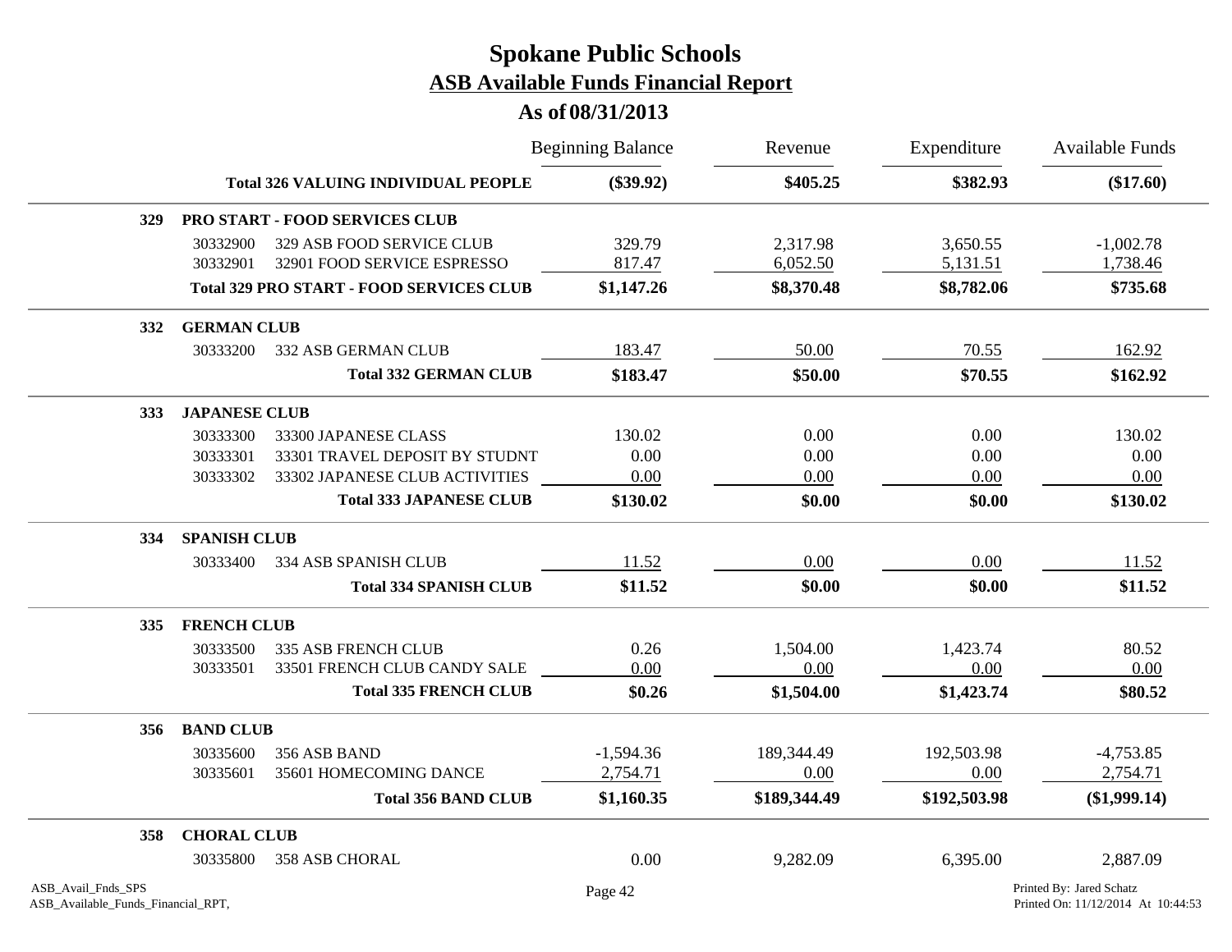# Spokane Public Schools

## ASB Available Funds Financial Report

### As of 08/31/2013

| | | | Beginning Balance | Revenue | Expenditure | Available Funds |
|---|---|---|---|---|---|---|
| | | **Total 326 VALUING INDIVIDUAL PEOPLE** | **($39.92)** | **$405.25** | **$382.93** | **($17.60)** |
| **329** | **PRO START - FOOD SERVICES CLUB** | | | | | |
| | 30332900 | 329 ASB FOOD SERVICE CLUB | 329.79 | 2,317.98 | 3,650.55 | -1,002.78 |
| | 30332901 | 32901 FOOD SERVICE ESPRESSO | 817.47 | 6,052.50 | 5,131.51 | 1,738.46 |
| | | **Total 329 PRO START - FOOD SERVICES CLUB** | **$1,147.26** | **$8,370.48** | **$8,782.06** | **$735.68** |
| **332** | **GERMAN CLUB** | | | | | |
| | 30333200 | 332 ASB GERMAN CLUB | 183.47 | 50.00 | 70.55 | 162.92 |
| | | **Total 332 GERMAN CLUB** | **$183.47** | **$50.00** | **$70.55** | **$162.92** |
| **333** | **JAPANESE CLUB** | | | | | |
| | 30333300 | 33300 JAPANESE CLASS | 130.02 | 0.00 | 0.00 | 130.02 |
| | 30333301 | 33301 TRAVEL DEPOSIT BY STUDNT | 0.00 | 0.00 | 0.00 | 0.00 |
| | 30333302 | 33302 JAPANESE CLUB ACTIVITIES | 0.00 | 0.00 | 0.00 | 0.00 |
| | | **Total 333 JAPANESE CLUB** | **$130.02** | **$0.00** | **$0.00** | **$130.02** |
| **334** | **SPANISH CLUB** | | | | | |
| | 30333400 | 334 ASB SPANISH CLUB | 11.52 | 0.00 | 0.00 | 11.52 |
| | | **Total 334 SPANISH CLUB** | **$11.52** | **$0.00** | **$0.00** | **$11.52** |
| **335** | **FRENCH CLUB** | | | | | |
| | 30333500 | 335 ASB FRENCH CLUB | 0.26 | 1,504.00 | 1,423.74 | 80.52 |
| | 30333501 | 33501 FRENCH CLUB CANDY SALE | 0.00 | 0.00 | 0.00 | 0.00 |
| | | **Total 335 FRENCH CLUB** | **$0.26** | **$1,504.00** | **$1,423.74** | **$80.52** |
| **356** | **BAND CLUB** | | | | | |
| | 30335600 | 356 ASB BAND | -1,594.36 | 189,344.49 | 192,503.98 | -4,753.85 |
| | 30335601 | 35601 HOMECOMING DANCE | 2,754.71 | 0.00 | 0.00 | 2,754.71 |
| | | **Total 356 BAND CLUB** | **$1,160.35** | **$189,344.49** | **$192,503.98** | **($1,999.14)** |
| **358** | **CHORAL CLUB** | | | | | |
| | 30335800 | 358 ASB CHORAL | 0.00 | 9,282.09 | 6,395.00 | 2,887.09 |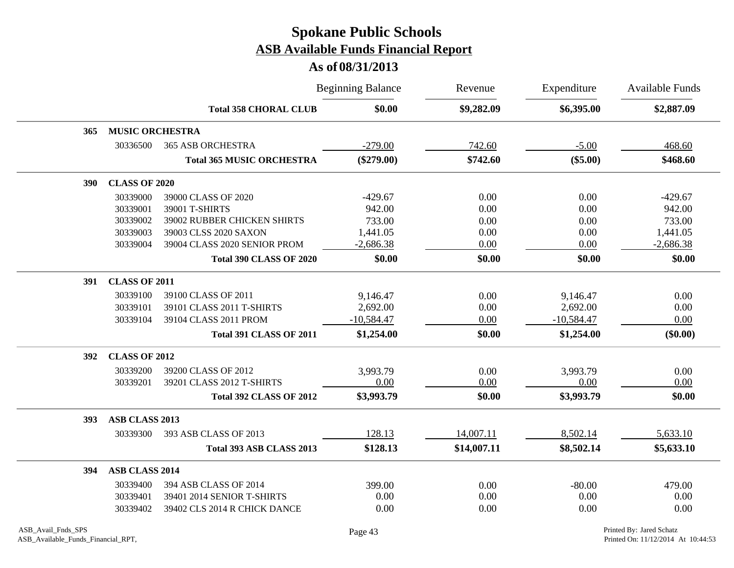# Spokane Public Schools
## ASB Available Funds Financial Report
### As of 08/31/2013

| | | | Beginning Balance | Revenue | Expenditure | Available Funds |
|---|---|---|---|---|---|---|
| | | **Total 358 CHORAL CLUB** | **$0.00** | **$9,282.09** | **$6,395.00** | **$2,887.09** |
| **365** | **MUSIC ORCHESTRA** | | | | | |
| | 30336500 | 365 ASB ORCHESTRA | -279.00 | 742.60 | -5.00 | 468.60 |
| | | **Total 365 MUSIC ORCHESTRA** | **($279.00)** | **$742.60** | **($5.00)** | **$468.60** |
| **390** | **CLASS OF 2020** | | | | | |
| | 30339000 | 39000 CLASS OF 2020 | -429.67 | 0.00 | 0.00 | -429.67 |
| | 30339001 | 39001 T-SHIRTS | 942.00 | 0.00 | 0.00 | 942.00 |
| | 30339002 | 39002 RUBBER CHICKEN SHIRTS | 733.00 | 0.00 | 0.00 | 733.00 |
| | 30339003 | 39003 CLSS 2020 SAXON | 1,441.05 | 0.00 | 0.00 | 1,441.05 |
| | 30339004 | 39004 CLASS 2020 SENIOR PROM | -2,686.38 | 0.00 | 0.00 | -2,686.38 |
| | | **Total 390 CLASS OF 2020** | **$0.00** | **$0.00** | **$0.00** | **$0.00** |
| **391** | **CLASS OF 2011** | | | | | |
| | 30339100 | 39100 CLASS OF 2011 | 9,146.47 | 0.00 | 9,146.47 | 0.00 |
| | 30339101 | 39101 CLASS 2011 T-SHIRTS | 2,692.00 | 0.00 | 2,692.00 | 0.00 |
| | 30339104 | 39104 CLASS 2011 PROM | -10,584.47 | 0.00 | -10,584.47 | 0.00 |
| | | **Total 391 CLASS OF 2011** | **$1,254.00** | **$0.00** | **$1,254.00** | **($0.00)** |
| **392** | **CLASS OF 2012** | | | | | |
| | 30339200 | 39200 CLASS OF 2012 | 3,993.79 | 0.00 | 3,993.79 | 0.00 |
| | 30339201 | 39201 CLASS 2012 T-SHIRTS | 0.00 | 0.00 | 0.00 | 0.00 |
| | | **Total 392 CLASS OF 2012** | **$3,993.79** | **$0.00** | **$3,993.79** | **$0.00** |
| **393** | **ASB CLASS 2013** | | | | | |
| | 30339300 | 393 ASB CLASS OF 2013 | 128.13 | 14,007.11 | 8,502.14 | 5,633.10 |
| | | **Total 393 ASB CLASS 2013** | **$128.13** | **$14,007.11** | **$8,502.14** | **$5,633.10** |
| **394** | **ASB CLASS 2014** | | | | | |
| | 30339400 | 394 ASB CLASS OF 2014 | 399.00 | 0.00 | -80.00 | 479.00 |
| | 30339401 | 39401 2014 SENIOR T-SHIRTS | 0.00 | 0.00 | 0.00 | 0.00 |
| | 30339402 | 39402 CLS 2014 R CHICK DANCE | 0.00 | 0.00 | 0.00 | 0.00 |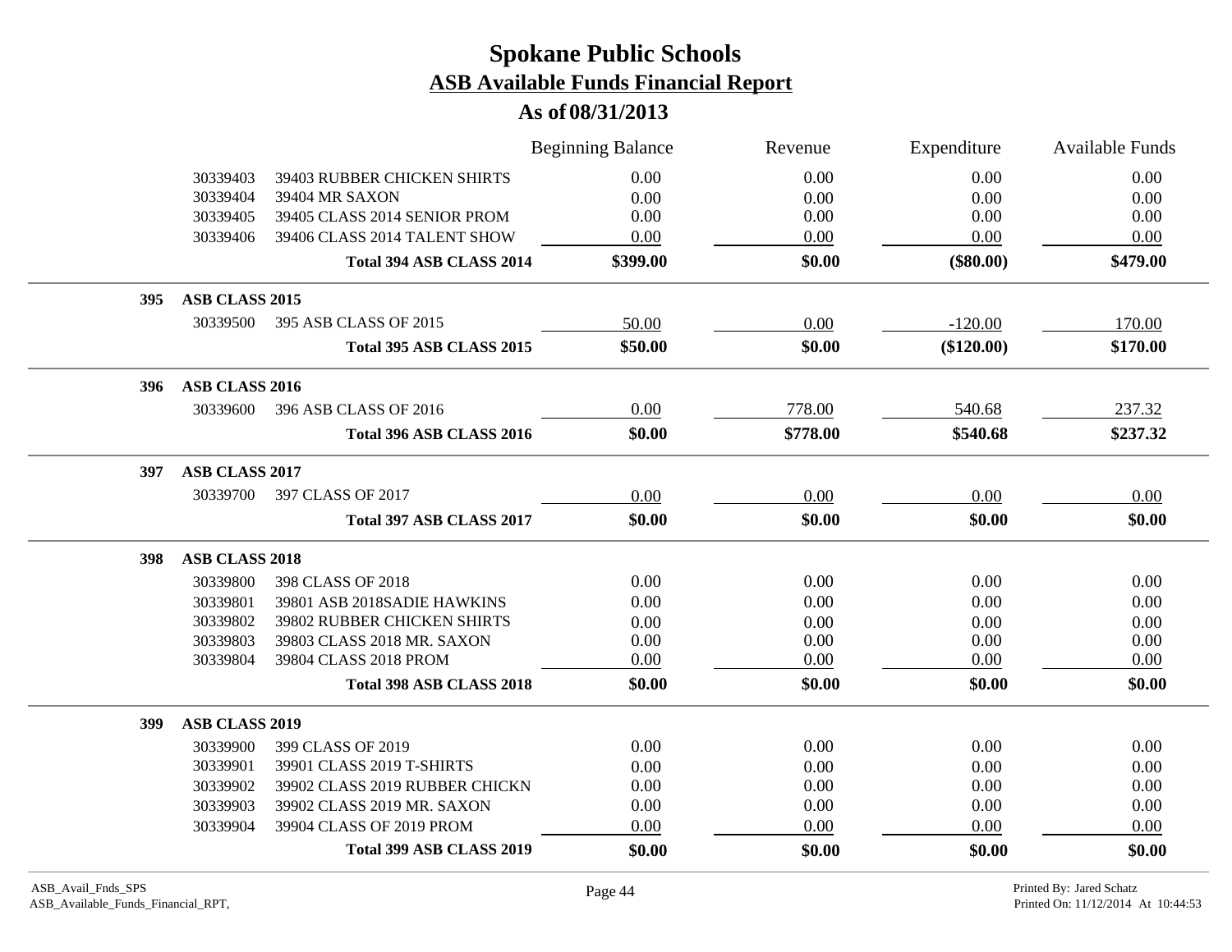# Spokane Public Schools

## ASB Available Funds Financial Report

### As of 08/31/2013

| | | | Beginning Balance | Revenue | Expenditure | Available Funds |
|---|---|---|---|---|---|---|
| | 30339403 | 39403 RUBBER CHICKEN SHIRTS | 0.00 | 0.00 | 0.00 | 0.00 |
| | 30339404 | 39404 MR SAXON | 0.00 | 0.00 | 0.00 | 0.00 |
| | 30339405 | 39405 CLASS 2014 SENIOR PROM | 0.00 | 0.00 | 0.00 | 0.00 |
| | 30339406 | 39406 CLASS 2014 TALENT SHOW | 0.00 | 0.00 | 0.00 | 0.00 |
| | | **Total 394 ASB CLASS 2014** | **$399.00** | **$0.00** | **($80.00)** | **$479.00** |
| **395** | **ASB CLASS 2015** | | | | | |
| | 30339500 | 395 ASB CLASS OF 2015 | 50.00 | 0.00 | -120.00 | 170.00 |
| | | **Total 395 ASB CLASS 2015** | **$50.00** | **$0.00** | **($120.00)** | **$170.00** |
| **396** | **ASB CLASS 2016** | | | | | |
| | 30339600 | 396 ASB CLASS OF 2016 | 0.00 | 778.00 | 540.68 | 237.32 |
| | | **Total 396 ASB CLASS 2016** | **$0.00** | **$778.00** | **$540.68** | **$237.32** |
| **397** | **ASB CLASS 2017** | | | | | |
| | 30339700 | 397 CLASS OF 2017 | 0.00 | 0.00 | 0.00 | 0.00 |
| | | **Total 397 ASB CLASS 2017** | **$0.00** | **$0.00** | **$0.00** | **$0.00** |
| **398** | **ASB CLASS 2018** | | | | | |
| | 30339800 | 398 CLASS OF 2018 | 0.00 | 0.00 | 0.00 | 0.00 |
| | 30339801 | 39801 ASB 2018SADIE HAWKINS | 0.00 | 0.00 | 0.00 | 0.00 |
| | 30339802 | 39802 RUBBER CHICKEN SHIRTS | 0.00 | 0.00 | 0.00 | 0.00 |
| | 30339803 | 39803 CLASS 2018 MR. SAXON | 0.00 | 0.00 | 0.00 | 0.00 |
| | 30339804 | 39804 CLASS 2018 PROM | 0.00 | 0.00 | 0.00 | 0.00 |
| | | **Total 398 ASB CLASS 2018** | **$0.00** | **$0.00** | **$0.00** | **$0.00** |
| **399** | **ASB CLASS 2019** | | | | | |
| | 30339900 | 399 CLASS OF 2019 | 0.00 | 0.00 | 0.00 | 0.00 |
| | 30339901 | 39901 CLASS 2019 T-SHIRTS | 0.00 | 0.00 | 0.00 | 0.00 |
| | 30339902 | 39902 CLASS 2019 RUBBER CHICKN | 0.00 | 0.00 | 0.00 | 0.00 |
| | 30339903 | 39902 CLASS 2019 MR. SAXON | 0.00 | 0.00 | 0.00 | 0.00 |
| | 30339904 | 39904 CLASS OF 2019 PROM | 0.00 | 0.00 | 0.00 | 0.00 |
| | | **Total 399 ASB CLASS 2019** | **$0.00** | **$0.00** | **$0.00** | **$0.00** |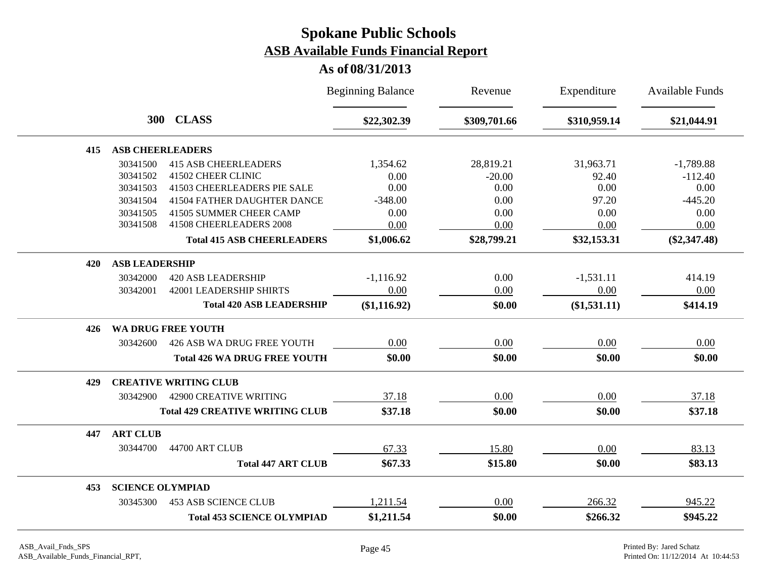# Spokane Public Schools

## ASB Available Funds Financial Report

### As of 08/31/2013

| | | Beginning Balance | Revenue | Expenditure | Available Funds |
|---|---|---|---|---|---|
| **300 CLASS** | | **$22,302.39** | **$309,701.66** | **$310,959.14** | **$21,044.91** |
| **415 ASB CHEERLEADERS** | | | | | |
| 30341500 | 415 ASB CHEERLEADERS | 1,354.62 | 28,819.21 | 31,963.71 | -1,789.88 |
| 30341502 | 41502 CHEER CLINIC | 0.00 | -20.00 | 92.40 | -112.40 |
| 30341503 | 41503 CHEERLEADERS PIE SALE | 0.00 | 0.00 | 0.00 | 0.00 |
| 30341504 | 41504 FATHER DAUGHTER DANCE | -348.00 | 0.00 | 97.20 | -445.20 |
| 30341505 | 41505 SUMMER CHEER CAMP | 0.00 | 0.00 | 0.00 | 0.00 |
| 30341508 | 41508 CHEERLEADERS 2008 | 0.00 | 0.00 | 0.00 | 0.00 |
| | **Total 415 ASB CHEERLEADERS** | **$1,006.62** | **$28,799.21** | **$32,153.31** | **($2,347.48)** |
| **420 ASB LEADERSHIP** | | | | | |
| 30342000 | 420 ASB LEADERSHIP | -1,116.92 | 0.00 | -1,531.11 | 414.19 |
| 30342001 | 42001 LEADERSHIP SHIRTS | 0.00 | 0.00 | 0.00 | 0.00 |
| | **Total 420 ASB LEADERSHIP** | **($1,116.92)** | **$0.00** | **($1,531.11)** | **$414.19** |
| **426 WA DRUG FREE YOUTH** | | | | | |
| 30342600 | 426 ASB WA DRUG FREE YOUTH | 0.00 | 0.00 | 0.00 | 0.00 |
| | **Total 426 WA DRUG FREE YOUTH** | **$0.00** | **$0.00** | **$0.00** | **$0.00** |
| **429 CREATIVE WRITING CLUB** | | | | | |
| 30342900 | 42900 CREATIVE WRITING | 37.18 | 0.00 | 0.00 | 37.18 |
| | **Total 429 CREATIVE WRITING CLUB** | **$37.18** | **$0.00** | **$0.00** | **$37.18** |
| **447 ART CLUB** | | | | | |
| 30344700 | 44700 ART CLUB | 67.33 | 15.80 | 0.00 | 83.13 |
| | **Total 447 ART CLUB** | **$67.33** | **$15.80** | **$0.00** | **$83.13** |
| **453 SCIENCE OLYMPIAD** | | | | | |
| 30345300 | 453 ASB SCIENCE CLUB | 1,211.54 | 0.00 | 266.32 | 945.22 |
| | **Total 453 SCIENCE OLYMPIAD** | **$1,211.54** | **$0.00** | **$266.32** | **$945.22** |

ASB_Avail_Fnds_SPS
ASB_Available_Funds_Financial_RPT,

Printed By: Jared Schatz
Printed On: 11/12/2014 At 10:44:53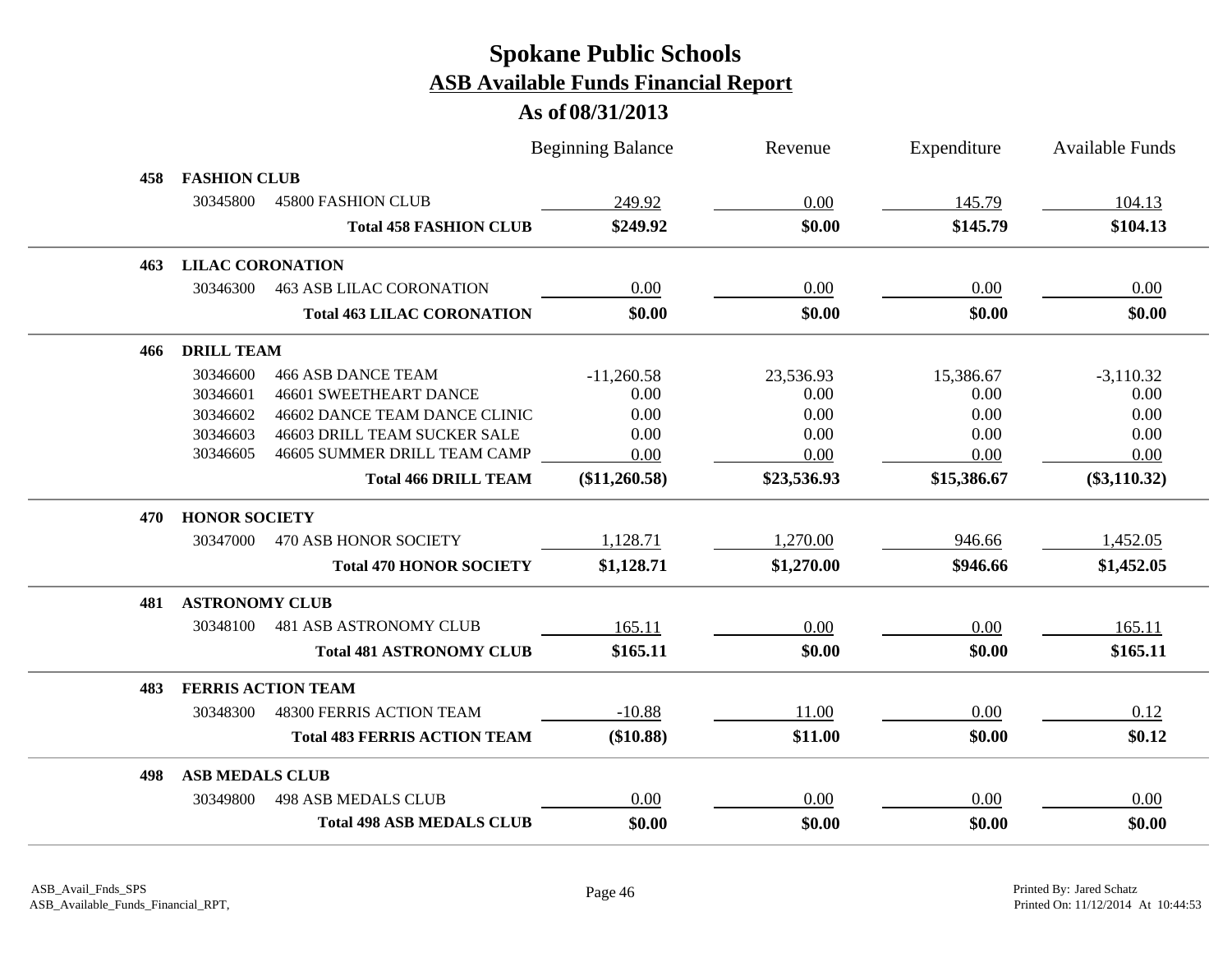# Spokane Public Schools

## ASB Available Funds Financial Report

### As of 08/31/2013

| | | | Beginning Balance | Revenue | Expenditure | Available Funds |
|---|---|---|---|---|---|---|
| **458** | **FASHION CLUB** | | | | | |
| | 30345800 | 45800 FASHION CLUB | 249.92 | 0.00 | 145.79 | 104.13 |
| | | **Total 458 FASHION CLUB** | **$249.92** | **$0.00** | **$145.79** | **$104.13** |
| **463** | **LILAC CORONATION** | | | | | |
| | 30346300 | 463 ASB LILAC CORONATION | 0.00 | 0.00 | 0.00 | 0.00 |
| | | **Total 463 LILAC CORONATION** | **$0.00** | **$0.00** | **$0.00** | **$0.00** |
| **466** | **DRILL TEAM** | | | | | |
| | 30346600 | 466 ASB DANCE TEAM | -11,260.58 | 23,536.93 | 15,386.67 | -3,110.32 |
| | 30346601 | 46601 SWEETHEART DANCE | 0.00 | 0.00 | 0.00 | 0.00 |
| | 30346602 | 46602 DANCE TEAM DANCE CLINIC | 0.00 | 0.00 | 0.00 | 0.00 |
| | 30346603 | 46603 DRILL TEAM SUCKER SALE | 0.00 | 0.00 | 0.00 | 0.00 |
| | 30346605 | 46605 SUMMER DRILL TEAM CAMP | 0.00 | 0.00 | 0.00 | 0.00 |
| | | **Total 466 DRILL TEAM** | **($11,260.58)** | **$23,536.93** | **$15,386.67** | **($3,110.32)** |
| **470** | **HONOR SOCIETY** | | | | | |
| | 30347000 | 470 ASB HONOR SOCIETY | 1,128.71 | 1,270.00 | 946.66 | 1,452.05 |
| | | **Total 470 HONOR SOCIETY** | **$1,128.71** | **$1,270.00** | **$946.66** | **$1,452.05** |
| **481** | **ASTRONOMY CLUB** | | | | | |
| | 30348100 | 481 ASB ASTRONOMY CLUB | 165.11 | 0.00 | 0.00 | 165.11 |
| | | **Total 481 ASTRONOMY CLUB** | **$165.11** | **$0.00** | **$0.00** | **$165.11** |
| **483** | **FERRIS ACTION TEAM** | | | | | |
| | 30348300 | 48300 FERRIS ACTION TEAM | -10.88 | 11.00 | 0.00 | 0.12 |
| | | **Total 483 FERRIS ACTION TEAM** | **($10.88)** | **$11.00** | **$0.00** | **$0.12** |
| **498** | **ASB MEDALS CLUB** | | | | | |
| | 30349800 | 498 ASB MEDALS CLUB | 0.00 | 0.00 | 0.00 | 0.00 |
| | | **Total 498 ASB MEDALS CLUB** | **$0.00** | **$0.00** | **$0.00** | **$0.00** |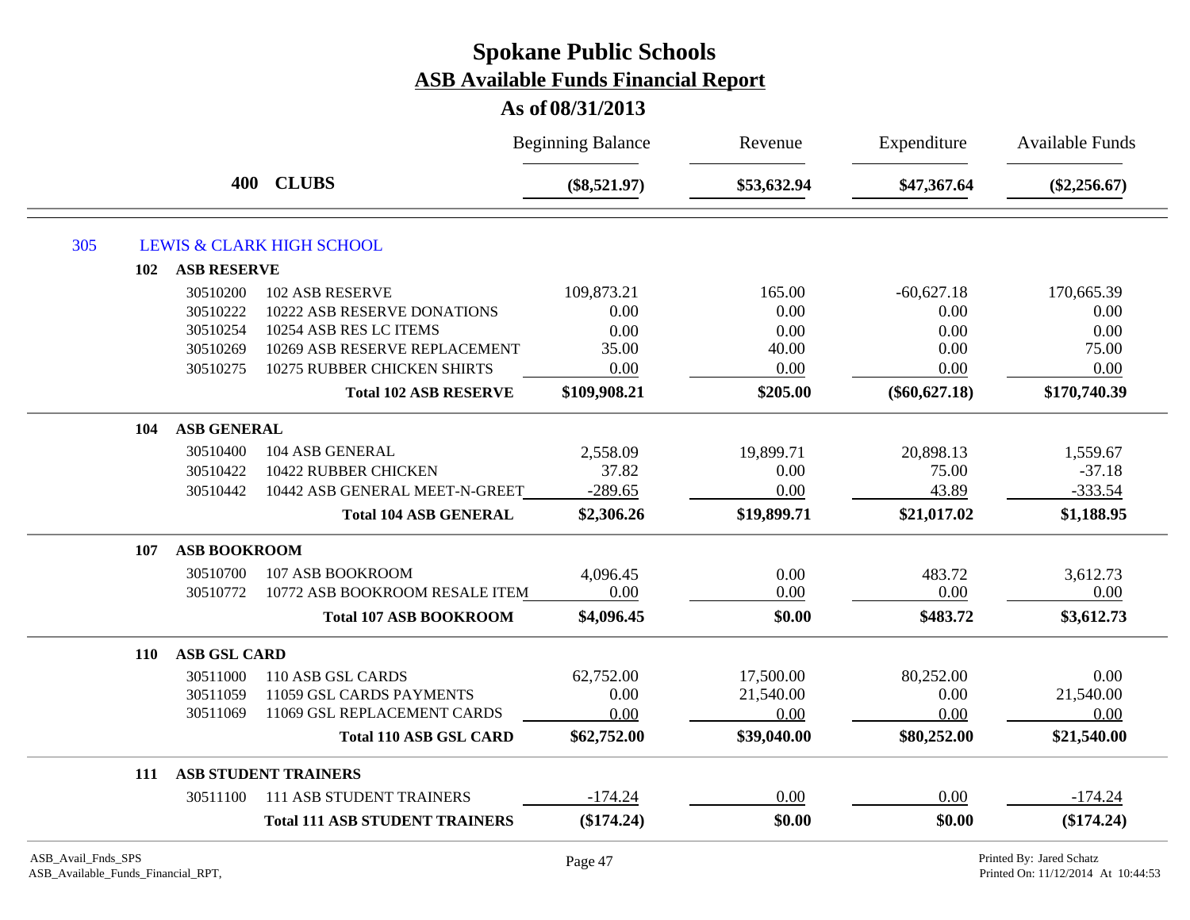# Spokane Public Schools

## ASB Available Funds Financial Report

### As of 08/31/2013

| | | Beginning Balance | Revenue | Expenditure | Available Funds |
|---|---|---|---|---|---|
| **400** | **CLUBS** | **($8,521.97)** | **$53,632.94** | **$47,367.64** | **($2,256.67)** |

**305 LEWIS & CLARK HIGH SCHOOL**

| | | Beginning Balance | Revenue | Expenditure | Available Funds |
|---|---|---|---|---|---|
| **102** | **ASB RESERVE** | | | | |
| 30510200 | 102 ASB RESERVE | 109,873.21 | 165.00 | -60,627.18 | 170,665.39 |
| 30510222 | 10222 ASB RESERVE DONATIONS | 0.00 | 0.00 | 0.00 | 0.00 |
| 30510254 | 10254 ASB RES LC ITEMS | 0.00 | 0.00 | 0.00 | 0.00 |
| 30510269 | 10269 ASB RESERVE REPLACEMENT | 35.00 | 40.00 | 0.00 | 75.00 |
| 30510275 | 10275 RUBBER CHICKEN SHIRTS | 0.00 | 0.00 | 0.00 | 0.00 |
| | **Total 102 ASB RESERVE** | **$109,908.21** | **$205.00** | **($60,627.18)** | **$170,740.39** |
| **104** | **ASB GENERAL** | | | | |
| 30510400 | 104 ASB GENERAL | 2,558.09 | 19,899.71 | 20,898.13 | 1,559.67 |
| 30510422 | 10422 RUBBER CHICKEN | 37.82 | 0.00 | 75.00 | -37.18 |
| 30510442 | 10442 ASB GENERAL MEET-N-GREET | -289.65 | 0.00 | 43.89 | -333.54 |
| | **Total 104 ASB GENERAL** | **$2,306.26** | **$19,899.71** | **$21,017.02** | **$1,188.95** |
| **107** | **ASB BOOKROOM** | | | | |
| 30510700 | 107 ASB BOOKROOM | 4,096.45 | 0.00 | 483.72 | 3,612.73 |
| 30510772 | 10772 ASB BOOKROOM RESALE ITEM | 0.00 | 0.00 | 0.00 | 0.00 |
| | **Total 107 ASB BOOKROOM** | **$4,096.45** | **$0.00** | **$483.72** | **$3,612.73** |
| **110** | **ASB GSL CARD** | | | | |
| 30511000 | 110 ASB GSL CARDS | 62,752.00 | 17,500.00 | 80,252.00 | 0.00 |
| 30511059 | 11059 GSL CARDS PAYMENTS | 0.00 | 21,540.00 | 0.00 | 21,540.00 |
| 30511069 | 11069 GSL REPLACEMENT CARDS | 0.00 | 0.00 | 0.00 | 0.00 |
| | **Total 110 ASB GSL CARD** | **$62,752.00** | **$39,040.00** | **$80,252.00** | **$21,540.00** |
| **111** | **ASB STUDENT TRAINERS** | | | | |
| 30511100 | 111 ASB STUDENT TRAINERS | -174.24 | 0.00 | 0.00 | -174.24 |
| | **Total 111 ASB STUDENT TRAINERS** | **($174.24)** | **$0.00** | **$0.00** | **($174.24)** |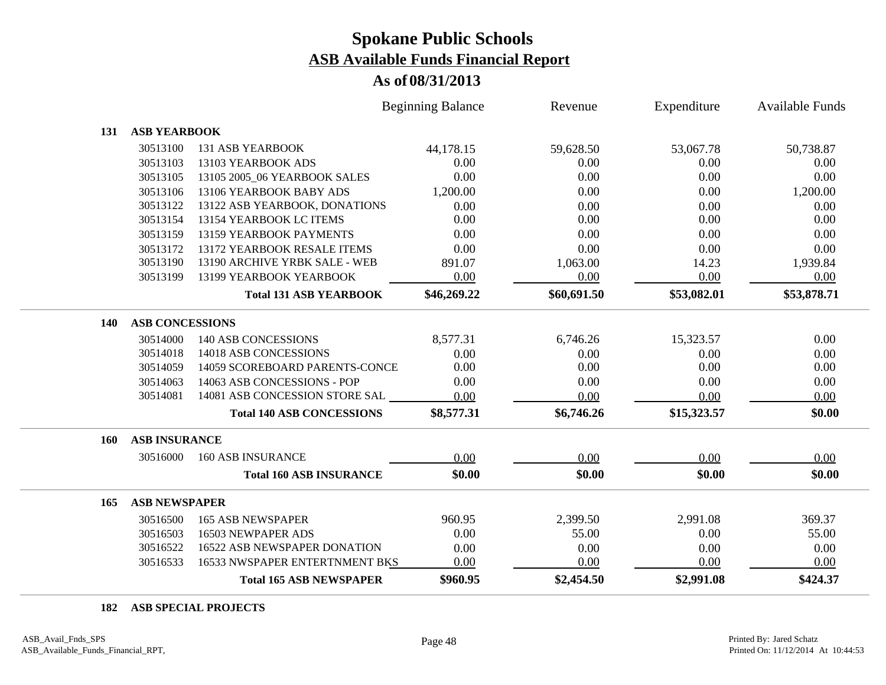# Spokane Public Schools

## ASB Available Funds Financial Report

### As of 08/31/2013

| | | Beginning Balance | Revenue | Expenditure | Available Funds |
|---|---|---|---|---|---|
| **131** | **ASB YEARBOOK** | | | | |
| 30513100 | 131 ASB YEARBOOK | 44,178.15 | 59,628.50 | 53,067.78 | 50,738.87 |
| 30513103 | 13103 YEARBOOK ADS | 0.00 | 0.00 | 0.00 | 0.00 |
| 30513105 | 13105 2005_06 YEARBOOK SALES | 0.00 | 0.00 | 0.00 | 0.00 |
| 30513106 | 13106 YEARBOOK BABY ADS | 1,200.00 | 0.00 | 0.00 | 1,200.00 |
| 30513122 | 13122 ASB YEARBOOK, DONATIONS | 0.00 | 0.00 | 0.00 | 0.00 |
| 30513154 | 13154 YEARBOOK LC ITEMS | 0.00 | 0.00 | 0.00 | 0.00 |
| 30513159 | 13159 YEARBOOK PAYMENTS | 0.00 | 0.00 | 0.00 | 0.00 |
| 30513172 | 13172 YEARBOOK RESALE ITEMS | 0.00 | 0.00 | 0.00 | 0.00 |
| 30513190 | 13190 ARCHIVE YRBK SALE - WEB | 891.07 | 1,063.00 | 14.23 | 1,939.84 |
| 30513199 | 13199 YEARBOOK YEARBOOK | 0.00 | 0.00 | 0.00 | 0.00 |
| | **Total 131 ASB YEARBOOK** | **$46,269.22** | **$60,691.50** | **$53,082.01** | **$53,878.71** |
| **140** | **ASB CONCESSIONS** | | | | |
| 30514000 | 140 ASB CONCESSIONS | 8,577.31 | 6,746.26 | 15,323.57 | 0.00 |
| 30514018 | 14018 ASB CONCESSIONS | 0.00 | 0.00 | 0.00 | 0.00 |
| 30514059 | 14059 SCOREBOARD PARENTS-CONCE | 0.00 | 0.00 | 0.00 | 0.00 |
| 30514063 | 14063 ASB CONCESSIONS - POP | 0.00 | 0.00 | 0.00 | 0.00 |
| 30514081 | 14081 ASB CONCESSION STORE SAL | 0.00 | 0.00 | 0.00 | 0.00 |
| | **Total 140 ASB CONCESSIONS** | **$8,577.31** | **$6,746.26** | **$15,323.57** | **$0.00** |
| **160** | **ASB INSURANCE** | | | | |
| 30516000 | 160 ASB INSURANCE | 0.00 | 0.00 | 0.00 | 0.00 |
| | **Total 160 ASB INSURANCE** | **$0.00** | **$0.00** | **$0.00** | **$0.00** |
| **165** | **ASB NEWSPAPER** | | | | |
| 30516500 | 165 ASB NEWSPAPER | 960.95 | 2,399.50 | 2,991.08 | 369.37 |
| 30516503 | 16503 NEWPAPER ADS | 0.00 | 55.00 | 0.00 | 55.00 |
| 30516522 | 16522 ASB NEWSPAPER DONATION | 0.00 | 0.00 | 0.00 | 0.00 |
| 30516533 | 16533 NWSPAPER ENTERTNMENT BKS | 0.00 | 0.00 | 0.00 | 0.00 |
| | **Total 165 ASB NEWSPAPER** | **$960.95** | **$2,454.50** | **$2,991.08** | **$424.37** |
| **182** | **ASB SPECIAL PROJECTS** | | | | |

ASB_Avail_Fnds_SPS
ASB_Available_Funds_Financial_RPT,

Printed By: Jared Schatz
Printed On: 11/12/2014 At 10:44:53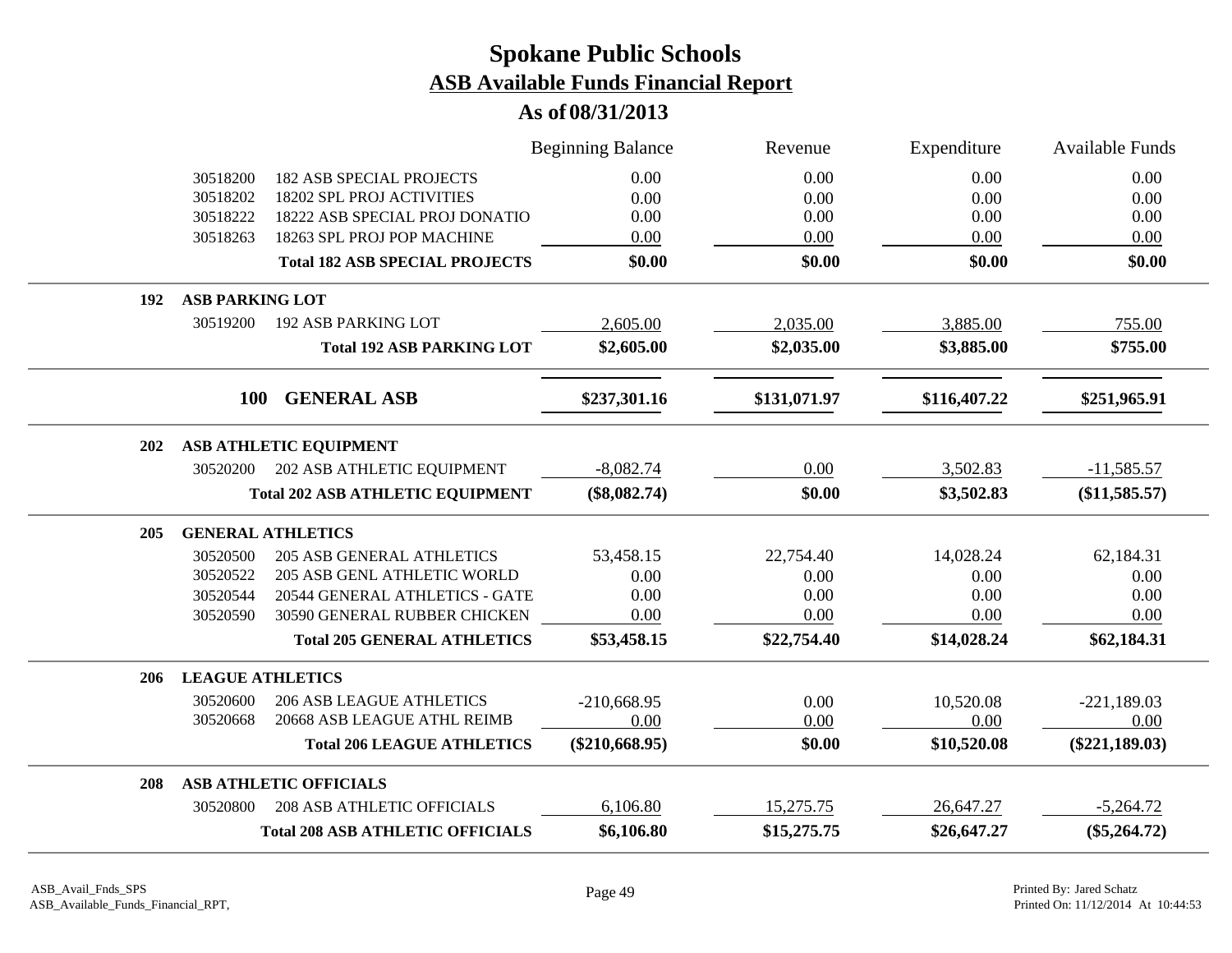# Spokane Public Schools

## ASB Available Funds Financial Report

### As of 08/31/2013

| | | Beginning Balance | Revenue | Expenditure | Available Funds |
|---|---|---|---|---|---|
| 30518200 | 182 ASB SPECIAL PROJECTS | 0.00 | 0.00 | 0.00 | 0.00 |
| 30518202 | 18202 SPL PROJ ACTIVITIES | 0.00 | 0.00 | 0.00 | 0.00 |
| 30518222 | 18222 ASB SPECIAL PROJ DONATIO | 0.00 | 0.00 | 0.00 | 0.00 |
| 30518263 | 18263 SPL PROJ POP MACHINE | 0.00 | 0.00 | 0.00 | 0.00 |
| | **Total 182 ASB SPECIAL PROJECTS** | **$0.00** | **$0.00** | **$0.00** | **$0.00** |
| **192** | **ASB PARKING LOT** | | | | |
| 30519200 | 192 ASB PARKING LOT | 2,605.00 | 2,035.00 | 3,885.00 | 755.00 |
| | **Total 192 ASB PARKING LOT** | **$2,605.00** | **$2,035.00** | **$3,885.00** | **$755.00** |
| **100** | **GENERAL ASB** | **$237,301.16** | **$131,071.97** | **$116,407.22** | **$251,965.91** |
| **202** | **ASB ATHLETIC EQUIPMENT** | | | | |
| 30520200 | 202 ASB ATHLETIC EQUIPMENT | -8,082.74 | 0.00 | 3,502.83 | -11,585.57 |
| | **Total 202 ASB ATHLETIC EQUIPMENT** | **($8,082.74)** | **$0.00** | **$3,502.83** | **($11,585.57)** |
| **205** | **GENERAL ATHLETICS** | | | | |
| 30520500 | 205 ASB GENERAL ATHLETICS | 53,458.15 | 22,754.40 | 14,028.24 | 62,184.31 |
| 30520522 | 205 ASB GENL ATHLETIC WORLD | 0.00 | 0.00 | 0.00 | 0.00 |
| 30520544 | 20544 GENERAL ATHLETICS - GATE | 0.00 | 0.00 | 0.00 | 0.00 |
| 30520590 | 30590 GENERAL RUBBER CHICKEN | 0.00 | 0.00 | 0.00 | 0.00 |
| | **Total 205 GENERAL ATHLETICS** | **$53,458.15** | **$22,754.40** | **$14,028.24** | **$62,184.31** |
| **206** | **LEAGUE ATHLETICS** | | | | |
| 30520600 | 206 ASB LEAGUE ATHLETICS | -210,668.95 | 0.00 | 10,520.08 | -221,189.03 |
| 30520668 | 20668 ASB LEAGUE ATHL REIMB | 0.00 | 0.00 | 0.00 | 0.00 |
| | **Total 206 LEAGUE ATHLETICS** | **($210,668.95)** | **$0.00** | **$10,520.08** | **($221,189.03)** |
| **208** | **ASB ATHLETIC OFFICIALS** | | | | |
| 30520800 | 208 ASB ATHLETIC OFFICIALS | 6,106.80 | 15,275.75 | 26,647.27 | -5,264.72 |
| | **Total 208 ASB ATHLETIC OFFICIALS** | **$6,106.80** | **$15,275.75** | **$26,647.27** | **($5,264.72)** |

ASB_Avail_Fnds_SPS
ASB_Available_Funds_Financial_RPT,

Printed By: Jared Schatz
Printed On: 11/12/2014 At 10:44:53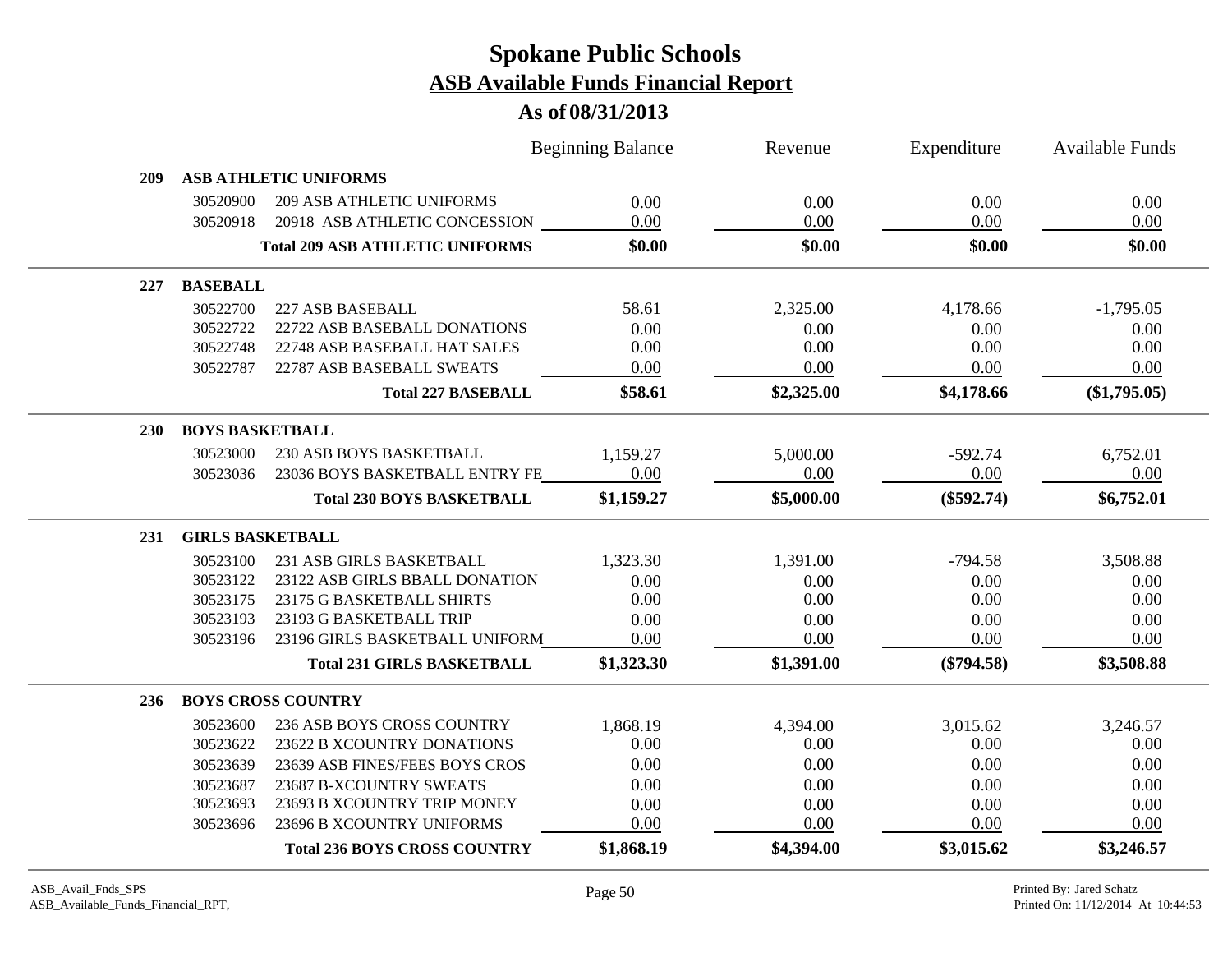# Spokane Public Schools
## ASB Available Funds Financial Report
### As of 08/31/2013

| | | | Beginning Balance | Revenue | Expenditure | Available Funds |
|---|---|---|---|---|---|---|
| **209** | **ASB ATHLETIC UNIFORMS** | | | | | |
| | 30520900 | 209 ASB ATHLETIC UNIFORMS | 0.00 | 0.00 | 0.00 | 0.00 |
| | 30520918 | 20918 ASB ATHLETIC CONCESSION | 0.00 | 0.00 | 0.00 | 0.00 |
| | | **Total 209 ASB ATHLETIC UNIFORMS** | **$0.00** | **$0.00** | **$0.00** | **$0.00** |
| **227** | **BASEBALL** | | | | | |
| | 30522700 | 227 ASB BASEBALL | 58.61 | 2,325.00 | 4,178.66 | -1,795.05 |
| | 30522722 | 22722 ASB BASEBALL DONATIONS | 0.00 | 0.00 | 0.00 | 0.00 |
| | 30522748 | 22748 ASB BASEBALL HAT SALES | 0.00 | 0.00 | 0.00 | 0.00 |
| | 30522787 | 22787 ASB BASEBALL SWEATS | 0.00 | 0.00 | 0.00 | 0.00 |
| | | **Total 227 BASEBALL** | **$58.61** | **$2,325.00** | **$4,178.66** | **($1,795.05)** |
| **230** | **BOYS BASKETBALL** | | | | | |
| | 30523000 | 230 ASB BOYS BASKETBALL | 1,159.27 | 5,000.00 | -592.74 | 6,752.01 |
| | 30523036 | 23036 BOYS BASKETBALL ENTRY FE | 0.00 | 0.00 | 0.00 | 0.00 |
| | | **Total 230 BOYS BASKETBALL** | **$1,159.27** | **$5,000.00** | **($592.74)** | **$6,752.01** |
| **231** | **GIRLS BASKETBALL** | | | | | |
| | 30523100 | 231 ASB GIRLS BASKETBALL | 1,323.30 | 1,391.00 | -794.58 | 3,508.88 |
| | 30523122 | 23122 ASB GIRLS BBALL DONATION | 0.00 | 0.00 | 0.00 | 0.00 |
| | 30523175 | 23175 G BASKETBALL SHIRTS | 0.00 | 0.00 | 0.00 | 0.00 |
| | 30523193 | 23193 G BASKETBALL TRIP | 0.00 | 0.00 | 0.00 | 0.00 |
| | 30523196 | 23196 GIRLS BASKETBALL UNIFORM | 0.00 | 0.00 | 0.00 | 0.00 |
| | | **Total 231 GIRLS BASKETBALL** | **$1,323.30** | **$1,391.00** | **($794.58)** | **$3,508.88** |
| **236** | **BOYS CROSS COUNTRY** | | | | | |
| | 30523600 | 236 ASB BOYS CROSS COUNTRY | 1,868.19 | 4,394.00 | 3,015.62 | 3,246.57 |
| | 30523622 | 23622 B XCOUNTRY DONATIONS | 0.00 | 0.00 | 0.00 | 0.00 |
| | 30523639 | 23639 ASB FINES/FEES BOYS CROS | 0.00 | 0.00 | 0.00 | 0.00 |
| | 30523687 | 23687 B-XCOUNTRY SWEATS | 0.00 | 0.00 | 0.00 | 0.00 |
| | 30523693 | 23693 B XCOUNTRY TRIP MONEY | 0.00 | 0.00 | 0.00 | 0.00 |
| | 30523696 | 23696 B XCOUNTRY UNIFORMS | 0.00 | 0.00 | 0.00 | 0.00 |
| | | **Total 236 BOYS CROSS COUNTRY** | **$1,868.19** | **$4,394.00** | **$3,015.62** | **$3,246.57** |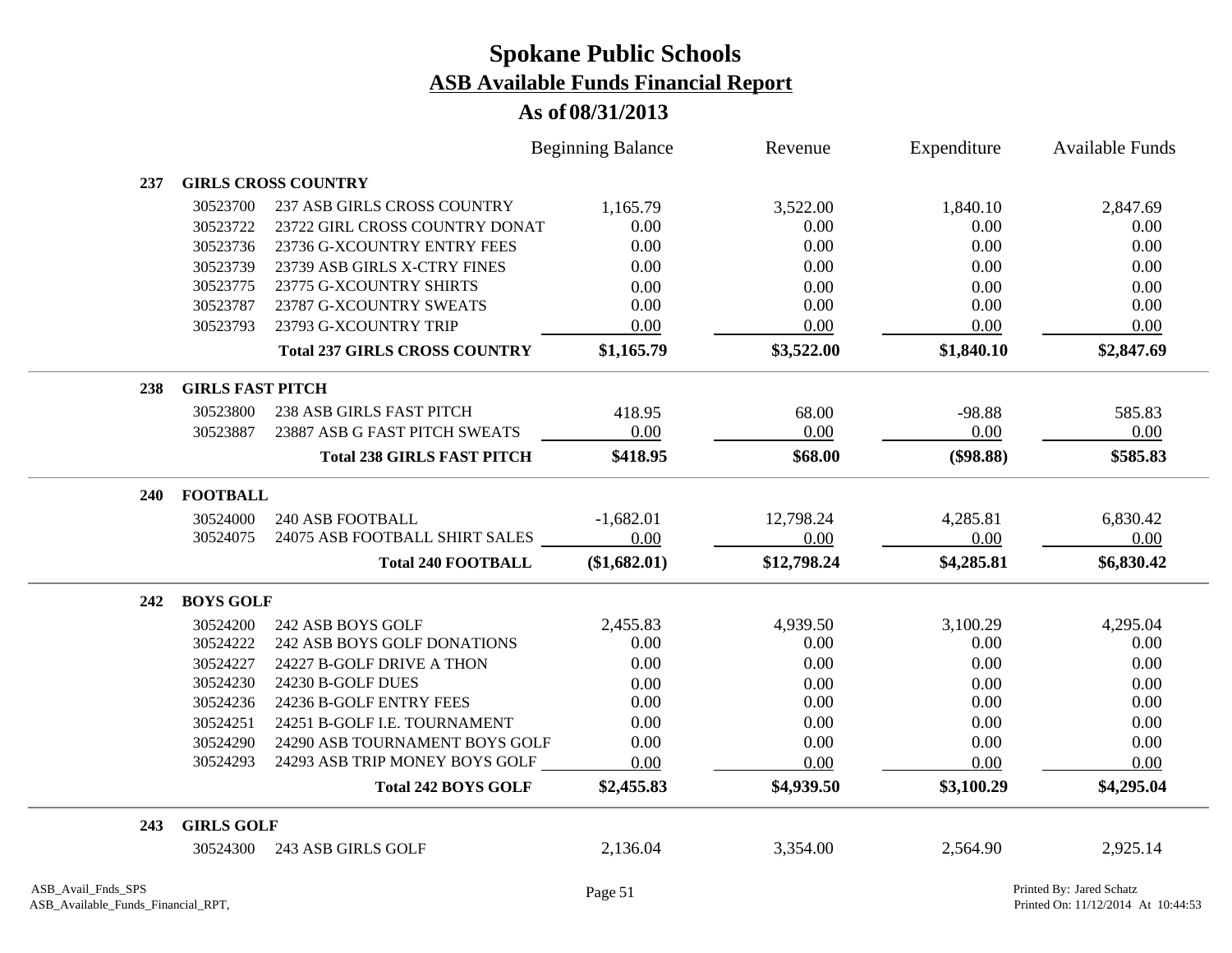# Spokane Public Schools

## ASB Available Funds Financial Report

### As of 08/31/2013

| | | | Beginning Balance | Revenue | Expenditure | Available Funds |
|---|---|---|---|---|---|---|
| **237** | **GIRLS CROSS COUNTRY** | | | | | |
| | 30523700 | 237 ASB GIRLS CROSS COUNTRY | 1,165.79 | 3,522.00 | 1,840.10 | 2,847.69 |
| | 30523722 | 23722 GIRL CROSS COUNTRY DONAT | 0.00 | 0.00 | 0.00 | 0.00 |
| | 30523736 | 23736 G-XCOUNTRY ENTRY FEES | 0.00 | 0.00 | 0.00 | 0.00 |
| | 30523739 | 23739 ASB GIRLS X-CTRY FINES | 0.00 | 0.00 | 0.00 | 0.00 |
| | 30523775 | 23775 G-XCOUNTRY SHIRTS | 0.00 | 0.00 | 0.00 | 0.00 |
| | 30523787 | 23787 G-XCOUNTRY SWEATS | 0.00 | 0.00 | 0.00 | 0.00 |
| | 30523793 | 23793 G-XCOUNTRY TRIP | 0.00 | 0.00 | 0.00 | 0.00 |
| | | **Total 237 GIRLS CROSS COUNTRY** | **$1,165.79** | **$3,522.00** | **$1,840.10** | **$2,847.69** |
| **238** | **GIRLS FAST PITCH** | | | | | |
| | 30523800 | 238 ASB GIRLS FAST PITCH | 418.95 | 68.00 | -98.88 | 585.83 |
| | 30523887 | 23887 ASB G FAST PITCH SWEATS | 0.00 | 0.00 | 0.00 | 0.00 |
| | | **Total 238 GIRLS FAST PITCH** | **$418.95** | **$68.00** | **($98.88)** | **$585.83** |
| **240** | **FOOTBALL** | | | | | |
| | 30524000 | 240 ASB FOOTBALL | -1,682.01 | 12,798.24 | 4,285.81 | 6,830.42 |
| | 30524075 | 24075 ASB FOOTBALL SHIRT SALES | 0.00 | 0.00 | 0.00 | 0.00 |
| | | **Total 240 FOOTBALL** | **($1,682.01)** | **$12,798.24** | **$4,285.81** | **$6,830.42** |
| **242** | **BOYS GOLF** | | | | | |
| | 30524200 | 242 ASB BOYS GOLF | 2,455.83 | 4,939.50 | 3,100.29 | 4,295.04 |
| | 30524222 | 242 ASB BOYS GOLF DONATIONS | 0.00 | 0.00 | 0.00 | 0.00 |
| | 30524227 | 24227 B-GOLF DRIVE A THON | 0.00 | 0.00 | 0.00 | 0.00 |
| | 30524230 | 24230 B-GOLF DUES | 0.00 | 0.00 | 0.00 | 0.00 |
| | 30524236 | 24236 B-GOLF ENTRY FEES | 0.00 | 0.00 | 0.00 | 0.00 |
| | 30524251 | 24251 B-GOLF I.E. TOURNAMENT | 0.00 | 0.00 | 0.00 | 0.00 |
| | 30524290 | 24290 ASB TOURNAMENT BOYS GOLF | 0.00 | 0.00 | 0.00 | 0.00 |
| | 30524293 | 24293 ASB TRIP MONEY BOYS GOLF | 0.00 | 0.00 | 0.00 | 0.00 |
| | | **Total 242 BOYS GOLF** | **$2,455.83** | **$4,939.50** | **$3,100.29** | **$4,295.04** |
| **243** | **GIRLS GOLF** | | | | | |
| | 30524300 | 243 ASB GIRLS GOLF | 2,136.04 | 3,354.00 | 2,564.90 | 2,925.14 |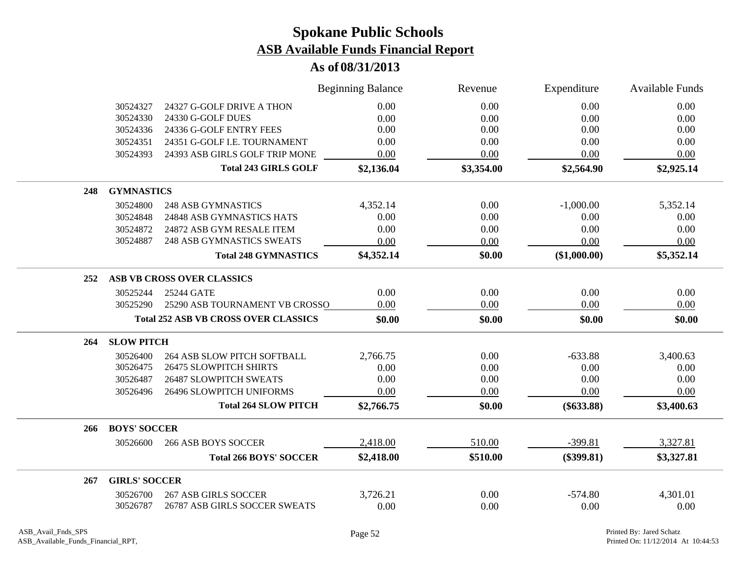# Spokane Public Schools

## ASB Available Funds Financial Report

### As of 08/31/2013

| | | | Beginning Balance | Revenue | Expenditure | Available Funds |
|---|---|---|---|---|---|---|
| | 30524327 | 24327 G-GOLF DRIVE A THON | 0.00 | 0.00 | 0.00 | 0.00 |
| | 30524330 | 24330 G-GOLF DUES | 0.00 | 0.00 | 0.00 | 0.00 |
| | 30524336 | 24336 G-GOLF ENTRY FEES | 0.00 | 0.00 | 0.00 | 0.00 |
| | 30524351 | 24351 G-GOLF I.E. TOURNAMENT | 0.00 | 0.00 | 0.00 | 0.00 |
| | 30524393 | 24393 ASB GIRLS GOLF TRIP MONE | 0.00 | 0.00 | 0.00 | 0.00 |
| | | **Total 243 GIRLS GOLF** | **$2,136.04** | **$3,354.00** | **$2,564.90** | **$2,925.14** |
| **248** | **GYMNASTICS** | | | | | |
| | 30524800 | 248 ASB GYMNASTICS | 4,352.14 | 0.00 | -1,000.00 | 5,352.14 |
| | 30524848 | 24848 ASB GYMNASTICS HATS | 0.00 | 0.00 | 0.00 | 0.00 |
| | 30524872 | 24872 ASB GYM RESALE ITEM | 0.00 | 0.00 | 0.00 | 0.00 |
| | 30524887 | 248 ASB GYMNASTICS SWEATS | 0.00 | 0.00 | 0.00 | 0.00 |
| | | **Total 248 GYMNASTICS** | **$4,352.14** | **$0.00** | **($1,000.00)** | **$5,352.14** |
| **252** | **ASB VB CROSS OVER CLASSICS** | | | | | |
| | 30525244 | 25244 GATE | 0.00 | 0.00 | 0.00 | 0.00 |
| | 30525290 | 25290 ASB TOURNAMENT VB CROSSO | 0.00 | 0.00 | 0.00 | 0.00 |
| | | **Total 252 ASB VB CROSS OVER CLASSICS** | **$0.00** | **$0.00** | **$0.00** | **$0.00** |
| **264** | **SLOW PITCH** | | | | | |
| | 30526400 | 264 ASB SLOW PITCH SOFTBALL | 2,766.75 | 0.00 | -633.88 | 3,400.63 |
| | 30526475 | 26475 SLOWPITCH SHIRTS | 0.00 | 0.00 | 0.00 | 0.00 |
| | 30526487 | 26487 SLOWPITCH SWEATS | 0.00 | 0.00 | 0.00 | 0.00 |
| | 30526496 | 26496 SLOWPITCH UNIFORMS | 0.00 | 0.00 | 0.00 | 0.00 |
| | | **Total 264 SLOW PITCH** | **$2,766.75** | **$0.00** | **($633.88)** | **$3,400.63** |
| **266** | **BOYS' SOCCER** | | | | | |
| | 30526600 | 266 ASB BOYS SOCCER | 2,418.00 | 510.00 | -399.81 | 3,327.81 |
| | | **Total 266 BOYS' SOCCER** | **$2,418.00** | **$510.00** | **($399.81)** | **$3,327.81** |
| **267** | **GIRLS' SOCCER** | | | | | |
| | 30526700 | 267 ASB GIRLS SOCCER | 3,726.21 | 0.00 | -574.80 | 4,301.01 |
| | 30526787 | 26787 ASB GIRLS SOCCER SWEATS | 0.00 | 0.00 | 0.00 | 0.00 |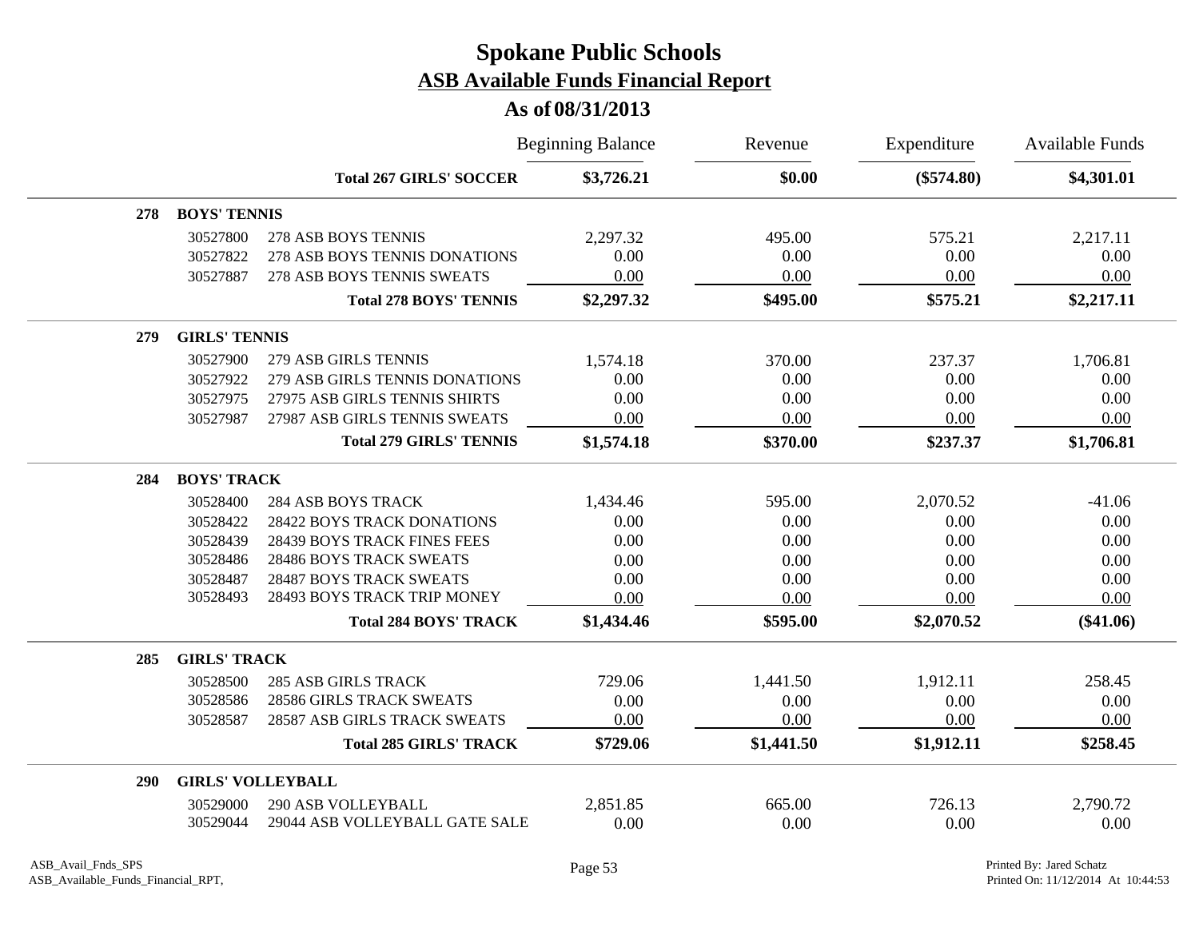# Spokane Public Schools

## ASB Available Funds Financial Report

### As of 08/31/2013

| | | | Beginning Balance | Revenue | Expenditure | Available Funds |
|---|---|---|---|---|---|---|
| | | **Total 267 GIRLS' SOCCER** | **$3,726.21** | **$0.00** | **($574.80)** | **$4,301.01** |
| **278** | **BOYS' TENNIS** | | | | | |
| | 30527800 | 278 ASB BOYS TENNIS | 2,297.32 | 495.00 | 575.21 | 2,217.11 |
| | 30527822 | 278 ASB BOYS TENNIS DONATIONS | 0.00 | 0.00 | 0.00 | 0.00 |
| | 30527887 | 278 ASB BOYS TENNIS SWEATS | 0.00 | 0.00 | 0.00 | 0.00 |
| | | **Total 278 BOYS' TENNIS** | **$2,297.32** | **$495.00** | **$575.21** | **$2,217.11** |
| **279** | **GIRLS' TENNIS** | | | | | |
| | 30527900 | 279 ASB GIRLS TENNIS | 1,574.18 | 370.00 | 237.37 | 1,706.81 |
| | 30527922 | 279 ASB GIRLS TENNIS DONATIONS | 0.00 | 0.00 | 0.00 | 0.00 |
| | 30527975 | 27975 ASB GIRLS TENNIS SHIRTS | 0.00 | 0.00 | 0.00 | 0.00 |
| | 30527987 | 27987 ASB GIRLS TENNIS SWEATS | 0.00 | 0.00 | 0.00 | 0.00 |
| | | **Total 279 GIRLS' TENNIS** | **$1,574.18** | **$370.00** | **$237.37** | **$1,706.81** |
| **284** | **BOYS' TRACK** | | | | | |
| | 30528400 | 284 ASB BOYS TRACK | 1,434.46 | 595.00 | 2,070.52 | -41.06 |
| | 30528422 | 28422 BOYS TRACK DONATIONS | 0.00 | 0.00 | 0.00 | 0.00 |
| | 30528439 | 28439 BOYS TRACK FINES FEES | 0.00 | 0.00 | 0.00 | 0.00 |
| | 30528486 | 28486 BOYS TRACK SWEATS | 0.00 | 0.00 | 0.00 | 0.00 |
| | 30528487 | 28487 BOYS TRACK SWEATS | 0.00 | 0.00 | 0.00 | 0.00 |
| | 30528493 | 28493 BOYS TRACK TRIP MONEY | 0.00 | 0.00 | 0.00 | 0.00 |
| | | **Total 284 BOYS' TRACK** | **$1,434.46** | **$595.00** | **$2,070.52** | **($41.06)** |
| **285** | **GIRLS' TRACK** | | | | | |
| | 30528500 | 285 ASB GIRLS TRACK | 729.06 | 1,441.50 | 1,912.11 | 258.45 |
| | 30528586 | 28586 GIRLS TRACK SWEATS | 0.00 | 0.00 | 0.00 | 0.00 |
| | 30528587 | 28587 ASB GIRLS TRACK SWEATS | 0.00 | 0.00 | 0.00 | 0.00 |
| | | **Total 285 GIRLS' TRACK** | **$729.06** | **$1,441.50** | **$1,912.11** | **$258.45** |
| **290** | **GIRLS' VOLLEYBALL** | | | | | |
| | 30529000 | 290 ASB VOLLEYBALL | 2,851.85 | 665.00 | 726.13 | 2,790.72 |
| | 30529044 | 29044 ASB VOLLEYBALL GATE SALE | 0.00 | 0.00 | 0.00 | 0.00 |

ASB_Avail_Fnds_SPS
ASB_Available_Funds_Financial_RPT,

Printed By: Jared Schatz
Printed On: 11/12/2014 At 10:44:53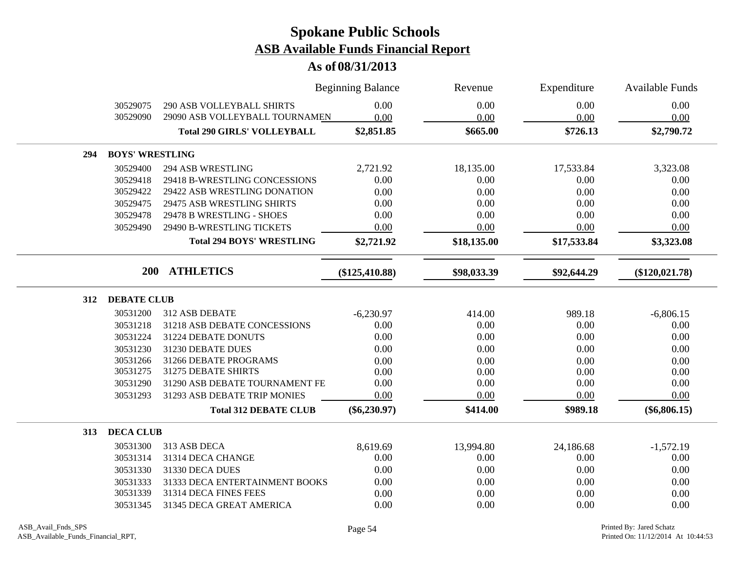# Spokane Public Schools

## ASB Available Funds Financial Report

### As of 08/31/2013

| | | Beginning Balance | Revenue | Expenditure | Available Funds |
|---|---|---|---|---|---|
| 30529075 | 290 ASB VOLLEYBALL SHIRTS | 0.00 | 0.00 | 0.00 | 0.00 |
| 30529090 | 29090 ASB VOLLEYBALL TOURNAMEN | 0.00 | 0.00 | 0.00 | 0.00 |
| | **Total 290 GIRLS' VOLLEYBALL** | **$2,851.85** | **$665.00** | **$726.13** | **$2,790.72** |
| **294** | **BOYS' WRESTLING** | | | | |
| 30529400 | 294 ASB WRESTLING | 2,721.92 | 18,135.00 | 17,533.84 | 3,323.08 |
| 30529418 | 29418 B-WRESTLING CONCESSIONS | 0.00 | 0.00 | 0.00 | 0.00 |
| 30529422 | 29422 ASB WRESTLING DONATION | 0.00 | 0.00 | 0.00 | 0.00 |
| 30529475 | 29475 ASB WRESTLING SHIRTS | 0.00 | 0.00 | 0.00 | 0.00 |
| 30529478 | 29478 B WRESTLING - SHOES | 0.00 | 0.00 | 0.00 | 0.00 |
| 30529490 | 29490 B-WRESTLING TICKETS | 0.00 | 0.00 | 0.00 | 0.00 |
| | **Total 294 BOYS' WRESTLING** | **$2,721.92** | **$18,135.00** | **$17,533.84** | **$3,323.08** |
| **200** | **ATHLETICS** | **($125,410.88)** | **$98,033.39** | **$92,644.29** | **($120,021.78)** |
| **312** | **DEBATE CLUB** | | | | |
| 30531200 | 312 ASB DEBATE | -6,230.97 | 414.00 | 989.18 | -6,806.15 |
| 30531218 | 31218 ASB DEBATE CONCESSIONS | 0.00 | 0.00 | 0.00 | 0.00 |
| 30531224 | 31224 DEBATE DONUTS | 0.00 | 0.00 | 0.00 | 0.00 |
| 30531230 | 31230 DEBATE DUES | 0.00 | 0.00 | 0.00 | 0.00 |
| 30531266 | 31266 DEBATE PROGRAMS | 0.00 | 0.00 | 0.00 | 0.00 |
| 30531275 | 31275 DEBATE SHIRTS | 0.00 | 0.00 | 0.00 | 0.00 |
| 30531290 | 31290 ASB DEBATE TOURNAMENT FE | 0.00 | 0.00 | 0.00 | 0.00 |
| 30531293 | 31293 ASB DEBATE TRIP MONIES | 0.00 | 0.00 | 0.00 | 0.00 |
| | **Total 312 DEBATE CLUB** | **($6,230.97)** | **$414.00** | **$989.18** | **($6,806.15)** |
| **313** | **DECA CLUB** | | | | |
| 30531300 | 313 ASB DECA | 8,619.69 | 13,994.80 | 24,186.68 | -1,572.19 |
| 30531314 | 31314 DECA CHANGE | 0.00 | 0.00 | 0.00 | 0.00 |
| 30531330 | 31330 DECA DUES | 0.00 | 0.00 | 0.00 | 0.00 |
| 30531333 | 31333 DECA ENTERTAINMENT BOOKS | 0.00 | 0.00 | 0.00 | 0.00 |
| 30531339 | 31314 DECA FINES FEES | 0.00 | 0.00 | 0.00 | 0.00 |
| 30531345 | 31345 DECA GREAT AMERICA | 0.00 | 0.00 | 0.00 | 0.00 |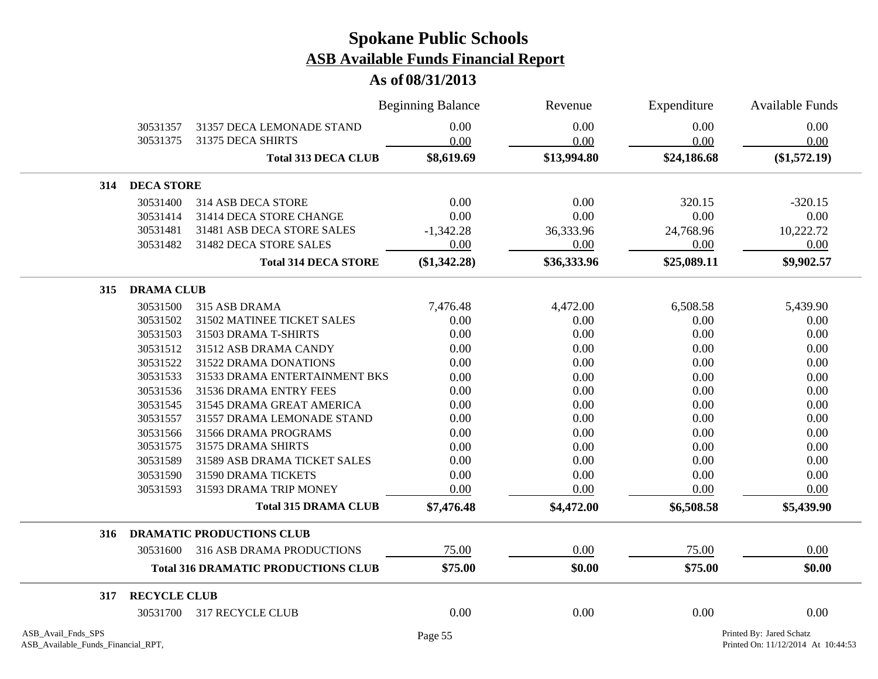# Spokane Public Schools

## ASB Available Funds Financial Report

### As of 08/31/2013

| | | Beginning Balance | Revenue | Expenditure | Available Funds |
|---|---|---|---|---|---|
| 30531357 | 31357 DECA LEMONADE STAND | 0.00 | 0.00 | 0.00 | 0.00 |
| 30531375 | 31375 DECA SHIRTS | 0.00 | 0.00 | 0.00 | 0.00 |
| | **Total 313 DECA CLUB** | **$8,619.69** | **$13,994.80** | **$24,186.68** | **($1,572.19)** |
| **314** | **DECA STORE** | | | | |
| 30531400 | 314 ASB DECA STORE | 0.00 | 0.00 | 320.15 | -320.15 |
| 30531414 | 31414 DECA STORE CHANGE | 0.00 | 0.00 | 0.00 | 0.00 |
| 30531481 | 31481 ASB DECA STORE SALES | -1,342.28 | 36,333.96 | 24,768.96 | 10,222.72 |
| 30531482 | 31482 DECA STORE SALES | 0.00 | 0.00 | 0.00 | 0.00 |
| | **Total 314 DECA STORE** | **($1,342.28)** | **$36,333.96** | **$25,089.11** | **$9,902.57** |
| **315** | **DRAMA CLUB** | | | | |
| 30531500 | 315 ASB DRAMA | 7,476.48 | 4,472.00 | 6,508.58 | 5,439.90 |
| 30531502 | 31502 MATINEE TICKET SALES | 0.00 | 0.00 | 0.00 | 0.00 |
| 30531503 | 31503 DRAMA T-SHIRTS | 0.00 | 0.00 | 0.00 | 0.00 |
| 30531512 | 31512 ASB DRAMA CANDY | 0.00 | 0.00 | 0.00 | 0.00 |
| 30531522 | 31522 DRAMA DONATIONS | 0.00 | 0.00 | 0.00 | 0.00 |
| 30531533 | 31533 DRAMA ENTERTAINMENT BKS | 0.00 | 0.00 | 0.00 | 0.00 |
| 30531536 | 31536 DRAMA ENTRY FEES | 0.00 | 0.00 | 0.00 | 0.00 |
| 30531545 | 31545 DRAMA GREAT AMERICA | 0.00 | 0.00 | 0.00 | 0.00 |
| 30531557 | 31557 DRAMA LEMONADE STAND | 0.00 | 0.00 | 0.00 | 0.00 |
| 30531566 | 31566 DRAMA PROGRAMS | 0.00 | 0.00 | 0.00 | 0.00 |
| 30531575 | 31575 DRAMA SHIRTS | 0.00 | 0.00 | 0.00 | 0.00 |
| 30531589 | 31589 ASB DRAMA TICKET SALES | 0.00 | 0.00 | 0.00 | 0.00 |
| 30531590 | 31590 DRAMA TICKETS | 0.00 | 0.00 | 0.00 | 0.00 |
| 30531593 | 31593 DRAMA TRIP MONEY | 0.00 | 0.00 | 0.00 | 0.00 |
| | **Total 315 DRAMA CLUB** | **$7,476.48** | **$4,472.00** | **$6,508.58** | **$5,439.90** |
| **316** | **DRAMATIC PRODUCTIONS CLUB** | | | | |
| 30531600 | 316 ASB DRAMA PRODUCTIONS | 75.00 | 0.00 | 75.00 | 0.00 |
| | **Total 316 DRAMATIC PRODUCTIONS CLUB** | **$75.00** | **$0.00** | **$75.00** | **$0.00** |
| **317** | **RECYCLE CLUB** | | | | |
| 30531700 | 317 RECYCLE CLUB | 0.00 | 0.00 | 0.00 | 0.00 |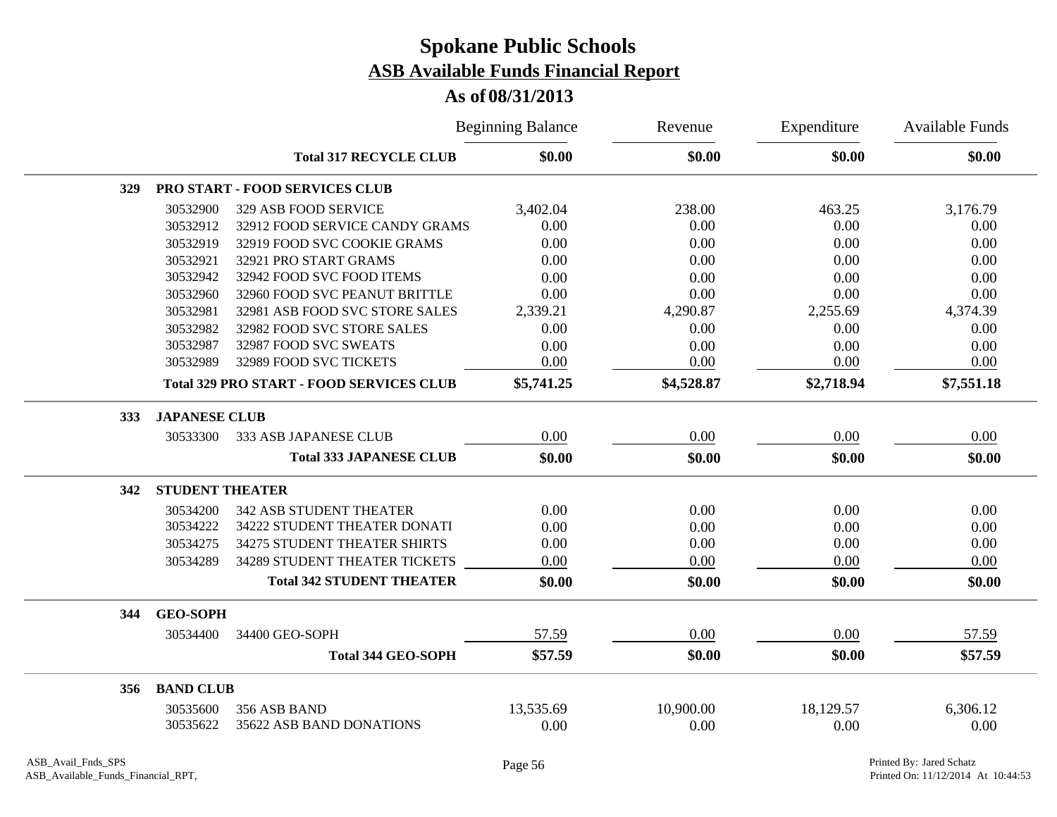# Spokane Public Schools

## ASB Available Funds Financial Report

### As of 08/31/2013

| | | | Beginning Balance | Revenue | Expenditure | Available Funds |
|---|---|---|---|---|---|---|
| | | **Total 317 RECYCLE CLUB** | **$0.00** | **$0.00** | **$0.00** | **$0.00** |
| **329** | **PRO START - FOOD SERVICES CLUB** | | | | | |
| | 30532900 | 329 ASB FOOD SERVICE | 3,402.04 | 238.00 | 463.25 | 3,176.79 |
| | 30532912 | 32912 FOOD SERVICE CANDY GRAMS | 0.00 | 0.00 | 0.00 | 0.00 |
| | 30532919 | 32919 FOOD SVC COOKIE GRAMS | 0.00 | 0.00 | 0.00 | 0.00 |
| | 30532921 | 32921 PRO START GRAMS | 0.00 | 0.00 | 0.00 | 0.00 |
| | 30532942 | 32942 FOOD SVC FOOD ITEMS | 0.00 | 0.00 | 0.00 | 0.00 |
| | 30532960 | 32960 FOOD SVC PEANUT BRITTLE | 0.00 | 0.00 | 0.00 | 0.00 |
| | 30532981 | 32981 ASB FOOD SVC STORE SALES | 2,339.21 | 4,290.87 | 2,255.69 | 4,374.39 |
| | 30532982 | 32982 FOOD SVC STORE SALES | 0.00 | 0.00 | 0.00 | 0.00 |
| | 30532987 | 32987 FOOD SVC SWEATS | 0.00 | 0.00 | 0.00 | 0.00 |
| | 30532989 | 32989 FOOD SVC TICKETS | 0.00 | 0.00 | 0.00 | 0.00 |
| | | **Total 329 PRO START - FOOD SERVICES CLUB** | **$5,741.25** | **$4,528.87** | **$2,718.94** | **$7,551.18** |
| **333** | **JAPANESE CLUB** | | | | | |
| | 30533300 | 333 ASB JAPANESE CLUB | 0.00 | 0.00 | 0.00 | 0.00 |
| | | **Total 333 JAPANESE CLUB** | **$0.00** | **$0.00** | **$0.00** | **$0.00** |
| **342** | **STUDENT THEATER** | | | | | |
| | 30534200 | 342 ASB STUDENT THEATER | 0.00 | 0.00 | 0.00 | 0.00 |
| | 30534222 | 34222 STUDENT THEATER DONATI | 0.00 | 0.00 | 0.00 | 0.00 |
| | 30534275 | 34275 STUDENT THEATER SHIRTS | 0.00 | 0.00 | 0.00 | 0.00 |
| | 30534289 | 34289 STUDENT THEATER TICKETS | 0.00 | 0.00 | 0.00 | 0.00 |
| | | **Total 342 STUDENT THEATER** | **$0.00** | **$0.00** | **$0.00** | **$0.00** |
| **344** | **GEO-SOPH** | | | | | |
| | 30534400 | 34400 GEO-SOPH | 57.59 | 0.00 | 0.00 | 57.59 |
| | | **Total 344 GEO-SOPH** | **$57.59** | **$0.00** | **$0.00** | **$57.59** |
| **356** | **BAND CLUB** | | | | | |
| | 30535600 | 356 ASB BAND | 13,535.69 | 10,900.00 | 18,129.57 | 6,306.12 |
| | 30535622 | 35622 ASB BAND DONATIONS | 0.00 | 0.00 | 0.00 | 0.00 |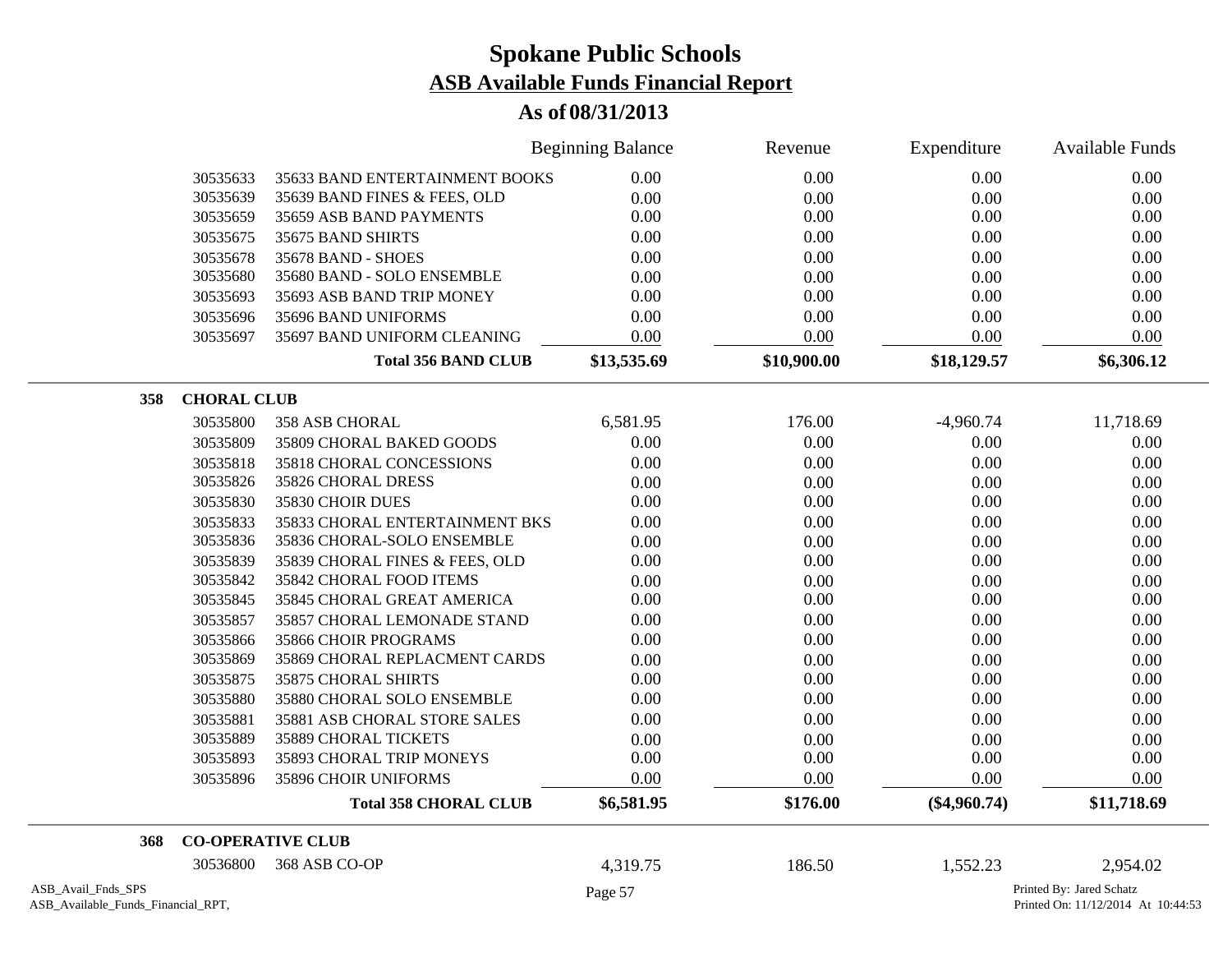# Spokane Public Schools

## ASB Available Funds Financial Report

### As of 08/31/2013

| | | Beginning Balance | Revenue | Expenditure | Available Funds |
|---|---|---|---|---|---|
| 30535633 | 35633 BAND ENTERTAINMENT BOOKS | 0.00 | 0.00 | 0.00 | 0.00 |
| 30535639 | 35639 BAND FINES & FEES, OLD | 0.00 | 0.00 | 0.00 | 0.00 |
| 30535659 | 35659 ASB BAND PAYMENTS | 0.00 | 0.00 | 0.00 | 0.00 |
| 30535675 | 35675 BAND SHIRTS | 0.00 | 0.00 | 0.00 | 0.00 |
| 30535678 | 35678 BAND - SHOES | 0.00 | 0.00 | 0.00 | 0.00 |
| 30535680 | 35680 BAND - SOLO ENSEMBLE | 0.00 | 0.00 | 0.00 | 0.00 |
| 30535693 | 35693 ASB BAND TRIP MONEY | 0.00 | 0.00 | 0.00 | 0.00 |
| 30535696 | 35696 BAND UNIFORMS | 0.00 | 0.00 | 0.00 | 0.00 |
| 30535697 | 35697 BAND UNIFORM CLEANING | 0.00 | 0.00 | 0.00 | 0.00 |
| | **Total 356 BAND CLUB** | **$13,535.69** | **$10,900.00** | **$18,129.57** | **$6,306.12** |
| **358** | **CHORAL CLUB** | | | | |
| 30535800 | 358 ASB CHORAL | 6,581.95 | 176.00 | -4,960.74 | 11,718.69 |
| 30535809 | 35809 CHORAL BAKED GOODS | 0.00 | 0.00 | 0.00 | 0.00 |
| 30535818 | 35818 CHORAL CONCESSIONS | 0.00 | 0.00 | 0.00 | 0.00 |
| 30535826 | 35826 CHORAL DRESS | 0.00 | 0.00 | 0.00 | 0.00 |
| 30535830 | 35830 CHOIR DUES | 0.00 | 0.00 | 0.00 | 0.00 |
| 30535833 | 35833 CHORAL ENTERTAINMENT BKS | 0.00 | 0.00 | 0.00 | 0.00 |
| 30535836 | 35836 CHORAL-SOLO ENSEMBLE | 0.00 | 0.00 | 0.00 | 0.00 |
| 30535839 | 35839 CHORAL FINES & FEES, OLD | 0.00 | 0.00 | 0.00 | 0.00 |
| 30535842 | 35842 CHORAL FOOD ITEMS | 0.00 | 0.00 | 0.00 | 0.00 |
| 30535845 | 35845 CHORAL GREAT AMERICA | 0.00 | 0.00 | 0.00 | 0.00 |
| 30535857 | 35857 CHORAL LEMONADE STAND | 0.00 | 0.00 | 0.00 | 0.00 |
| 30535866 | 35866 CHOIR PROGRAMS | 0.00 | 0.00 | 0.00 | 0.00 |
| 30535869 | 35869 CHORAL REPLACMENT CARDS | 0.00 | 0.00 | 0.00 | 0.00 |
| 30535875 | 35875 CHORAL SHIRTS | 0.00 | 0.00 | 0.00 | 0.00 |
| 30535880 | 35880 CHORAL SOLO ENSEMBLE | 0.00 | 0.00 | 0.00 | 0.00 |
| 30535881 | 35881 ASB CHORAL STORE SALES | 0.00 | 0.00 | 0.00 | 0.00 |
| 30535889 | 35889 CHORAL TICKETS | 0.00 | 0.00 | 0.00 | 0.00 |
| 30535893 | 35893 CHORAL TRIP MONEYS | 0.00 | 0.00 | 0.00 | 0.00 |
| 30535896 | 35896 CHOIR UNIFORMS | 0.00 | 0.00 | 0.00 | 0.00 |
| | **Total 358 CHORAL CLUB** | **$6,581.95** | **$176.00** | **($4,960.74)** | **$11,718.69** |
| **368** | **CO-OPERATIVE CLUB** | | | | |
| 30536800 | 368 ASB CO-OP | 4,319.75 | 186.50 | 1,552.23 | 2,954.02 |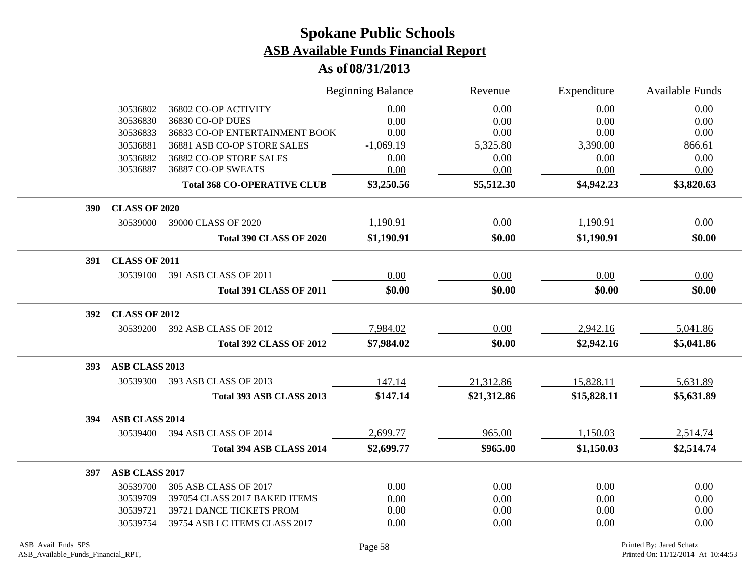# Spokane Public Schools

## ASB Available Funds Financial Report

### As of 08/31/2013

| | | | Beginning Balance | Revenue | Expenditure | Available Funds |
|---|---|---|---|---|---|---|
| | 30536802 | 36802 CO-OP ACTIVITY | 0.00 | 0.00 | 0.00 | 0.00 |
| | 30536830 | 36830 CO-OP DUES | 0.00 | 0.00 | 0.00 | 0.00 |
| | 30536833 | 36833 CO-OP ENTERTAINMENT BOOK | 0.00 | 0.00 | 0.00 | 0.00 |
| | 30536881 | 36881 ASB CO-OP STORE SALES | -1,069.19 | 5,325.80 | 3,390.00 | 866.61 |
| | 30536882 | 36882 CO-OP STORE SALES | 0.00 | 0.00 | 0.00 | 0.00 |
| | 30536887 | 36887 CO-OP SWEATS | 0.00 | 0.00 | 0.00 | 0.00 |
| | | **Total 368 CO-OPERATIVE CLUB** | **$3,250.56** | **$5,512.30** | **$4,942.23** | **$3,820.63** |
| **390** | **CLASS OF 2020** | | | | | |
| | 30539000 | 39000 CLASS OF 2020 | 1,190.91 | 0.00 | 1,190.91 | 0.00 |
| | | **Total 390 CLASS OF 2020** | **$1,190.91** | **$0.00** | **$1,190.91** | **$0.00** |
| **391** | **CLASS OF 2011** | | | | | |
| | 30539100 | 391 ASB CLASS OF 2011 | 0.00 | 0.00 | 0.00 | 0.00 |
| | | **Total 391 CLASS OF 2011** | **$0.00** | **$0.00** | **$0.00** | **$0.00** |
| **392** | **CLASS OF 2012** | | | | | |
| | 30539200 | 392 ASB CLASS OF 2012 | 7,984.02 | 0.00 | 2,942.16 | 5,041.86 |
| | | **Total 392 CLASS OF 2012** | **$7,984.02** | **$0.00** | **$2,942.16** | **$5,041.86** |
| **393** | **ASB CLASS 2013** | | | | | |
| | 30539300 | 393 ASB CLASS OF 2013 | 147.14 | 21,312.86 | 15,828.11 | 5,631.89 |
| | | **Total 393 ASB CLASS 2013** | **$147.14** | **$21,312.86** | **$15,828.11** | **$5,631.89** |
| **394** | **ASB CLASS 2014** | | | | | |
| | 30539400 | 394 ASB CLASS OF 2014 | 2,699.77 | 965.00 | 1,150.03 | 2,514.74 |
| | | **Total 394 ASB CLASS 2014** | **$2,699.77** | **$965.00** | **$1,150.03** | **$2,514.74** |
| **397** | **ASB CLASS 2017** | | | | | |
| | 30539700 | 305 ASB CLASS OF 2017 | 0.00 | 0.00 | 0.00 | 0.00 |
| | 30539709 | 397054 CLASS 2017 BAKED ITEMS | 0.00 | 0.00 | 0.00 | 0.00 |
| | 30539721 | 39721 DANCE TICKETS PROM | 0.00 | 0.00 | 0.00 | 0.00 |
| | 30539754 | 39754 ASB LC ITEMS CLASS 2017 | 0.00 | 0.00 | 0.00 | 0.00 |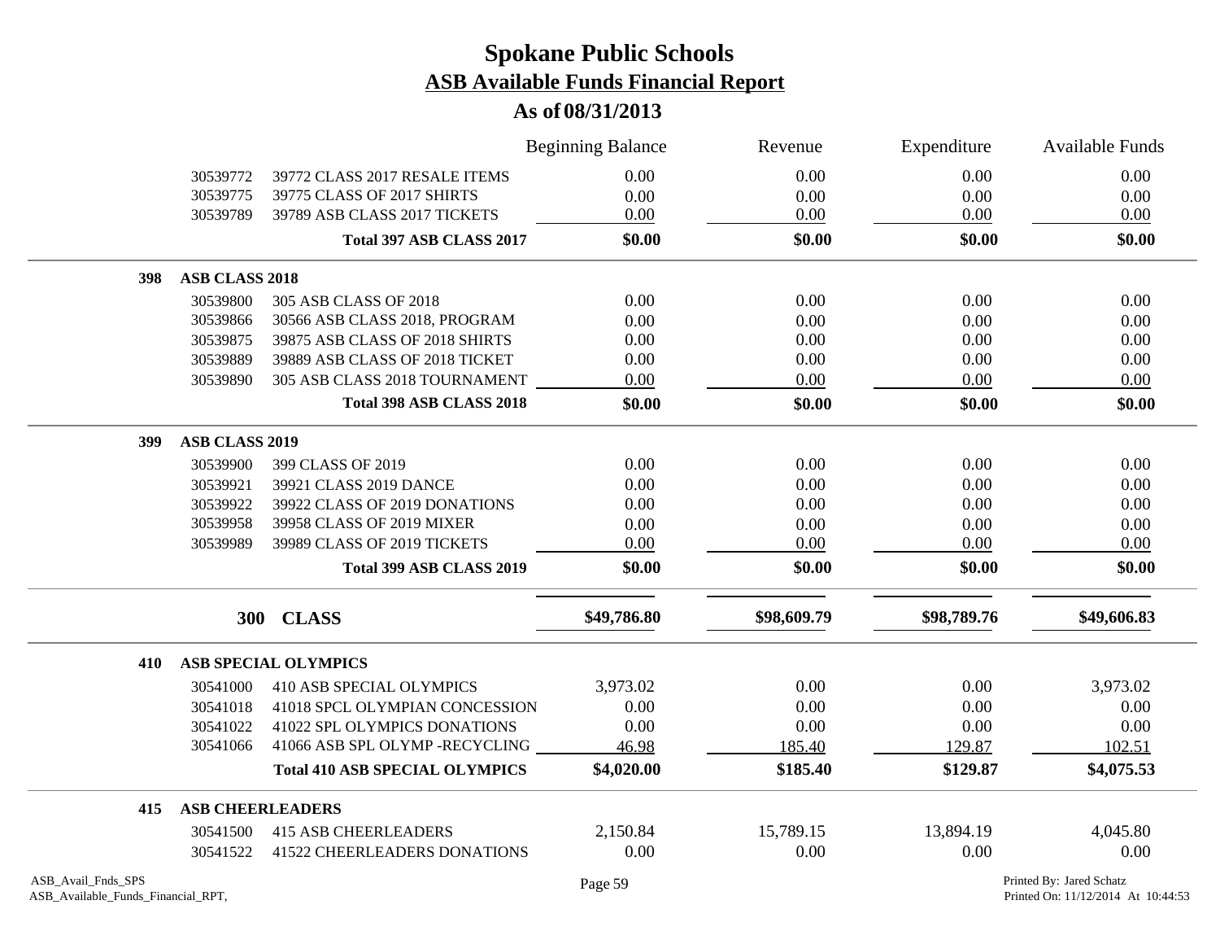# Spokane Public Schools

## ASB Available Funds Financial Report

### As of 08/31/2013

| | | | Beginning Balance | Revenue | Expenditure | Available Funds |
|---|---|---|---|---|---|---|
| | 30539772 | 39772 CLASS 2017 RESALE ITEMS | 0.00 | 0.00 | 0.00 | 0.00 |
| | 30539775 | 39775 CLASS OF 2017 SHIRTS | 0.00 | 0.00 | 0.00 | 0.00 |
| | 30539789 | 39789 ASB CLASS 2017 TICKETS | 0.00 | 0.00 | 0.00 | 0.00 |
| | | **Total 397 ASB CLASS 2017** | **$0.00** | **$0.00** | **$0.00** | **$0.00** |
| **398** | **ASB CLASS 2018** | | | | | |
| | 30539800 | 305 ASB CLASS OF 2018 | 0.00 | 0.00 | 0.00 | 0.00 |
| | 30539866 | 30566 ASB CLASS 2018, PROGRAM | 0.00 | 0.00 | 0.00 | 0.00 |
| | 30539875 | 39875 ASB CLASS OF 2018 SHIRTS | 0.00 | 0.00 | 0.00 | 0.00 |
| | 30539889 | 39889 ASB CLASS OF 2018 TICKET | 0.00 | 0.00 | 0.00 | 0.00 |
| | 30539890 | 305 ASB CLASS 2018 TOURNAMENT | 0.00 | 0.00 | 0.00 | 0.00 |
| | | **Total 398 ASB CLASS 2018** | **$0.00** | **$0.00** | **$0.00** | **$0.00** |
| **399** | **ASB CLASS 2019** | | | | | |
| | 30539900 | 399 CLASS OF 2019 | 0.00 | 0.00 | 0.00 | 0.00 |
| | 30539921 | 39921 CLASS 2019 DANCE | 0.00 | 0.00 | 0.00 | 0.00 |
| | 30539922 | 39922 CLASS OF 2019 DONATIONS | 0.00 | 0.00 | 0.00 | 0.00 |
| | 30539958 | 39958 CLASS OF 2019 MIXER | 0.00 | 0.00 | 0.00 | 0.00 |
| | 30539989 | 39989 CLASS OF 2019 TICKETS | 0.00 | 0.00 | 0.00 | 0.00 |
| | | **Total 399 ASB CLASS 2019** | **$0.00** | **$0.00** | **$0.00** | **$0.00** |
| | **300** | **CLASS** | **$49,786.80** | **$98,609.79** | **$98,789.76** | **$49,606.83** |
| **410** | **ASB SPECIAL OLYMPICS** | | | | | |
| | 30541000 | 410 ASB SPECIAL OLYMPICS | 3,973.02 | 0.00 | 0.00 | 3,973.02 |
| | 30541018 | 41018 SPCL OLYMPIAN CONCESSION | 0.00 | 0.00 | 0.00 | 0.00 |
| | 30541022 | 41022 SPL OLYMPICS DONATIONS | 0.00 | 0.00 | 0.00 | 0.00 |
| | 30541066 | 41066 ASB SPL OLYMP -RECYCLING | 46.98 | 185.40 | 129.87 | 102.51 |
| | | **Total 410 ASB SPECIAL OLYMPICS** | **$4,020.00** | **$185.40** | **$129.87** | **$4,075.53** |
| **415** | **ASB CHEERLEADERS** | | | | | |
| | 30541500 | 415 ASB CHEERLEADERS | 2,150.84 | 15,789.15 | 13,894.19 | 4,045.80 |
| | 30541522 | 41522 CHEERLEADERS DONATIONS | 0.00 | 0.00 | 0.00 | 0.00 |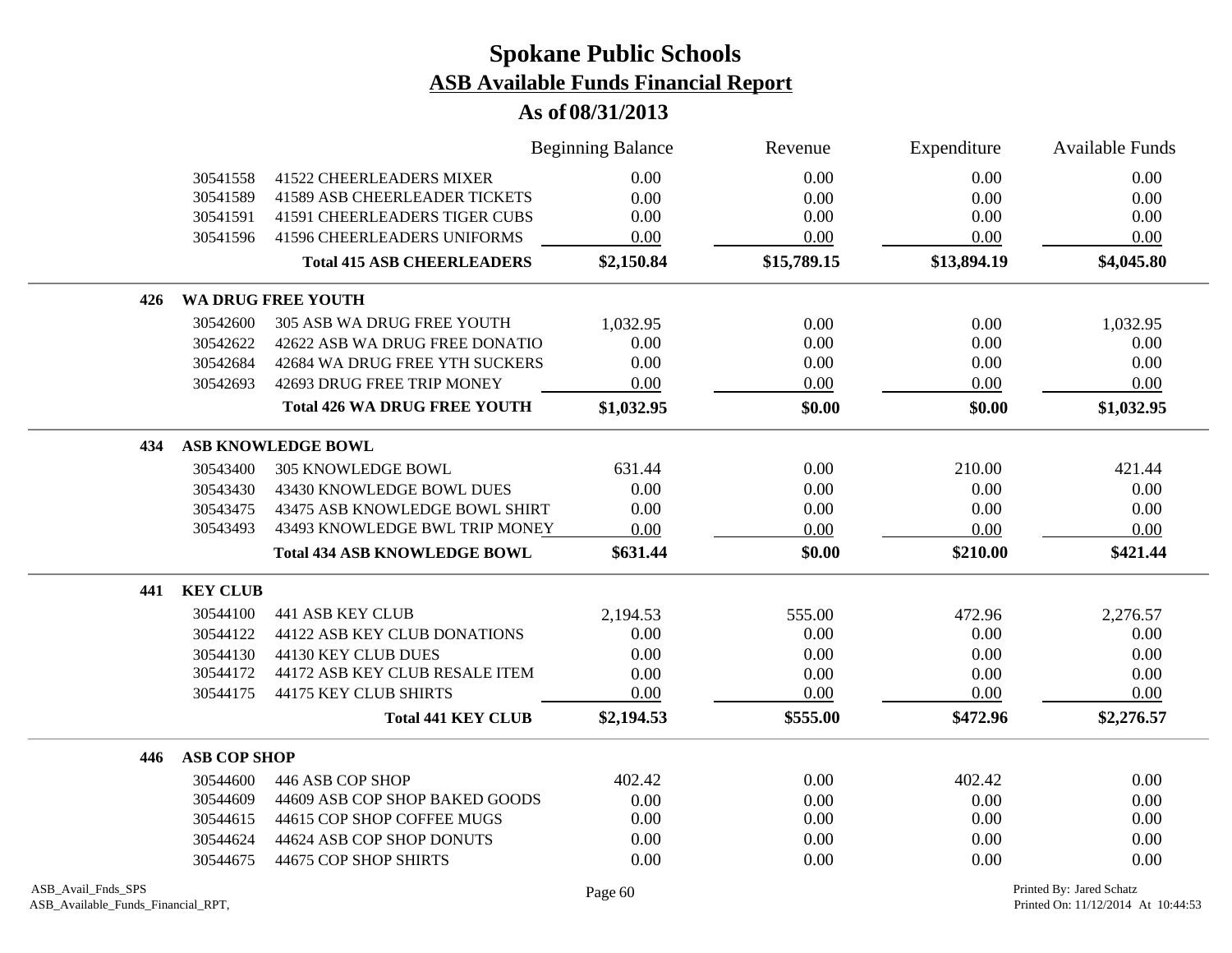# Spokane Public Schools
## ASB Available Funds Financial Report
### As of 08/31/2013

| | | | Beginning Balance | Revenue | Expenditure | Available Funds |
|---|---|---|---|---|---|---|
| | 30541558 | 41522 CHEERLEADERS MIXER | 0.00 | 0.00 | 0.00 | 0.00 |
| | 30541589 | 41589 ASB CHEERLEADER TICKETS | 0.00 | 0.00 | 0.00 | 0.00 |
| | 30541591 | 41591 CHEERLEADERS TIGER CUBS | 0.00 | 0.00 | 0.00 | 0.00 |
| | 30541596 | 41596 CHEERLEADERS UNIFORMS | 0.00 | 0.00 | 0.00 | 0.00 |
| | | **Total 415 ASB CHEERLEADERS** | **$2,150.84** | **$15,789.15** | **$13,894.19** | **$4,045.80** |
| **426** | **WA DRUG FREE YOUTH** | | | | | |
| | 30542600 | 305 ASB WA DRUG FREE YOUTH | 1,032.95 | 0.00 | 0.00 | 1,032.95 |
| | 30542622 | 42622 ASB WA DRUG FREE DONATIO | 0.00 | 0.00 | 0.00 | 0.00 |
| | 30542684 | 42684 WA DRUG FREE YTH SUCKERS | 0.00 | 0.00 | 0.00 | 0.00 |
| | 30542693 | 42693 DRUG FREE TRIP MONEY | 0.00 | 0.00 | 0.00 | 0.00 |
| | | **Total 426 WA DRUG FREE YOUTH** | **$1,032.95** | **$0.00** | **$0.00** | **$1,032.95** |
| **434** | **ASB KNOWLEDGE BOWL** | | | | | |
| | 30543400 | 305 KNOWLEDGE BOWL | 631.44 | 0.00 | 210.00 | 421.44 |
| | 30543430 | 43430 KNOWLEDGE BOWL DUES | 0.00 | 0.00 | 0.00 | 0.00 |
| | 30543475 | 43475 ASB KNOWLEDGE BOWL SHIRT | 0.00 | 0.00 | 0.00 | 0.00 |
| | 30543493 | 43493 KNOWLEDGE BWL TRIP MONEY | 0.00 | 0.00 | 0.00 | 0.00 |
| | | **Total 434 ASB KNOWLEDGE BOWL** | **$631.44** | **$0.00** | **$210.00** | **$421.44** |
| **441** | **KEY CLUB** | | | | | |
| | 30544100 | 441 ASB KEY CLUB | 2,194.53 | 555.00 | 472.96 | 2,276.57 |
| | 30544122 | 44122 ASB KEY CLUB DONATIONS | 0.00 | 0.00 | 0.00 | 0.00 |
| | 30544130 | 44130 KEY CLUB DUES | 0.00 | 0.00 | 0.00 | 0.00 |
| | 30544172 | 44172 ASB KEY CLUB RESALE ITEM | 0.00 | 0.00 | 0.00 | 0.00 |
| | 30544175 | 44175 KEY CLUB SHIRTS | 0.00 | 0.00 | 0.00 | 0.00 |
| | | **Total 441 KEY CLUB** | **$2,194.53** | **$555.00** | **$472.96** | **$2,276.57** |
| **446** | **ASB COP SHOP** | | | | | |
| | 30544600 | 446 ASB COP SHOP | 402.42 | 0.00 | 402.42 | 0.00 |
| | 30544609 | 44609 ASB COP SHOP BAKED GOODS | 0.00 | 0.00 | 0.00 | 0.00 |
| | 30544615 | 44615 COP SHOP COFFEE MUGS | 0.00 | 0.00 | 0.00 | 0.00 |
| | 30544624 | 44624 ASB COP SHOP DONUTS | 0.00 | 0.00 | 0.00 | 0.00 |
| | 30544675 | 44675 COP SHOP SHIRTS | 0.00 | 0.00 | 0.00 | 0.00 |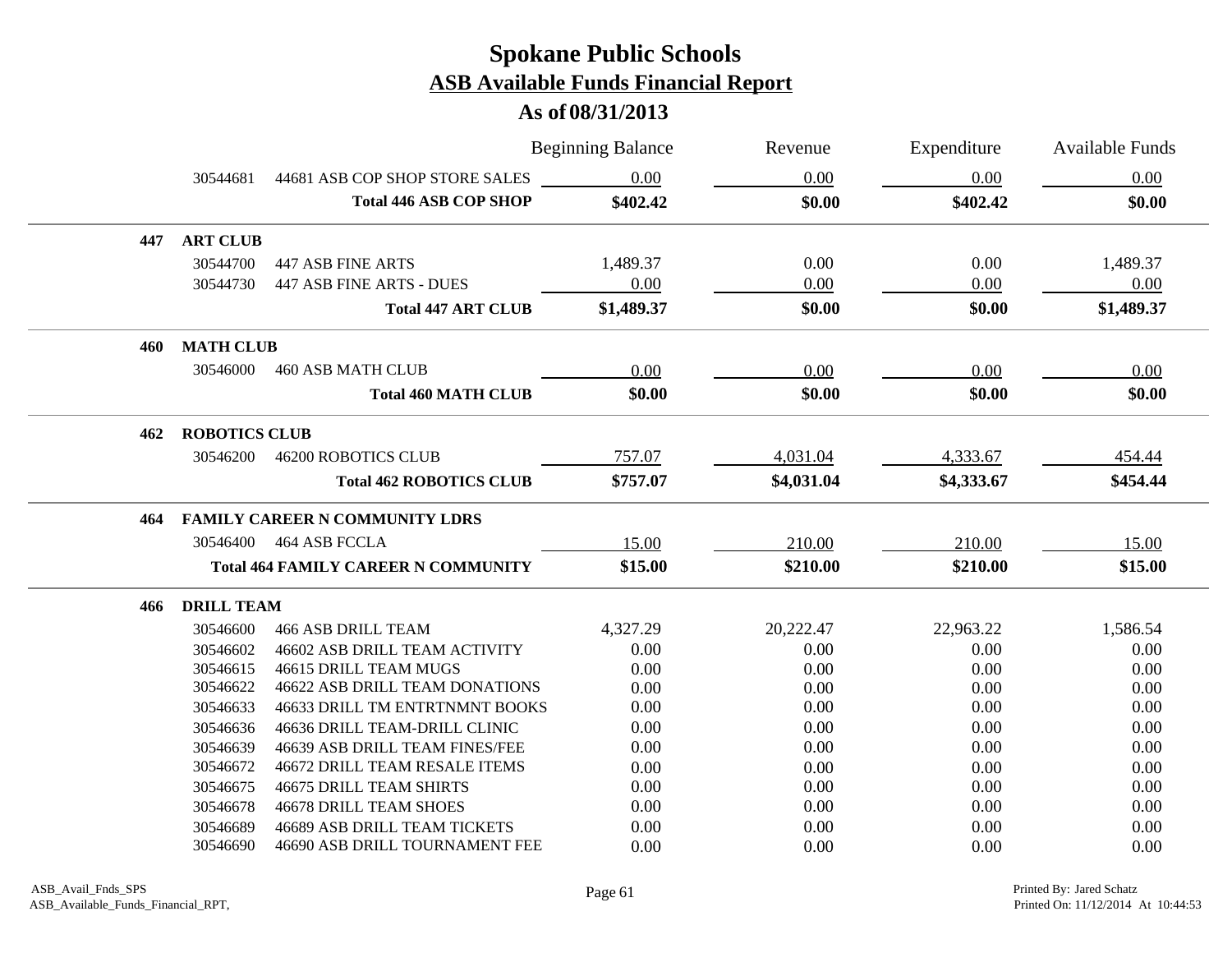# Spokane Public Schools

## ASB Available Funds Financial Report

### As of 08/31/2013

| | | | Beginning Balance | Revenue | Expenditure | Available Funds |
|---|---|---|---|---|---|---|
| | 30544681 | 44681 ASB COP SHOP STORE SALES | 0.00 | 0.00 | 0.00 | 0.00 |
| | | **Total 446 ASB COP SHOP** | **$402.42** | **$0.00** | **$402.42** | **$0.00** |
| **447** | **ART CLUB** | | | | | |
| | 30544700 | 447 ASB FINE ARTS | 1,489.37 | 0.00 | 0.00 | 1,489.37 |
| | 30544730 | 447 ASB FINE ARTS - DUES | 0.00 | 0.00 | 0.00 | 0.00 |
| | | **Total 447 ART CLUB** | **$1,489.37** | **$0.00** | **$0.00** | **$1,489.37** |
| **460** | **MATH CLUB** | | | | | |
| | 30546000 | 460 ASB MATH CLUB | 0.00 | 0.00 | 0.00 | 0.00 |
| | | **Total 460 MATH CLUB** | **$0.00** | **$0.00** | **$0.00** | **$0.00** |
| **462** | **ROBOTICS CLUB** | | | | | |
| | 30546200 | 46200 ROBOTICS CLUB | 757.07 | 4,031.04 | 4,333.67 | 454.44 |
| | | **Total 462 ROBOTICS CLUB** | **$757.07** | **$4,031.04** | **$4,333.67** | **$454.44** |
| **464** | **FAMILY CAREER N COMMUNITY LDRS** | | | | | |
| | 30546400 | 464 ASB FCCLA | 15.00 | 210.00 | 210.00 | 15.00 |
| | | **Total 464 FAMILY CAREER N COMMUNITY** | **$15.00** | **$210.00** | **$210.00** | **$15.00** |
| **466** | **DRILL TEAM** | | | | | |
| | 30546600 | 466 ASB DRILL TEAM | 4,327.29 | 20,222.47 | 22,963.22 | 1,586.54 |
| | 30546602 | 46602 ASB DRILL TEAM ACTIVITY | 0.00 | 0.00 | 0.00 | 0.00 |
| | 30546615 | 46615 DRILL TEAM MUGS | 0.00 | 0.00 | 0.00 | 0.00 |
| | 30546622 | 46622 ASB DRILL TEAM DONATIONS | 0.00 | 0.00 | 0.00 | 0.00 |
| | 30546633 | 46633 DRILL TM ENTRTNMNT BOOKS | 0.00 | 0.00 | 0.00 | 0.00 |
| | 30546636 | 46636 DRILL TEAM-DRILL CLINIC | 0.00 | 0.00 | 0.00 | 0.00 |
| | 30546639 | 46639 ASB DRILL TEAM FINES/FEE | 0.00 | 0.00 | 0.00 | 0.00 |
| | 30546672 | 46672 DRILL TEAM RESALE ITEMS | 0.00 | 0.00 | 0.00 | 0.00 |
| | 30546675 | 46675 DRILL TEAM SHIRTS | 0.00 | 0.00 | 0.00 | 0.00 |
| | 30546678 | 46678 DRILL TEAM SHOES | 0.00 | 0.00 | 0.00 | 0.00 |
| | 30546689 | 46689 ASB DRILL TEAM TICKETS | 0.00 | 0.00 | 0.00 | 0.00 |
| | 30546690 | 46690 ASB DRILL TOURNAMENT FEE | 0.00 | 0.00 | 0.00 | 0.00 |

ASB_Avail_Fnds_SPS
ASB_Available_Funds_Financial_RPT,

Printed By: Jared Schatz
Printed On: 11/12/2014 At 10:44:53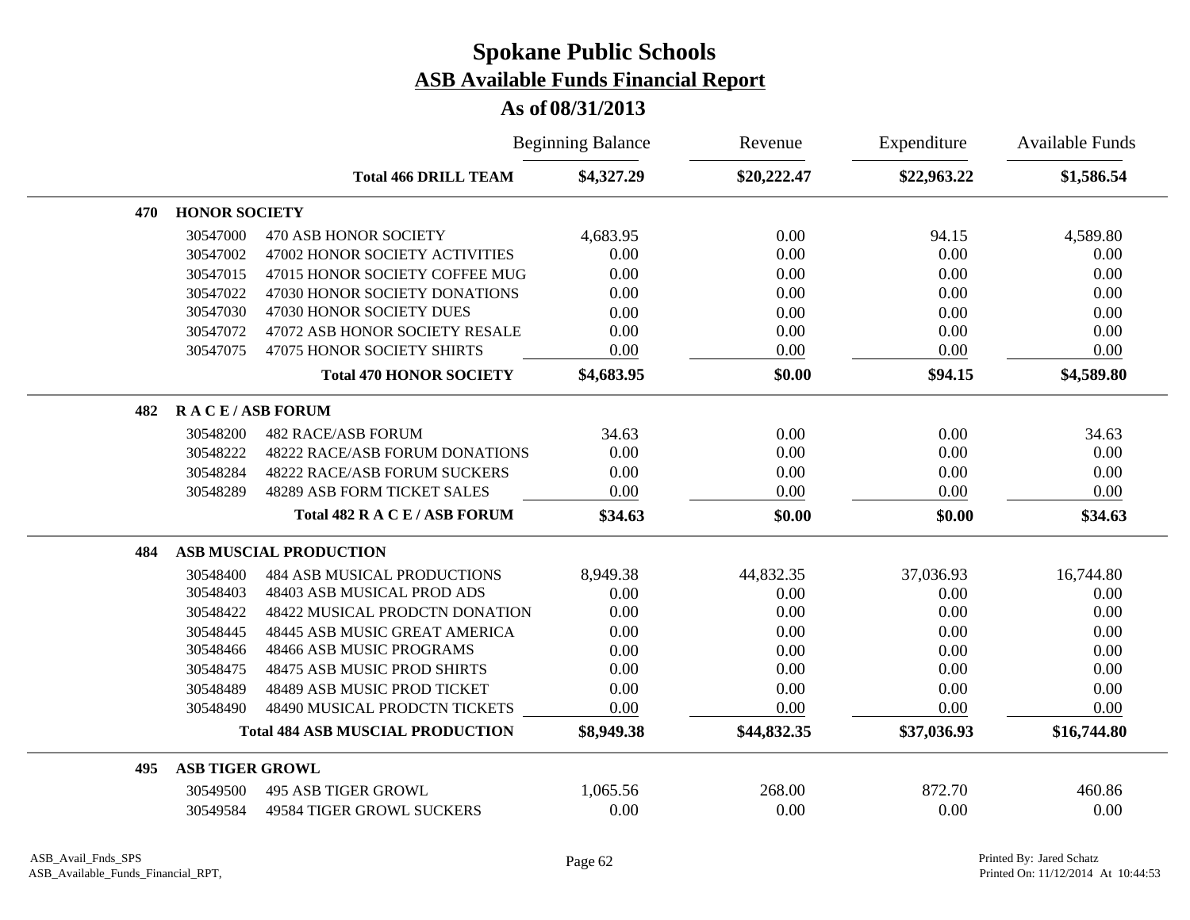# Spokane Public Schools

## ASB Available Funds Financial Report

### As of 08/31/2013

| | | | Beginning Balance | Revenue | Expenditure | Available Funds |
|---|---|---|---|---|---|---|
| | | **Total 466 DRILL TEAM** | **$4,327.29** | **$20,222.47** | **$22,963.22** | **$1,586.54** |
| **470** | **HONOR SOCIETY** | | | | | |
| | 30547000 | 470 ASB HONOR SOCIETY | 4,683.95 | 0.00 | 94.15 | 4,589.80 |
| | 30547002 | 47002 HONOR SOCIETY ACTIVITIES | 0.00 | 0.00 | 0.00 | 0.00 |
| | 30547015 | 47015 HONOR SOCIETY COFFEE MUG | 0.00 | 0.00 | 0.00 | 0.00 |
| | 30547022 | 47030 HONOR SOCIETY DONATIONS | 0.00 | 0.00 | 0.00 | 0.00 |
| | 30547030 | 47030 HONOR SOCIETY DUES | 0.00 | 0.00 | 0.00 | 0.00 |
| | 30547072 | 47072 ASB HONOR SOCIETY RESALE | 0.00 | 0.00 | 0.00 | 0.00 |
| | 30547075 | 47075 HONOR SOCIETY SHIRTS | 0.00 | 0.00 | 0.00 | 0.00 |
| | | **Total 470 HONOR SOCIETY** | **$4,683.95** | **$0.00** | **$94.15** | **$4,589.80** |
| **482** | **R A C E / ASB FORUM** | | | | | |
| | 30548200 | 482 RACE/ASB FORUM | 34.63 | 0.00 | 0.00 | 34.63 |
| | 30548222 | 48222 RACE/ASB FORUM DONATIONS | 0.00 | 0.00 | 0.00 | 0.00 |
| | 30548284 | 48222 RACE/ASB FORUM SUCKERS | 0.00 | 0.00 | 0.00 | 0.00 |
| | 30548289 | 48289 ASB FORM TICKET SALES | 0.00 | 0.00 | 0.00 | 0.00 |
| | | **Total 482 R A C E / ASB FORUM** | **$34.63** | **$0.00** | **$0.00** | **$34.63** |
| **484** | **ASB MUSCIAL PRODUCTION** | | | | | |
| | 30548400 | 484 ASB MUSICAL PRODUCTIONS | 8,949.38 | 44,832.35 | 37,036.93 | 16,744.80 |
| | 30548403 | 48403 ASB MUSICAL PROD ADS | 0.00 | 0.00 | 0.00 | 0.00 |
| | 30548422 | 48422 MUSICAL PRODCTN DONATION | 0.00 | 0.00 | 0.00 | 0.00 |
| | 30548445 | 48445 ASB MUSIC GREAT AMERICA | 0.00 | 0.00 | 0.00 | 0.00 |
| | 30548466 | 48466 ASB MUSIC PROGRAMS | 0.00 | 0.00 | 0.00 | 0.00 |
| | 30548475 | 48475 ASB MUSIC PROD SHIRTS | 0.00 | 0.00 | 0.00 | 0.00 |
| | 30548489 | 48489 ASB MUSIC PROD TICKET | 0.00 | 0.00 | 0.00 | 0.00 |
| | 30548490 | 48490 MUSICAL PRODCTN TICKETS | 0.00 | 0.00 | 0.00 | 0.00 |
| | | **Total 484 ASB MUSCIAL PRODUCTION** | **$8,949.38** | **$44,832.35** | **$37,036.93** | **$16,744.80** |
| **495** | **ASB TIGER GROWL** | | | | | |
| | 30549500 | 495 ASB TIGER GROWL | 1,065.56 | 268.00 | 872.70 | 460.86 |
| | 30549584 | 49584 TIGER GROWL SUCKERS | 0.00 | 0.00 | 0.00 | 0.00 |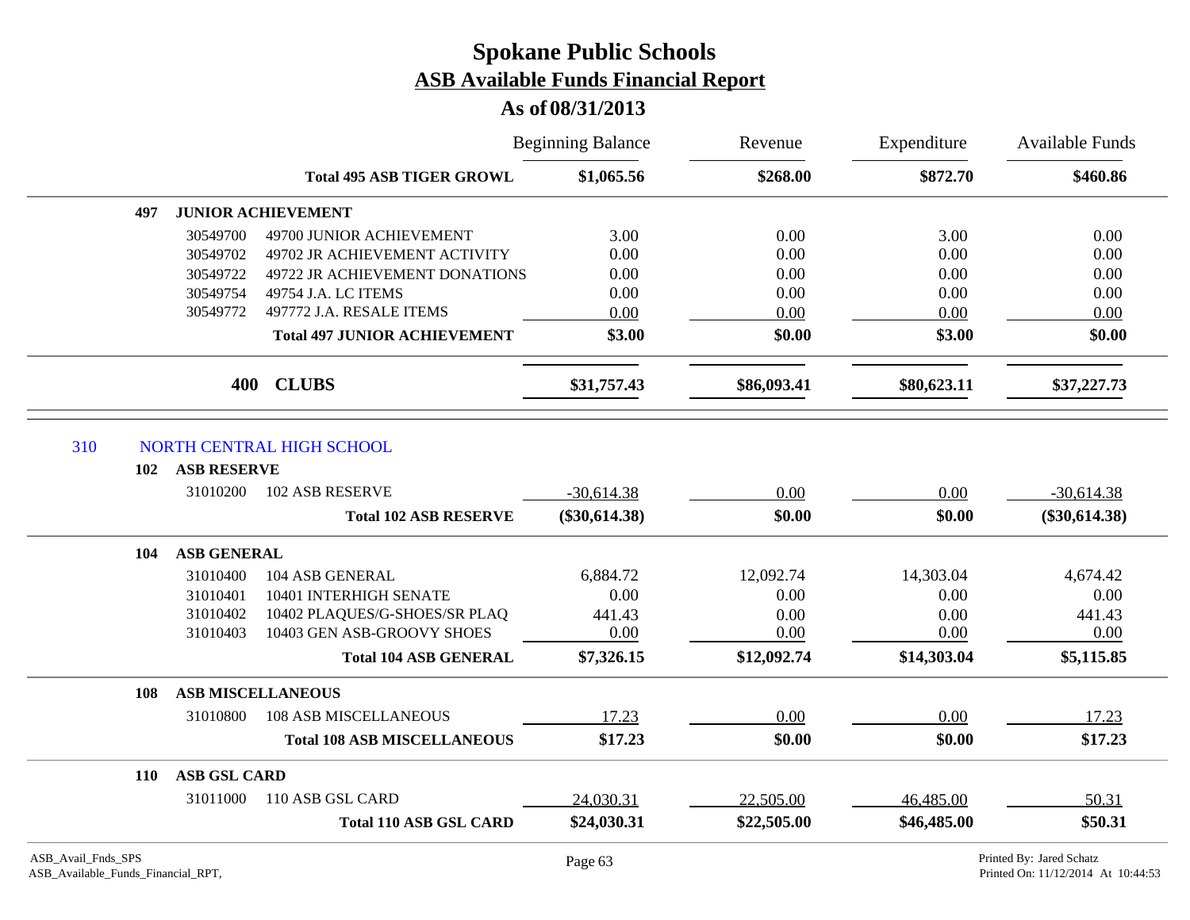# Spokane Public Schools

## ASB Available Funds Financial Report

### As of 08/31/2013

| | | | Beginning Balance | Revenue | Expenditure | Available Funds |
|---|---|---|---|---|---|---|
| | | **Total 495 ASB TIGER GROWL** | **$1,065.56** | **$268.00** | **$872.70** | **$460.86** |
| **497** | **JUNIOR ACHIEVEMENT** | | | | | |
| | 30549700 | 49700 JUNIOR ACHIEVEMENT | 3.00 | 0.00 | 3.00 | 0.00 |
| | 30549702 | 49702 JR ACHIEVEMENT ACTIVITY | 0.00 | 0.00 | 0.00 | 0.00 |
| | 30549722 | 49722 JR ACHIEVEMENT DONATIONS | 0.00 | 0.00 | 0.00 | 0.00 |
| | 30549754 | 49754 J.A. LC ITEMS | 0.00 | 0.00 | 0.00 | 0.00 |
| | 30549772 | 497772 J.A. RESALE ITEMS | 0.00 | 0.00 | 0.00 | 0.00 |
| | | **Total 497 JUNIOR ACHIEVEMENT** | **$3.00** | **$0.00** | **$3.00** | **$0.00** |
| | **400** | **CLUBS** | **$31,757.43** | **$86,093.41** | **$80,623.11** | **$37,227.73** |
| 310 | NORTH CENTRAL HIGH SCHOOL | | | | | |
| **102** | **ASB RESERVE** | | | | | |
| | 31010200 | 102 ASB RESERVE | -30,614.38 | 0.00 | 0.00 | -30,614.38 |
| | | **Total 102 ASB RESERVE** | **($30,614.38)** | **$0.00** | **$0.00** | **($30,614.38)** |
| **104** | **ASB GENERAL** | | | | | |
| | 31010400 | 104 ASB GENERAL | 6,884.72 | 12,092.74 | 14,303.04 | 4,674.42 |
| | 31010401 | 10401 INTERHIGH SENATE | 0.00 | 0.00 | 0.00 | 0.00 |
| | 31010402 | 10402 PLAQUES/G-SHOES/SR PLAQ | 441.43 | 0.00 | 0.00 | 441.43 |
| | 31010403 | 10403 GEN ASB-GROOVY SHOES | 0.00 | 0.00 | 0.00 | 0.00 |
| | | **Total 104 ASB GENERAL** | **$7,326.15** | **$12,092.74** | **$14,303.04** | **$5,115.85** |
| **108** | **ASB MISCELLANEOUS** | | | | | |
| | 31010800 | 108 ASB MISCELLANEOUS | 17.23 | 0.00 | 0.00 | 17.23 |
| | | **Total 108 ASB MISCELLANEOUS** | **$17.23** | **$0.00** | **$0.00** | **$17.23** |
| **110** | **ASB GSL CARD** | | | | | |
| | 31011000 | 110 ASB GSL CARD | 24,030.31 | 22,505.00 | 46,485.00 | 50.31 |
| | | **Total 110 ASB GSL CARD** | **$24,030.31** | **$22,505.00** | **$46,485.00** | **$50.31** |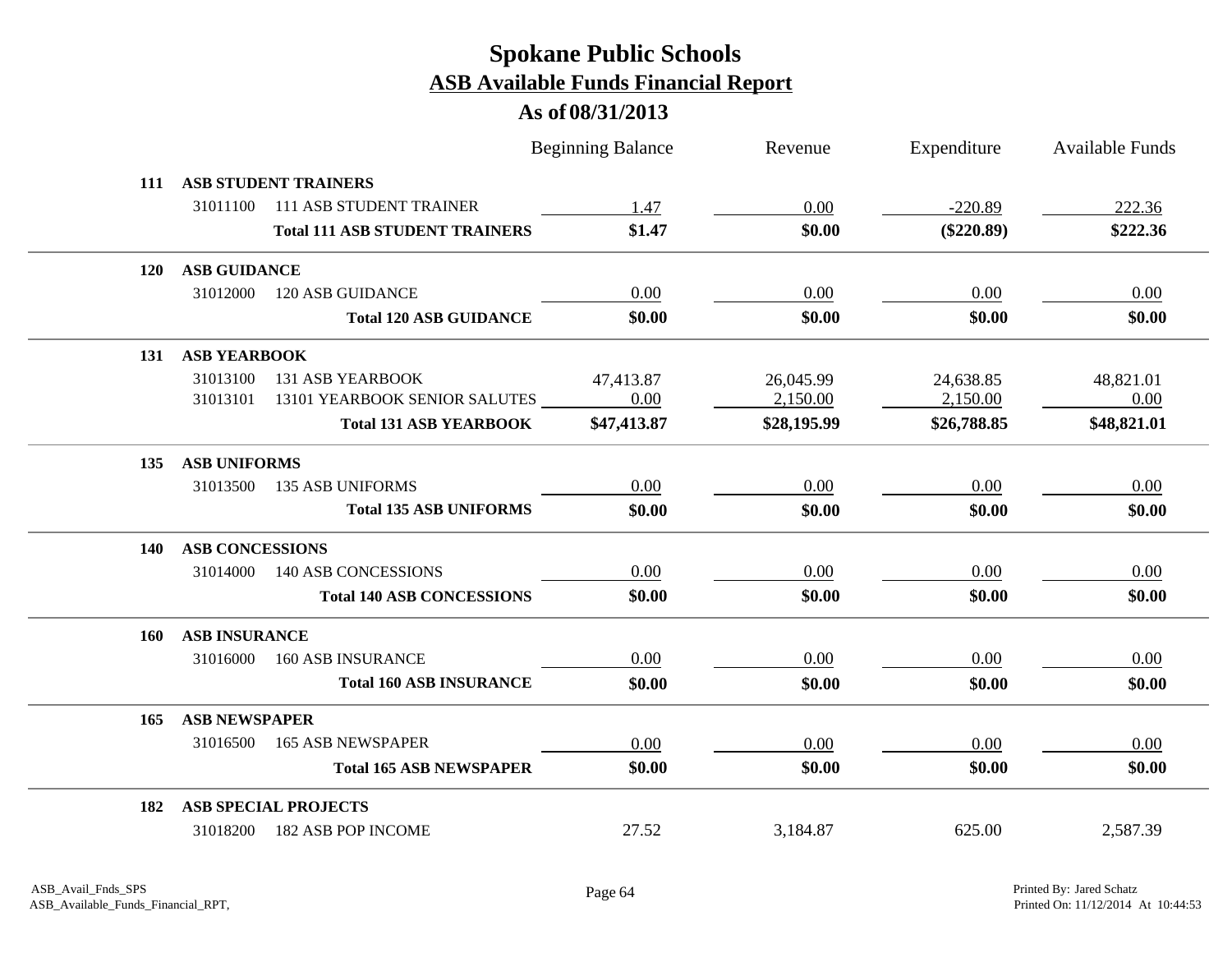# Spokane Public Schools

## ASB Available Funds Financial Report

### As of 08/31/2013

| | | | Beginning Balance | Revenue | Expenditure | Available Funds |
|---|---|---|---|---|---|---|
| **111** | **ASB STUDENT TRAINERS** | | | | | |
| | 31011100 | 111 ASB STUDENT TRAINER | 1.47 | 0.00 | -220.89 | 222.36 |
| | | **Total 111 ASB STUDENT TRAINERS** | **$1.47** | **$0.00** | **($220.89)** | **$222.36** |
| **120** | **ASB GUIDANCE** | | | | | |
| | 31012000 | 120 ASB GUIDANCE | 0.00 | 0.00 | 0.00 | 0.00 |
| | | **Total 120 ASB GUIDANCE** | **$0.00** | **$0.00** | **$0.00** | **$0.00** |
| **131** | **ASB YEARBOOK** | | | | | |
| | 31013100 | 131 ASB YEARBOOK | 47,413.87 | 26,045.99 | 24,638.85 | 48,821.01 |
| | 31013101 | 13101 YEARBOOK SENIOR SALUTES | 0.00 | 2,150.00 | 2,150.00 | 0.00 |
| | | **Total 131 ASB YEARBOOK** | **$47,413.87** | **$28,195.99** | **$26,788.85** | **$48,821.01** |
| **135** | **ASB UNIFORMS** | | | | | |
| | 31013500 | 135 ASB UNIFORMS | 0.00 | 0.00 | 0.00 | 0.00 |
| | | **Total 135 ASB UNIFORMS** | **$0.00** | **$0.00** | **$0.00** | **$0.00** |
| **140** | **ASB CONCESSIONS** | | | | | |
| | 31014000 | 140 ASB CONCESSIONS | 0.00 | 0.00 | 0.00 | 0.00 |
| | | **Total 140 ASB CONCESSIONS** | **$0.00** | **$0.00** | **$0.00** | **$0.00** |
| **160** | **ASB INSURANCE** | | | | | |
| | 31016000 | 160 ASB INSURANCE | 0.00 | 0.00 | 0.00 | 0.00 |
| | | **Total 160 ASB INSURANCE** | **$0.00** | **$0.00** | **$0.00** | **$0.00** |
| **165** | **ASB NEWSPAPER** | | | | | |
| | 31016500 | 165 ASB NEWSPAPER | 0.00 | 0.00 | 0.00 | 0.00 |
| | | **Total 165 ASB NEWSPAPER** | **$0.00** | **$0.00** | **$0.00** | **$0.00** |
| **182** | **ASB SPECIAL PROJECTS** | | | | | |
| | 31018200 | 182 ASB POP INCOME | 27.52 | 3,184.87 | 625.00 | 2,587.39 |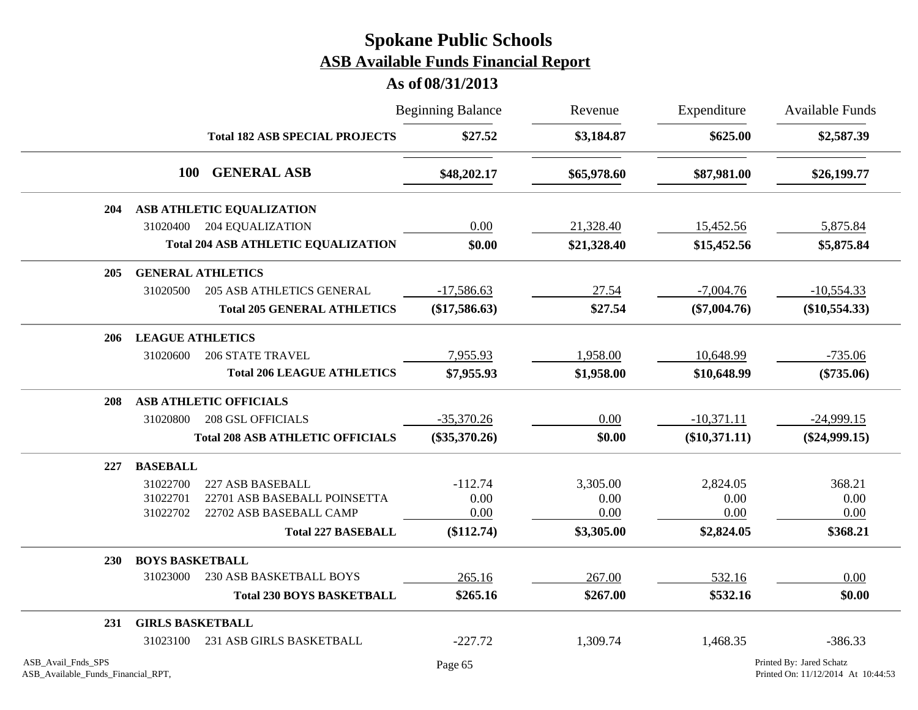# Spokane Public Schools
## ASB Available Funds Financial Report
### As of 08/31/2013

| | | Beginning Balance | Revenue | Expenditure | Available Funds |
|---|---|---|---|---|---|
| | **Total 182 ASB SPECIAL PROJECTS** | **$27.52** | **$3,184.87** | **$625.00** | **$2,587.39** |
| **100** | **GENERAL ASB** | **$48,202.17** | **$65,978.60** | **$87,981.00** | **$26,199.77** |
| **204** | **ASB ATHLETIC EQUALIZATION** | | | | |
| 31020400 | 204 EQUALIZATION | 0.00 | 21,328.40 | 15,452.56 | 5,875.84 |
| | **Total 204 ASB ATHLETIC EQUALIZATION** | **$0.00** | **$21,328.40** | **$15,452.56** | **$5,875.84** |
| **205** | **GENERAL ATHLETICS** | | | | |
| 31020500 | 205 ASB ATHLETICS GENERAL | -17,586.63 | 27.54 | -7,004.76 | -10,554.33 |
| | **Total 205 GENERAL ATHLETICS** | **($17,586.63)** | **$27.54** | **($7,004.76)** | **($10,554.33)** |
| **206** | **LEAGUE ATHLETICS** | | | | |
| 31020600 | 206 STATE TRAVEL | 7,955.93 | 1,958.00 | 10,648.99 | -735.06 |
| | **Total 206 LEAGUE ATHLETICS** | **$7,955.93** | **$1,958.00** | **$10,648.99** | **($735.06)** |
| **208** | **ASB ATHLETIC OFFICIALS** | | | | |
| 31020800 | 208 GSL OFFICIALS | -35,370.26 | 0.00 | -10,371.11 | -24,999.15 |
| | **Total 208 ASB ATHLETIC OFFICIALS** | **($35,370.26)** | **$0.00** | **($10,371.11)** | **($24,999.15)** |
| **227** | **BASEBALL** | | | | |
| 31022700 | 227 ASB BASEBALL | -112.74 | 3,305.00 | 2,824.05 | 368.21 |
| 31022701 | 22701 ASB BASEBALL POINSETTA | 0.00 | 0.00 | 0.00 | 0.00 |
| 31022702 | 22702 ASB BASEBALL CAMP | 0.00 | 0.00 | 0.00 | 0.00 |
| | **Total 227 BASEBALL** | **($112.74)** | **$3,305.00** | **$2,824.05** | **$368.21** |
| **230** | **BOYS BASKETBALL** | | | | |
| 31023000 | 230 ASB BASKETBALL BOYS | 265.16 | 267.00 | 532.16 | 0.00 |
| | **Total 230 BOYS BASKETBALL** | **$265.16** | **$267.00** | **$532.16** | **$0.00** |
| **231** | **GIRLS BASKETBALL** | | | | |
| 31023100 | 231 ASB GIRLS BASKETBALL | -227.72 | 1,309.74 | 1,468.35 | -386.33 |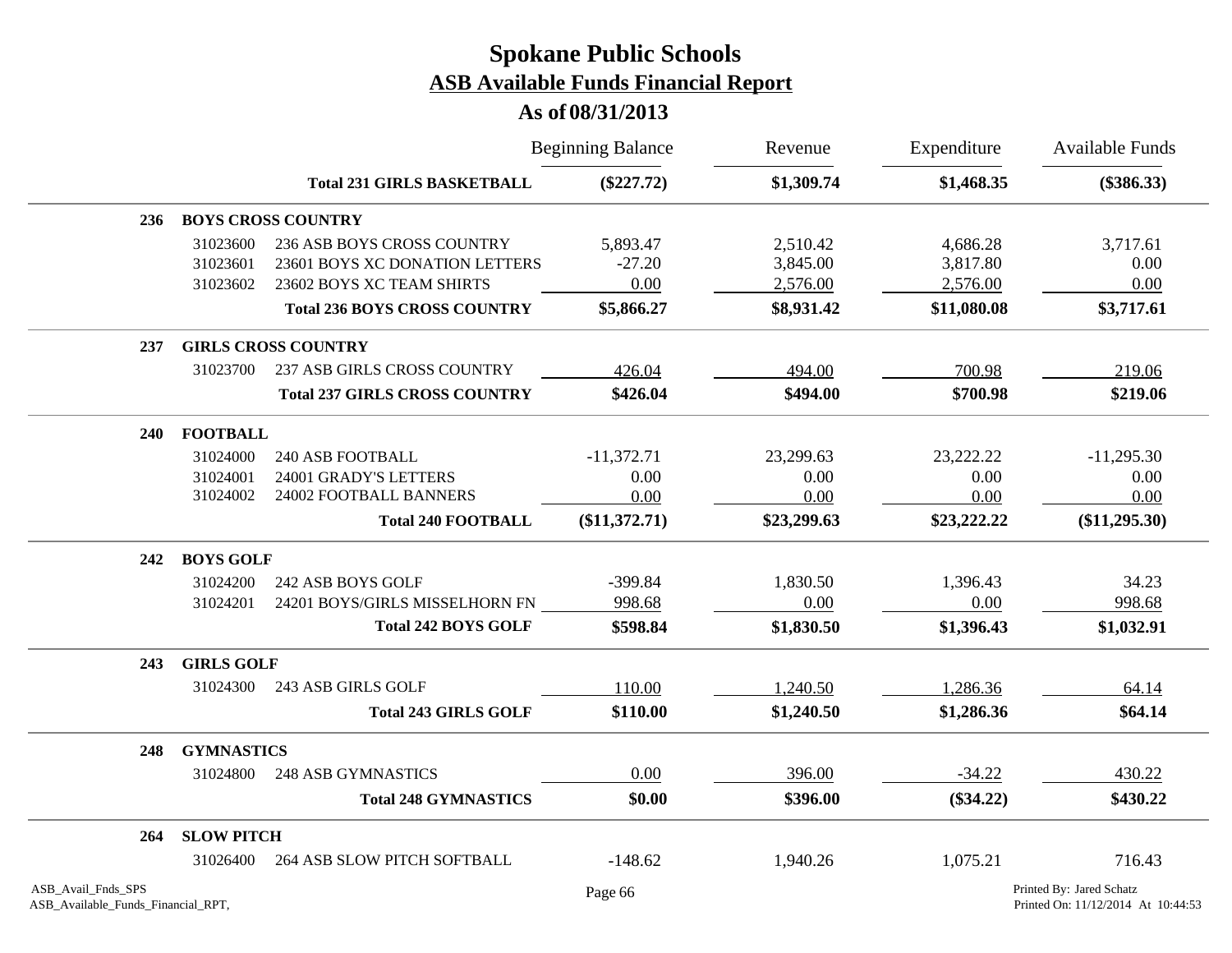# Spokane Public Schools

## ASB Available Funds Financial Report

### As of 08/31/2013

| | | | Beginning Balance | Revenue | Expenditure | Available Funds |
|---|---|---|---|---|---|---|
| | | **Total 231 GIRLS BASKETBALL** | **($227.72)** | **$1,309.74** | **$1,468.35** | **($386.33)** |
| **236** | **BOYS CROSS COUNTRY** | | | | | |
| | 31023600 | 236 ASB BOYS CROSS COUNTRY | 5,893.47 | 2,510.42 | 4,686.28 | 3,717.61 |
| | 31023601 | 23601 BOYS XC DONATION LETTERS | -27.20 | 3,845.00 | 3,817.80 | 0.00 |
| | 31023602 | 23602 BOYS XC TEAM SHIRTS | 0.00 | 2,576.00 | 2,576.00 | 0.00 |
| | | **Total 236 BOYS CROSS COUNTRY** | **$5,866.27** | **$8,931.42** | **$11,080.08** | **$3,717.61** |
| **237** | **GIRLS CROSS COUNTRY** | | | | | |
| | 31023700 | 237 ASB GIRLS CROSS COUNTRY | 426.04 | 494.00 | 700.98 | 219.06 |
| | | **Total 237 GIRLS CROSS COUNTRY** | **$426.04** | **$494.00** | **$700.98** | **$219.06** |
| **240** | **FOOTBALL** | | | | | |
| | 31024000 | 240 ASB FOOTBALL | -11,372.71 | 23,299.63 | 23,222.22 | -11,295.30 |
| | 31024001 | 24001 GRADY'S LETTERS | 0.00 | 0.00 | 0.00 | 0.00 |
| | 31024002 | 24002 FOOTBALL BANNERS | 0.00 | 0.00 | 0.00 | 0.00 |
| | | **Total 240 FOOTBALL** | **($11,372.71)** | **$23,299.63** | **$23,222.22** | **($11,295.30)** |
| **242** | **BOYS GOLF** | | | | | |
| | 31024200 | 242 ASB BOYS GOLF | -399.84 | 1,830.50 | 1,396.43 | 34.23 |
| | 31024201 | 24201 BOYS/GIRLS MISSELHORN FN | 998.68 | 0.00 | 0.00 | 998.68 |
| | | **Total 242 BOYS GOLF** | **$598.84** | **$1,830.50** | **$1,396.43** | **$1,032.91** |
| **243** | **GIRLS GOLF** | | | | | |
| | 31024300 | 243 ASB GIRLS GOLF | 110.00 | 1,240.50 | 1,286.36 | 64.14 |
| | | **Total 243 GIRLS GOLF** | **$110.00** | **$1,240.50** | **$1,286.36** | **$64.14** |
| **248** | **GYMNASTICS** | | | | | |
| | 31024800 | 248 ASB GYMNASTICS | 0.00 | 396.00 | -34.22 | 430.22 |
| | | **Total 248 GYMNASTICS** | **$0.00** | **$396.00** | **($34.22)** | **$430.22** |
| **264** | **SLOW PITCH** | | | | | |
| | 31026400 | 264 ASB SLOW PITCH SOFTBALL | -148.62 | 1,940.26 | 1,075.21 | 716.43 |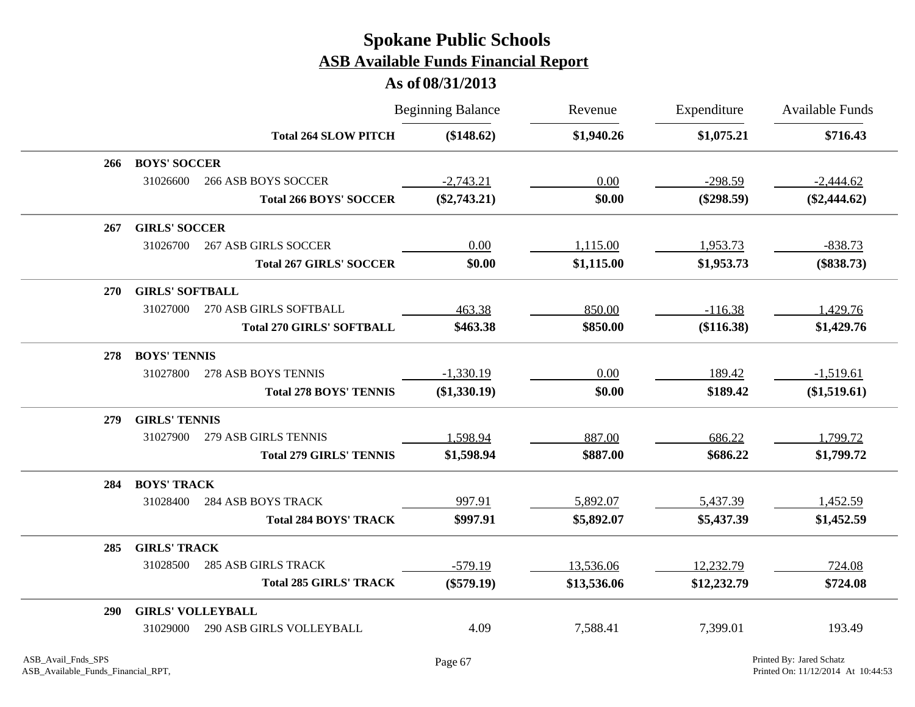# Spokane Public Schools

## ASB Available Funds Financial Report

### As of 08/31/2013

| | | Beginning Balance | Revenue | Expenditure | Available Funds |
|---|---|---|---|---|---|
| | **Total 264 SLOW PITCH** | **($148.62)** | **$1,940.26** | **$1,075.21** | **$716.43** |
| **266** | **BOYS' SOCCER** | | | | |
| 31026600 | 266 ASB BOYS SOCCER | -2,743.21 | 0.00 | -298.59 | -2,444.62 |
| | **Total 266 BOYS' SOCCER** | **($2,743.21)** | **$0.00** | **($298.59)** | **($2,444.62)** |
| **267** | **GIRLS' SOCCER** | | | | |
| 31026700 | 267 ASB GIRLS SOCCER | 0.00 | 1,115.00 | 1,953.73 | -838.73 |
| | **Total 267 GIRLS' SOCCER** | **$0.00** | **$1,115.00** | **$1,953.73** | **($838.73)** |
| **270** | **GIRLS' SOFTBALL** | | | | |
| 31027000 | 270 ASB GIRLS SOFTBALL | 463.38 | 850.00 | -116.38 | 1,429.76 |
| | **Total 270 GIRLS' SOFTBALL** | **$463.38** | **$850.00** | **($116.38)** | **$1,429.76** |
| **278** | **BOYS' TENNIS** | | | | |
| 31027800 | 278 ASB BOYS TENNIS | -1,330.19 | 0.00 | 189.42 | -1,519.61 |
| | **Total 278 BOYS' TENNIS** | **($1,330.19)** | **$0.00** | **$189.42** | **($1,519.61)** |
| **279** | **GIRLS' TENNIS** | | | | |
| 31027900 | 279 ASB GIRLS TENNIS | 1,598.94 | 887.00 | 686.22 | 1,799.72 |
| | **Total 279 GIRLS' TENNIS** | **$1,598.94** | **$887.00** | **$686.22** | **$1,799.72** |
| **284** | **BOYS' TRACK** | | | | |
| 31028400 | 284 ASB BOYS TRACK | 997.91 | 5,892.07 | 5,437.39 | 1,452.59 |
| | **Total 284 BOYS' TRACK** | **$997.91** | **$5,892.07** | **$5,437.39** | **$1,452.59** |
| **285** | **GIRLS' TRACK** | | | | |
| 31028500 | 285 ASB GIRLS TRACK | -579.19 | 13,536.06 | 12,232.79 | 724.08 |
| | **Total 285 GIRLS' TRACK** | **($579.19)** | **$13,536.06** | **$12,232.79** | **$724.08** |
| **290** | **GIRLS' VOLLEYBALL** | | | | |
| 31029000 | 290 ASB GIRLS VOLLEYBALL | 4.09 | 7,588.41 | 7,399.01 | 193.49 |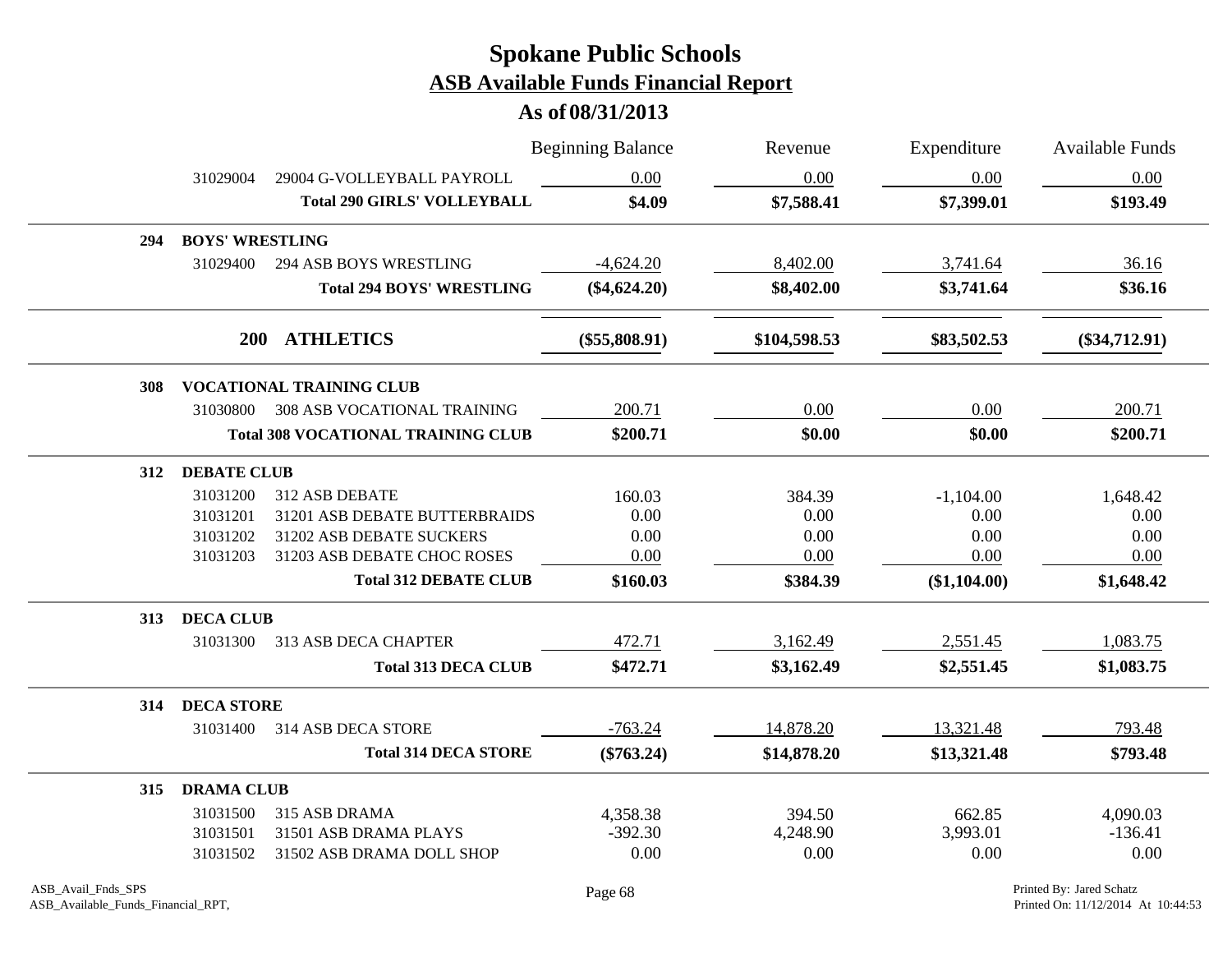# Spokane Public Schools
## ASB Available Funds Financial Report
### As of 08/31/2013

| | | | Beginning Balance | Revenue | Expenditure | Available Funds |
|---|---|---|---|---|---|---|
| | 31029004 | 29004 G-VOLLEYBALL PAYROLL | 0.00 | 0.00 | 0.00 | 0.00 |
| | | **Total 290 GIRLS' VOLLEYBALL** | **$4.09** | **$7,588.41** | **$7,399.01** | **$193.49** |
| **294** | **BOYS' WRESTLING** | | | | | |
| | 31029400 | 294 ASB BOYS WRESTLING | -4,624.20 | 8,402.00 | 3,741.64 | 36.16 |
| | | **Total 294 BOYS' WRESTLING** | **($4,624.20)** | **$8,402.00** | **$3,741.64** | **$36.16** |
| | **200** | **ATHLETICS** | **($55,808.91)** | **$104,598.53** | **$83,502.53** | **($34,712.91)** |
| **308** | **VOCATIONAL TRAINING CLUB** | | | | | |
| | 31030800 | 308 ASB VOCATIONAL TRAINING | 200.71 | 0.00 | 0.00 | 200.71 |
| | | **Total 308 VOCATIONAL TRAINING CLUB** | **$200.71** | **$0.00** | **$0.00** | **$200.71** |
| **312** | **DEBATE CLUB** | | | | | |
| | 31031200 | 312 ASB DEBATE | 160.03 | 384.39 | -1,104.00 | 1,648.42 |
| | 31031201 | 31201 ASB DEBATE BUTTERBRAIDS | 0.00 | 0.00 | 0.00 | 0.00 |
| | 31031202 | 31202 ASB DEBATE SUCKERS | 0.00 | 0.00 | 0.00 | 0.00 |
| | 31031203 | 31203 ASB DEBATE CHOC ROSES | 0.00 | 0.00 | 0.00 | 0.00 |
| | | **Total 312 DEBATE CLUB** | **$160.03** | **$384.39** | **($1,104.00)** | **$1,648.42** |
| **313** | **DECA CLUB** | | | | | |
| | 31031300 | 313 ASB DECA CHAPTER | 472.71 | 3,162.49 | 2,551.45 | 1,083.75 |
| | | **Total 313 DECA CLUB** | **$472.71** | **$3,162.49** | **$2,551.45** | **$1,083.75** |
| **314** | **DECA STORE** | | | | | |
| | 31031400 | 314 ASB DECA STORE | -763.24 | 14,878.20 | 13,321.48 | 793.48 |
| | | **Total 314 DECA STORE** | **($763.24)** | **$14,878.20** | **$13,321.48** | **$793.48** |
| **315** | **DRAMA CLUB** | | | | | |
| | 31031500 | 315 ASB DRAMA | 4,358.38 | 394.50 | 662.85 | 4,090.03 |
| | 31031501 | 31501 ASB DRAMA PLAYS | -392.30 | 4,248.90 | 3,993.01 | -136.41 |
| | 31031502 | 31502 ASB DRAMA DOLL SHOP | 0.00 | 0.00 | 0.00 | 0.00 |

ASB_Avail_Fnds_SPS
ASB_Available_Funds_Financial_RPT,

Printed By: Jared Schatz
Printed On: 11/12/2014 At 10:44:53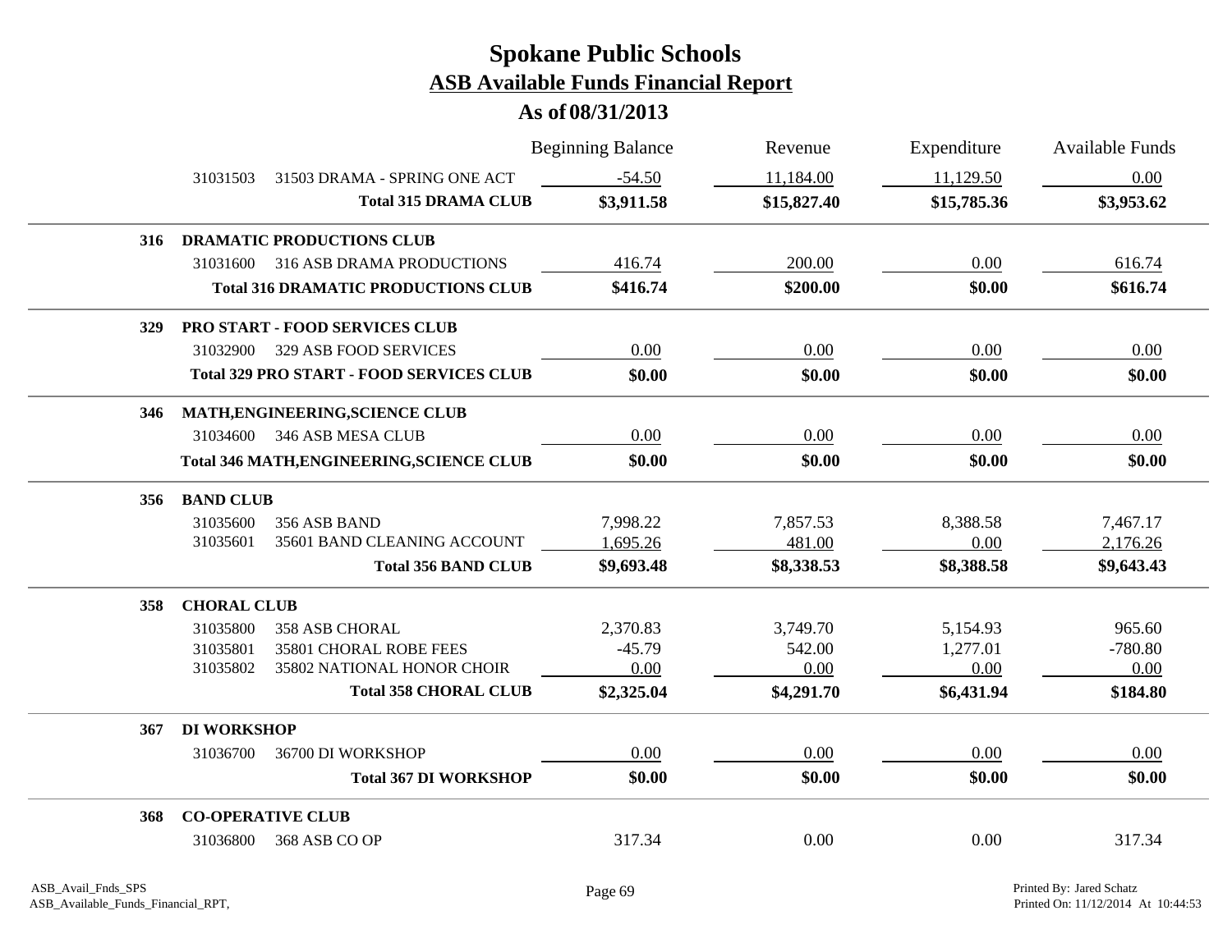# Spokane Public Schools
## ASB Available Funds Financial Report
### As of 08/31/2013

| | | Beginning Balance | Revenue | Expenditure | Available Funds |
|---|---|---|---|---|---|
| 31031503 | 31503 DRAMA - SPRING ONE ACT | -54.50 | 11,184.00 | 11,129.50 | 0.00 |
| | **Total 315 DRAMA CLUB** | **$3,911.58** | **$15,827.40** | **$15,785.36** | **$3,953.62** |
| **316** | **DRAMATIC PRODUCTIONS CLUB** | | | | |
| 31031600 | 316 ASB DRAMA PRODUCTIONS | 416.74 | 200.00 | 0.00 | 616.74 |
| | **Total 316 DRAMATIC PRODUCTIONS CLUB** | **$416.74** | **$200.00** | **$0.00** | **$616.74** |
| **329** | **PRO START - FOOD SERVICES CLUB** | | | | |
| 31032900 | 329 ASB FOOD SERVICES | 0.00 | 0.00 | 0.00 | 0.00 |
| | **Total 329 PRO START - FOOD SERVICES CLUB** | **$0.00** | **$0.00** | **$0.00** | **$0.00** |
| **346** | **MATH,ENGINEERING,SCIENCE CLUB** | | | | |
| 31034600 | 346 ASB MESA CLUB | 0.00 | 0.00 | 0.00 | 0.00 |
| | **Total 346 MATH,ENGINEERING,SCIENCE CLUB** | **$0.00** | **$0.00** | **$0.00** | **$0.00** |
| **356** | **BAND CLUB** | | | | |
| 31035600 | 356 ASB BAND | 7,998.22 | 7,857.53 | 8,388.58 | 7,467.17 |
| 31035601 | 35601 BAND CLEANING ACCOUNT | 1,695.26 | 481.00 | 0.00 | 2,176.26 |
| | **Total 356 BAND CLUB** | **$9,693.48** | **$8,338.53** | **$8,388.58** | **$9,643.43** |
| **358** | **CHORAL CLUB** | | | | |
| 31035800 | 358 ASB CHORAL | 2,370.83 | 3,749.70 | 5,154.93 | 965.60 |
| 31035801 | 35801 CHORAL ROBE FEES | -45.79 | 542.00 | 1,277.01 | -780.80 |
| 31035802 | 35802 NATIONAL HONOR CHOIR | 0.00 | 0.00 | 0.00 | 0.00 |
| | **Total 358 CHORAL CLUB** | **$2,325.04** | **$4,291.70** | **$6,431.94** | **$184.80** |
| **367** | **DI WORKSHOP** | | | | |
| 31036700 | 36700 DI WORKSHOP | 0.00 | 0.00 | 0.00 | 0.00 |
| | **Total 367 DI WORKSHOP** | **$0.00** | **$0.00** | **$0.00** | **$0.00** |
| **368** | **CO-OPERATIVE CLUB** | | | | |
| 31036800 | 368 ASB CO OP | 317.34 | 0.00 | 0.00 | 317.34 |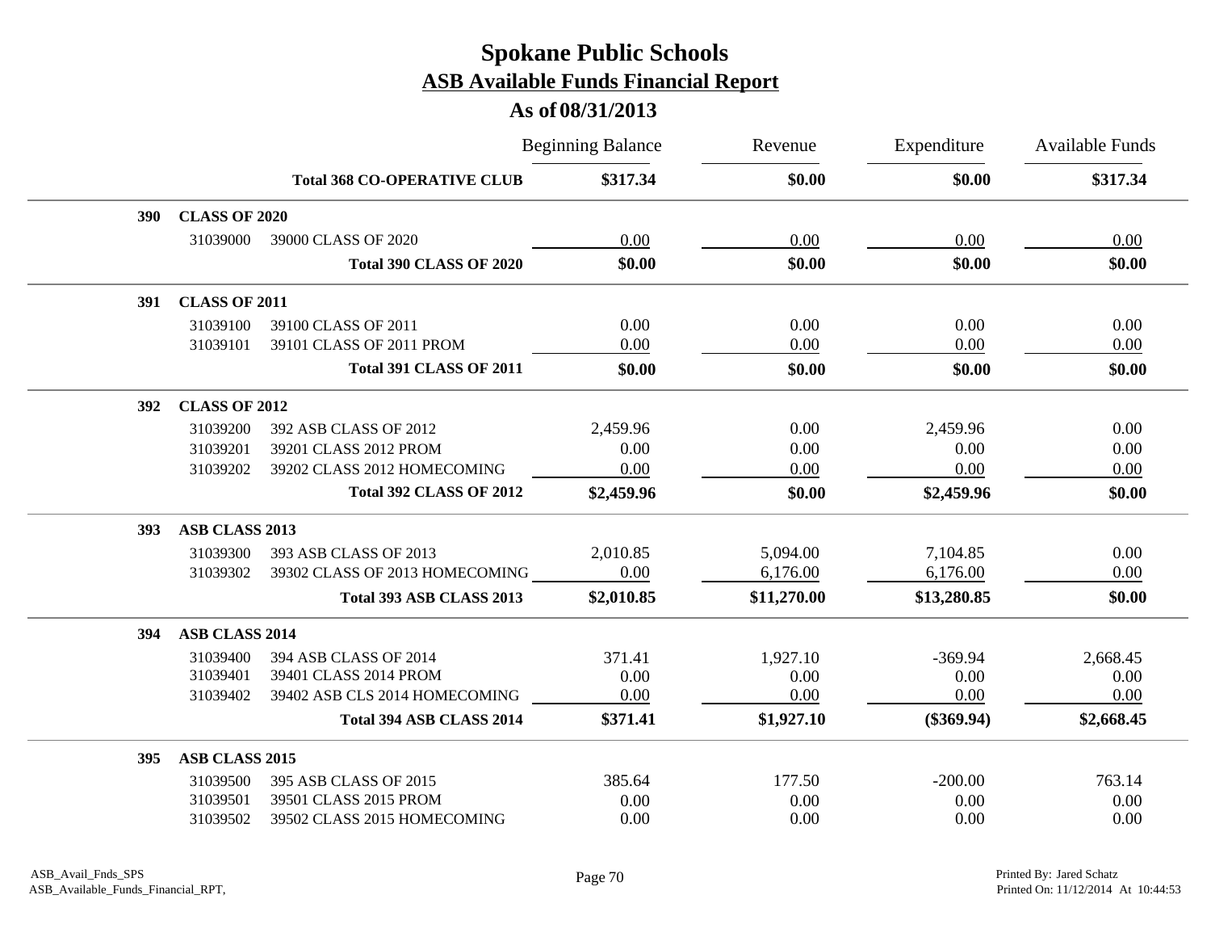# Spokane Public Schools
## ASB Available Funds Financial Report
### As of 08/31/2013

| | | | Beginning Balance | Revenue | Expenditure | Available Funds |
|---|---|---|---|---|---|---|
| | | **Total 368 CO-OPERATIVE CLUB** | **$317.34** | **$0.00** | **$0.00** | **$317.34** |
| **390** | **CLASS OF 2020** | | | | | |
| | 31039000 | 39000 CLASS OF 2020 | 0.00 | 0.00 | 0.00 | 0.00 |
| | | **Total 390 CLASS OF 2020** | **$0.00** | **$0.00** | **$0.00** | **$0.00** |
| **391** | **CLASS OF 2011** | | | | | |
| | 31039100 | 39100 CLASS OF 2011 | 0.00 | 0.00 | 0.00 | 0.00 |
| | 31039101 | 39101 CLASS OF 2011 PROM | 0.00 | 0.00 | 0.00 | 0.00 |
| | | **Total 391 CLASS OF 2011** | **$0.00** | **$0.00** | **$0.00** | **$0.00** |
| **392** | **CLASS OF 2012** | | | | | |
| | 31039200 | 392 ASB CLASS OF 2012 | 2,459.96 | 0.00 | 2,459.96 | 0.00 |
| | 31039201 | 39201 CLASS 2012 PROM | 0.00 | 0.00 | 0.00 | 0.00 |
| | 31039202 | 39202 CLASS 2012 HOMECOMING | 0.00 | 0.00 | 0.00 | 0.00 |
| | | **Total 392 CLASS OF 2012** | **$2,459.96** | **$0.00** | **$2,459.96** | **$0.00** |
| **393** | **ASB CLASS 2013** | | | | | |
| | 31039300 | 393 ASB CLASS OF 2013 | 2,010.85 | 5,094.00 | 7,104.85 | 0.00 |
| | 31039302 | 39302 CLASS OF 2013 HOMECOMING | 0.00 | 6,176.00 | 6,176.00 | 0.00 |
| | | **Total 393 ASB CLASS 2013** | **$2,010.85** | **$11,270.00** | **$13,280.85** | **$0.00** |
| **394** | **ASB CLASS 2014** | | | | | |
| | 31039400 | 394 ASB CLASS OF 2014 | 371.41 | 1,927.10 | -369.94 | 2,668.45 |
| | 31039401 | 39401 CLASS 2014 PROM | 0.00 | 0.00 | 0.00 | 0.00 |
| | 31039402 | 39402 ASB CLS 2014 HOMECOMING | 0.00 | 0.00 | 0.00 | 0.00 |
| | | **Total 394 ASB CLASS 2014** | **$371.41** | **$1,927.10** | **($369.94)** | **$2,668.45** |
| **395** | **ASB CLASS 2015** | | | | | |
| | 31039500 | 395 ASB CLASS OF 2015 | 385.64 | 177.50 | -200.00 | 763.14 |
| | 31039501 | 39501 CLASS 2015 PROM | 0.00 | 0.00 | 0.00 | 0.00 |
| | 31039502 | 39502 CLASS 2015 HOMECOMING | 0.00 | 0.00 | 0.00 | 0.00 |

ASB_Avail_Fnds_SPS
ASB_Available_Funds_Financial_RPT,

Printed By: Jared Schatz
Printed On: 11/12/2014 At 10:44:53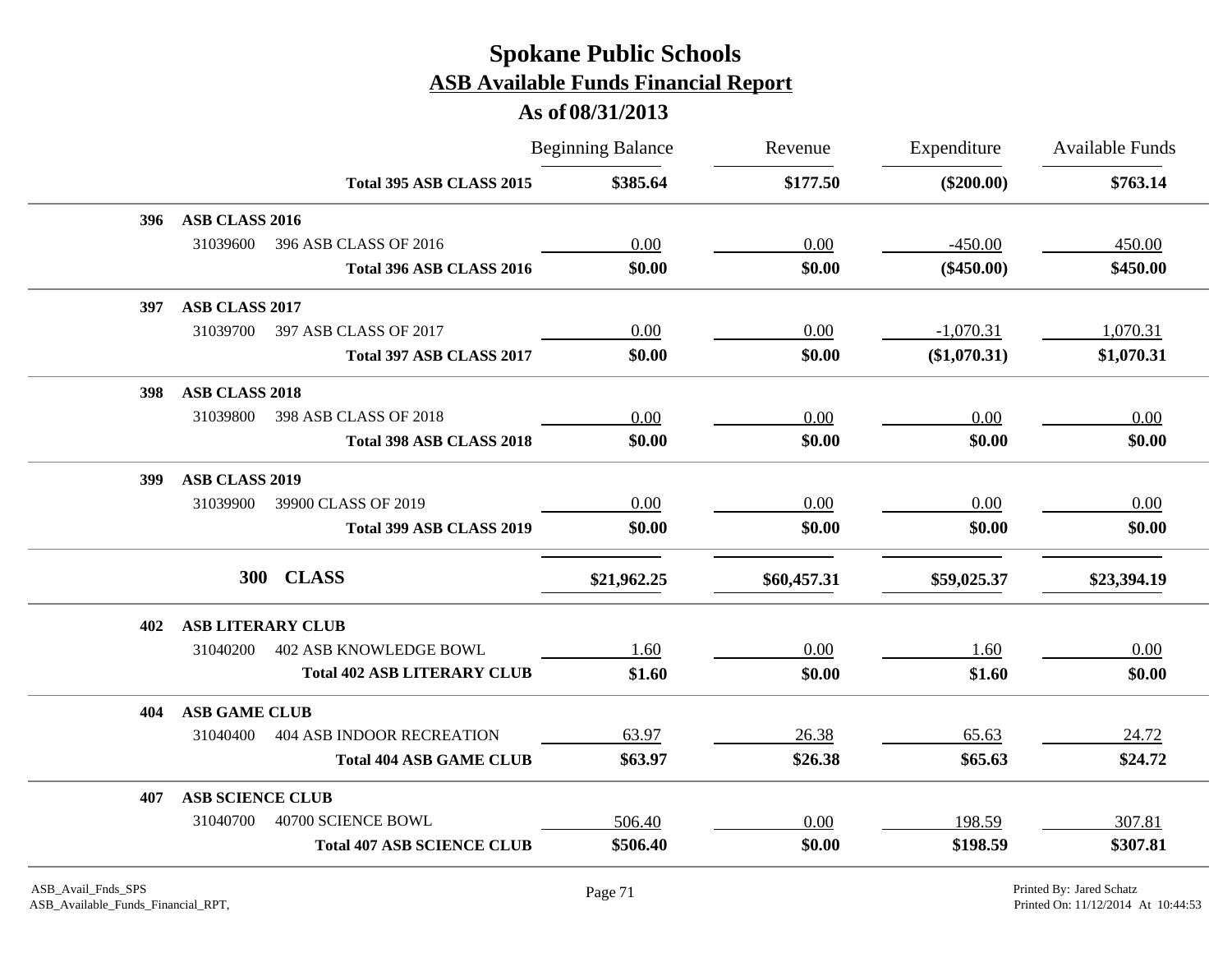# Spokane Public Schools

## ASB Available Funds Financial Report

### As of 08/31/2013

| | | Beginning Balance | Revenue | Expenditure | Available Funds |
|---|---|---|---|---|---|
| | **Total 395 ASB CLASS 2015** | **$385.64** | **$177.50** | **($200.00)** | **$763.14** |
| **396 ASB CLASS 2016** | | | | | |
| 31039600 | 396 ASB CLASS OF 2016 | 0.00 | 0.00 | -450.00 | 450.00 |
| | **Total 396 ASB CLASS 2016** | **$0.00** | **$0.00** | **($450.00)** | **$450.00** |
| **397 ASB CLASS 2017** | | | | | |
| 31039700 | 397 ASB CLASS OF 2017 | 0.00 | 0.00 | -1,070.31 | 1,070.31 |
| | **Total 397 ASB CLASS 2017** | **$0.00** | **$0.00** | **($1,070.31)** | **$1,070.31** |
| **398 ASB CLASS 2018** | | | | | |
| 31039800 | 398 ASB CLASS OF 2018 | 0.00 | 0.00 | 0.00 | 0.00 |
| | **Total 398 ASB CLASS 2018** | **$0.00** | **$0.00** | **$0.00** | **$0.00** |
| **399 ASB CLASS 2019** | | | | | |
| 31039900 | 39900 CLASS OF 2019 | 0.00 | 0.00 | 0.00 | 0.00 |
| | **Total 399 ASB CLASS 2019** | **$0.00** | **$0.00** | **$0.00** | **$0.00** |
| **300 CLASS** | | **$21,962.25** | **$60,457.31** | **$59,025.37** | **$23,394.19** |
| **402 ASB LITERARY CLUB** | | | | | |
| 31040200 | 402 ASB KNOWLEDGE BOWL | 1.60 | 0.00 | 1.60 | 0.00 |
| | **Total 402 ASB LITERARY CLUB** | **$1.60** | **$0.00** | **$1.60** | **$0.00** |
| **404 ASB GAME CLUB** | | | | | |
| 31040400 | 404 ASB INDOOR RECREATION | 63.97 | 26.38 | 65.63 | 24.72 |
| | **Total 404 ASB GAME CLUB** | **$63.97** | **$26.38** | **$65.63** | **$24.72** |
| **407 ASB SCIENCE CLUB** | | | | | |
| 31040700 | 40700 SCIENCE BOWL | 506.40 | 0.00 | 198.59 | 307.81 |
| | **Total 407 ASB SCIENCE CLUB** | **$506.40** | **$0.00** | **$198.59** | **$307.81** |

ASB_Avail_Fnds_SPS
ASB_Available_Funds_Financial_RPT,

Printed By: Jared Schatz
Printed On: 11/12/2014 At 10:44:53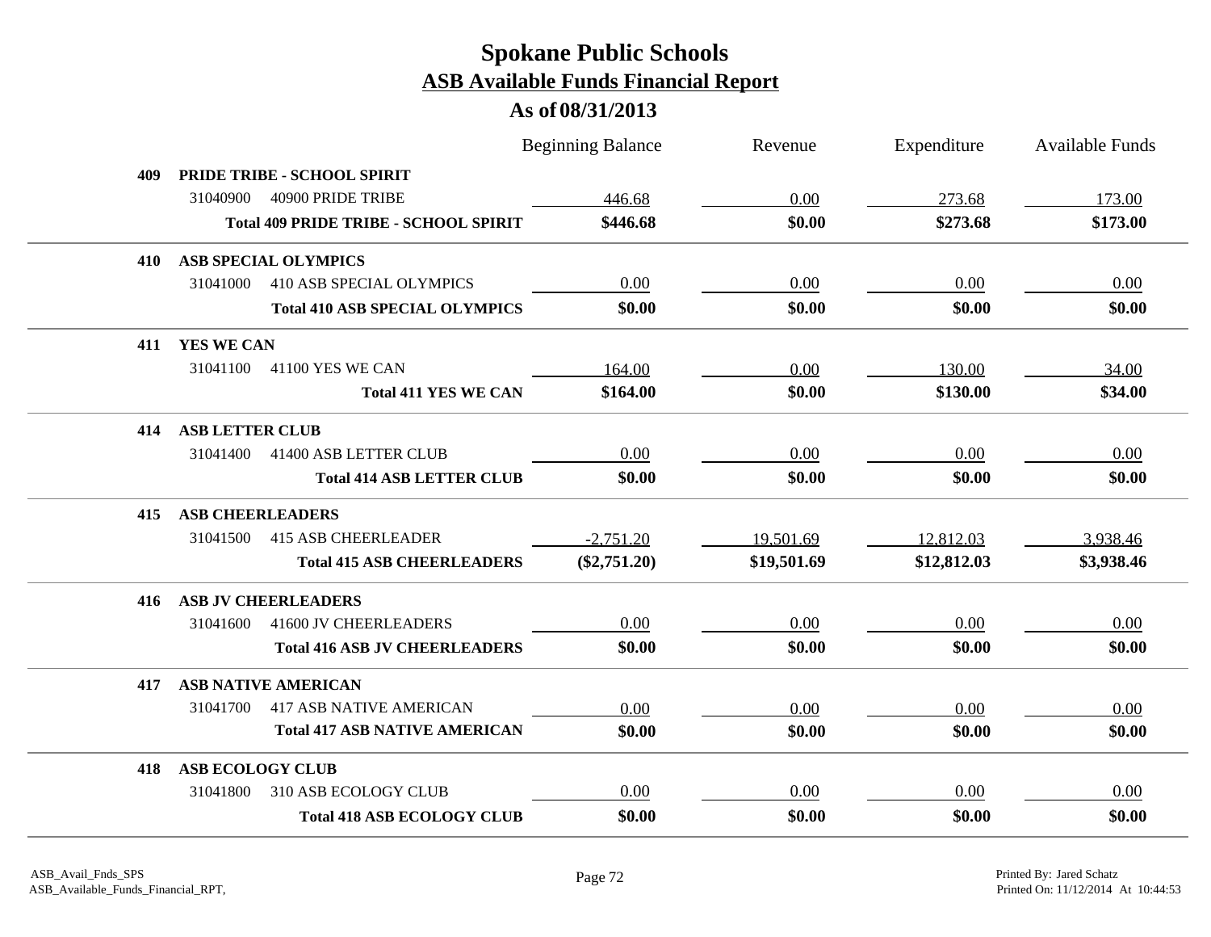# Spokane Public Schools
## ASB Available Funds Financial Report
### As of 08/31/2013

| | | Beginning Balance | Revenue | Expenditure | Available Funds |
|---|---|---|---|---|---|
| **409** | **PRIDE TRIBE - SCHOOL SPIRIT** | | | | |
| 31040900 | 40900 PRIDE TRIBE | 446.68 | 0.00 | 273.68 | 173.00 |
| | **Total 409 PRIDE TRIBE - SCHOOL SPIRIT** | **$446.68** | **$0.00** | **$273.68** | **$173.00** |
| **410** | **ASB SPECIAL OLYMPICS** | | | | |
| 31041000 | 410 ASB SPECIAL OLYMPICS | 0.00 | 0.00 | 0.00 | 0.00 |
| | **Total 410 ASB SPECIAL OLYMPICS** | **$0.00** | **$0.00** | **$0.00** | **$0.00** |
| **411** | **YES WE CAN** | | | | |
| 31041100 | 41100 YES WE CAN | 164.00 | 0.00 | 130.00 | 34.00 |
| | **Total 411 YES WE CAN** | **$164.00** | **$0.00** | **$130.00** | **$34.00** |
| **414** | **ASB LETTER CLUB** | | | | |
| 31041400 | 41400 ASB LETTER CLUB | 0.00 | 0.00 | 0.00 | 0.00 |
| | **Total 414 ASB LETTER CLUB** | **$0.00** | **$0.00** | **$0.00** | **$0.00** |
| **415** | **ASB CHEERLEADERS** | | | | |
| 31041500 | 415 ASB CHEERLEADER | -2,751.20 | 19,501.69 | 12,812.03 | 3,938.46 |
| | **Total 415 ASB CHEERLEADERS** | **($2,751.20)** | **$19,501.69** | **$12,812.03** | **$3,938.46** |
| **416** | **ASB JV CHEERLEADERS** | | | | |
| 31041600 | 41600 JV CHEERLEADERS | 0.00 | 0.00 | 0.00 | 0.00 |
| | **Total 416 ASB JV CHEERLEADERS** | **$0.00** | **$0.00** | **$0.00** | **$0.00** |
| **417** | **ASB NATIVE AMERICAN** | | | | |
| 31041700 | 417 ASB NATIVE AMERICAN | 0.00 | 0.00 | 0.00 | 0.00 |
| | **Total 417 ASB NATIVE AMERICAN** | **$0.00** | **$0.00** | **$0.00** | **$0.00** |
| **418** | **ASB ECOLOGY CLUB** | | | | |
| 31041800 | 310 ASB ECOLOGY CLUB | 0.00 | 0.00 | 0.00 | 0.00 |
| | **Total 418 ASB ECOLOGY CLUB** | **$0.00** | **$0.00** | **$0.00** | **$0.00** |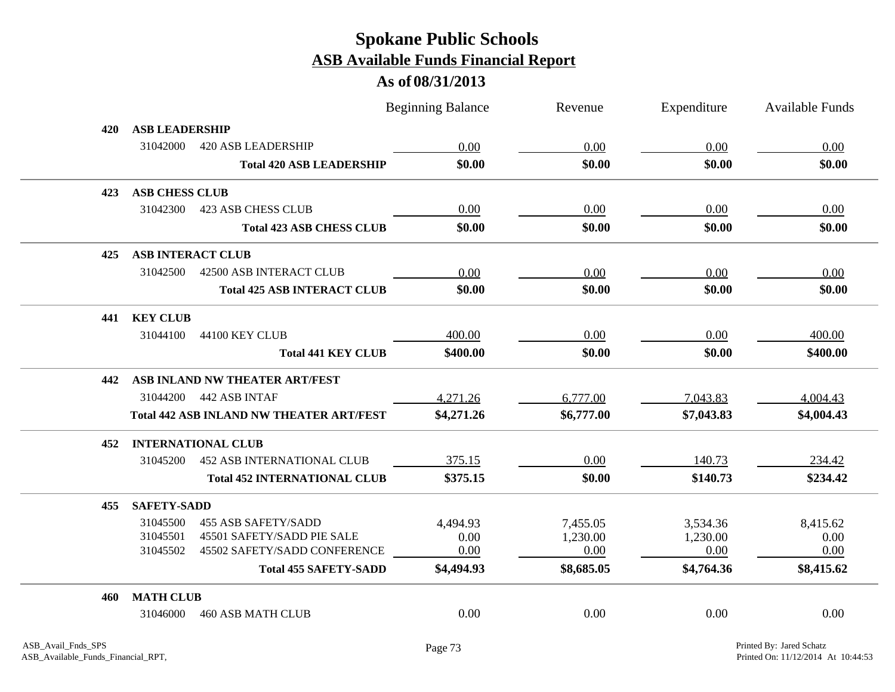# Spokane Public Schools

## ASB Available Funds Financial Report

### As of 08/31/2013

| | | | Beginning Balance | Revenue | Expenditure | Available Funds |
|---|---|---|---|---|---|---|
| **420** | **ASB LEADERSHIP** | | | | | |
| | 31042000 | 420 ASB LEADERSHIP | 0.00 | 0.00 | 0.00 | 0.00 |
| | | **Total 420 ASB LEADERSHIP** | **$0.00** | **$0.00** | **$0.00** | **$0.00** |
| **423** | **ASB CHESS CLUB** | | | | | |
| | 31042300 | 423 ASB CHESS CLUB | 0.00 | 0.00 | 0.00 | 0.00 |
| | | **Total 423 ASB CHESS CLUB** | **$0.00** | **$0.00** | **$0.00** | **$0.00** |
| **425** | **ASB INTERACT CLUB** | | | | | |
| | 31042500 | 42500 ASB INTERACT CLUB | 0.00 | 0.00 | 0.00 | 0.00 |
| | | **Total 425 ASB INTERACT CLUB** | **$0.00** | **$0.00** | **$0.00** | **$0.00** |
| **441** | **KEY CLUB** | | | | | |
| | 31044100 | 44100 KEY CLUB | 400.00 | 0.00 | 0.00 | 400.00 |
| | | **Total 441 KEY CLUB** | **$400.00** | **$0.00** | **$0.00** | **$400.00** |
| **442** | **ASB INLAND NW THEATER ART/FEST** | | | | | |
| | 31044200 | 442 ASB INTAF | 4,271.26 | 6,777.00 | 7,043.83 | 4,004.43 |
| | | **Total 442 ASB INLAND NW THEATER ART/FEST** | **$4,271.26** | **$6,777.00** | **$7,043.83** | **$4,004.43** |
| **452** | **INTERNATIONAL CLUB** | | | | | |
| | 31045200 | 452 ASB INTERNATIONAL CLUB | 375.15 | 0.00 | 140.73 | 234.42 |
| | | **Total 452 INTERNATIONAL CLUB** | **$375.15** | **$0.00** | **$140.73** | **$234.42** |
| **455** | **SAFETY-SADD** | | | | | |
| | 31045500 | 455 ASB SAFETY/SADD | 4,494.93 | 7,455.05 | 3,534.36 | 8,415.62 |
| | 31045501 | 45501 SAFETY/SADD PIE SALE | 0.00 | 1,230.00 | 1,230.00 | 0.00 |
| | 31045502 | 45502 SAFETY/SADD CONFERENCE | 0.00 | 0.00 | 0.00 | 0.00 |
| | | **Total 455 SAFETY-SADD** | **$4,494.93** | **$8,685.05** | **$4,764.36** | **$8,415.62** |
| **460** | **MATH CLUB** | | | | | |
| | 31046000 | 460 ASB MATH CLUB | 0.00 | 0.00 | 0.00 | 0.00 |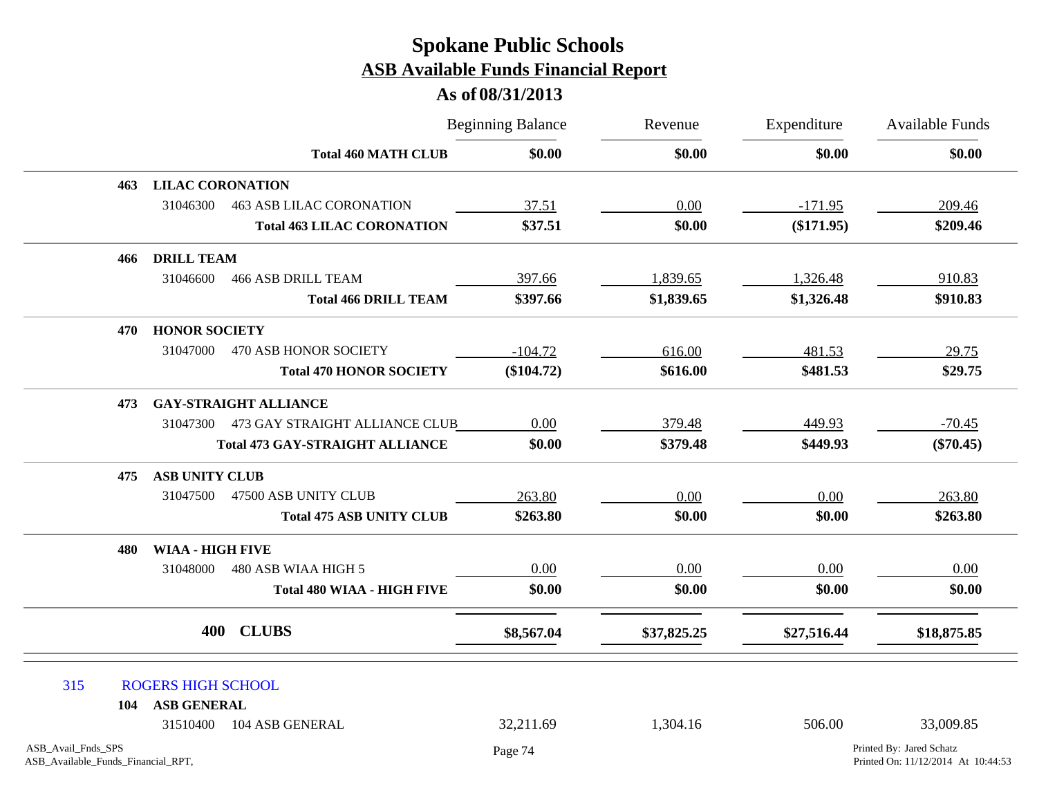# Spokane Public Schools
## ASB Available Funds Financial Report
### As of 08/31/2013

| | | Beginning Balance | Revenue | Expenditure | Available Funds |
|---|---|---|---|---|---|
| | **Total 460 MATH CLUB** | **$0.00** | **$0.00** | **$0.00** | **$0.00** |
| **463** | **LILAC CORONATION** | | | | |
| 31046300 | 463 ASB LILAC CORONATION | 37.51 | 0.00 | -171.95 | 209.46 |
| | **Total 463 LILAC CORONATION** | **$37.51** | **$0.00** | **($171.95)** | **$209.46** |
| **466** | **DRILL TEAM** | | | | |
| 31046600 | 466 ASB DRILL TEAM | 397.66 | 1,839.65 | 1,326.48 | 910.83 |
| | **Total 466 DRILL TEAM** | **$397.66** | **$1,839.65** | **$1,326.48** | **$910.83** |
| **470** | **HONOR SOCIETY** | | | | |
| 31047000 | 470 ASB HONOR SOCIETY | -104.72 | 616.00 | 481.53 | 29.75 |
| | **Total 470 HONOR SOCIETY** | **($104.72)** | **$616.00** | **$481.53** | **$29.75** |
| **473** | **GAY-STRAIGHT ALLIANCE** | | | | |
| 31047300 | 473 GAY STRAIGHT ALLIANCE CLUB | 0.00 | 379.48 | 449.93 | -70.45 |
| | **Total 473 GAY-STRAIGHT ALLIANCE** | **$0.00** | **$379.48** | **$449.93** | **($70.45)** |
| **475** | **ASB UNITY CLUB** | | | | |
| 31047500 | 47500 ASB UNITY CLUB | 263.80 | 0.00 | 0.00 | 263.80 |
| | **Total 475 ASB UNITY CLUB** | **$263.80** | **$0.00** | **$0.00** | **$263.80** |
| **480** | **WIAA - HIGH FIVE** | | | | |
| 31048000 | 480 ASB WIAA HIGH 5 | 0.00 | 0.00 | 0.00 | 0.00 |
| | **Total 480 WIAA - HIGH FIVE** | **$0.00** | **$0.00** | **$0.00** | **$0.00** |
| **400** | **CLUBS** | **$8,567.04** | **$37,825.25** | **$27,516.44** | **$18,875.85** |

## 315 ROGERS HIGH SCHOOL

| | | Beginning Balance | Revenue | Expenditure | Available Funds |
|---|---|---|---|---|---|
| **104** | **ASB GENERAL** | | | | |
| 31510400 | 104 ASB GENERAL | 32,211.69 | 1,304.16 | 506.00 | 33,009.85 |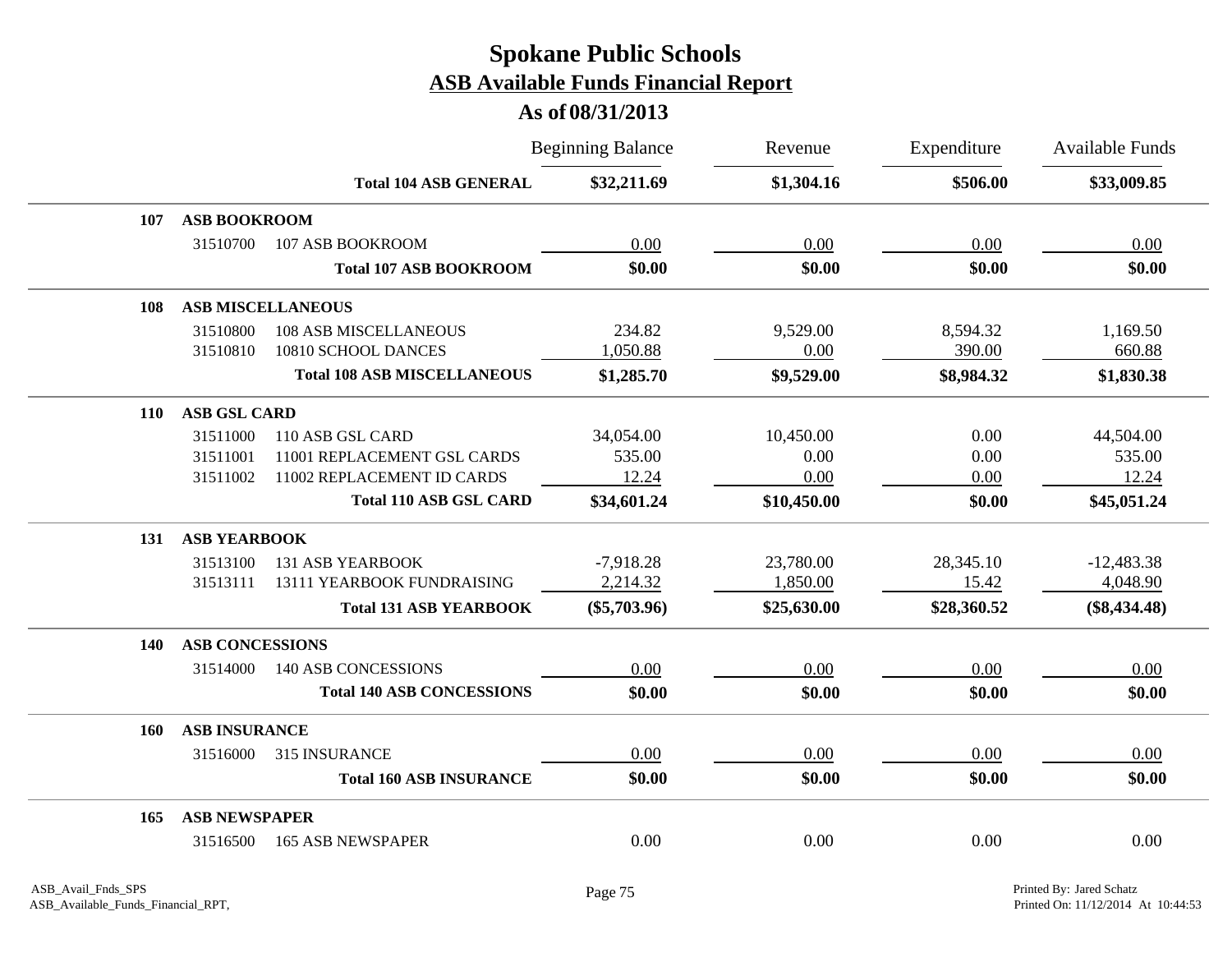# Spokane Public Schools

## ASB Available Funds Financial Report

### As of 08/31/2013

| | | | Beginning Balance | Revenue | Expenditure | Available Funds |
|---|---|---|---|---|---|---|
| | | **Total 104 ASB GENERAL** | **$32,211.69** | **$1,304.16** | **$506.00** | **$33,009.85** |
| **107** | **ASB BOOKROOM** | | | | | |
| | 31510700 | 107 ASB BOOKROOM | 0.00 | 0.00 | 0.00 | 0.00 |
| | | **Total 107 ASB BOOKROOM** | **$0.00** | **$0.00** | **$0.00** | **$0.00** |
| **108** | **ASB MISCELLANEOUS** | | | | | |
| | 31510800 | 108 ASB MISCELLANEOUS | 234.82 | 9,529.00 | 8,594.32 | 1,169.50 |
| | 31510810 | 10810 SCHOOL DANCES | 1,050.88 | 0.00 | 390.00 | 660.88 |
| | | **Total 108 ASB MISCELLANEOUS** | **$1,285.70** | **$9,529.00** | **$8,984.32** | **$1,830.38** |
| **110** | **ASB GSL CARD** | | | | | |
| | 31511000 | 110 ASB GSL CARD | 34,054.00 | 10,450.00 | 0.00 | 44,504.00 |
| | 31511001 | 11001 REPLACEMENT GSL CARDS | 535.00 | 0.00 | 0.00 | 535.00 |
| | 31511002 | 11002 REPLACEMENT ID CARDS | 12.24 | 0.00 | 0.00 | 12.24 |
| | | **Total 110 ASB GSL CARD** | **$34,601.24** | **$10,450.00** | **$0.00** | **$45,051.24** |
| **131** | **ASB YEARBOOK** | | | | | |
| | 31513100 | 131 ASB YEARBOOK | -7,918.28 | 23,780.00 | 28,345.10 | -12,483.38 |
| | 31513111 | 13111 YEARBOOK FUNDRAISING | 2,214.32 | 1,850.00 | 15.42 | 4,048.90 |
| | | **Total 131 ASB YEARBOOK** | **($5,703.96)** | **$25,630.00** | **$28,360.52** | **($8,434.48)** |
| **140** | **ASB CONCESSIONS** | | | | | |
| | 31514000 | 140 ASB CONCESSIONS | 0.00 | 0.00 | 0.00 | 0.00 |
| | | **Total 140 ASB CONCESSIONS** | **$0.00** | **$0.00** | **$0.00** | **$0.00** |
| **160** | **ASB INSURANCE** | | | | | |
| | 31516000 | 315 INSURANCE | 0.00 | 0.00 | 0.00 | 0.00 |
| | | **Total 160 ASB INSURANCE** | **$0.00** | **$0.00** | **$0.00** | **$0.00** |
| **165** | **ASB NEWSPAPER** | | | | | |
| | 31516500 | 165 ASB NEWSPAPER | 0.00 | 0.00 | 0.00 | 0.00 |

ASB_Avail_Fnds_SPS
ASB_Available_Funds_Financial_RPT,

Printed By: Jared Schatz
Printed On: 11/12/2014 At 10:44:53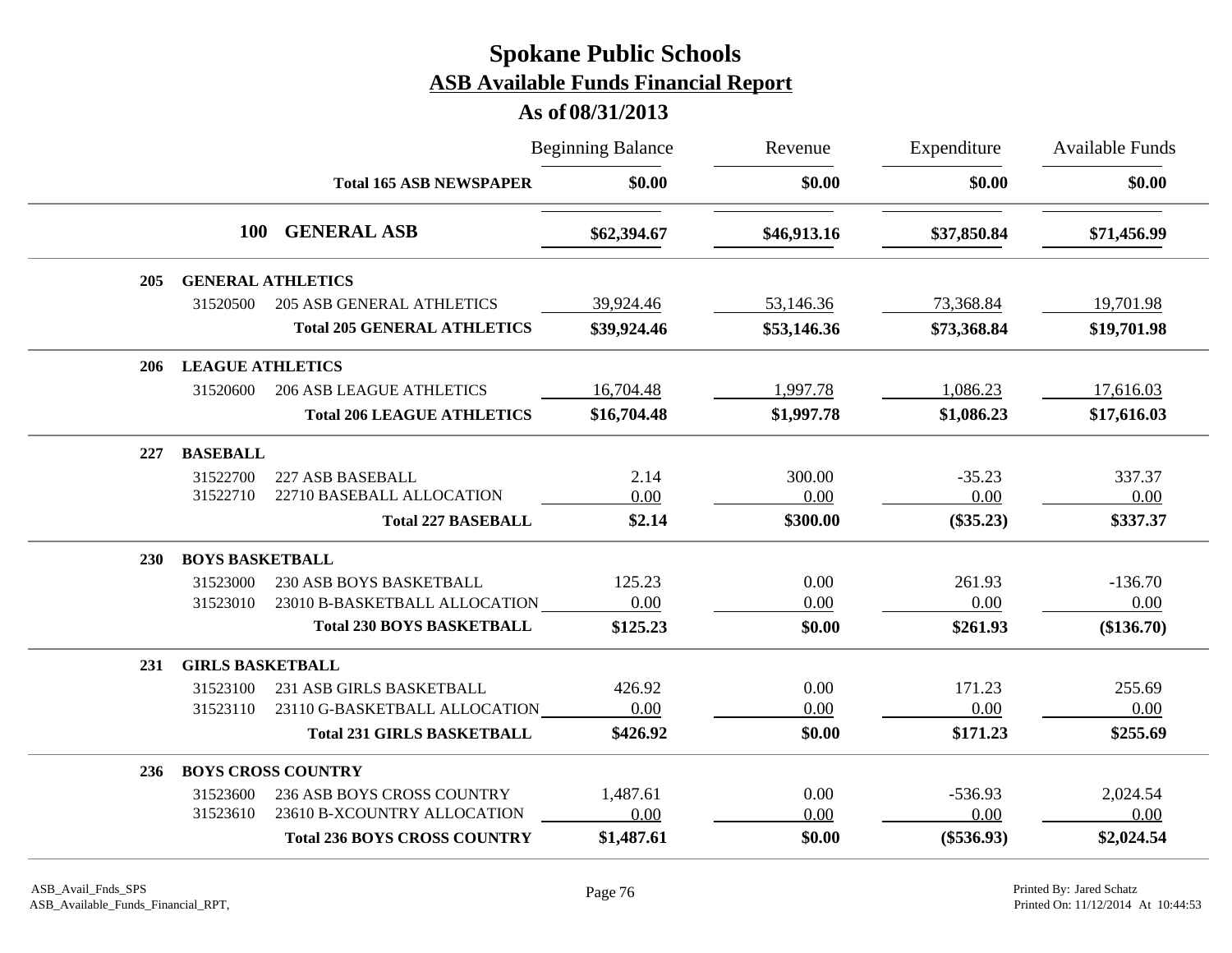# Spokane Public Schools
## ASB Available Funds Financial Report
### As of 08/31/2013

| | | | Beginning Balance | Revenue | Expenditure | Available Funds |
|---|---|---|---|---|---|---|
| | | **Total 165 ASB NEWSPAPER** | **$0.00** | **$0.00** | **$0.00** | **$0.00** |
| | **100** | **GENERAL ASB** | **$62,394.67** | **$46,913.16** | **$37,850.84** | **$71,456.99** |
| **205** | **GENERAL ATHLETICS** | | | | | |
| | 31520500 | 205 ASB GENERAL ATHLETICS | 39,924.46 | 53,146.36 | 73,368.84 | 19,701.98 |
| | | **Total 205 GENERAL ATHLETICS** | **$39,924.46** | **$53,146.36** | **$73,368.84** | **$19,701.98** |
| **206** | **LEAGUE ATHLETICS** | | | | | |
| | 31520600 | 206 ASB LEAGUE ATHLETICS | 16,704.48 | 1,997.78 | 1,086.23 | 17,616.03 |
| | | **Total 206 LEAGUE ATHLETICS** | **$16,704.48** | **$1,997.78** | **$1,086.23** | **$17,616.03** |
| **227** | **BASEBALL** | | | | | |
| | 31522700 | 227 ASB BASEBALL | 2.14 | 300.00 | -35.23 | 337.37 |
| | 31522710 | 22710 BASEBALL ALLOCATION | 0.00 | 0.00 | 0.00 | 0.00 |
| | | **Total 227 BASEBALL** | **$2.14** | **$300.00** | **($35.23)** | **$337.37** |
| **230** | **BOYS BASKETBALL** | | | | | |
| | 31523000 | 230 ASB BOYS BASKETBALL | 125.23 | 0.00 | 261.93 | -136.70 |
| | 31523010 | 23010 B-BASKETBALL ALLOCATION | 0.00 | 0.00 | 0.00 | 0.00 |
| | | **Total 230 BOYS BASKETBALL** | **$125.23** | **$0.00** | **$261.93** | **($136.70)** |
| **231** | **GIRLS BASKETBALL** | | | | | |
| | 31523100 | 231 ASB GIRLS BASKETBALL | 426.92 | 0.00 | 171.23 | 255.69 |
| | 31523110 | 23110 G-BASKETBALL ALLOCATION | 0.00 | 0.00 | 0.00 | 0.00 |
| | | **Total 231 GIRLS BASKETBALL** | **$426.92** | **$0.00** | **$171.23** | **$255.69** |
| **236** | **BOYS CROSS COUNTRY** | | | | | |
| | 31523600 | 236 ASB BOYS CROSS COUNTRY | 1,487.61 | 0.00 | -536.93 | 2,024.54 |
| | 31523610 | 23610 B-XCOUNTRY ALLOCATION | 0.00 | 0.00 | 0.00 | 0.00 |
| | | **Total 236 BOYS CROSS COUNTRY** | **$1,487.61** | **$0.00** | **($536.93)** | **$2,024.54** |

ASB_Avail_Fnds_SPS
ASB_Available_Funds_Financial_RPT,

Printed By: Jared Schatz
Printed On: 11/12/2014 At 10:44:53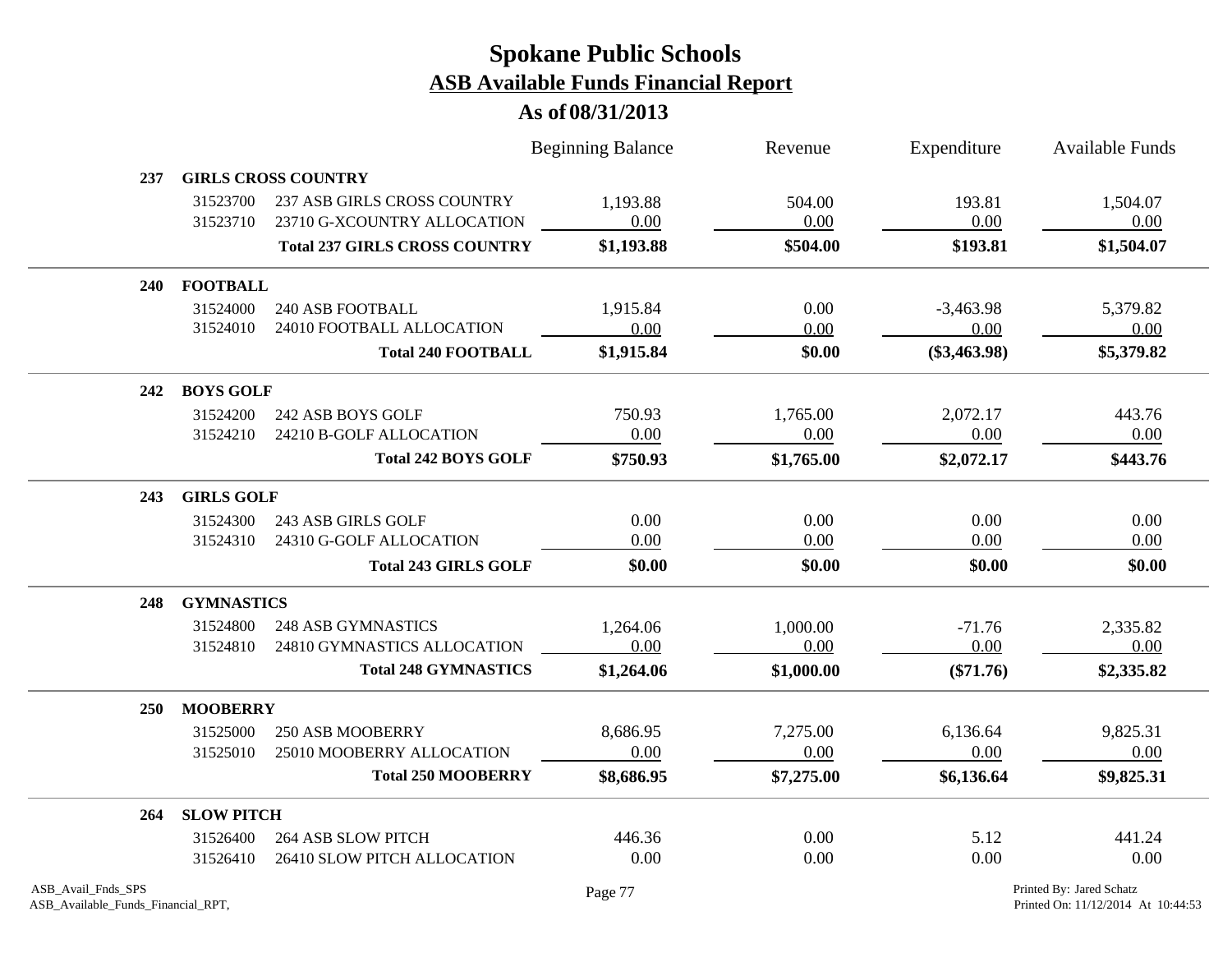# Spokane Public Schools

## ASB Available Funds Financial Report

### As of 08/31/2013

| | | | Beginning Balance | Revenue | Expenditure | Available Funds |
|---|---|---|---|---|---|---|
| **237** | **GIRLS CROSS COUNTRY** | | | | | |
| | 31523700 | 237 ASB GIRLS CROSS COUNTRY | 1,193.88 | 504.00 | 193.81 | 1,504.07 |
| | 31523710 | 23710 G-XCOUNTRY ALLOCATION | 0.00 | 0.00 | 0.00 | 0.00 |
| | | **Total 237 GIRLS CROSS COUNTRY** | **$1,193.88** | **$504.00** | **$193.81** | **$1,504.07** |
| **240** | **FOOTBALL** | | | | | |
| | 31524000 | 240 ASB FOOTBALL | 1,915.84 | 0.00 | -3,463.98 | 5,379.82 |
| | 31524010 | 24010 FOOTBALL ALLOCATION | 0.00 | 0.00 | 0.00 | 0.00 |
| | | **Total 240 FOOTBALL** | **$1,915.84** | **$0.00** | **($3,463.98)** | **$5,379.82** |
| **242** | **BOYS GOLF** | | | | | |
| | 31524200 | 242 ASB BOYS GOLF | 750.93 | 1,765.00 | 2,072.17 | 443.76 |
| | 31524210 | 24210 B-GOLF ALLOCATION | 0.00 | 0.00 | 0.00 | 0.00 |
| | | **Total 242 BOYS GOLF** | **$750.93** | **$1,765.00** | **$2,072.17** | **$443.76** |
| **243** | **GIRLS GOLF** | | | | | |
| | 31524300 | 243 ASB GIRLS GOLF | 0.00 | 0.00 | 0.00 | 0.00 |
| | 31524310 | 24310 G-GOLF ALLOCATION | 0.00 | 0.00 | 0.00 | 0.00 |
| | | **Total 243 GIRLS GOLF** | **$0.00** | **$0.00** | **$0.00** | **$0.00** |
| **248** | **GYMNASTICS** | | | | | |
| | 31524800 | 248 ASB GYMNASTICS | 1,264.06 | 1,000.00 | -71.76 | 2,335.82 |
| | 31524810 | 24810 GYMNASTICS ALLOCATION | 0.00 | 0.00 | 0.00 | 0.00 |
| | | **Total 248 GYMNASTICS** | **$1,264.06** | **$1,000.00** | **($71.76)** | **$2,335.82** |
| **250** | **MOOBERRY** | | | | | |
| | 31525000 | 250 ASB MOOBERRY | 8,686.95 | 7,275.00 | 6,136.64 | 9,825.31 |
| | 31525010 | 25010 MOOBERRY ALLOCATION | 0.00 | 0.00 | 0.00 | 0.00 |
| | | **Total 250 MOOBERRY** | **$8,686.95** | **$7,275.00** | **$6,136.64** | **$9,825.31** |
| **264** | **SLOW PITCH** | | | | | |
| | 31526400 | 264 ASB SLOW PITCH | 446.36 | 0.00 | 5.12 | 441.24 |
| | 31526410 | 26410 SLOW PITCH ALLOCATION | 0.00 | 0.00 | 0.00 | 0.00 |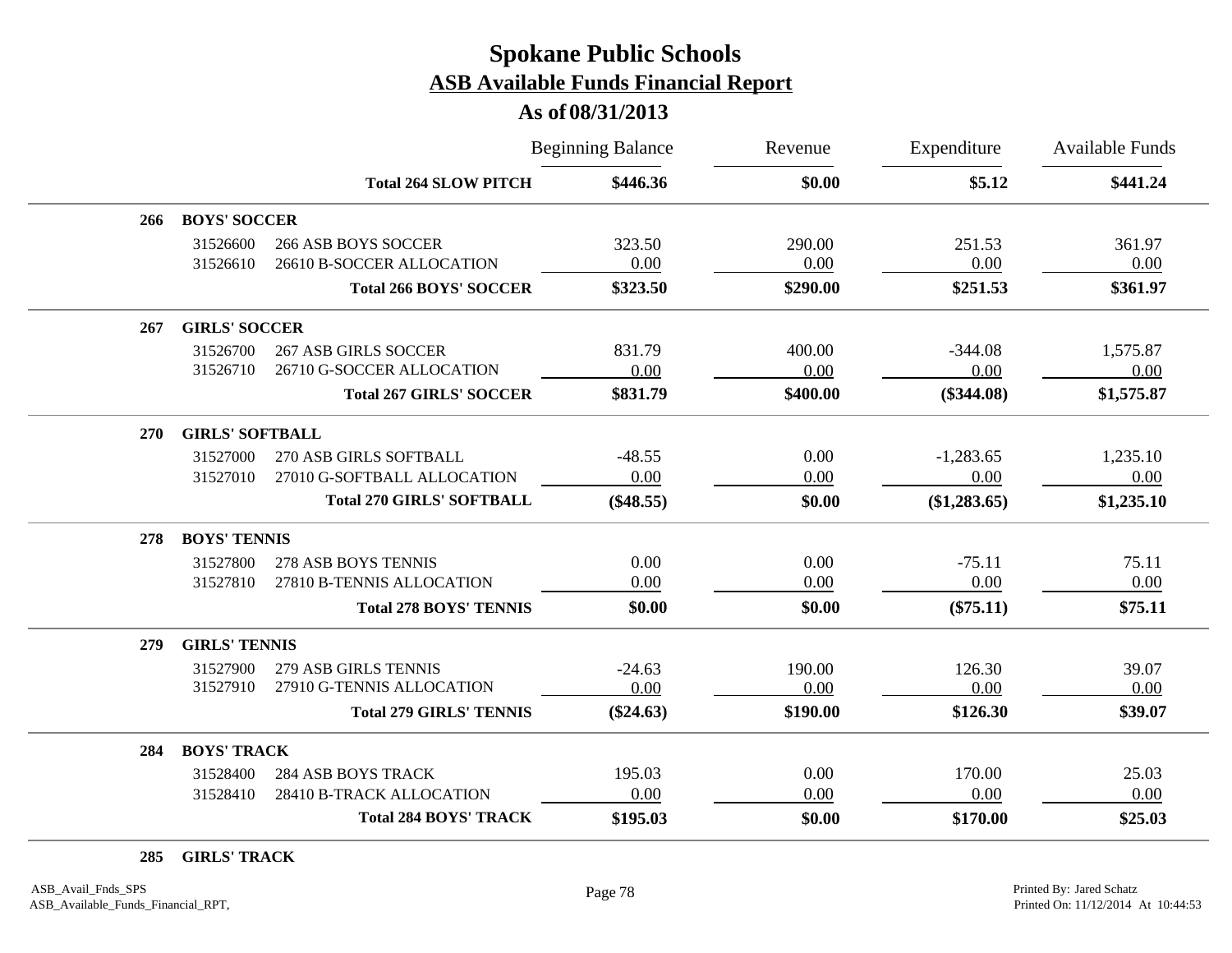# Spokane Public Schools

## ASB Available Funds Financial Report

### As of 08/31/2013

| | | | Beginning Balance | Revenue | Expenditure | Available Funds |
|---|---|---|---|---|---|---|
| | | **Total 264 SLOW PITCH** | **$446.36** | **$0.00** | **$5.12** | **$441.24** |
| **266** | **BOYS' SOCCER** | | | | | |
| | 31526600 | 266 ASB BOYS SOCCER | 323.50 | 290.00 | 251.53 | 361.97 |
| | 31526610 | 26610 B-SOCCER ALLOCATION | 0.00 | 0.00 | 0.00 | 0.00 |
| | | **Total 266 BOYS' SOCCER** | **$323.50** | **$290.00** | **$251.53** | **$361.97** |
| **267** | **GIRLS' SOCCER** | | | | | |
| | 31526700 | 267 ASB GIRLS SOCCER | 831.79 | 400.00 | -344.08 | 1,575.87 |
| | 31526710 | 26710 G-SOCCER ALLOCATION | 0.00 | 0.00 | 0.00 | 0.00 |
| | | **Total 267 GIRLS' SOCCER** | **$831.79** | **$400.00** | **($344.08)** | **$1,575.87** |
| **270** | **GIRLS' SOFTBALL** | | | | | |
| | 31527000 | 270 ASB GIRLS SOFTBALL | -48.55 | 0.00 | -1,283.65 | 1,235.10 |
| | 31527010 | 27010 G-SOFTBALL ALLOCATION | 0.00 | 0.00 | 0.00 | 0.00 |
| | | **Total 270 GIRLS' SOFTBALL** | **($48.55)** | **$0.00** | **($1,283.65)** | **$1,235.10** |
| **278** | **BOYS' TENNIS** | | | | | |
| | 31527800 | 278 ASB BOYS TENNIS | 0.00 | 0.00 | -75.11 | 75.11 |
| | 31527810 | 27810 B-TENNIS ALLOCATION | 0.00 | 0.00 | 0.00 | 0.00 |
| | | **Total 278 BOYS' TENNIS** | **$0.00** | **$0.00** | **($75.11)** | **$75.11** |
| **279** | **GIRLS' TENNIS** | | | | | |
| | 31527900 | 279 ASB GIRLS TENNIS | -24.63 | 190.00 | 126.30 | 39.07 |
| | 31527910 | 27910 G-TENNIS ALLOCATION | 0.00 | 0.00 | 0.00 | 0.00 |
| | | **Total 279 GIRLS' TENNIS** | **($24.63)** | **$190.00** | **$126.30** | **$39.07** |
| **284** | **BOYS' TRACK** | | | | | |
| | 31528400 | 284 ASB BOYS TRACK | 195.03 | 0.00 | 170.00 | 25.03 |
| | 31528410 | 28410 B-TRACK ALLOCATION | 0.00 | 0.00 | 0.00 | 0.00 |
| | | **Total 284 BOYS' TRACK** | **$195.03** | **$0.00** | **$170.00** | **$25.03** |
| **285** | **GIRLS' TRACK** | | | | | |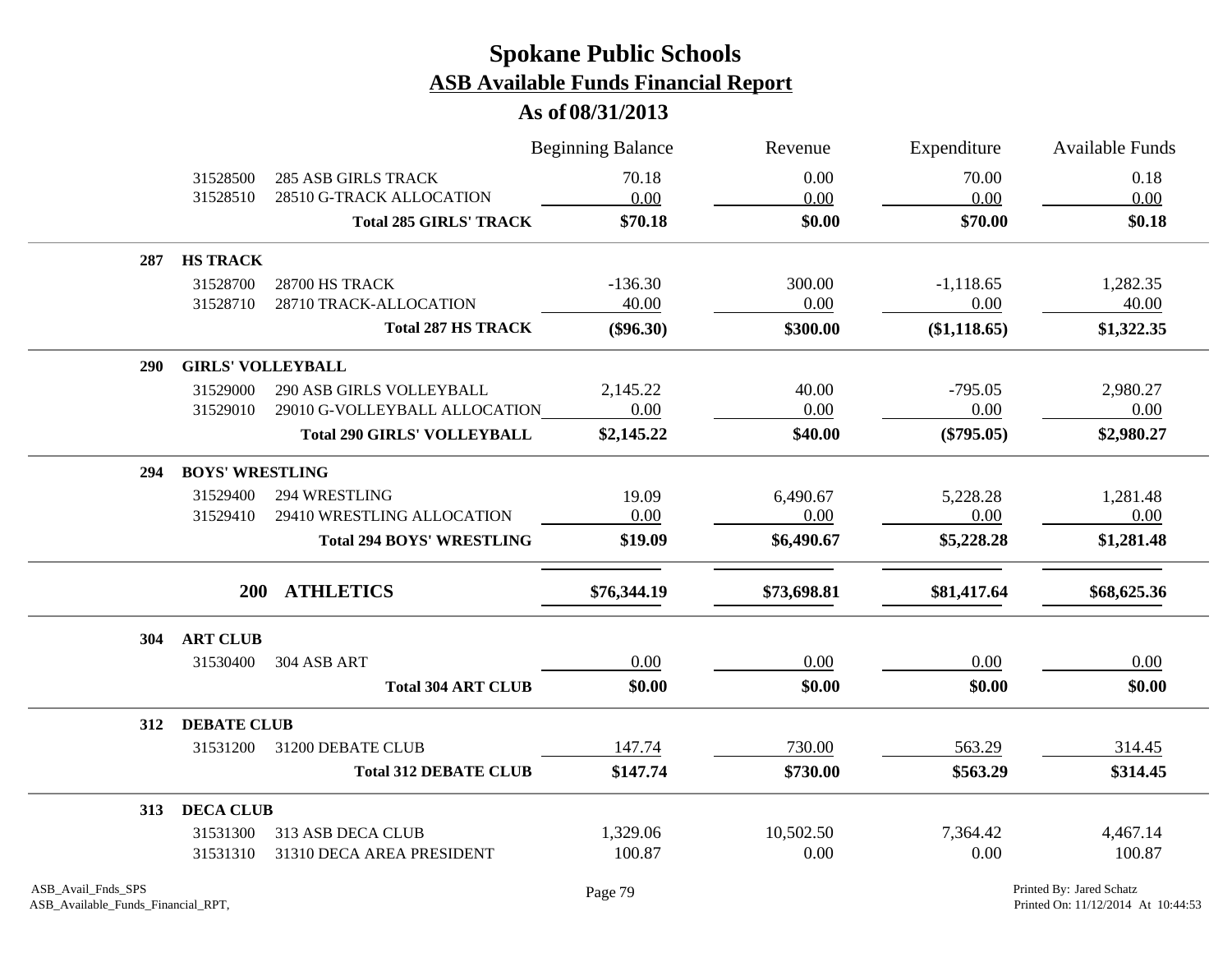# Spokane Public Schools

## ASB Available Funds Financial Report

### As of 08/31/2013

| | | | Beginning Balance | Revenue | Expenditure | Available Funds |
|---|---|---|---|---|---|---|
| | 31528500 | 285 ASB GIRLS TRACK | 70.18 | 0.00 | 70.00 | 0.18 |
| | 31528510 | 28510 G-TRACK ALLOCATION | 0.00 | 0.00 | 0.00 | 0.00 |
| | | **Total 285 GIRLS' TRACK** | **$70.18** | **$0.00** | **$70.00** | **$0.18** |
| **287** | **HS TRACK** | | | | | |
| | 31528700 | 28700 HS TRACK | -136.30 | 300.00 | -1,118.65 | 1,282.35 |
| | 31528710 | 28710 TRACK-ALLOCATION | 40.00 | 0.00 | 0.00 | 40.00 |
| | | **Total 287 HS TRACK** | **($96.30)** | **$300.00** | **($1,118.65)** | **$1,322.35** |
| **290** | **GIRLS' VOLLEYBALL** | | | | | |
| | 31529000 | 290 ASB GIRLS VOLLEYBALL | 2,145.22 | 40.00 | -795.05 | 2,980.27 |
| | 31529010 | 29010 G-VOLLEYBALL ALLOCATION | 0.00 | 0.00 | 0.00 | 0.00 |
| | | **Total 290 GIRLS' VOLLEYBALL** | **$2,145.22** | **$40.00** | **($795.05)** | **$2,980.27** |
| **294** | **BOYS' WRESTLING** | | | | | |
| | 31529400 | 294 WRESTLING | 19.09 | 6,490.67 | 5,228.28 | 1,281.48 |
| | 31529410 | 29410 WRESTLING ALLOCATION | 0.00 | 0.00 | 0.00 | 0.00 |
| | | **Total 294 BOYS' WRESTLING** | **$19.09** | **$6,490.67** | **$5,228.28** | **$1,281.48** |
| | **200** | **ATHLETICS** | **$76,344.19** | **$73,698.81** | **$81,417.64** | **$68,625.36** |
| **304** | **ART CLUB** | | | | | |
| | 31530400 | 304 ASB ART | 0.00 | 0.00 | 0.00 | 0.00 |
| | | **Total 304 ART CLUB** | **$0.00** | **$0.00** | **$0.00** | **$0.00** |
| **312** | **DEBATE CLUB** | | | | | |
| | 31531200 | 31200 DEBATE CLUB | 147.74 | 730.00 | 563.29 | 314.45 |
| | | **Total 312 DEBATE CLUB** | **$147.74** | **$730.00** | **$563.29** | **$314.45** |
| **313** | **DECA CLUB** | | | | | |
| | 31531300 | 313 ASB DECA CLUB | 1,329.06 | 10,502.50 | 7,364.42 | 4,467.14 |
| | 31531310 | 31310 DECA AREA PRESIDENT | 100.87 | 0.00 | 0.00 | 100.87 |

ASB_Avail_Fnds_SPS
ASB_Available_Funds_Financial_RPT,

Printed By: Jared Schatz
Printed On: 11/12/2014 At 10:44:53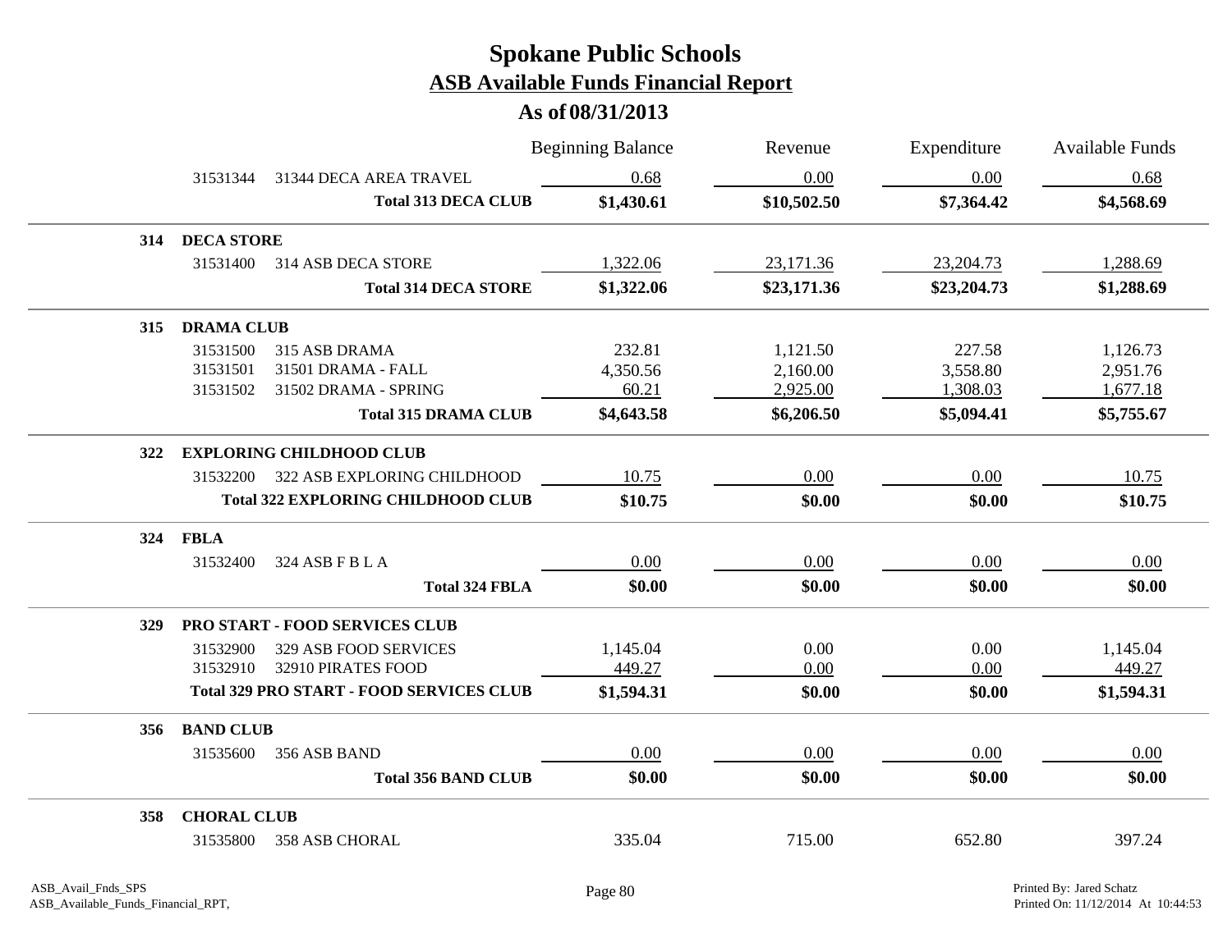# Spokane Public Schools
## ASB Available Funds Financial Report
### As of 08/31/2013

| | | | Beginning Balance | Revenue | Expenditure | Available Funds |
|---|---|---|---|---|---|---|
| | 31531344 | 31344 DECA AREA TRAVEL | 0.68 | 0.00 | 0.00 | 0.68 |
| | | **Total 313 DECA CLUB** | **$1,430.61** | **$10,502.50** | **$7,364.42** | **$4,568.69** |
| **314** | **DECA STORE** | | | | | |
| | 31531400 | 314 ASB DECA STORE | 1,322.06 | 23,171.36 | 23,204.73 | 1,288.69 |
| | | **Total 314 DECA STORE** | **$1,322.06** | **$23,171.36** | **$23,204.73** | **$1,288.69** |
| **315** | **DRAMA CLUB** | | | | | |
| | 31531500 | 315 ASB DRAMA | 232.81 | 1,121.50 | 227.58 | 1,126.73 |
| | 31531501 | 31501 DRAMA - FALL | 4,350.56 | 2,160.00 | 3,558.80 | 2,951.76 |
| | 31531502 | 31502 DRAMA - SPRING | 60.21 | 2,925.00 | 1,308.03 | 1,677.18 |
| | | **Total 315 DRAMA CLUB** | **$4,643.58** | **$6,206.50** | **$5,094.41** | **$5,755.67** |
| **322** | **EXPLORING CHILDHOOD CLUB** | | | | | |
| | 31532200 | 322 ASB EXPLORING CHILDHOOD | 10.75 | 0.00 | 0.00 | 10.75 |
| | | **Total 322 EXPLORING CHILDHOOD CLUB** | **$10.75** | **$0.00** | **$0.00** | **$10.75** |
| **324** | **FBLA** | | | | | |
| | 31532400 | 324 ASB F B L A | 0.00 | 0.00 | 0.00 | 0.00 |
| | | **Total 324 FBLA** | **$0.00** | **$0.00** | **$0.00** | **$0.00** |
| **329** | **PRO START - FOOD SERVICES CLUB** | | | | | |
| | 31532900 | 329 ASB FOOD SERVICES | 1,145.04 | 0.00 | 0.00 | 1,145.04 |
| | 31532910 | 32910 PIRATES FOOD | 449.27 | 0.00 | 0.00 | 449.27 |
| | | **Total 329 PRO START - FOOD SERVICES CLUB** | **$1,594.31** | **$0.00** | **$0.00** | **$1,594.31** |
| **356** | **BAND CLUB** | | | | | |
| | 31535600 | 356 ASB BAND | 0.00 | 0.00 | 0.00 | 0.00 |
| | | **Total 356 BAND CLUB** | **$0.00** | **$0.00** | **$0.00** | **$0.00** |
| **358** | **CHORAL CLUB** | | | | | |
| | 31535800 | 358 ASB CHORAL | 335.04 | 715.00 | 652.80 | 397.24 |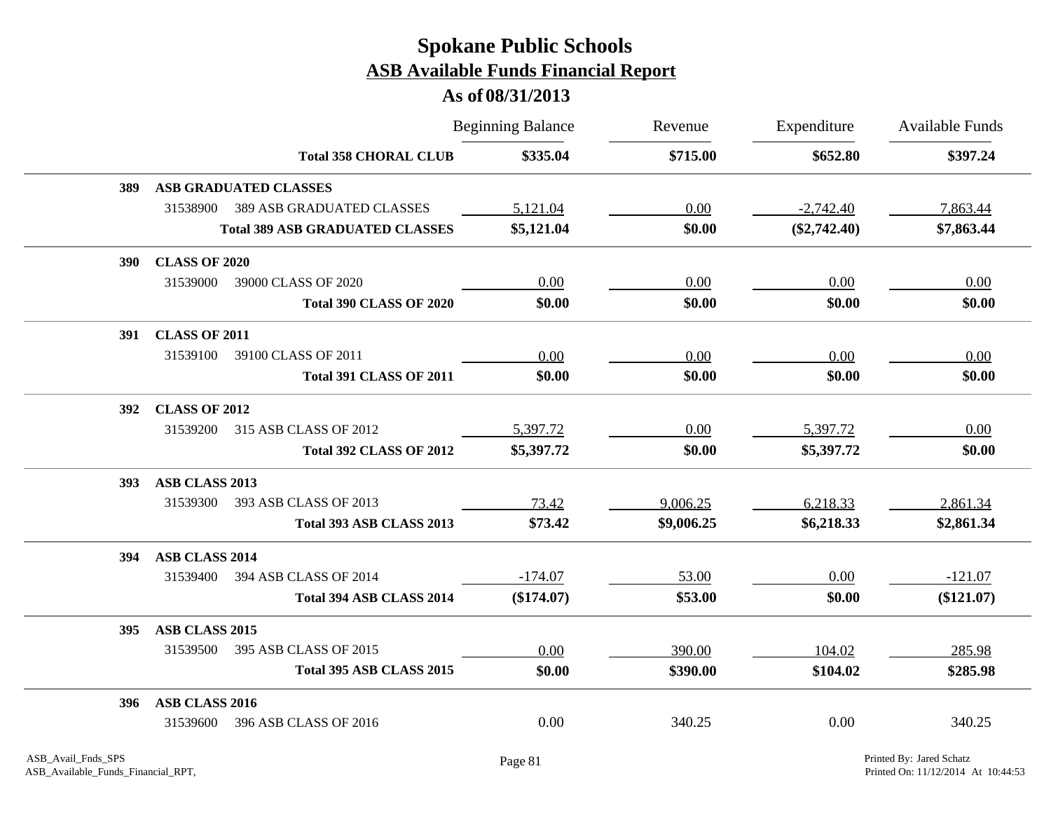# Spokane Public Schools

## ASB Available Funds Financial Report

### As of 08/31/2013

| | | Beginning Balance | Revenue | Expenditure | Available Funds |
|---|---|---|---|---|---|
| | **Total 358 CHORAL CLUB** | **$335.04** | **$715.00** | **$652.80** | **$397.24** |
| **389** | **ASB GRADUATED CLASSES** | | | | |
| 31538900 | 389 ASB GRADUATED CLASSES | 5,121.04 | 0.00 | -2,742.40 | 7,863.44 |
| | **Total 389 ASB GRADUATED CLASSES** | **$5,121.04** | **$0.00** | **($2,742.40)** | **$7,863.44** |
| **390** | **CLASS OF 2020** | | | | |
| 31539000 | 39000 CLASS OF 2020 | 0.00 | 0.00 | 0.00 | 0.00 |
| | **Total 390 CLASS OF 2020** | **$0.00** | **$0.00** | **$0.00** | **$0.00** |
| **391** | **CLASS OF 2011** | | | | |
| 31539100 | 39100 CLASS OF 2011 | 0.00 | 0.00 | 0.00 | 0.00 |
| | **Total 391 CLASS OF 2011** | **$0.00** | **$0.00** | **$0.00** | **$0.00** |
| **392** | **CLASS OF 2012** | | | | |
| 31539200 | 315 ASB CLASS OF 2012 | 5,397.72 | 0.00 | 5,397.72 | 0.00 |
| | **Total 392 CLASS OF 2012** | **$5,397.72** | **$0.00** | **$5,397.72** | **$0.00** |
| **393** | **ASB CLASS 2013** | | | | |
| 31539300 | 393 ASB CLASS OF 2013 | 73.42 | 9,006.25 | 6,218.33 | 2,861.34 |
| | **Total 393 ASB CLASS 2013** | **$73.42** | **$9,006.25** | **$6,218.33** | **$2,861.34** |
| **394** | **ASB CLASS 2014** | | | | |
| 31539400 | 394 ASB CLASS OF 2014 | -174.07 | 53.00 | 0.00 | -121.07 |
| | **Total 394 ASB CLASS 2014** | **($174.07)** | **$53.00** | **$0.00** | **($121.07)** |
| **395** | **ASB CLASS 2015** | | | | |
| 31539500 | 395 ASB CLASS OF 2015 | 0.00 | 390.00 | 104.02 | 285.98 |
| | **Total 395 ASB CLASS 2015** | **$0.00** | **$390.00** | **$104.02** | **$285.98** |
| **396** | **ASB CLASS 2016** | | | | |
| 31539600 | 396 ASB CLASS OF 2016 | 0.00 | 340.25 | 0.00 | 340.25 |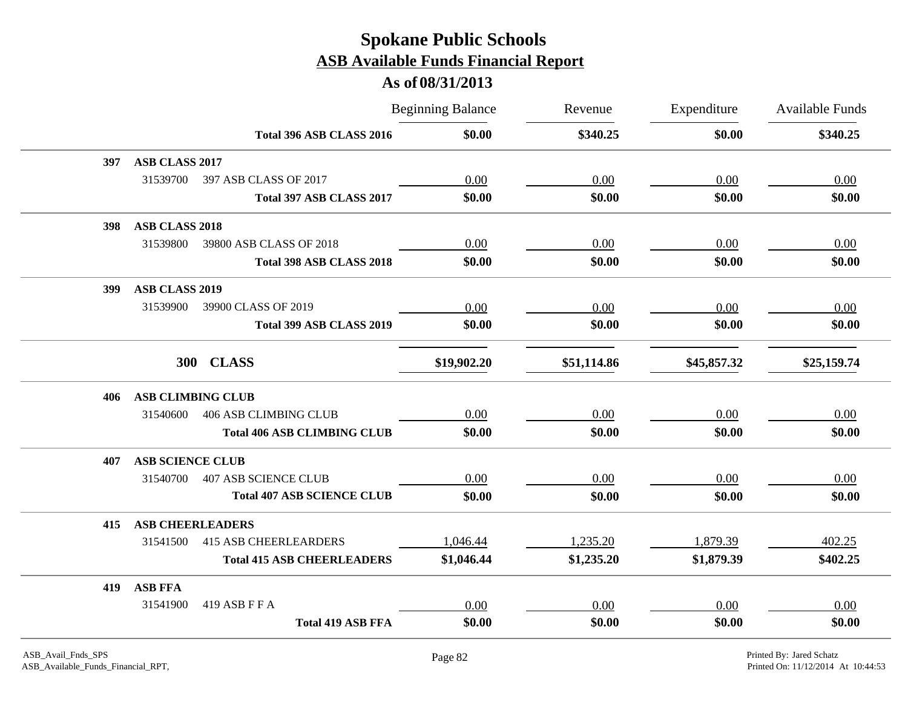# Spokane Public Schools

## ASB Available Funds Financial Report

### As of 08/31/2013

| | | Beginning Balance | Revenue | Expenditure | Available Funds |
|---|---|---|---|---|---|
| | **Total 396 ASB CLASS 2016** | **$0.00** | **$340.25** | **$0.00** | **$340.25** |
| **397** | **ASB CLASS 2017** | | | | |
| 31539700 | 397 ASB CLASS OF 2017 | 0.00 | 0.00 | 0.00 | 0.00 |
| | **Total 397 ASB CLASS 2017** | **$0.00** | **$0.00** | **$0.00** | **$0.00** |
| **398** | **ASB CLASS 2018** | | | | |
| 31539800 | 39800 ASB CLASS OF 2018 | 0.00 | 0.00 | 0.00 | 0.00 |
| | **Total 398 ASB CLASS 2018** | **$0.00** | **$0.00** | **$0.00** | **$0.00** |
| **399** | **ASB CLASS 2019** | | | | |
| 31539900 | 39900 CLASS OF 2019 | 0.00 | 0.00 | 0.00 | 0.00 |
| | **Total 399 ASB CLASS 2019** | **$0.00** | **$0.00** | **$0.00** | **$0.00** |
| **300** | **CLASS** | **$19,902.20** | **$51,114.86** | **$45,857.32** | **$25,159.74** |
| **406** | **ASB CLIMBING CLUB** | | | | |
| 31540600 | 406 ASB CLIMBING CLUB | 0.00 | 0.00 | 0.00 | 0.00 |
| | **Total 406 ASB CLIMBING CLUB** | **$0.00** | **$0.00** | **$0.00** | **$0.00** |
| **407** | **ASB SCIENCE CLUB** | | | | |
| 31540700 | 407 ASB SCIENCE CLUB | 0.00 | 0.00 | 0.00 | 0.00 |
| | **Total 407 ASB SCIENCE CLUB** | **$0.00** | **$0.00** | **$0.00** | **$0.00** |
| **415** | **ASB CHEERLEADERS** | | | | |
| 31541500 | 415 ASB CHEERLEARDERS | 1,046.44 | 1,235.20 | 1,879.39 | 402.25 |
| | **Total 415 ASB CHEERLEADERS** | **$1,046.44** | **$1,235.20** | **$1,879.39** | **$402.25** |
| **419** | **ASB FFA** | | | | |
| 31541900 | 419 ASB F F A | 0.00 | 0.00 | 0.00 | 0.00 |
| | **Total 419 ASB FFA** | **$0.00** | **$0.00** | **$0.00** | **$0.00** |

ASB_Avail_Fnds_SPS
ASB_Available_Funds_Financial_RPT,

Printed By: Jared Schatz
Printed On: 11/12/2014 At 10:44:53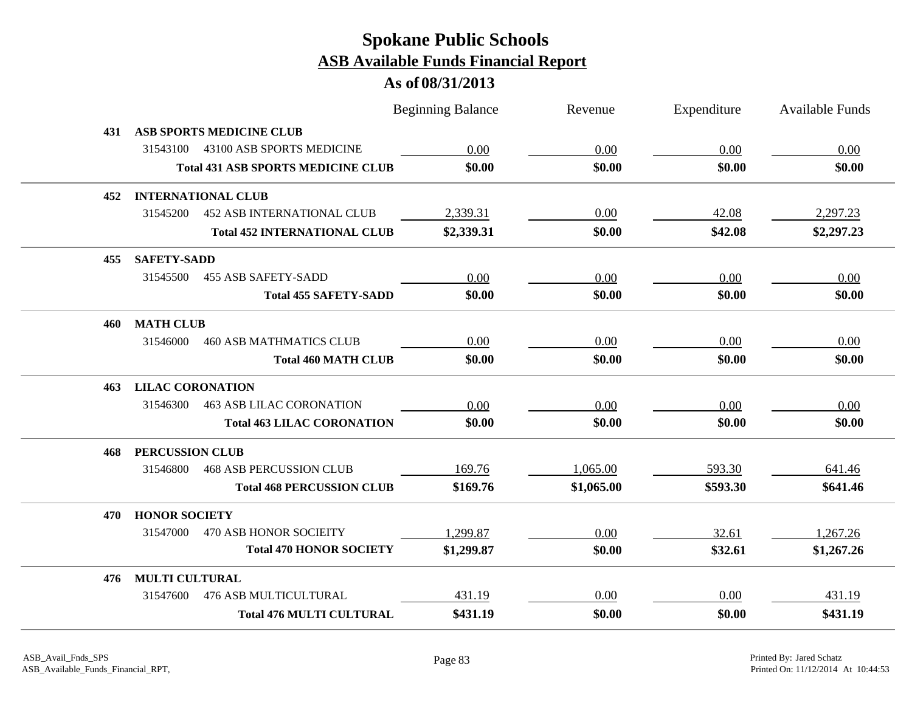# Spokane Public Schools
## ASB Available Funds Financial Report
### As of 08/31/2013

| | | Beginning Balance | Revenue | Expenditure | Available Funds |
|---|---|---|---|---|---|
| **431** | **ASB SPORTS MEDICINE CLUB** | | | | |
| 31543100 | 43100 ASB SPORTS MEDICINE | 0.00 | 0.00 | 0.00 | 0.00 |
| | **Total 431 ASB SPORTS MEDICINE CLUB** | **$0.00** | **$0.00** | **$0.00** | **$0.00** |
| **452** | **INTERNATIONAL CLUB** | | | | |
| 31545200 | 452 ASB INTERNATIONAL CLUB | 2,339.31 | 0.00 | 42.08 | 2,297.23 |
| | **Total 452 INTERNATIONAL CLUB** | **$2,339.31** | **$0.00** | **$42.08** | **$2,297.23** |
| **455** | **SAFETY-SADD** | | | | |
| 31545500 | 455 ASB SAFETY-SADD | 0.00 | 0.00 | 0.00 | 0.00 |
| | **Total 455 SAFETY-SADD** | **$0.00** | **$0.00** | **$0.00** | **$0.00** |
| **460** | **MATH CLUB** | | | | |
| 31546000 | 460 ASB MATHMATICS CLUB | 0.00 | 0.00 | 0.00 | 0.00 |
| | **Total 460 MATH CLUB** | **$0.00** | **$0.00** | **$0.00** | **$0.00** |
| **463** | **LILAC CORONATION** | | | | |
| 31546300 | 463 ASB LILAC CORONATION | 0.00 | 0.00 | 0.00 | 0.00 |
| | **Total 463 LILAC CORONATION** | **$0.00** | **$0.00** | **$0.00** | **$0.00** |
| **468** | **PERCUSSION CLUB** | | | | |
| 31546800 | 468 ASB PERCUSSION CLUB | 169.76 | 1,065.00 | 593.30 | 641.46 |
| | **Total 468 PERCUSSION CLUB** | **$169.76** | **$1,065.00** | **$593.30** | **$641.46** |
| **470** | **HONOR SOCIETY** | | | | |
| 31547000 | 470 ASB HONOR SOCIEITY | 1,299.87 | 0.00 | 32.61 | 1,267.26 |
| | **Total 470 HONOR SOCIETY** | **$1,299.87** | **$0.00** | **$32.61** | **$1,267.26** |
| **476** | **MULTI CULTURAL** | | | | |
| 31547600 | 476 ASB MULTICULTURAL | 431.19 | 0.00 | 0.00 | 431.19 |
| | **Total 476 MULTI CULTURAL** | **$431.19** | **$0.00** | **$0.00** | **$431.19** |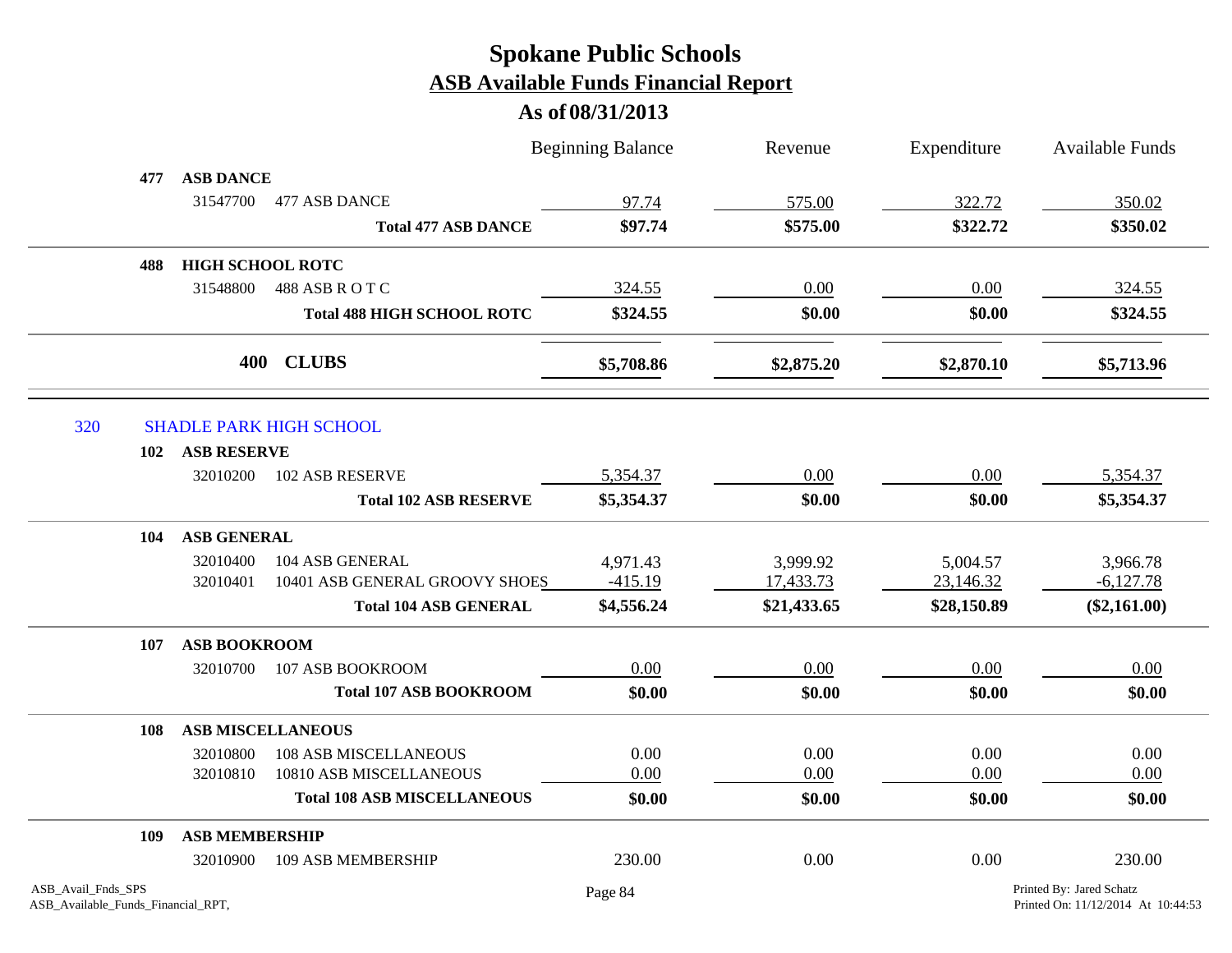# Spokane Public Schools
## ASB Available Funds Financial Report
### As of 08/31/2013

| | | | Beginning Balance | Revenue | Expenditure | Available Funds |
|---|---|---|---|---|---|---|
| **477** | **ASB DANCE** | | | | | |
| | 31547700 | 477 ASB DANCE | 97.74 | 575.00 | 322.72 | 350.02 |
| | | **Total 477 ASB DANCE** | **$97.74** | **$575.00** | **$322.72** | **$350.02** |
| **488** | **HIGH SCHOOL ROTC** | | | | | |
| | 31548800 | 488 ASB R O T C | 324.55 | 0.00 | 0.00 | 324.55 |
| | | **Total 488 HIGH SCHOOL ROTC** | **$324.55** | **$0.00** | **$0.00** | **$324.55** |
| | **400** | **CLUBS** | **$5,708.86** | **$2,875.20** | **$2,870.10** | **$5,713.96** |

**320 SHADLE PARK HIGH SCHOOL**

| | | | Beginning Balance | Revenue | Expenditure | Available Funds |
|---|---|---|---|---|---|---|
| **102** | **ASB RESERVE** | | | | | |
| | 32010200 | 102 ASB RESERVE | 5,354.37 | 0.00 | 0.00 | 5,354.37 |
| | | **Total 102 ASB RESERVE** | **$5,354.37** | **$0.00** | **$0.00** | **$5,354.37** |
| **104** | **ASB GENERAL** | | | | | |
| | 32010400 | 104 ASB GENERAL | 4,971.43 | 3,999.92 | 5,004.57 | 3,966.78 |
| | 32010401 | 10401 ASB GENERAL GROOVY SHOES | -415.19 | 17,433.73 | 23,146.32 | -6,127.78 |
| | | **Total 104 ASB GENERAL** | **$4,556.24** | **$21,433.65** | **$28,150.89** | **($2,161.00)** |
| **107** | **ASB BOOKROOM** | | | | | |
| | 32010700 | 107 ASB BOOKROOM | 0.00 | 0.00 | 0.00 | 0.00 |
| | | **Total 107 ASB BOOKROOM** | **$0.00** | **$0.00** | **$0.00** | **$0.00** |
| **108** | **ASB MISCELLANEOUS** | | | | | |
| | 32010800 | 108 ASB MISCELLANEOUS | 0.00 | 0.00 | 0.00 | 0.00 |
| | 32010810 | 10810 ASB MISCELLANEOUS | 0.00 | 0.00 | 0.00 | 0.00 |
| | | **Total 108 ASB MISCELLANEOUS** | **$0.00** | **$0.00** | **$0.00** | **$0.00** |
| **109** | **ASB MEMBERSHIP** | | | | | |
| | 32010900 | 109 ASB MEMBERSHIP | 230.00 | 0.00 | 0.00 | 230.00 |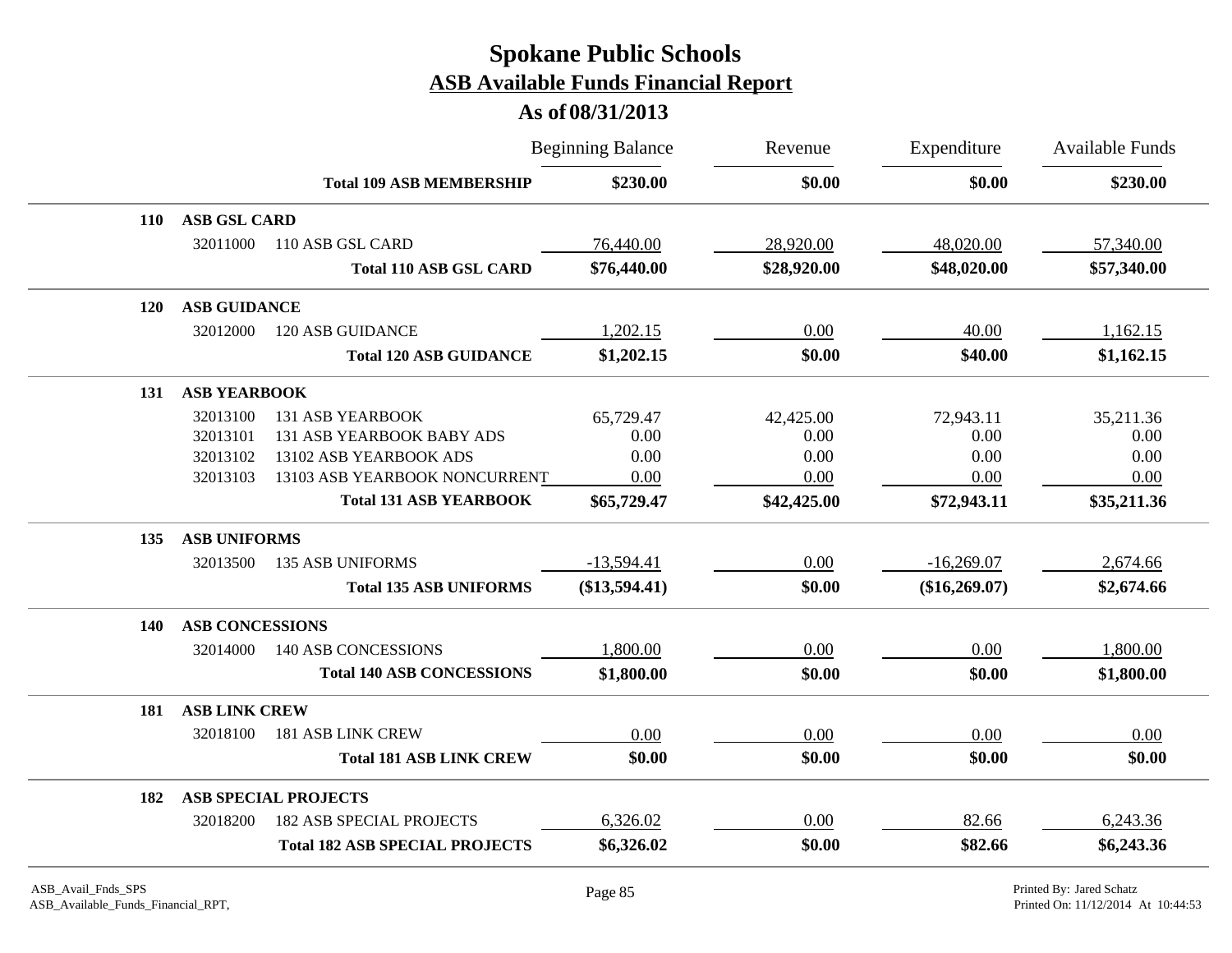# Spokane Public Schools

## ASB Available Funds Financial Report

### As of 08/31/2013

| | | | Beginning Balance | Revenue | Expenditure | Available Funds |
|---|---|---|---|---|---|---|
| | | **Total 109 ASB MEMBERSHIP** | **$230.00** | **$0.00** | **$0.00** | **$230.00** |
| **110** | **ASB GSL CARD** | | | | | |
| | 32011000 | 110 ASB GSL CARD | 76,440.00 | 28,920.00 | 48,020.00 | 57,340.00 |
| | | **Total 110 ASB GSL CARD** | **$76,440.00** | **$28,920.00** | **$48,020.00** | **$57,340.00** |
| **120** | **ASB GUIDANCE** | | | | | |
| | 32012000 | 120 ASB GUIDANCE | 1,202.15 | 0.00 | 40.00 | 1,162.15 |
| | | **Total 120 ASB GUIDANCE** | **$1,202.15** | **$0.00** | **$40.00** | **$1,162.15** |
| **131** | **ASB YEARBOOK** | | | | | |
| | 32013100 | 131 ASB YEARBOOK | 65,729.47 | 42,425.00 | 72,943.11 | 35,211.36 |
| | 32013101 | 131 ASB YEARBOOK BABY ADS | 0.00 | 0.00 | 0.00 | 0.00 |
| | 32013102 | 13102 ASB YEARBOOK ADS | 0.00 | 0.00 | 0.00 | 0.00 |
| | 32013103 | 13103 ASB YEARBOOK NONCURRENT | 0.00 | 0.00 | 0.00 | 0.00 |
| | | **Total 131 ASB YEARBOOK** | **$65,729.47** | **$42,425.00** | **$72,943.11** | **$35,211.36** |
| **135** | **ASB UNIFORMS** | | | | | |
| | 32013500 | 135 ASB UNIFORMS | -13,594.41 | 0.00 | -16,269.07 | 2,674.66 |
| | | **Total 135 ASB UNIFORMS** | **($13,594.41)** | **$0.00** | **($16,269.07)** | **$2,674.66** |
| **140** | **ASB CONCESSIONS** | | | | | |
| | 32014000 | 140 ASB CONCESSIONS | 1,800.00 | 0.00 | 0.00 | 1,800.00 |
| | | **Total 140 ASB CONCESSIONS** | **$1,800.00** | **$0.00** | **$0.00** | **$1,800.00** |
| **181** | **ASB LINK CREW** | | | | | |
| | 32018100 | 181 ASB LINK CREW | 0.00 | 0.00 | 0.00 | 0.00 |
| | | **Total 181 ASB LINK CREW** | **$0.00** | **$0.00** | **$0.00** | **$0.00** |
| **182** | **ASB SPECIAL PROJECTS** | | | | | |
| | 32018200 | 182 ASB SPECIAL PROJECTS | 6,326.02 | 0.00 | 82.66 | 6,243.36 |
| | | **Total 182 ASB SPECIAL PROJECTS** | **$6,326.02** | **$0.00** | **$82.66** | **$6,243.36** |

ASB_Avail_Fnds_SPS
ASB_Available_Funds_Financial_RPT,

Printed By: Jared Schatz
Printed On: 11/12/2014 At 10:44:53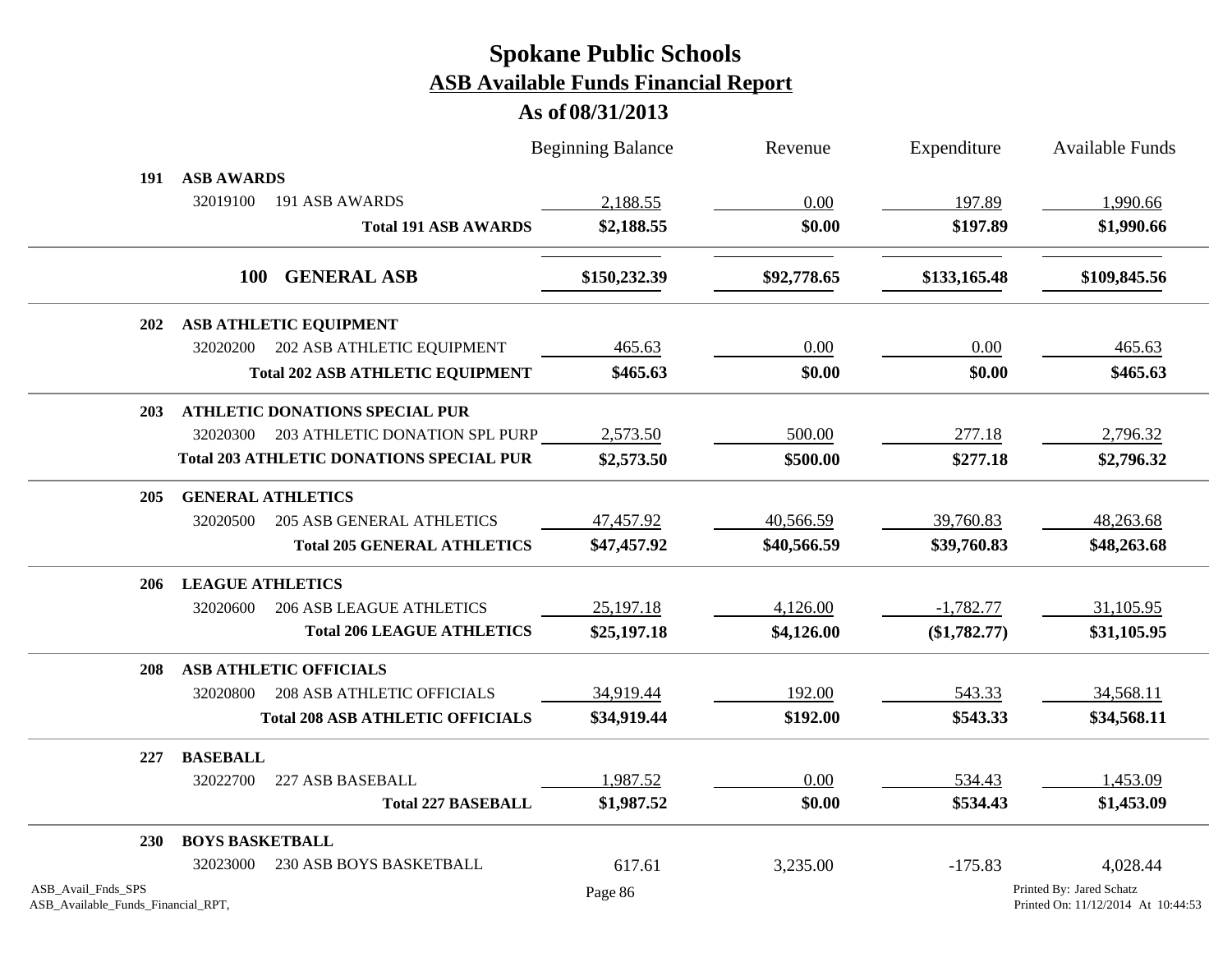# Spokane Public Schools

## ASB Available Funds Financial Report

### As of 08/31/2013

| | | Beginning Balance | Revenue | Expenditure | Available Funds |
|---|---|---|---|---|---|
| **191** | **ASB AWARDS** | | | | |
| 32019100 | 191 ASB AWARDS | 2,188.55 | 0.00 | 197.89 | 1,990.66 |
| | **Total 191 ASB AWARDS** | **$2,188.55** | **$0.00** | **$197.89** | **$1,990.66** |
| **100** | **GENERAL ASB** | **$150,232.39** | **$92,778.65** | **$133,165.48** | **$109,845.56** |
| **202** | **ASB ATHLETIC EQUIPMENT** | | | | |
| 32020200 | 202 ASB ATHLETIC EQUIPMENT | 465.63 | 0.00 | 0.00 | 465.63 |
| | **Total 202 ASB ATHLETIC EQUIPMENT** | **$465.63** | **$0.00** | **$0.00** | **$465.63** |
| **203** | **ATHLETIC DONATIONS SPECIAL PUR** | | | | |
| 32020300 | 203 ATHLETIC DONATION SPL PURP | 2,573.50 | 500.00 | 277.18 | 2,796.32 |
| | **Total 203 ATHLETIC DONATIONS SPECIAL PUR** | **$2,573.50** | **$500.00** | **$277.18** | **$2,796.32** |
| **205** | **GENERAL ATHLETICS** | | | | |
| 32020500 | 205 ASB GENERAL ATHLETICS | 47,457.92 | 40,566.59 | 39,760.83 | 48,263.68 |
| | **Total 205 GENERAL ATHLETICS** | **$47,457.92** | **$40,566.59** | **$39,760.83** | **$48,263.68** |
| **206** | **LEAGUE ATHLETICS** | | | | |
| 32020600 | 206 ASB LEAGUE ATHLETICS | 25,197.18 | 4,126.00 | -1,782.77 | 31,105.95 |
| | **Total 206 LEAGUE ATHLETICS** | **$25,197.18** | **$4,126.00** | **($1,782.77)** | **$31,105.95** |
| **208** | **ASB ATHLETIC OFFICIALS** | | | | |
| 32020800 | 208 ASB ATHLETIC OFFICIALS | 34,919.44 | 192.00 | 543.33 | 34,568.11 |
| | **Total 208 ASB ATHLETIC OFFICIALS** | **$34,919.44** | **$192.00** | **$543.33** | **$34,568.11** |
| **227** | **BASEBALL** | | | | |
| 32022700 | 227 ASB BASEBALL | 1,987.52 | 0.00 | 534.43 | 1,453.09 |
| | **Total 227 BASEBALL** | **$1,987.52** | **$0.00** | **$534.43** | **$1,453.09** |
| **230** | **BOYS BASKETBALL** | | | | |
| 32023000 | 230 ASB BOYS BASKETBALL | 617.61 | 3,235.00 | -175.83 | 4,028.44 |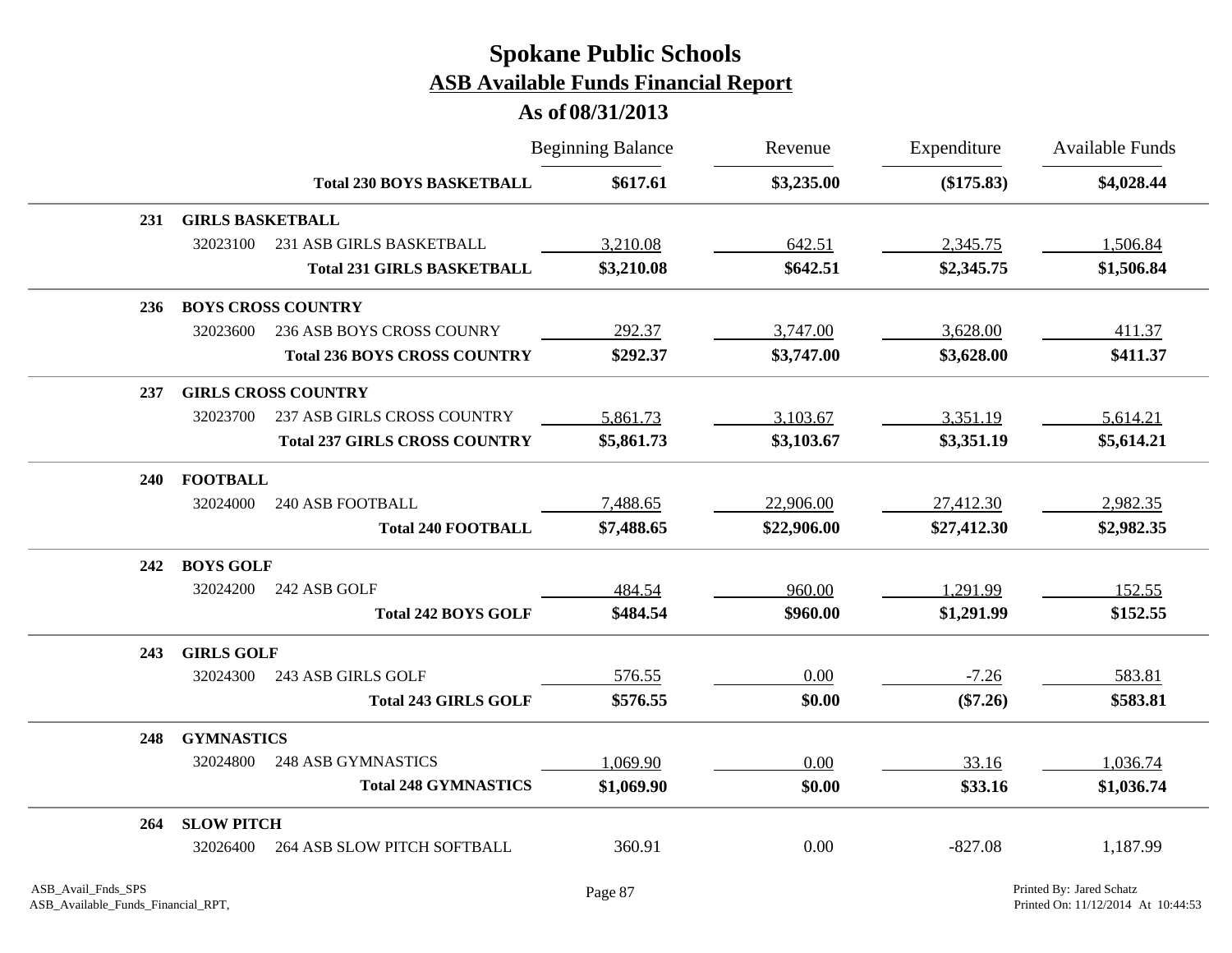# Spokane Public Schools

## ASB Available Funds Financial Report

### As of 08/31/2013

| | | | Beginning Balance | Revenue | Expenditure | Available Funds |
|---|---|---|---|---|---|---|
| | | **Total 230 BOYS BASKETBALL** | **$617.61** | **$3,235.00** | **($175.83)** | **$4,028.44** |
| **231** | **GIRLS BASKETBALL** | | | | | |
| | 32023100 | 231 ASB GIRLS BASKETBALL | 3,210.08 | 642.51 | 2,345.75 | 1,506.84 |
| | | **Total 231 GIRLS BASKETBALL** | **$3,210.08** | **$642.51** | **$2,345.75** | **$1,506.84** |
| **236** | **BOYS CROSS COUNTRY** | | | | | |
| | 32023600 | 236 ASB BOYS CROSS COUNRY | 292.37 | 3,747.00 | 3,628.00 | 411.37 |
| | | **Total 236 BOYS CROSS COUNTRY** | **$292.37** | **$3,747.00** | **$3,628.00** | **$411.37** |
| **237** | **GIRLS CROSS COUNTRY** | | | | | |
| | 32023700 | 237 ASB GIRLS CROSS COUNTRY | 5,861.73 | 3,103.67 | 3,351.19 | 5,614.21 |
| | | **Total 237 GIRLS CROSS COUNTRY** | **$5,861.73** | **$3,103.67** | **$3,351.19** | **$5,614.21** |
| **240** | **FOOTBALL** | | | | | |
| | 32024000 | 240 ASB FOOTBALL | 7,488.65 | 22,906.00 | 27,412.30 | 2,982.35 |
| | | **Total 240 FOOTBALL** | **$7,488.65** | **$22,906.00** | **$27,412.30** | **$2,982.35** |
| **242** | **BOYS GOLF** | | | | | |
| | 32024200 | 242 ASB GOLF | 484.54 | 960.00 | 1,291.99 | 152.55 |
| | | **Total 242 BOYS GOLF** | **$484.54** | **$960.00** | **$1,291.99** | **$152.55** |
| **243** | **GIRLS GOLF** | | | | | |
| | 32024300 | 243 ASB GIRLS GOLF | 576.55 | 0.00 | -7.26 | 583.81 |
| | | **Total 243 GIRLS GOLF** | **$576.55** | **$0.00** | **($7.26)** | **$583.81** |
| **248** | **GYMNASTICS** | | | | | |
| | 32024800 | 248 ASB GYMNASTICS | 1,069.90 | 0.00 | 33.16 | 1,036.74 |
| | | **Total 248 GYMNASTICS** | **$1,069.90** | **$0.00** | **$33.16** | **$1,036.74** |
| **264** | **SLOW PITCH** | | | | | |
| | 32026400 | 264 ASB SLOW PITCH SOFTBALL | 360.91 | 0.00 | -827.08 | 1,187.99 |

ASB_Avail_Fnds_SPS
ASB_Available_Funds_Financial_RPT,

Printed By: Jared Schatz
Printed On: 11/12/2014 At 10:44:53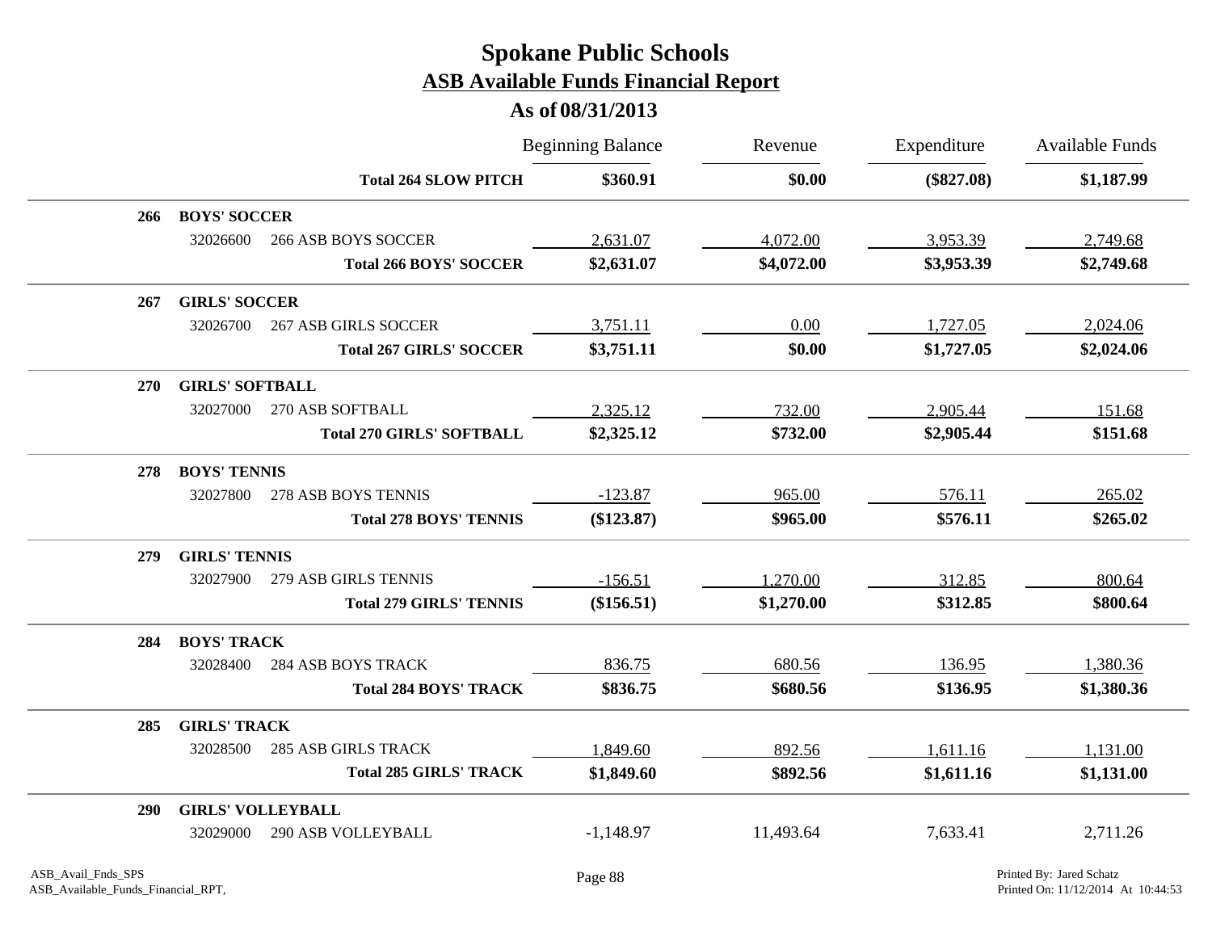# Spokane Public Schools

## ASB Available Funds Financial Report

### As of 08/31/2013

| | | | Beginning Balance | Revenue | Expenditure | Available Funds |
|---|---|---|---|---|---|---|
| | | **Total 264 SLOW PITCH** | **$360.91** | **$0.00** | **($827.08)** | **$1,187.99** |
| **266** | **BOYS' SOCCER** | | | | | |
| | 32026600 | 266 ASB BOYS SOCCER | 2,631.07 | 4,072.00 | 3,953.39 | 2,749.68 |
| | | **Total 266 BOYS' SOCCER** | **$2,631.07** | **$4,072.00** | **$3,953.39** | **$2,749.68** |
| **267** | **GIRLS' SOCCER** | | | | | |
| | 32026700 | 267 ASB GIRLS SOCCER | 3,751.11 | 0.00 | 1,727.05 | 2,024.06 |
| | | **Total 267 GIRLS' SOCCER** | **$3,751.11** | **$0.00** | **$1,727.05** | **$2,024.06** |
| **270** | **GIRLS' SOFTBALL** | | | | | |
| | 32027000 | 270 ASB SOFTBALL | 2,325.12 | 732.00 | 2,905.44 | 151.68 |
| | | **Total 270 GIRLS' SOFTBALL** | **$2,325.12** | **$732.00** | **$2,905.44** | **$151.68** |
| **278** | **BOYS' TENNIS** | | | | | |
| | 32027800 | 278 ASB BOYS TENNIS | -123.87 | 965.00 | 576.11 | 265.02 |
| | | **Total 278 BOYS' TENNIS** | **($123.87)** | **$965.00** | **$576.11** | **$265.02** |
| **279** | **GIRLS' TENNIS** | | | | | |
| | 32027900 | 279 ASB GIRLS TENNIS | -156.51 | 1,270.00 | 312.85 | 800.64 |
| | | **Total 279 GIRLS' TENNIS** | **($156.51)** | **$1,270.00** | **$312.85** | **$800.64** |
| **284** | **BOYS' TRACK** | | | | | |
| | 32028400 | 284 ASB BOYS TRACK | 836.75 | 680.56 | 136.95 | 1,380.36 |
| | | **Total 284 BOYS' TRACK** | **$836.75** | **$680.56** | **$136.95** | **$1,380.36** |
| **285** | **GIRLS' TRACK** | | | | | |
| | 32028500 | 285 ASB GIRLS TRACK | 1,849.60 | 892.56 | 1,611.16 | 1,131.00 |
| | | **Total 285 GIRLS' TRACK** | **$1,849.60** | **$892.56** | **$1,611.16** | **$1,131.00** |
| **290** | **GIRLS' VOLLEYBALL** | | | | | |
| | 32029000 | 290 ASB VOLLEYBALL | -1,148.97 | 11,493.64 | 7,633.41 | 2,711.26 |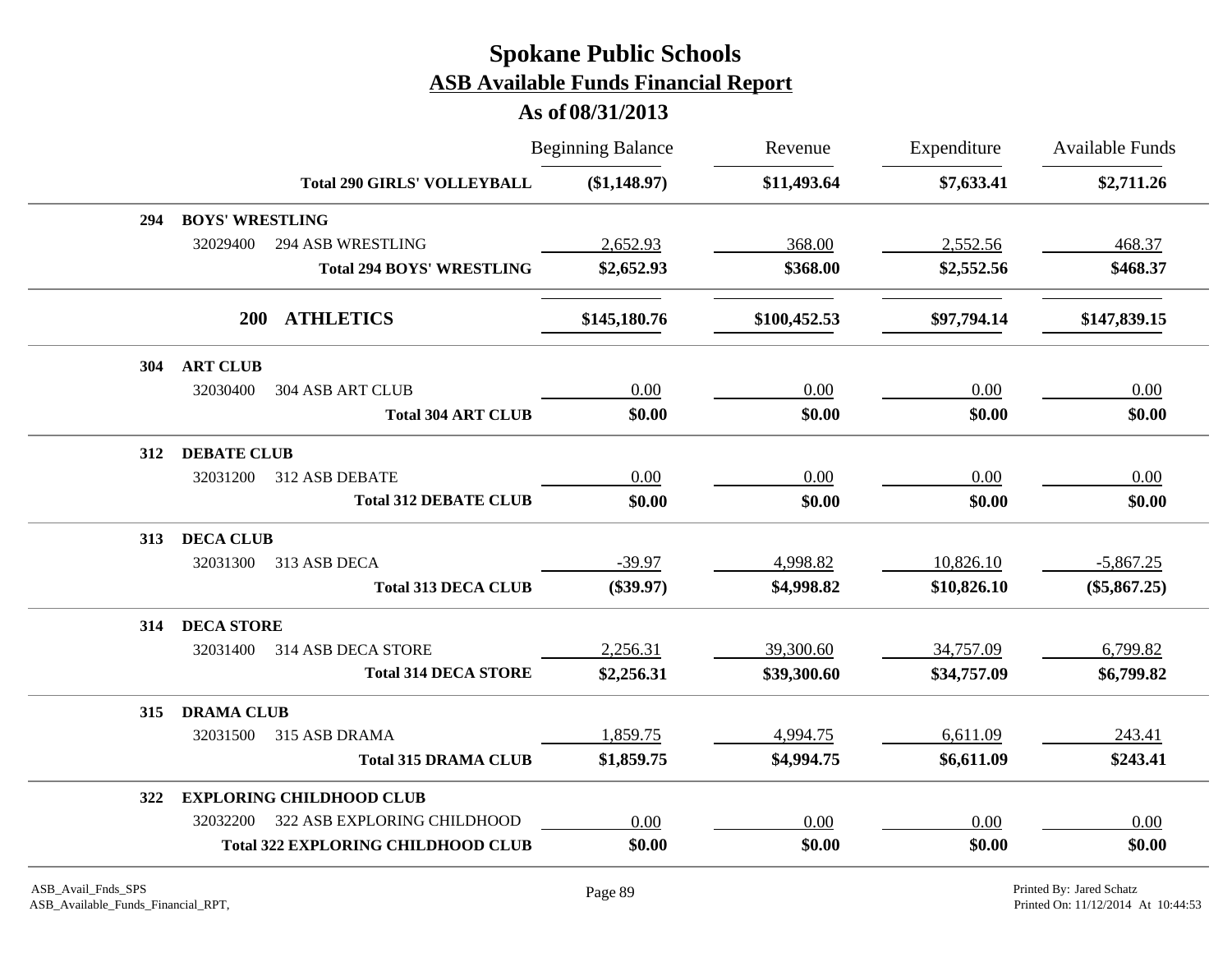# Spokane Public Schools

## ASB Available Funds Financial Report

### As of 08/31/2013

| | | Beginning Balance | Revenue | Expenditure | Available Funds |
|---|---|---|---|---|---|
| | **Total 290 GIRLS' VOLLEYBALL** | **($1,148.97)** | **$11,493.64** | **$7,633.41** | **$2,711.26** |
| **294** | **BOYS' WRESTLING** | | | | |
| 32029400 | 294 ASB WRESTLING | 2,652.93 | 368.00 | 2,552.56 | 468.37 |
| | **Total 294 BOYS' WRESTLING** | **$2,652.93** | **$368.00** | **$2,552.56** | **$468.37** |
| **200** | **ATHLETICS** | **$145,180.76** | **$100,452.53** | **$97,794.14** | **$147,839.15** |
| **304** | **ART CLUB** | | | | |
| 32030400 | 304 ASB ART CLUB | 0.00 | 0.00 | 0.00 | 0.00 |
| | **Total 304 ART CLUB** | **$0.00** | **$0.00** | **$0.00** | **$0.00** |
| **312** | **DEBATE CLUB** | | | | |
| 32031200 | 312 ASB DEBATE | 0.00 | 0.00 | 0.00 | 0.00 |
| | **Total 312 DEBATE CLUB** | **$0.00** | **$0.00** | **$0.00** | **$0.00** |
| **313** | **DECA CLUB** | | | | |
| 32031300 | 313 ASB DECA | -39.97 | 4,998.82 | 10,826.10 | -5,867.25 |
| | **Total 313 DECA CLUB** | **($39.97)** | **$4,998.82** | **$10,826.10** | **($5,867.25)** |
| **314** | **DECA STORE** | | | | |
| 32031400 | 314 ASB DECA STORE | 2,256.31 | 39,300.60 | 34,757.09 | 6,799.82 |
| | **Total 314 DECA STORE** | **$2,256.31** | **$39,300.60** | **$34,757.09** | **$6,799.82** |
| **315** | **DRAMA CLUB** | | | | |
| 32031500 | 315 ASB DRAMA | 1,859.75 | 4,994.75 | 6,611.09 | 243.41 |
| | **Total 315 DRAMA CLUB** | **$1,859.75** | **$4,994.75** | **$6,611.09** | **$243.41** |
| **322** | **EXPLORING CHILDHOOD CLUB** | | | | |
| 32032200 | 322 ASB EXPLORING CHILDHOOD | 0.00 | 0.00 | 0.00 | 0.00 |
| | **Total 322 EXPLORING CHILDHOOD CLUB** | **$0.00** | **$0.00** | **$0.00** | **$0.00** |

ASB_Avail_Fnds_SPS
ASB_Available_Funds_Financial_RPT,

Printed By: Jared Schatz
Printed On: 11/12/2014 At 10:44:53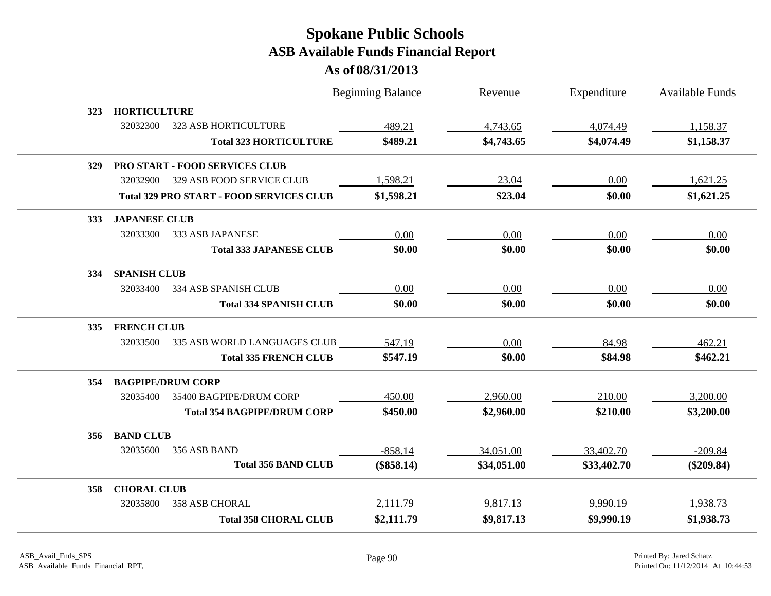# Spokane Public Schools

## ASB Available Funds Financial Report

### As of 08/31/2013

| | | Beginning Balance | Revenue | Expenditure | Available Funds |
|---|---|---|---|---|---|
| **323** | **HORTICULTURE** | | | | |
| 32032300 | 323 ASB HORTICULTURE | 489.21 | 4,743.65 | 4,074.49 | 1,158.37 |
| | **Total 323 HORTICULTURE** | **$489.21** | **$4,743.65** | **$4,074.49** | **$1,158.37** |
| **329** | **PRO START - FOOD SERVICES CLUB** | | | | |
| 32032900 | 329 ASB FOOD SERVICE CLUB | 1,598.21 | 23.04 | 0.00 | 1,621.25 |
| | **Total 329 PRO START - FOOD SERVICES CLUB** | **$1,598.21** | **$23.04** | **$0.00** | **$1,621.25** |
| **333** | **JAPANESE CLUB** | | | | |
| 32033300 | 333 ASB JAPANESE | 0.00 | 0.00 | 0.00 | 0.00 |
| | **Total 333 JAPANESE CLUB** | **$0.00** | **$0.00** | **$0.00** | **$0.00** |
| **334** | **SPANISH CLUB** | | | | |
| 32033400 | 334 ASB SPANISH CLUB | 0.00 | 0.00 | 0.00 | 0.00 |
| | **Total 334 SPANISH CLUB** | **$0.00** | **$0.00** | **$0.00** | **$0.00** |
| **335** | **FRENCH CLUB** | | | | |
| 32033500 | 335 ASB WORLD LANGUAGES CLUB | 547.19 | 0.00 | 84.98 | 462.21 |
| | **Total 335 FRENCH CLUB** | **$547.19** | **$0.00** | **$84.98** | **$462.21** |
| **354** | **BAGPIPE/DRUM CORP** | | | | |
| 32035400 | 35400 BAGPIPE/DRUM CORP | 450.00 | 2,960.00 | 210.00 | 3,200.00 |
| | **Total 354 BAGPIPE/DRUM CORP** | **$450.00** | **$2,960.00** | **$210.00** | **$3,200.00** |
| **356** | **BAND CLUB** | | | | |
| 32035600 | 356 ASB BAND | -858.14 | 34,051.00 | 33,402.70 | -209.84 |
| | **Total 356 BAND CLUB** | **($858.14)** | **$34,051.00** | **$33,402.70** | **($209.84)** |
| **358** | **CHORAL CLUB** | | | | |
| 32035800 | 358 ASB CHORAL | 2,111.79 | 9,817.13 | 9,990.19 | 1,938.73 |
| | **Total 358 CHORAL CLUB** | **$2,111.79** | **$9,817.13** | **$9,990.19** | **$1,938.73** |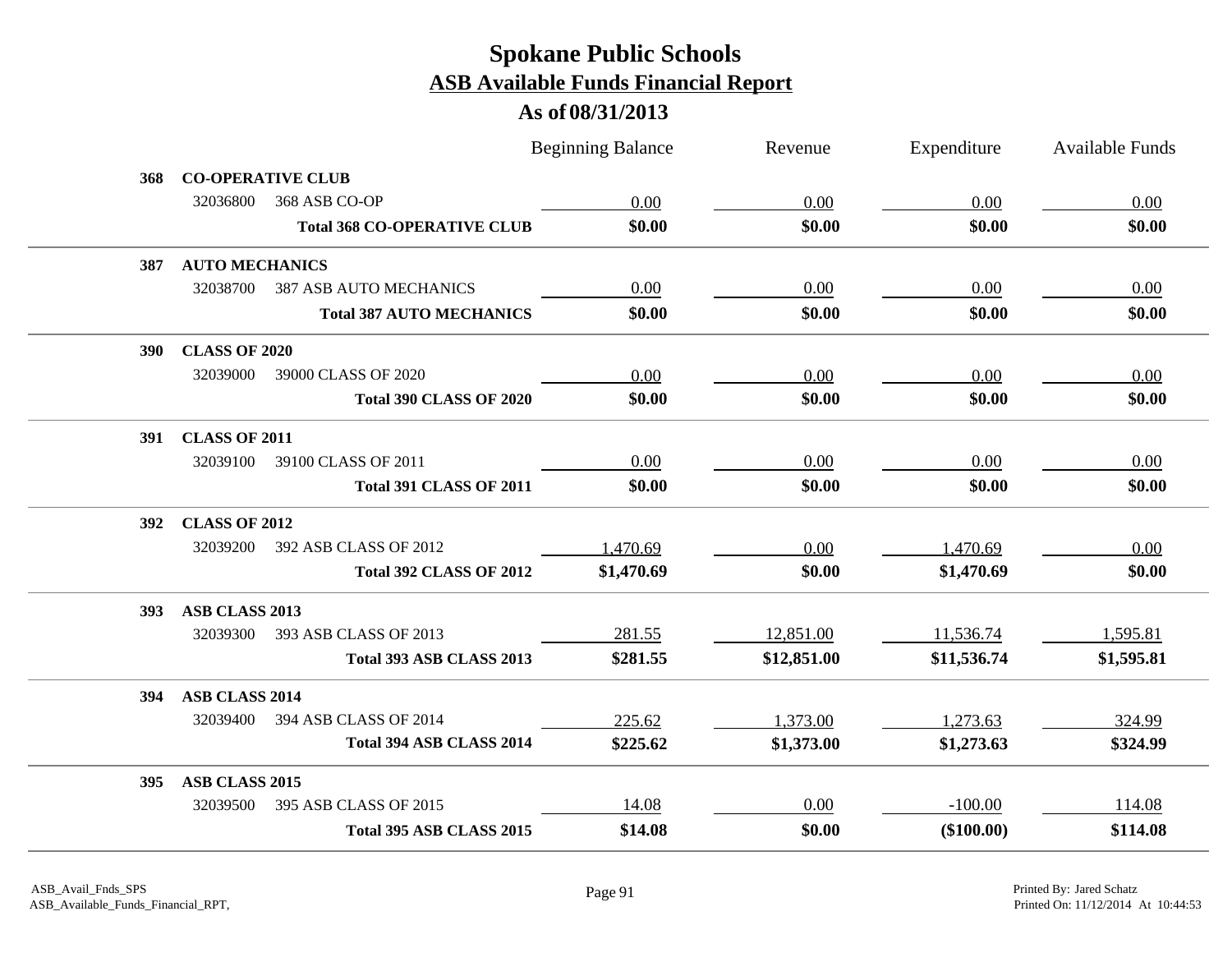# Spokane Public Schools

## ASB Available Funds Financial Report

### As of 08/31/2013

| | | | Beginning Balance | Revenue | Expenditure | Available Funds |
|---|---|---|---|---|---|---|
| **368** | **CO-OPERATIVE CLUB** | | | | | |
| | 32036800 | 368 ASB CO-OP | 0.00 | 0.00 | 0.00 | 0.00 |
| | | **Total 368 CO-OPERATIVE CLUB** | **$0.00** | **$0.00** | **$0.00** | **$0.00** |
| **387** | **AUTO MECHANICS** | | | | | |
| | 32038700 | 387 ASB AUTO MECHANICS | 0.00 | 0.00 | 0.00 | 0.00 |
| | | **Total 387 AUTO MECHANICS** | **$0.00** | **$0.00** | **$0.00** | **$0.00** |
| **390** | **CLASS OF 2020** | | | | | |
| | 32039000 | 39000 CLASS OF 2020 | 0.00 | 0.00 | 0.00 | 0.00 |
| | | **Total 390 CLASS OF 2020** | **$0.00** | **$0.00** | **$0.00** | **$0.00** |
| **391** | **CLASS OF 2011** | | | | | |
| | 32039100 | 39100 CLASS OF 2011 | 0.00 | 0.00 | 0.00 | 0.00 |
| | | **Total 391 CLASS OF 2011** | **$0.00** | **$0.00** | **$0.00** | **$0.00** |
| **392** | **CLASS OF 2012** | | | | | |
| | 32039200 | 392 ASB CLASS OF 2012 | 1,470.69 | 0.00 | 1,470.69 | 0.00 |
| | | **Total 392 CLASS OF 2012** | **$1,470.69** | **$0.00** | **$1,470.69** | **$0.00** |
| **393** | **ASB CLASS 2013** | | | | | |
| | 32039300 | 393 ASB CLASS OF 2013 | 281.55 | 12,851.00 | 11,536.74 | 1,595.81 |
| | | **Total 393 ASB CLASS 2013** | **$281.55** | **$12,851.00** | **$11,536.74** | **$1,595.81** |
| **394** | **ASB CLASS 2014** | | | | | |
| | 32039400 | 394 ASB CLASS OF 2014 | 225.62 | 1,373.00 | 1,273.63 | 324.99 |
| | | **Total 394 ASB CLASS 2014** | **$225.62** | **$1,373.00** | **$1,273.63** | **$324.99** |
| **395** | **ASB CLASS 2015** | | | | | |
| | 32039500 | 395 ASB CLASS OF 2015 | 14.08 | 0.00 | -100.00 | 114.08 |
| | | **Total 395 ASB CLASS 2015** | **$14.08** | **$0.00** | **($100.00)** | **$114.08** |

ASB_Avail_Fnds_SPS
ASB_Available_Funds_Financial_RPT,

Printed By: Jared Schatz
Printed On: 11/12/2014 At 10:44:53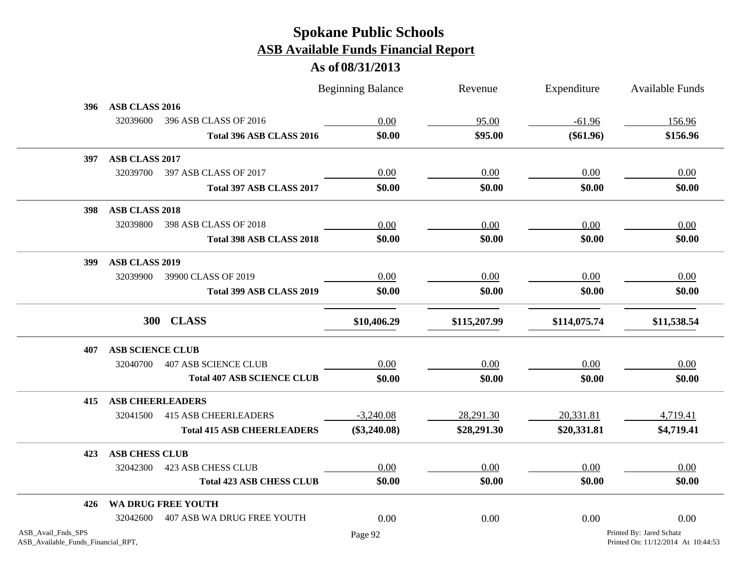# Spokane Public Schools
## ASB Available Funds Financial Report
### As of 08/31/2013

| | | | Beginning Balance | Revenue | Expenditure | Available Funds |
|---|---|---|---|---|---|---|
| **396** | **ASB CLASS 2016** | | | | | |
| | 32039600 | 396 ASB CLASS OF 2016 | 0.00 | 95.00 | -61.96 | 156.96 |
| | | **Total 396 ASB CLASS 2016** | **$0.00** | **$95.00** | **($61.96)** | **$156.96** |
| **397** | **ASB CLASS 2017** | | | | | |
| | 32039700 | 397 ASB CLASS OF 2017 | 0.00 | 0.00 | 0.00 | 0.00 |
| | | **Total 397 ASB CLASS 2017** | **$0.00** | **$0.00** | **$0.00** | **$0.00** |
| **398** | **ASB CLASS 2018** | | | | | |
| | 32039800 | 398 ASB CLASS OF 2018 | 0.00 | 0.00 | 0.00 | 0.00 |
| | | **Total 398 ASB CLASS 2018** | **$0.00** | **$0.00** | **$0.00** | **$0.00** |
| **399** | **ASB CLASS 2019** | | | | | |
| | 32039900 | 39900 CLASS OF 2019 | 0.00 | 0.00 | 0.00 | 0.00 |
| | | **Total 399 ASB CLASS 2019** | **$0.00** | **$0.00** | **$0.00** | **$0.00** |
| | **300** | **CLASS** | **$10,406.29** | **$115,207.99** | **$114,075.74** | **$11,538.54** |
| **407** | **ASB SCIENCE CLUB** | | | | | |
| | 32040700 | 407 ASB SCIENCE CLUB | 0.00 | 0.00 | 0.00 | 0.00 |
| | | **Total 407 ASB SCIENCE CLUB** | **$0.00** | **$0.00** | **$0.00** | **$0.00** |
| **415** | **ASB CHEERLEADERS** | | | | | |
| | 32041500 | 415 ASB CHEERLEADERS | -3,240.08 | 28,291.30 | 20,331.81 | 4,719.41 |
| | | **Total 415 ASB CHEERLEADERS** | **($3,240.08)** | **$28,291.30** | **$20,331.81** | **$4,719.41** |
| **423** | **ASB CHESS CLUB** | | | | | |
| | 32042300 | 423 ASB CHESS CLUB | 0.00 | 0.00 | 0.00 | 0.00 |
| | | **Total 423 ASB CHESS CLUB** | **$0.00** | **$0.00** | **$0.00** | **$0.00** |
| **426** | **WA DRUG FREE YOUTH** | | | | | |
| | 32042600 | 407 ASB WA DRUG FREE YOUTH | 0.00 | 0.00 | 0.00 | 0.00 |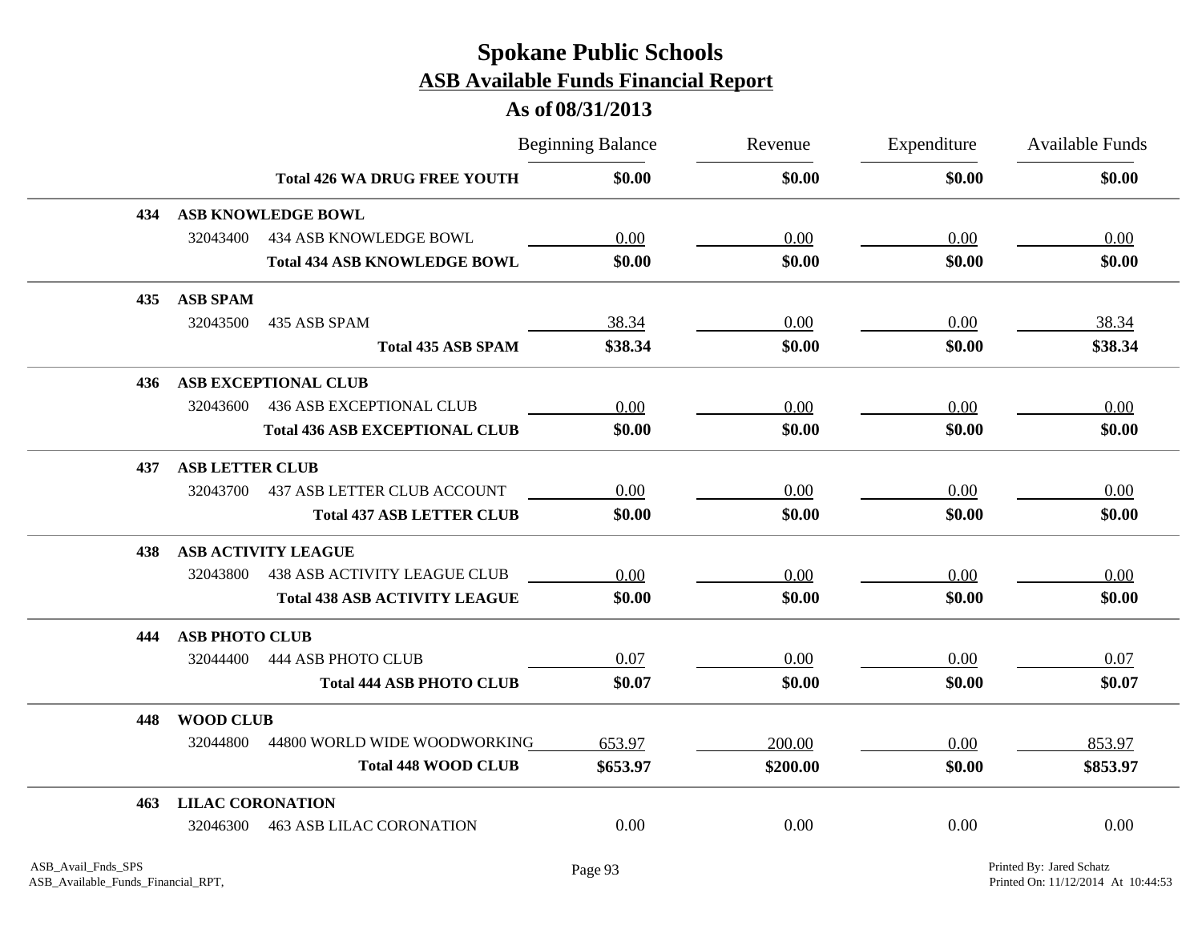# Spokane Public Schools

## ASB Available Funds Financial Report

### As of 08/31/2013

| | | | Beginning Balance | Revenue | Expenditure | Available Funds |
|---|---|---|---|---|---|---|
| | | **Total 426 WA DRUG FREE YOUTH** | **$0.00** | **$0.00** | **$0.00** | **$0.00** |
| **434** | **ASB KNOWLEDGE BOWL** | | | | | |
| | 32043400 | 434 ASB KNOWLEDGE BOWL | 0.00 | 0.00 | 0.00 | 0.00 |
| | | **Total 434 ASB KNOWLEDGE BOWL** | **$0.00** | **$0.00** | **$0.00** | **$0.00** |
| **435** | **ASB SPAM** | | | | | |
| | 32043500 | 435 ASB SPAM | 38.34 | 0.00 | 0.00 | 38.34 |
| | | **Total 435 ASB SPAM** | **$38.34** | **$0.00** | **$0.00** | **$38.34** |
| **436** | **ASB EXCEPTIONAL CLUB** | | | | | |
| | 32043600 | 436 ASB EXCEPTIONAL CLUB | 0.00 | 0.00 | 0.00 | 0.00 |
| | | **Total 436 ASB EXCEPTIONAL CLUB** | **$0.00** | **$0.00** | **$0.00** | **$0.00** |
| **437** | **ASB LETTER CLUB** | | | | | |
| | 32043700 | 437 ASB LETTER CLUB ACCOUNT | 0.00 | 0.00 | 0.00 | 0.00 |
| | | **Total 437 ASB LETTER CLUB** | **$0.00** | **$0.00** | **$0.00** | **$0.00** |
| **438** | **ASB ACTIVITY LEAGUE** | | | | | |
| | 32043800 | 438 ASB ACTIVITY LEAGUE CLUB | 0.00 | 0.00 | 0.00 | 0.00 |
| | | **Total 438 ASB ACTIVITY LEAGUE** | **$0.00** | **$0.00** | **$0.00** | **$0.00** |
| **444** | **ASB PHOTO CLUB** | | | | | |
| | 32044400 | 444 ASB PHOTO CLUB | 0.07 | 0.00 | 0.00 | 0.07 |
| | | **Total 444 ASB PHOTO CLUB** | **$0.07** | **$0.00** | **$0.00** | **$0.07** |
| **448** | **WOOD CLUB** | | | | | |
| | 32044800 | 44800 WORLD WIDE WOODWORKING | 653.97 | 200.00 | 0.00 | 853.97 |
| | | **Total 448 WOOD CLUB** | **$653.97** | **$200.00** | **$0.00** | **$853.97** |
| **463** | **LILAC CORONATION** | | | | | |
| | 32046300 | 463 ASB LILAC CORONATION | 0.00 | 0.00 | 0.00 | 0.00 |

ASB_Avail_Fnds_SPS
ASB_Available_Funds_Financial_RPT,

Printed By: Jared Schatz
Printed On: 11/12/2014 At 10:44:53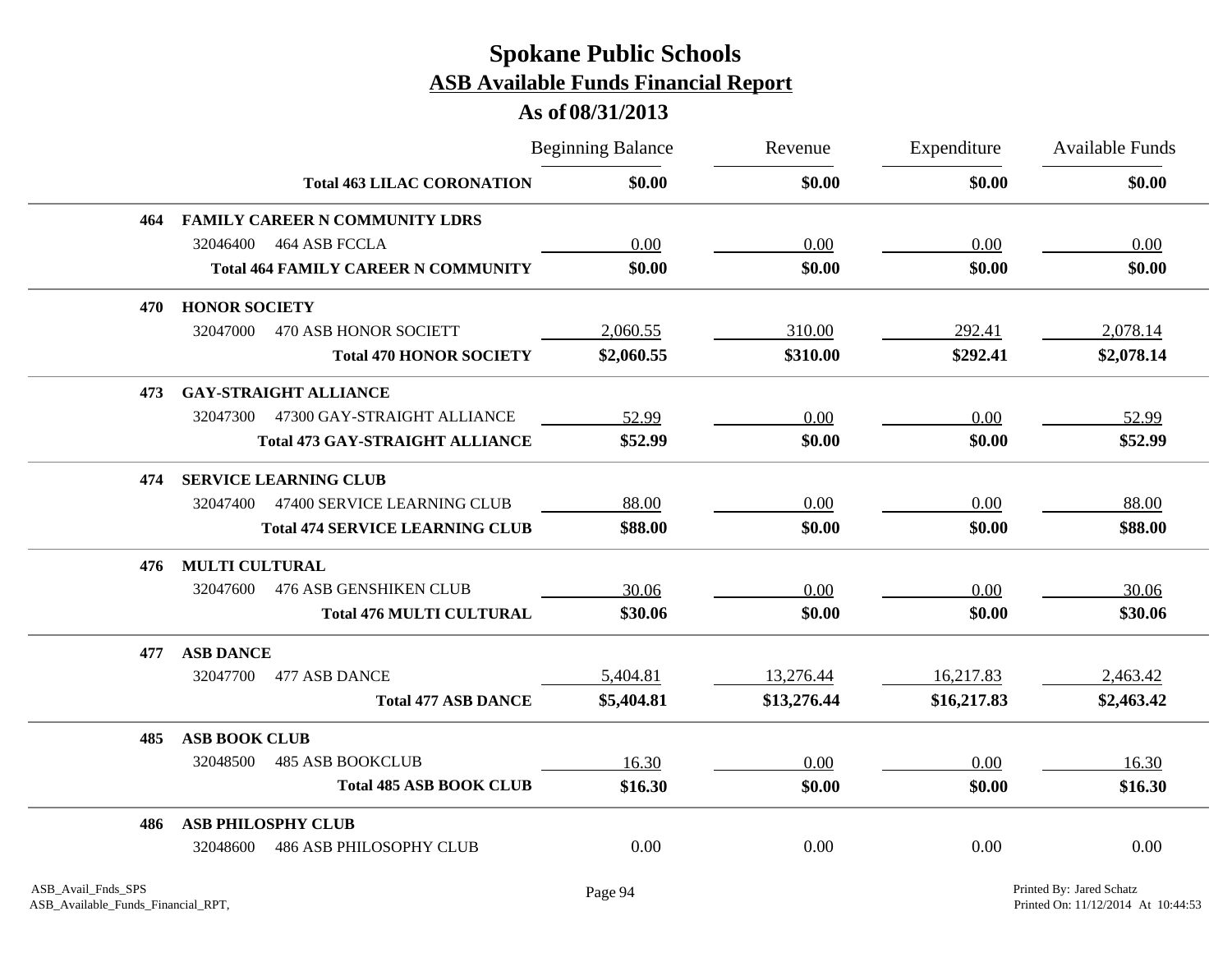# Spokane Public Schools
## ASB Available Funds Financial Report
### As of 08/31/2013

| | | Beginning Balance | Revenue | Expenditure | Available Funds |
|---|---|---|---|---|---|
| | **Total 463 LILAC CORONATION** | **$0.00** | **$0.00** | **$0.00** | **$0.00** |
| **464** | **FAMILY CAREER N COMMUNITY LDRS** | | | | |
| | 32046400 464 ASB FCCLA | 0.00 | 0.00 | 0.00 | 0.00 |
| | **Total 464 FAMILY CAREER N COMMUNITY** | **$0.00** | **$0.00** | **$0.00** | **$0.00** |
| **470** | **HONOR SOCIETY** | | | | |
| | 32047000 470 ASB HONOR SOCIETT | 2,060.55 | 310.00 | 292.41 | 2,078.14 |
| | **Total 470 HONOR SOCIETY** | **$2,060.55** | **$310.00** | **$292.41** | **$2,078.14** |
| **473** | **GAY-STRAIGHT ALLIANCE** | | | | |
| | 32047300 47300 GAY-STRAIGHT ALLIANCE | 52.99 | 0.00 | 0.00 | 52.99 |
| | **Total 473 GAY-STRAIGHT ALLIANCE** | **$52.99** | **$0.00** | **$0.00** | **$52.99** |
| **474** | **SERVICE LEARNING CLUB** | | | | |
| | 32047400 47400 SERVICE LEARNING CLUB | 88.00 | 0.00 | 0.00 | 88.00 |
| | **Total 474 SERVICE LEARNING CLUB** | **$88.00** | **$0.00** | **$0.00** | **$88.00** |
| **476** | **MULTI CULTURAL** | | | | |
| | 32047600 476 ASB GENSHIKEN CLUB | 30.06 | 0.00 | 0.00 | 30.06 |
| | **Total 476 MULTI CULTURAL** | **$30.06** | **$0.00** | **$0.00** | **$30.06** |
| **477** | **ASB DANCE** | | | | |
| | 32047700 477 ASB DANCE | 5,404.81 | 13,276.44 | 16,217.83 | 2,463.42 |
| | **Total 477 ASB DANCE** | **$5,404.81** | **$13,276.44** | **$16,217.83** | **$2,463.42** |
| **485** | **ASB BOOK CLUB** | | | | |
| | 32048500 485 ASB BOOKCLUB | 16.30 | 0.00 | 0.00 | 16.30 |
| | **Total 485 ASB BOOK CLUB** | **$16.30** | **$0.00** | **$0.00** | **$16.30** |
| **486** | **ASB PHILOSPHY CLUB** | | | | |
| | 32048600 486 ASB PHILOSOPHY CLUB | 0.00 | 0.00 | 0.00 | 0.00 |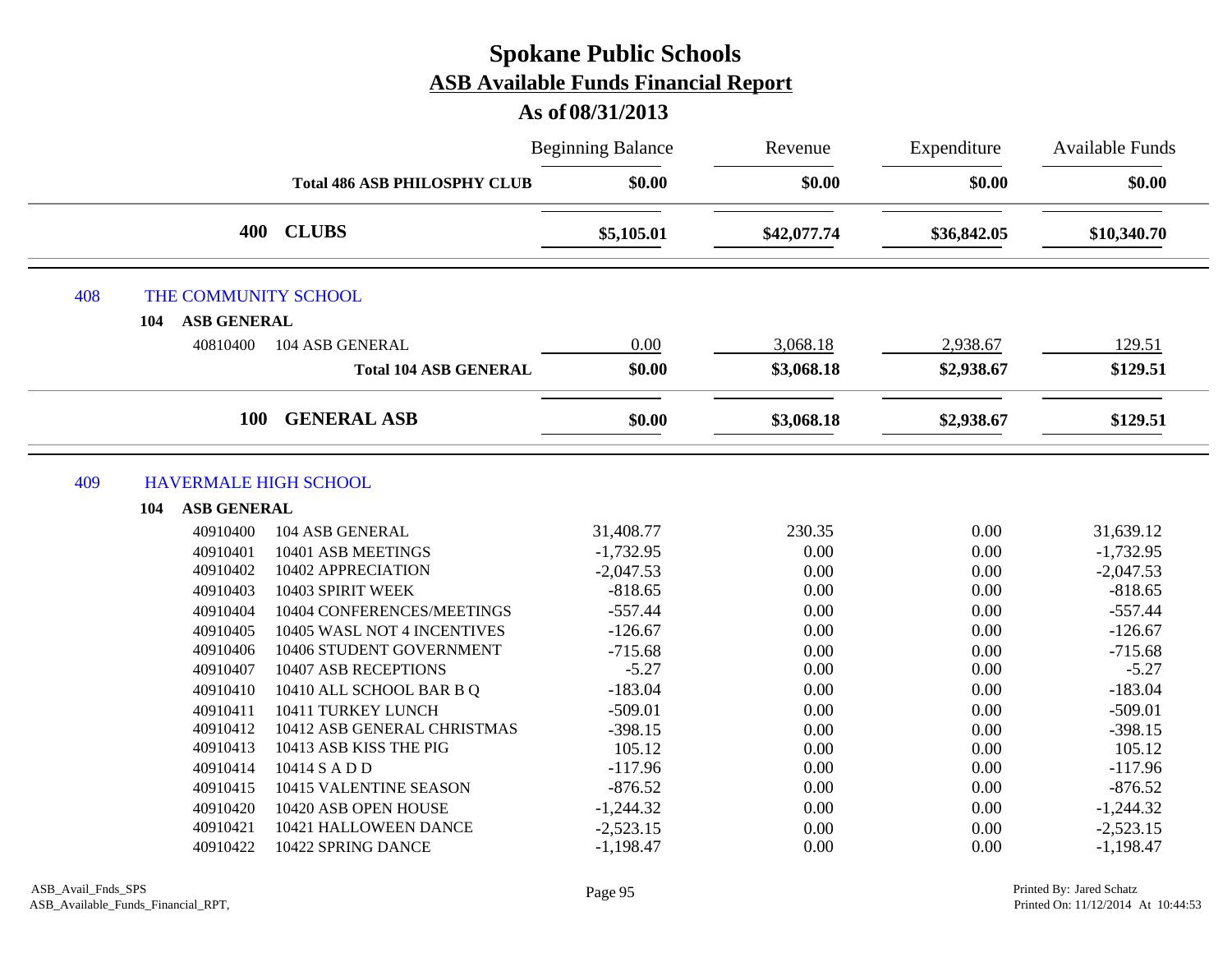# Spokane Public Schools

## ASB Available Funds Financial Report

### As of 08/31/2013

| | | Beginning Balance | Revenue | Expenditure | Available Funds |
|---|---|---|---|---|---|
| | **Total 486 ASB PHILOSPHY CLUB** | **$0.00** | **$0.00** | **$0.00** | **$0.00** |
| **400** | **CLUBS** | **$5,105.01** | **$42,077.74** | **$36,842.05** | **$10,340.70** |
| 408 | THE COMMUNITY SCHOOL | | | | |
| 104 | **ASB GENERAL** | | | | |
| 40810400 | 104 ASB GENERAL | 0.00 | 3,068.18 | 2,938.67 | 129.51 |
| | **Total 104 ASB GENERAL** | **$0.00** | **$3,068.18** | **$2,938.67** | **$129.51** |
| **100** | **GENERAL ASB** | **$0.00** | **$3,068.18** | **$2,938.67** | **$129.51** |
| 409 | HAVERMALE HIGH SCHOOL | | | | |
| 104 | **ASB GENERAL** | | | | |
| 40910400 | 104 ASB GENERAL | 31,408.77 | 230.35 | 0.00 | 31,639.12 |
| 40910401 | 10401 ASB MEETINGS | -1,732.95 | 0.00 | 0.00 | -1,732.95 |
| 40910402 | 10402 APPRECIATION | -2,047.53 | 0.00 | 0.00 | -2,047.53 |
| 40910403 | 10403 SPIRIT WEEK | -818.65 | 0.00 | 0.00 | -818.65 |
| 40910404 | 10404 CONFERENCES/MEETINGS | -557.44 | 0.00 | 0.00 | -557.44 |
| 40910405 | 10405 WASL NOT 4 INCENTIVES | -126.67 | 0.00 | 0.00 | -126.67 |
| 40910406 | 10406 STUDENT GOVERNMENT | -715.68 | 0.00 | 0.00 | -715.68 |
| 40910407 | 10407 ASB RECEPTIONS | -5.27 | 0.00 | 0.00 | -5.27 |
| 40910410 | 10410 ALL SCHOOL BAR B Q | -183.04 | 0.00 | 0.00 | -183.04 |
| 40910411 | 10411 TURKEY LUNCH | -509.01 | 0.00 | 0.00 | -509.01 |
| 40910412 | 10412 ASB GENERAL CHRISTMAS | -398.15 | 0.00 | 0.00 | -398.15 |
| 40910413 | 10413 ASB KISS THE PIG | 105.12 | 0.00 | 0.00 | 105.12 |
| 40910414 | 10414 S A D D | -117.96 | 0.00 | 0.00 | -117.96 |
| 40910415 | 10415 VALENTINE SEASON | -876.52 | 0.00 | 0.00 | -876.52 |
| 40910420 | 10420 ASB OPEN HOUSE | -1,244.32 | 0.00 | 0.00 | -1,244.32 |
| 40910421 | 10421 HALLOWEEN DANCE | -2,523.15 | 0.00 | 0.00 | -2,523.15 |
| 40910422 | 10422 SPRING DANCE | -1,198.47 | 0.00 | 0.00 | -1,198.47 |

ASB_Avail_Fnds_SPS
ASB_Available_Funds_Financial_RPT,

Printed By: Jared Schatz
Printed On: 11/12/2014 At 10:44:53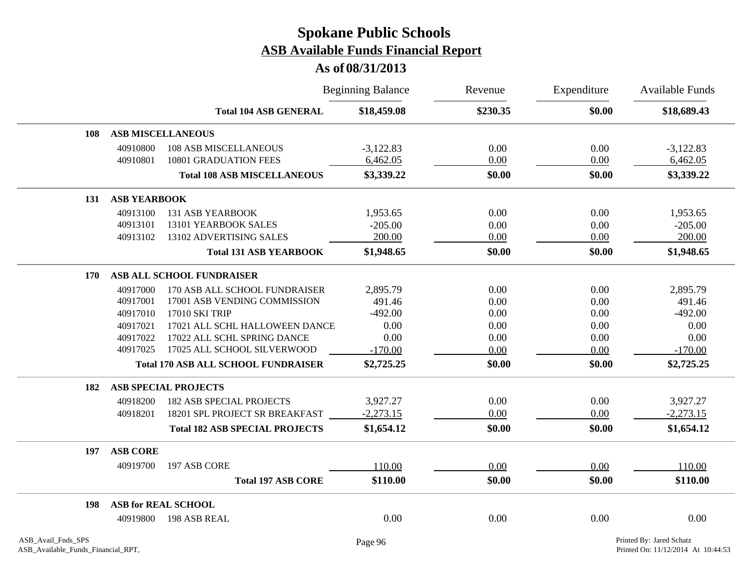# Spokane Public Schools

## ASB Available Funds Financial Report

### As of 08/31/2013

| | | | Beginning Balance | Revenue | Expenditure | Available Funds |
|---|---|---|---|---|---|---|
| | | **Total 104 ASB GENERAL** | **$18,459.08** | **$230.35** | **$0.00** | **$18,689.43** |
| **108** | **ASB MISCELLANEOUS** | | | | | |
| | 40910800 | 108 ASB MISCELLANEOUS | -3,122.83 | 0.00 | 0.00 | -3,122.83 |
| | 40910801 | 10801 GRADUATION FEES | 6,462.05 | 0.00 | 0.00 | 6,462.05 |
| | | **Total 108 ASB MISCELLANEOUS** | **$3,339.22** | **$0.00** | **$0.00** | **$3,339.22** |
| **131** | **ASB YEARBOOK** | | | | | |
| | 40913100 | 131 ASB YEARBOOK | 1,953.65 | 0.00 | 0.00 | 1,953.65 |
| | 40913101 | 13101 YEARBOOK SALES | -205.00 | 0.00 | 0.00 | -205.00 |
| | 40913102 | 13102 ADVERTISING SALES | 200.00 | 0.00 | 0.00 | 200.00 |
| | | **Total 131 ASB YEARBOOK** | **$1,948.65** | **$0.00** | **$0.00** | **$1,948.65** |
| **170** | **ASB ALL SCHOOL FUNDRAISER** | | | | | |
| | 40917000 | 170 ASB ALL SCHOOL FUNDRAISER | 2,895.79 | 0.00 | 0.00 | 2,895.79 |
| | 40917001 | 17001 ASB VENDING COMMISSION | 491.46 | 0.00 | 0.00 | 491.46 |
| | 40917010 | 17010 SKI TRIP | -492.00 | 0.00 | 0.00 | -492.00 |
| | 40917021 | 17021 ALL SCHL HALLOWEEN DANCE | 0.00 | 0.00 | 0.00 | 0.00 |
| | 40917022 | 17022 ALL SCHL SPRING DANCE | 0.00 | 0.00 | 0.00 | 0.00 |
| | 40917025 | 17025 ALL SCHOOL SILVERWOOD | -170.00 | 0.00 | 0.00 | -170.00 |
| | | **Total 170 ASB ALL SCHOOL FUNDRAISER** | **$2,725.25** | **$0.00** | **$0.00** | **$2,725.25** |
| **182** | **ASB SPECIAL PROJECTS** | | | | | |
| | 40918200 | 182 ASB SPECIAL PROJECTS | 3,927.27 | 0.00 | 0.00 | 3,927.27 |
| | 40918201 | 18201 SPL PROJECT SR BREAKFAST | -2,273.15 | 0.00 | 0.00 | -2,273.15 |
| | | **Total 182 ASB SPECIAL PROJECTS** | **$1,654.12** | **$0.00** | **$0.00** | **$1,654.12** |
| **197** | **ASB CORE** | | | | | |
| | 40919700 | 197 ASB CORE | 110.00 | 0.00 | 0.00 | 110.00 |
| | | **Total 197 ASB CORE** | **$110.00** | **$0.00** | **$0.00** | **$110.00** |
| **198** | **ASB for REAL SCHOOL** | | | | | |
| | 40919800 | 198 ASB REAL | 0.00 | 0.00 | 0.00 | 0.00 |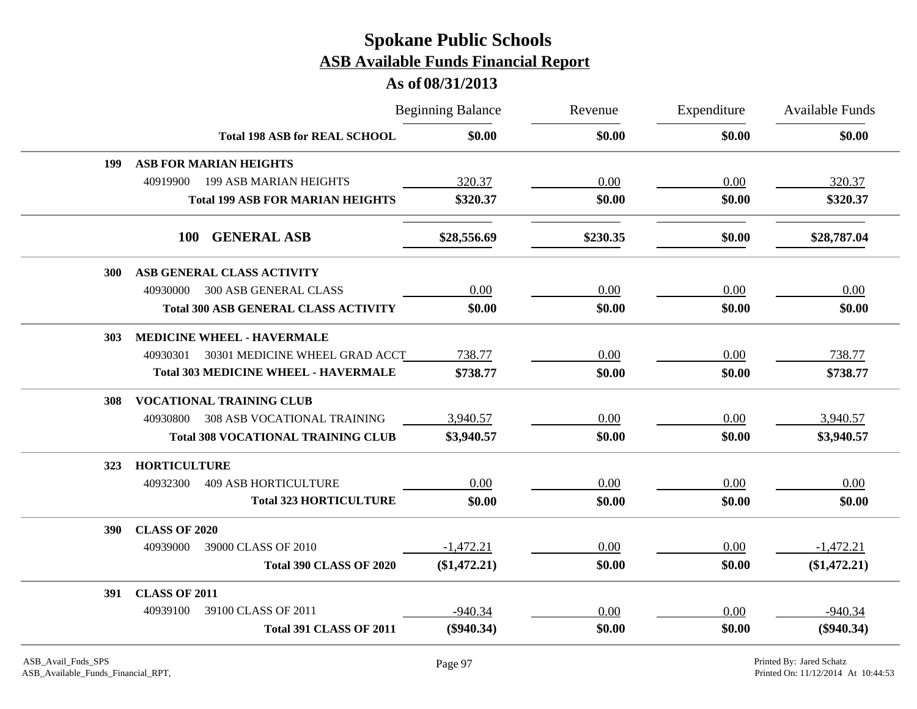# Spokane Public Schools

## ASB Available Funds Financial Report

### As of 08/31/2013

| | | Beginning Balance | Revenue | Expenditure | Available Funds |
|---|---|---|---|---|---|
| | **Total 198 ASB for REAL SCHOOL** | **$0.00** | **$0.00** | **$0.00** | **$0.00** |
| **199** | **ASB FOR MARIAN HEIGHTS** | | | | |
| 40919900 | 199 ASB MARIAN HEIGHTS | 320.37 | 0.00 | 0.00 | 320.37 |
| | **Total 199 ASB FOR MARIAN HEIGHTS** | **$320.37** | **$0.00** | **$0.00** | **$320.37** |
| **100** | **GENERAL ASB** | **$28,556.69** | **$230.35** | **$0.00** | **$28,787.04** |
| **300** | **ASB GENERAL CLASS ACTIVITY** | | | | |
| 40930000 | 300 ASB GENERAL CLASS | 0.00 | 0.00 | 0.00 | 0.00 |
| | **Total 300 ASB GENERAL CLASS ACTIVITY** | **$0.00** | **$0.00** | **$0.00** | **$0.00** |
| **303** | **MEDICINE WHEEL - HAVERMALE** | | | | |
| 40930301 | 30301 MEDICINE WHEEL GRAD ACCT | 738.77 | 0.00 | 0.00 | 738.77 |
| | **Total 303 MEDICINE WHEEL - HAVERMALE** | **$738.77** | **$0.00** | **$0.00** | **$738.77** |
| **308** | **VOCATIONAL TRAINING CLUB** | | | | |
| 40930800 | 308 ASB VOCATIONAL TRAINING | 3,940.57 | 0.00 | 0.00 | 3,940.57 |
| | **Total 308 VOCATIONAL TRAINING CLUB** | **$3,940.57** | **$0.00** | **$0.00** | **$3,940.57** |
| **323** | **HORTICULTURE** | | | | |
| 40932300 | 409 ASB HORTICULTURE | 0.00 | 0.00 | 0.00 | 0.00 |
| | **Total 323 HORTICULTURE** | **$0.00** | **$0.00** | **$0.00** | **$0.00** |
| **390** | **CLASS OF 2020** | | | | |
| 40939000 | 39000 CLASS OF 2010 | -1,472.21 | 0.00 | 0.00 | -1,472.21 |
| | **Total 390 CLASS OF 2020** | **($1,472.21)** | **$0.00** | **$0.00** | **($1,472.21)** |
| **391** | **CLASS OF 2011** | | | | |
| 40939100 | 39100 CLASS OF 2011 | -940.34 | 0.00 | 0.00 | -940.34 |
| | **Total 391 CLASS OF 2011** | **($940.34)** | **$0.00** | **$0.00** | **($940.34)** |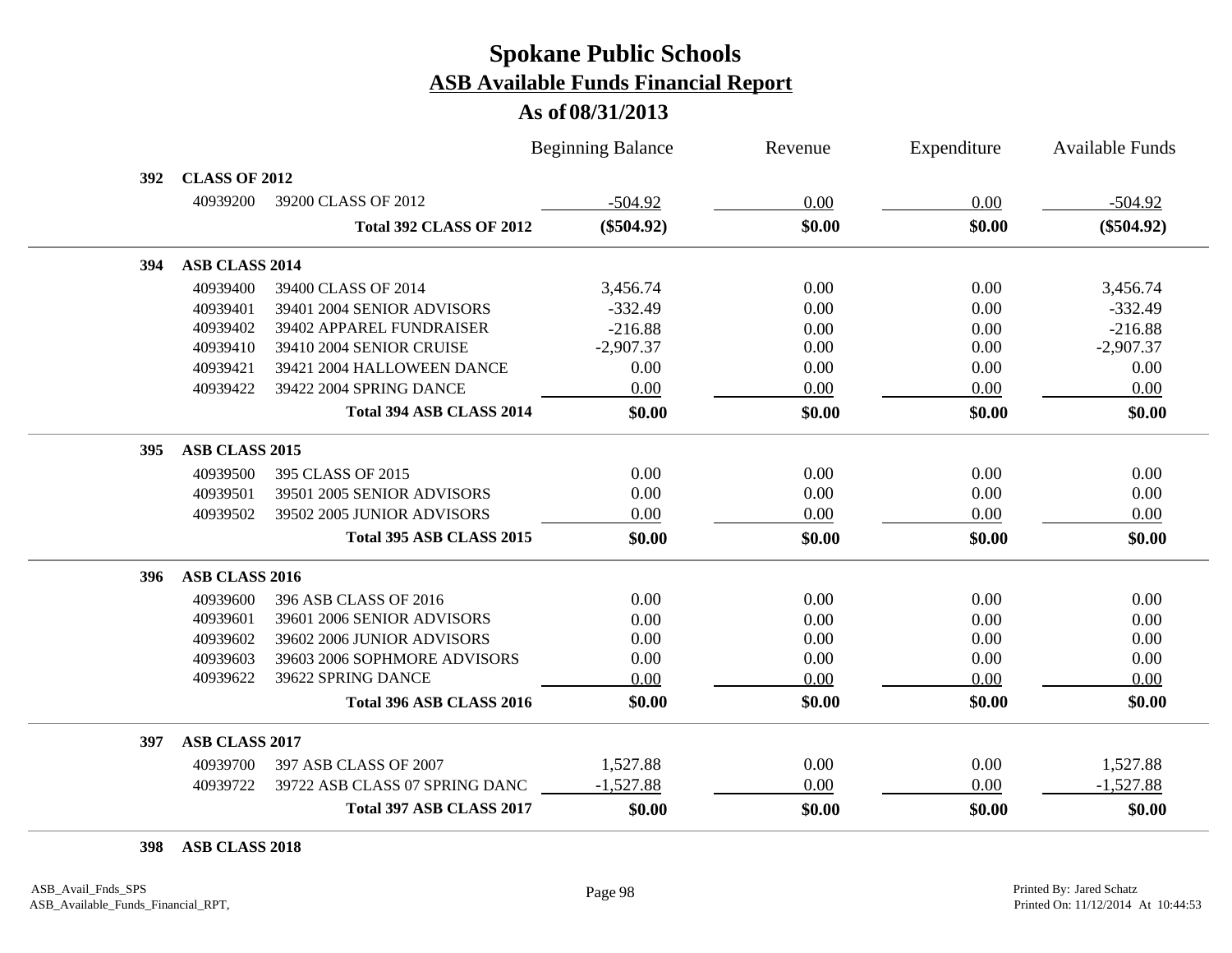# Spokane Public Schools

## ASB Available Funds Financial Report

### As of 08/31/2013

| | | | Beginning Balance | Revenue | Expenditure | Available Funds |
|---|---|---|---|---|---|---|
| **392** | **CLASS OF 2012** | | | | | |
| | 40939200 | 39200 CLASS OF 2012 | -504.92 | 0.00 | 0.00 | -504.92 |
| | | **Total 392 CLASS OF 2012** | **($504.92)** | **$0.00** | **$0.00** | **($504.92)** |
| **394** | **ASB CLASS 2014** | | | | | |
| | 40939400 | 39400 CLASS OF 2014 | 3,456.74 | 0.00 | 0.00 | 3,456.74 |
| | 40939401 | 39401 2004 SENIOR ADVISORS | -332.49 | 0.00 | 0.00 | -332.49 |
| | 40939402 | 39402 APPAREL FUNDRAISER | -216.88 | 0.00 | 0.00 | -216.88 |
| | 40939410 | 39410 2004 SENIOR CRUISE | -2,907.37 | 0.00 | 0.00 | -2,907.37 |
| | 40939421 | 39421 2004 HALLOWEEN DANCE | 0.00 | 0.00 | 0.00 | 0.00 |
| | 40939422 | 39422 2004 SPRING DANCE | 0.00 | 0.00 | 0.00 | 0.00 |
| | | **Total 394 ASB CLASS 2014** | **$0.00** | **$0.00** | **$0.00** | **$0.00** |
| **395** | **ASB CLASS 2015** | | | | | |
| | 40939500 | 395 CLASS OF 2015 | 0.00 | 0.00 | 0.00 | 0.00 |
| | 40939501 | 39501 2005 SENIOR ADVISORS | 0.00 | 0.00 | 0.00 | 0.00 |
| | 40939502 | 39502 2005 JUNIOR ADVISORS | 0.00 | 0.00 | 0.00 | 0.00 |
| | | **Total 395 ASB CLASS 2015** | **$0.00** | **$0.00** | **$0.00** | **$0.00** |
| **396** | **ASB CLASS 2016** | | | | | |
| | 40939600 | 396 ASB CLASS OF 2016 | 0.00 | 0.00 | 0.00 | 0.00 |
| | 40939601 | 39601 2006 SENIOR ADVISORS | 0.00 | 0.00 | 0.00 | 0.00 |
| | 40939602 | 39602 2006 JUNIOR ADVISORS | 0.00 | 0.00 | 0.00 | 0.00 |
| | 40939603 | 39603 2006 SOPHMORE ADVISORS | 0.00 | 0.00 | 0.00 | 0.00 |
| | 40939622 | 39622 SPRING DANCE | 0.00 | 0.00 | 0.00 | 0.00 |
| | | **Total 396 ASB CLASS 2016** | **$0.00** | **$0.00** | **$0.00** | **$0.00** |
| **397** | **ASB CLASS 2017** | | | | | |
| | 40939700 | 397 ASB CLASS OF 2007 | 1,527.88 | 0.00 | 0.00 | 1,527.88 |
| | 40939722 | 39722 ASB CLASS 07 SPRING DANC | -1,527.88 | 0.00 | 0.00 | -1,527.88 |
| | | **Total 397 ASB CLASS 2017** | **$0.00** | **$0.00** | **$0.00** | **$0.00** |
| **398** | **ASB CLASS 2018** | | | | | |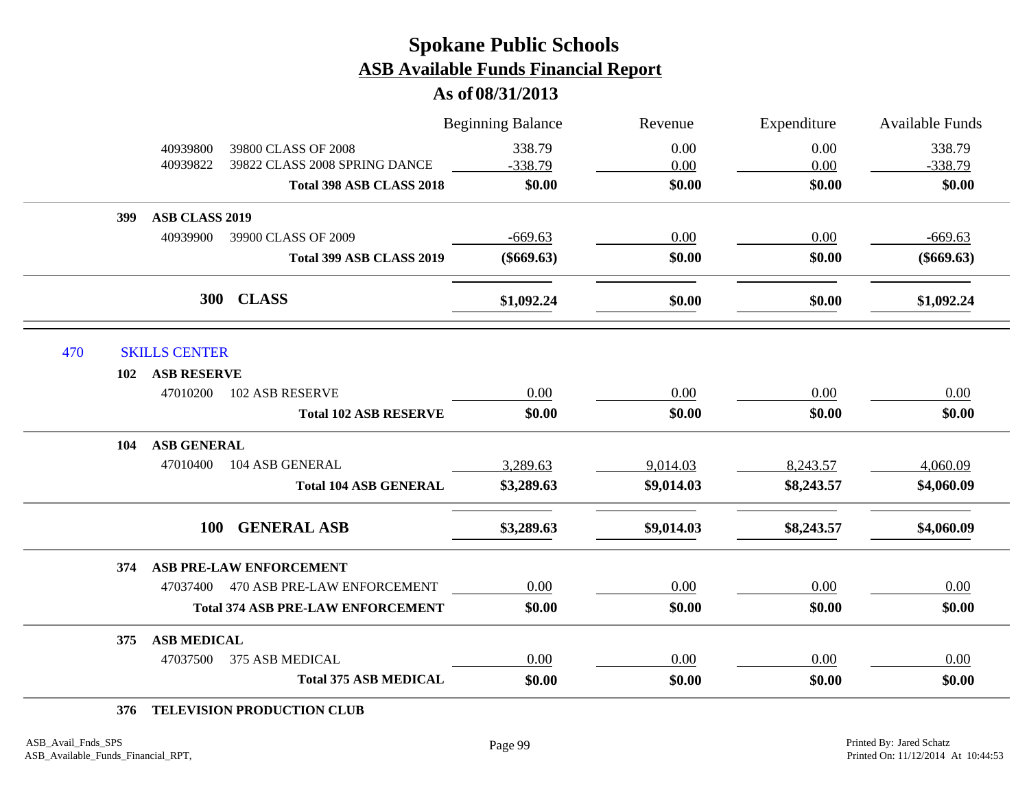# Spokane Public Schools

## ASB Available Funds Financial Report

### As of 08/31/2013

| | | Beginning Balance | Revenue | Expenditure | Available Funds |
|---|---|---|---|---|---|
| 40939800 | 39800 CLASS OF 2008 | 338.79 | 0.00 | 0.00 | 338.79 |
| 40939822 | 39822 CLASS 2008 SPRING DANCE | -338.79 | 0.00 | 0.00 | -338.79 |
| | **Total 398 ASB CLASS 2018** | **$0.00** | **$0.00** | **$0.00** | **$0.00** |
| **399** | **ASB CLASS 2019** | | | | |
| 40939900 | 39900 CLASS OF 2009 | -669.63 | 0.00 | 0.00 | -669.63 |
| | **Total 399 ASB CLASS 2019** | **($669.63)** | **$0.00** | **$0.00** | **($669.63)** |
| **300** | **CLASS** | **$1,092.24** | **$0.00** | **$0.00** | **$1,092.24** |
| 470 | SKILLS CENTER | | | | |
| **102** | **ASB RESERVE** | | | | |
| 47010200 | 102 ASB RESERVE | 0.00 | 0.00 | 0.00 | 0.00 |
| | **Total 102 ASB RESERVE** | **$0.00** | **$0.00** | **$0.00** | **$0.00** |
| **104** | **ASB GENERAL** | | | | |
| 47010400 | 104 ASB GENERAL | 3,289.63 | 9,014.03 | 8,243.57 | 4,060.09 |
| | **Total 104 ASB GENERAL** | **$3,289.63** | **$9,014.03** | **$8,243.57** | **$4,060.09** |
| **100** | **GENERAL ASB** | **$3,289.63** | **$9,014.03** | **$8,243.57** | **$4,060.09** |
| **374** | **ASB PRE-LAW ENFORCEMENT** | | | | |
| 47037400 | 470 ASB PRE-LAW ENFORCEMENT | 0.00 | 0.00 | 0.00 | 0.00 |
| | **Total 374 ASB PRE-LAW ENFORCEMENT** | **$0.00** | **$0.00** | **$0.00** | **$0.00** |
| **375** | **ASB MEDICAL** | | | | |
| 47037500 | 375 ASB MEDICAL | 0.00 | 0.00 | 0.00 | 0.00 |
| | **Total 375 ASB MEDICAL** | **$0.00** | **$0.00** | **$0.00** | **$0.00** |
| **376** | **TELEVISION PRODUCTION CLUB** | | | | |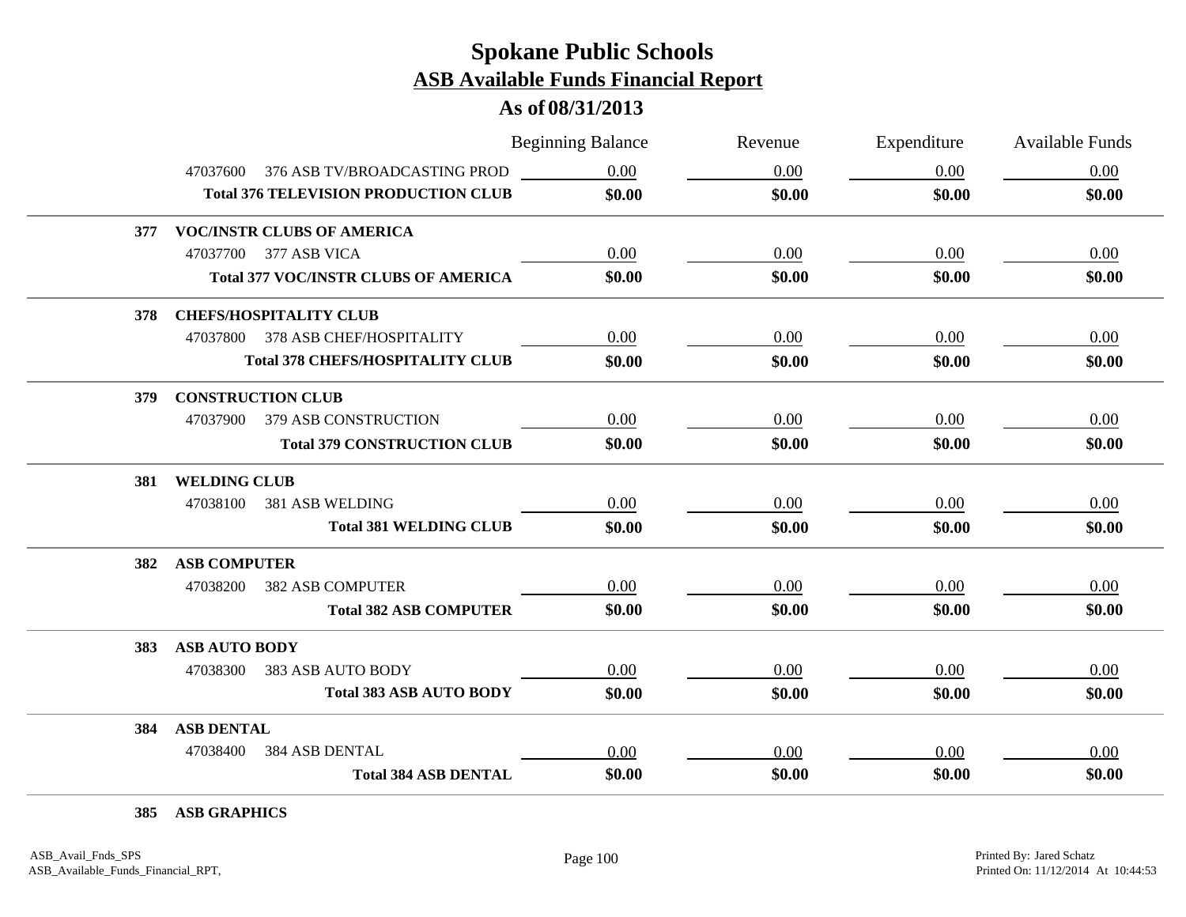# Spokane Public Schools
## ASB Available Funds Financial Report
### As of 08/31/2013

| | Beginning Balance | Revenue | Expenditure | Available Funds |
|---|---|---|---|---|
| 47037600 376 ASB TV/BROADCASTING PROD | 0.00 | 0.00 | 0.00 | 0.00 |
| **Total 376 TELEVISION PRODUCTION CLUB** | **$0.00** | **$0.00** | **$0.00** | **$0.00** |
| **377 VOC/INSTR CLUBS OF AMERICA** | | | | |
| 47037700 377 ASB VICA | 0.00 | 0.00 | 0.00 | 0.00 |
| **Total 377 VOC/INSTR CLUBS OF AMERICA** | **$0.00** | **$0.00** | **$0.00** | **$0.00** |
| **378 CHEFS/HOSPITALITY CLUB** | | | | |
| 47037800 378 ASB CHEF/HOSPITALITY | 0.00 | 0.00 | 0.00 | 0.00 |
| **Total 378 CHEFS/HOSPITALITY CLUB** | **$0.00** | **$0.00** | **$0.00** | **$0.00** |
| **379 CONSTRUCTION CLUB** | | | | |
| 47037900 379 ASB CONSTRUCTION | 0.00 | 0.00 | 0.00 | 0.00 |
| **Total 379 CONSTRUCTION CLUB** | **$0.00** | **$0.00** | **$0.00** | **$0.00** |
| **381 WELDING CLUB** | | | | |
| 47038100 381 ASB WELDING | 0.00 | 0.00 | 0.00 | 0.00 |
| **Total 381 WELDING CLUB** | **$0.00** | **$0.00** | **$0.00** | **$0.00** |
| **382 ASB COMPUTER** | | | | |
| 47038200 382 ASB COMPUTER | 0.00 | 0.00 | 0.00 | 0.00 |
| **Total 382 ASB COMPUTER** | **$0.00** | **$0.00** | **$0.00** | **$0.00** |
| **383 ASB AUTO BODY** | | | | |
| 47038300 383 ASB AUTO BODY | 0.00 | 0.00 | 0.00 | 0.00 |
| **Total 383 ASB AUTO BODY** | **$0.00** | **$0.00** | **$0.00** | **$0.00** |
| **384 ASB DENTAL** | | | | |
| 47038400 384 ASB DENTAL | 0.00 | 0.00 | 0.00 | 0.00 |
| **Total 384 ASB DENTAL** | **$0.00** | **$0.00** | **$0.00** | **$0.00** |
| **385 ASB GRAPHICS** | | | | |

ASB_Avail_Fnds_SPS
ASB_Available_Funds_Financial_RPT,

Printed By: Jared Schatz
Printed On: 11/12/2014 At 10:44:53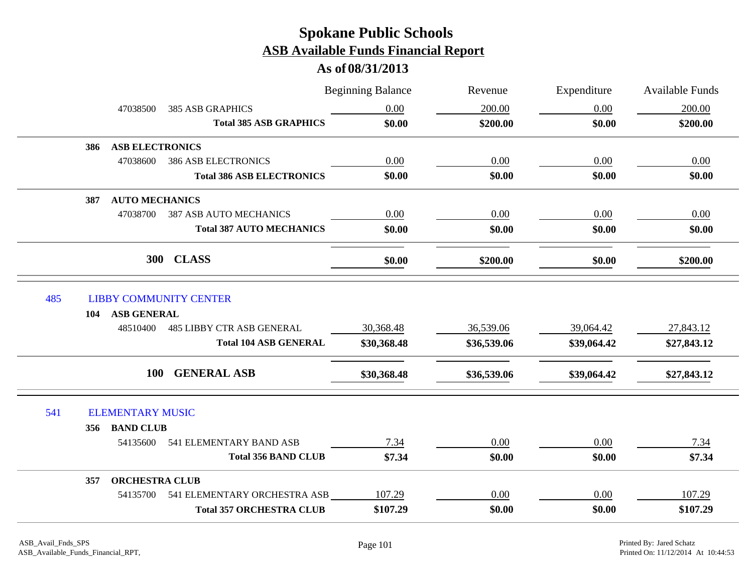# Spokane Public Schools

## ASB Available Funds Financial Report

### As of 08/31/2013

| | | Beginning Balance | Revenue | Expenditure | Available Funds |
|---|---|---|---|---|---|
| 47038500 | 385 ASB GRAPHICS | 0.00 | 200.00 | 0.00 | 200.00 |
| | **Total 385 ASB GRAPHICS** | **$0.00** | **$200.00** | **$0.00** | **$200.00** |
| **386** | **ASB ELECTRONICS** | | | | |
| 47038600 | 386 ASB ELECTRONICS | 0.00 | 0.00 | 0.00 | 0.00 |
| | **Total 386 ASB ELECTRONICS** | **$0.00** | **$0.00** | **$0.00** | **$0.00** |
| **387** | **AUTO MECHANICS** | | | | |
| 47038700 | 387 ASB AUTO MECHANICS | 0.00 | 0.00 | 0.00 | 0.00 |
| | **Total 387 AUTO MECHANICS** | **$0.00** | **$0.00** | **$0.00** | **$0.00** |
| **300** | **CLASS** | **$0.00** | **$200.00** | **$0.00** | **$200.00** |
| 485 | LIBBY COMMUNITY CENTER | | | | |
| **104** | **ASB GENERAL** | | | | |
| 48510400 | 485 LIBBY CTR ASB GENERAL | 30,368.48 | 36,539.06 | 39,064.42 | 27,843.12 |
| | **Total 104 ASB GENERAL** | **$30,368.48** | **$36,539.06** | **$39,064.42** | **$27,843.12** |
| **100** | **GENERAL ASB** | **$30,368.48** | **$36,539.06** | **$39,064.42** | **$27,843.12** |
| 541 | ELEMENTARY MUSIC | | | | |
| **356** | **BAND CLUB** | | | | |
| 54135600 | 541 ELEMENTARY BAND ASB | 7.34 | 0.00 | 0.00 | 7.34 |
| | **Total 356 BAND CLUB** | **$7.34** | **$0.00** | **$0.00** | **$7.34** |
| **357** | **ORCHESTRA CLUB** | | | | |
| 54135700 | 541 ELEMENTARY ORCHESTRA ASB | 107.29 | 0.00 | 0.00 | 107.29 |
| | **Total 357 ORCHESTRA CLUB** | **$107.29** | **$0.00** | **$0.00** | **$107.29** |

ASB_Avail_Fnds_SPS
ASB_Available_Funds_Financial_RPT,

Printed By: Jared Schatz
Printed On: 11/12/2014 At 10:44:53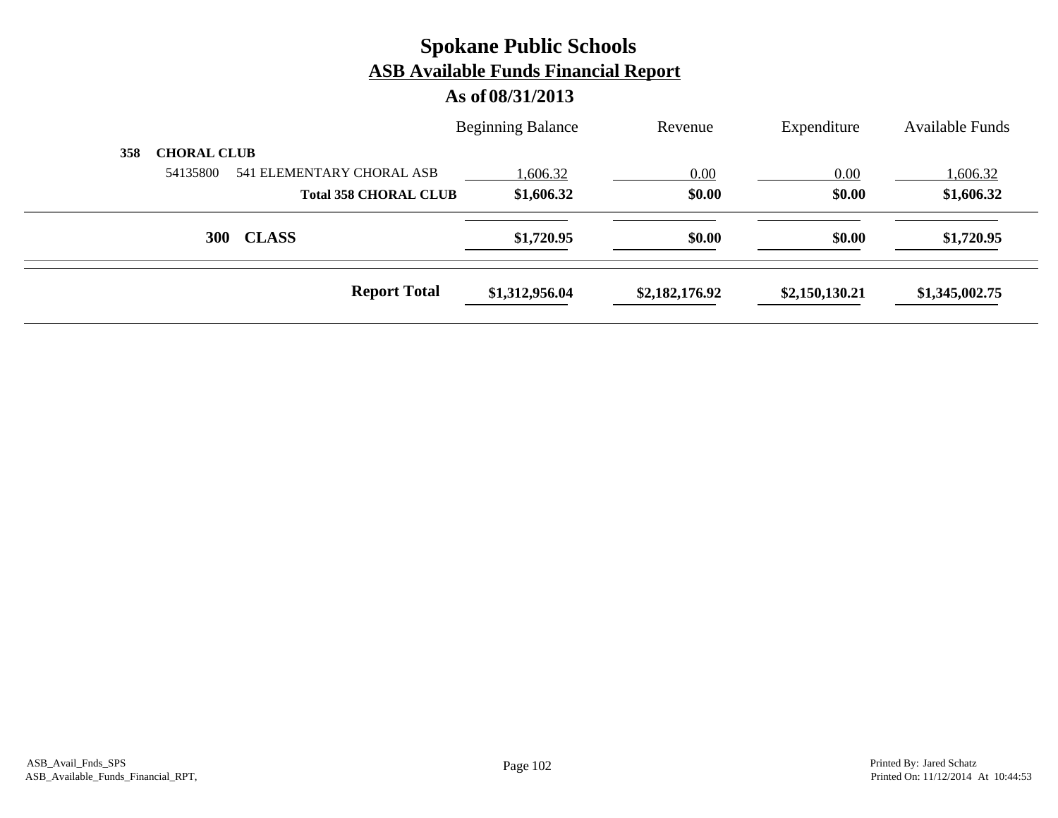# Spokane Public Schools

## ASB Available Funds Financial Report

### As of 08/31/2013

| | | Beginning Balance | Revenue | Expenditure | Available Funds |
|---|---|---|---|---|---|
| **358** | **CHORAL CLUB** | | | | |
| 54135800 | 541 ELEMENTARY CHORAL ASB | 1,606.32 | 0.00 | 0.00 | 1,606.32 |
| | **Total 358 CHORAL CLUB** | **$1,606.32** | **$0.00** | **$0.00** | **$1,606.32** |
| **300** | **CLASS** | **$1,720.95** | **$0.00** | **$0.00** | **$1,720.95** |
| | **Report Total** | **$1,312,956.04** | **$2,182,176.92** | **$2,150,130.21** | **$1,345,002.75** |

ASB_Avail_Fnds_SPS
ASB_Available_Funds_Financial_RPT,

Printed By: Jared Schatz
Printed On: 11/12/2014 At 10:44:53